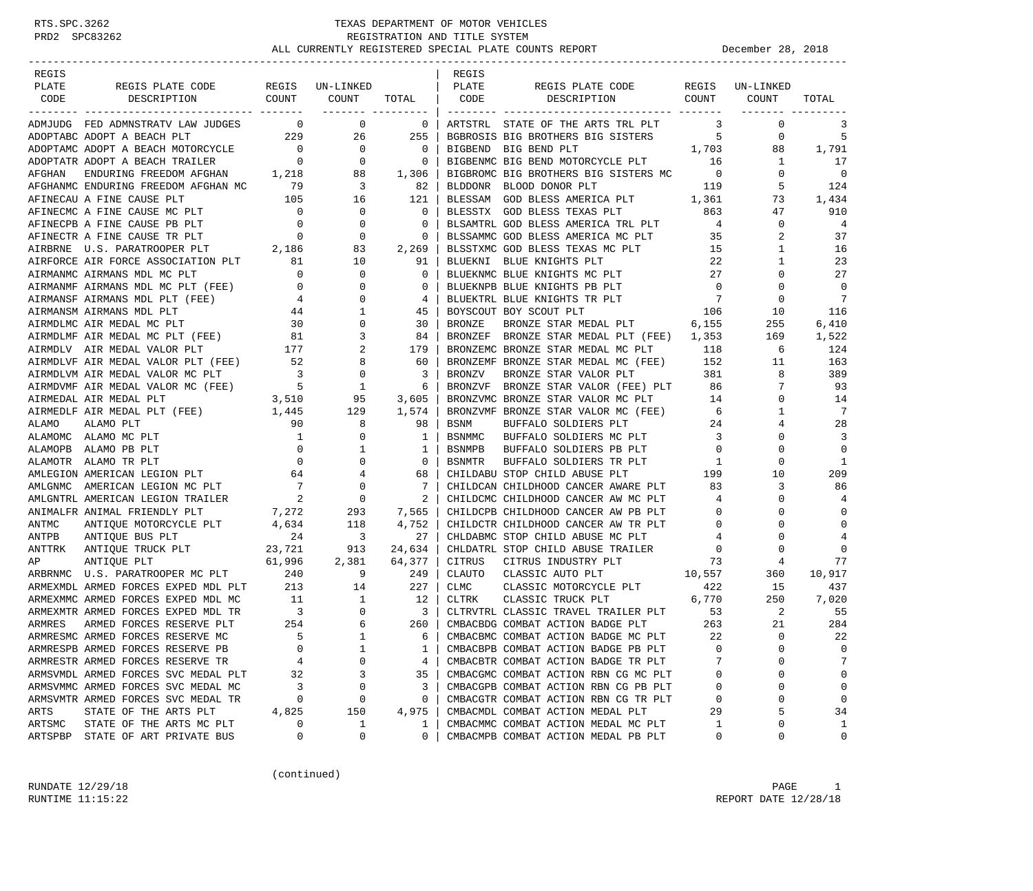# TEXAS DEPARTMENT OF MOTOR VEHICLES
## REGISTRATION AND TITLE SYSTEM
### ALL CURRENTLY REGISTERED SPECIAL PLATE COUNTS REPORT

RTS.SPC.3262
PRD2 SPC83262

December 28, 2018

| REGIS PLATE CODE | REGIS PLATE CODE DESCRIPTION | REGIS COUNT | UN-LINKED COUNT | TOTAL |
|---|---|---|---|---|
| ADMJUDG | FED ADMNSTRATV LAW JUDGES | 0 | 0 | 0 |
| ADOPTABC | ADOPT A BEACH PLT | 229 | 26 | 255 |
| ADOPTAMC | ADOPT A BEACH MOTORCYCLE | 0 | 0 | 0 |
| ADOPTATR | ADOPT A BEACH TRAILER | 0 | 0 | 0 |
| AFGHAN | ENDURING FREEDOM AFGHAN | 1,218 | 88 | 1,306 |
| AFGHANMC | ENDURING FREEDOM AFGHAN MC | 79 | 3 | 82 |
| AFINECAU | A FINE CAUSE PLT | 105 | 16 | 121 |
| AFINECMC | A FINE CAUSE MC PLT | 0 | 0 | 0 |
| AFINECPB | A FINE CAUSE PB PLT | 0 | 0 | 0 |
| AFINECTR | A FINE CAUSE TR PLT | 0 | 0 | 0 |
| AIRBRNE | U.S. PARATROOPER PLT | 2,186 | 83 | 2,269 |
| AIRFORCE | AIR FORCE ASSOCIATION PLT | 81 | 10 | 91 |
| AIRMANMC | AIRMANS MDL MC PLT | 0 | 0 | 0 |
| AIRMANMF | AIRMANS MDL MC PLT (FEE) | 0 | 0 | 0 |
| AIRMANSF | AIRMANS MDL PLT (FEE) | 4 | 0 | 4 |
| AIRMANSM | AIRMANS MDL PLT | 44 | 1 | 45 |
| AIRMDLMC | AIR MEDAL MC PLT | 30 | 0 | 30 |
| AIRMDLMF | AIR MEDAL MC PLT (FEE) | 81 | 3 | 84 |
| AIRMDLV | AIR MEDAL VALOR PLT | 177 | 2 | 179 |
| AIRMDLVF | AIR MEDAL VALOR PLT (FEE) | 52 | 8 | 60 |
| AIRMDLVM | AIR MEDAL VALOR MC PLT | 3 | 0 | 3 |
| AIRMDVMF | AIR MEDAL VALOR MC (FEE) | 5 | 1 | 6 |
| AIRMEDAL | AIR MEDAL PLT | 3,510 | 95 | 3,605 |
| AIRMEDLF | AIR MEDAL PLT (FEE) | 1,445 | 129 | 1,574 |
| ALAMO | ALAMO PLT | 90 | 8 | 98 |
| ALAMOMC | ALAMO MC PLT | 1 | 0 | 1 |
| ALAMOPB | ALAMO PB PLT | 0 | 1 | 1 |
| ALAMOTR | ALAMO TR PLT | 0 | 0 | 0 |
| AMLEGION | AMERICAN LEGION PLT | 64 | 4 | 68 |
| AMLGNMC | AMERICAN LEGION MC PLT | 7 | 0 | 7 |
| AMLGNTRL | AMERICAN LEGION TRAILER | 2 | 0 | 2 |
| ANIMALFR | ANIMAL FRIENDLY PLT | 7,272 | 293 | 7,565 |
| ANTMC | ANTIQUE MOTORCYCLE PLT | 4,634 | 118 | 4,752 |
| ANTPB | ANTIQUE BUS PLT | 24 | 3 | 27 |
| ANTTRK | ANTIQUE TRUCK PLT | 23,721 | 913 | 24,634 |
| AP | ANTIQUE PLT | 61,996 | 2,381 | 64,377 |
| ARBRNMC | U.S. PARATROOPER MC PLT | 240 | 9 | 249 |
| ARMEXMDL | ARMED FORCES EXPED MDL PLT | 213 | 14 | 227 |
| ARMEXMMC | ARMED FORCES EXPED MDL MC | 11 | 1 | 12 |
| ARMEXMTR | ARMED FORCES EXPED MDL TR | 3 | 0 | 3 |
| ARMRES | ARMED FORCES RESERVE PLT | 254 | 6 | 260 |
| ARMRESMC | ARMED FORCES RESERVE MC | 5 | 1 | 6 |
| ARMRESPB | ARMED FORCES RESERVE PB | 0 | 1 | 1 |
| ARMRESTR | ARMED FORCES RESERVE TR | 4 | 0 | 4 |
| ARMSVMDL | ARMED FORCES SVC MEDAL PLT | 32 | 3 | 35 |
| ARMSVMMC | ARMED FORCES SVC MEDAL MC | 3 | 0 | 3 |
| ARMSVMTR | ARMED FORCES SVC MEDAL TR | 0 | 0 | 0 |
| ARTS | STATE OF THE ARTS PLT | 4,825 | 150 | 4,975 |
| ARTSMC | STATE OF THE ARTS MC PLT | 0 | 1 | 1 |
| ARTSPBP | STATE OF ART PRIVATE BUS | 0 | 0 | 0 |
| ARTSTRL | STATE OF THE ARTS TRL PLT | 3 | 0 | 3 |
| BGBROSIS | BIG BROTHERS BIG SISTERS | 5 | 0 | 5 |
| BIGBEND | BIG BEND PLT | 1,703 | 88 | 1,791 |
| BIGBENMC | BIG BEND MOTORCYCLE PLT | 16 | 1 | 17 |
| BIGBROMC | BIG BROTHERS BIG SISTERS MC | 0 | 0 | 0 |
| BLDDONR | BLOOD DONOR PLT | 119 | 5 | 124 |
| BLESSAM | GOD BLESS AMERICA PLT | 1,361 | 73 | 1,434 |
| BLESSTX | GOD BLESS TEXAS PLT | 863 | 47 | 910 |
| BLSAMTRL | GOD BLESS AMERICA TRL PLT | 4 | 0 | 4 |
| BLSSAMMC | GOD BLESS AMERICA MC PLT | 35 | 2 | 37 |
| BLSSTXMC | GOD BLESS TEXAS MC PLT | 15 | 1 | 16 |
| BLUEKNI | BLUE KNIGHTS PLT | 22 | 1 | 23 |
| BLUEKNMC | BLUE KNIGHTS MC PLT | 27 | 0 | 27 |
| BLUEKNPB | BLUE KNIGHTS PB PLT | 0 | 0 | 0 |
| BLUEKTRL | BLUE KNIGHTS TR PLT | 7 | 0 | 7 |
| BOYSCOUT | BOY SCOUT PLT | 106 | 10 | 116 |
| BRONZE | BRONZE STAR MEDAL PLT | 6,155 | 255 | 6,410 |
| BRONZEF | BRONZE STAR MEDAL PLT (FEE) | 1,353 | 169 | 1,522 |
| BRONZEMC | BRONZE STAR MEDAL MC PLT | 118 | 6 | 124 |
| BRONZEMF | BRONZE STAR MEDAL MC (FEE) | 152 | 11 | 163 |
| BRONZV | BRONZE STAR VALOR PLT | 381 | 8 | 389 |
| BRONZVF | BRONZE STAR VALOR (FEE) PLT | 86 | 7 | 93 |
| BRONZVMC | BRONZE STAR VALOR MC PLT | 14 | 0 | 14 |
| BRONZVMF | BRONZE STAR VALOR MC (FEE) | 6 | 1 | 7 |
| BSNM | BUFFALO SOLDIERS PLT | 24 | 4 | 28 |
| BSNMMC | BUFFALO SOLDIERS MC PLT | 3 | 0 | 3 |
| BSNMPB | BUFFALO SOLDIERS PB PLT | 0 | 0 | 0 |
| BSNMTR | BUFFALO SOLDIERS TR PLT | 1 | 0 | 1 |
| CHILDABU | STOP CHILD ABUSE PLT | 199 | 10 | 209 |
| CHILDCAN | CHILDHOOD CANCER AWARE PLT | 83 | 3 | 86 |
| CHILDCMC | CHILDHOOD CANCER AW MC PLT | 4 | 0 | 4 |
| CHILDCPB | CHILDHOOD CANCER AW PB PLT | 0 | 0 | 0 |
| CHILDCTR | CHILDHOOD CANCER AW TR PLT | 0 | 0 | 0 |
| CHLDABMC | STOP CHILD ABUSE MC PLT | 4 | 0 | 4 |
| CHLDATRL | STOP CHILD ABUSE TRAILER | 0 | 0 | 0 |
| CITRUS | CITRUS INDUSTRY PLT | 73 | 4 | 77 |
| CLAUTO | CLASSIC AUTO PLT | 10,557 | 360 | 10,917 |
| CLMC | CLASSIC MOTORCYCLE PLT | 422 | 15 | 437 |
| CLTRK | CLASSIC TRUCK PLT | 6,770 | 250 | 7,020 |
| CLTRVTRL | CLASSIC TRAVEL TRAILER PLT | 53 | 2 | 55 |
| CMBACBDG | COMBAT ACTION BADGE PLT | 263 | 21 | 284 |
| CMBACBMC | COMBAT ACTION BADGE MC PLT | 22 | 0 | 22 |
| CMBACBPB | COMBAT ACTION BADGE PB PLT | 0 | 0 | 0 |
| CMBACBTR | COMBAT ACTION BADGE TR PLT | 7 | 0 | 7 |
| CMBACGMC | COMBAT ACTION RBN CG MC PLT | 0 | 0 | 0 |
| CMBACGPB | COMBAT ACTION RBN CG PB PLT | 0 | 0 | 0 |
| CMBACGTR | COMBAT ACTION RBN CG TR PLT | 0 | 0 | 0 |
| CMBACMDL | COMBAT ACTION MEDAL PLT | 29 | 5 | 34 |
| CMBACMMC | COMBAT ACTION MEDAL MC PLT | 1 | 0 | 1 |
| CMBACMPB | COMBAT ACTION MEDAL PB PLT | 0 | 0 | 0 |

(continued)

RUNDATE 12/29/18
RUNTIME 11:15:22
REPORT DATE 12/28/18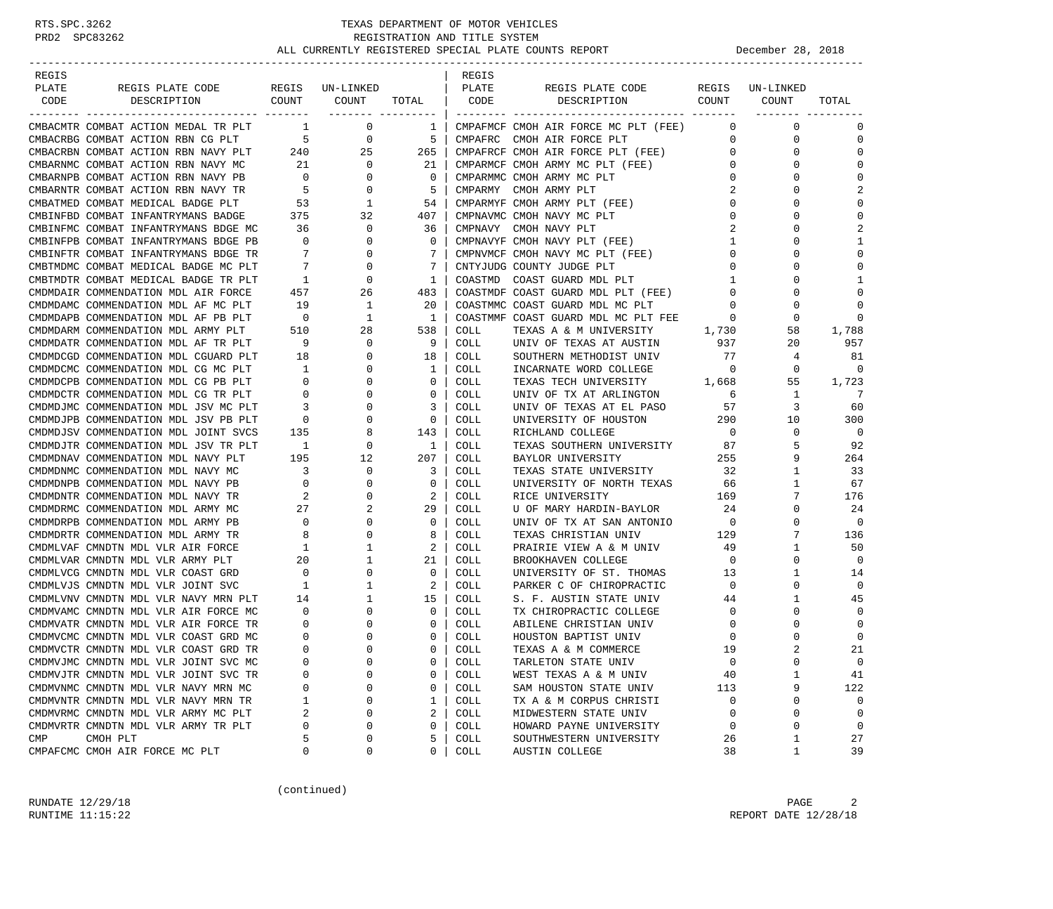# TEXAS DEPARTMENT OF MOTOR VEHICLES
## REGISTRATION AND TITLE SYSTEM
### ALL CURRENTLY REGISTERED SPECIAL PLATE COUNTS REPORT — December 28, 2018

| REGIS PLATE CODE | REGIS PLATE CODE DESCRIPTION | REGIS COUNT | UN-LINKED COUNT | TOTAL |
|---|---|---|---|---|
| CMBACMTR | COMBAT ACTION MEDAL TR PLT | 1 | 0 | 1 |
| CMBACRBG | COMBAT ACTION RBN CG PLT | 5 | 0 | 5 |
| CMBACRBN | COMBAT ACTION RBN NAVY PLT | 240 | 25 | 265 |
| CMBARNMC | COMBAT ACTION RBN NAVY MC | 21 | 0 | 21 |
| CMBARNPB | COMBAT ACTION RBN NAVY PB | 0 | 0 | 0 |
| CMBARNTR | COMBAT ACTION RBN NAVY TR | 5 | 0 | 5 |
| CMBATMED | COMBAT MEDICAL BADGE PLT | 53 | 1 | 54 |
| CMBINFBD | COMBAT INFANTRYMANS BADGE | 375 | 32 | 407 |
| CMBINFMC | COMBAT INFANTRYMANS BDGE MC | 36 | 0 | 36 |
| CMBINFPB | COMBAT INFANTRYMANS BDGE PB | 0 | 0 | 0 |
| CMBINFTR | COMBAT INFANTRYMANS BDGE TR | 7 | 0 | 7 |
| CMBTMDMC | COMBAT MEDICAL BADGE MC PLT | 7 | 0 | 7 |
| CMBTMDTR | COMBAT MEDICAL BADGE TR PLT | 1 | 0 | 1 |
| CMDMDAIR | COMMENDATION MDL AIR FORCE | 457 | 26 | 483 |
| CMDMDAMC | COMMENDATION MDL AF MC PLT | 19 | 1 | 20 |
| CMDMDAPB | COMMENDATION MDL AF PB PLT | 0 | 1 | 1 |
| CMDMDARM | COMMENDATION MDL ARMY PLT | 510 | 28 | 538 |
| CMDMDATR | COMMENDATION MDL AF TR PLT | 9 | 0 | 9 |
| CMDMDCGD | COMMENDATION MDL CGUARD PLT | 18 | 0 | 18 |
| CMDMDCMC | COMMENDATION MDL CG MC PLT | 1 | 0 | 1 |
| CMDMDCPB | COMMENDATION MDL CG PB PLT | 0 | 0 | 0 |
| CMDMDCTR | COMMENDATION MDL CG TR PLT | 0 | 0 | 0 |
| CMDMDJMC | COMMENDATION MDL JSV MC PLT | 3 | 0 | 3 |
| CMDMDJPB | COMMENDATION MDL JSV PB PLT | 0 | 0 | 0 |
| CMDMDJSV | COMMENDATION MDL JOINT SVCS | 135 | 8 | 143 |
| CMDMDJTR | COMMENDATION MDL JSV TR PLT | 1 | 0 | 1 |
| CMDMDNAV | COMMENDATION MDL NAVY PLT | 195 | 12 | 207 |
| CMDMDNMC | COMMENDATION MDL NAVY MC | 3 | 0 | 3 |
| CMDMDNPB | COMMENDATION MDL NAVY PB | 0 | 0 | 0 |
| CMDMDNTR | COMMENDATION MDL NAVY TR | 2 | 0 | 2 |
| CMDMDRMC | COMMENDATION MDL ARMY MC | 27 | 2 | 29 |
| CMDMDRPB | COMMENDATION MDL ARMY PB | 0 | 0 | 0 |
| CMDMDRTR | COMMENDATION MDL ARMY TR | 8 | 0 | 8 |
| CMDMLVAF | CMNDTN MDL VLR AIR FORCE | 1 | 1 | 2 |
| CMDMLVAR | CMNDTN MDL VLR ARMY PLT | 20 | 1 | 21 |
| CMDMLVCG | CMNDTN MDL VLR COAST GRD | 0 | 0 | 0 |
| CMDMLVJS | CMNDTN MDL VLR JOINT SVC | 1 | 1 | 2 |
| CMDMLVNV | CMNDTN MDL VLR NAVY MRN PLT | 14 | 1 | 15 |
| CMDMVAMC | CMNDTN MDL VLR AIR FORCE MC | 0 | 0 | 0 |
| CMDMVATR | CMNDTN MDL VLR AIR FORCE TR | 0 | 0 | 0 |
| CMDMVCMC | CMNDTN MDL VLR COAST GRD MC | 0 | 0 | 0 |
| CMDMVCTR | CMNDTN MDL VLR COAST GRD TR | 0 | 0 | 0 |
| CMDMVJMC | CMNDTN MDL VLR JOINT SVC MC | 0 | 0 | 0 |
| CMDMVJTR | CMNDTN MDL VLR JOINT SVC TR | 0 | 0 | 0 |
| CMDMVNMC | CMNDTN MDL VLR NAVY MRN MC | 0 | 0 | 0 |
| CMDMVNTR | CMNDTN MDL VLR NAVY MRN TR | 1 | 0 | 1 |
| CMDMVRMC | CMNDTN MDL VLR ARMY MC PLT | 2 | 0 | 2 |
| CMDMVRTR | CMNDTN MDL VLR ARMY TR PLT | 0 | 0 | 0 |
| CMP | CMOH PLT | 5 | 0 | 5 |
| CMPAFCMC | CMOH AIR FORCE MC PLT | 0 | 0 | 0 |
| CMPAFMCF | CMOH AIR FORCE MC PLT (FEE) | 0 | 0 | 0 |
| CMPAFRC | CMOH AIR FORCE PLT | 0 | 0 | 0 |
| CMPAFRCF | CMOH AIR FORCE PLT (FEE) | 0 | 0 | 0 |
| CMPARMCF | CMOH ARMY MC PLT (FEE) | 0 | 0 | 0 |
| CMPARMMC | CMOH ARMY MC PLT | 0 | 0 | 0 |
| CMPARMY | CMOH ARMY PLT | 2 | 0 | 2 |
| CMPARMYF | CMOH ARMY PLT (FEE) | 0 | 0 | 0 |
| CMPNAVMC | CMOH NAVY MC PLT | 0 | 0 | 0 |
| CMPNAVY | CMOH NAVY PLT | 2 | 0 | 2 |
| CMPNAVYF | CMOH NAVY PLT (FEE) | 1 | 0 | 1 |
| CMPNVMCF | CMOH NAVY MC PLT (FEE) | 0 | 0 | 0 |
| CNTYJUDG | COUNTY JUDGE PLT | 0 | 0 | 0 |
| COASTMD | COAST GUARD MDL PLT | 1 | 0 | 1 |
| COASTMDF | COAST GUARD MDL PLT (FEE) | 0 | 0 | 0 |
| COASTMMC | COAST GUARD MDL MC PLT | 0 | 0 | 0 |
| COASTMMF | COAST GUARD MDL MC PLT FEE | 0 | 0 | 0 |
| COLL | TEXAS A & M UNIVERSITY | 1,730 | 58 | 1,788 |
| COLL | UNIV OF TEXAS AT AUSTIN | 937 | 20 | 957 |
| COLL | SOUTHERN METHODIST UNIV | 77 | 4 | 81 |
| COLL | INCARNATE WORD COLLEGE | 0 | 0 | 0 |
| COLL | TEXAS TECH UNIVERSITY | 1,668 | 55 | 1,723 |
| COLL | UNIV OF TX AT ARLINGTON | 6 | 1 | 7 |
| COLL | UNIV OF TEXAS AT EL PASO | 57 | 3 | 60 |
| COLL | UNIVERSITY OF HOUSTON | 290 | 10 | 300 |
| COLL | RICHLAND COLLEGE | 0 | 0 | 0 |
| COLL | TEXAS SOUTHERN UNIVERSITY | 87 | 5 | 92 |
| COLL | BAYLOR UNIVERSITY | 255 | 9 | 264 |
| COLL | TEXAS STATE UNIVERSITY | 32 | 1 | 33 |
| COLL | UNIVERSITY OF NORTH TEXAS | 66 | 1 | 67 |
| COLL | RICE UNIVERSITY | 169 | 7 | 176 |
| COLL | U OF MARY HARDIN-BAYLOR | 24 | 0 | 24 |
| COLL | UNIV OF TX AT SAN ANTONIO | 0 | 0 | 0 |
| COLL | TEXAS CHRISTIAN UNIV | 129 | 7 | 136 |
| COLL | PRAIRIE VIEW A & M UNIV | 49 | 1 | 50 |
| COLL | BROOKHAVEN COLLEGE | 0 | 0 | 0 |
| COLL | UNIVERSITY OF ST. THOMAS | 13 | 1 | 14 |
| COLL | PARKER C OF CHIROPRACTIC | 0 | 0 | 0 |
| COLL | S. F. AUSTIN STATE UNIV | 44 | 1 | 45 |
| COLL | TX CHIROPRACTIC COLLEGE | 0 | 0 | 0 |
| COLL | ABILENE CHRISTIAN UNIV | 0 | 0 | 0 |
| COLL | HOUSTON BAPTIST UNIV | 0 | 0 | 0 |
| COLL | TEXAS A & M COMMERCE | 19 | 2 | 21 |
| COLL | TARLETON STATE UNIV | 0 | 0 | 0 |
| COLL | WEST TEXAS A & M UNIV | 40 | 1 | 41 |
| COLL | SAM HOUSTON STATE UNIV | 113 | 9 | 122 |
| COLL | TX A & M CORPUS CHRISTI | 0 | 0 | 0 |
| COLL | MIDWESTERN STATE UNIV | 0 | 0 | 0 |
| COLL | HOWARD PAYNE UNIVERSITY | 0 | 0 | 0 |
| COLL | SOUTHWESTERN UNIVERSITY | 26 | 1 | 27 |
| COLL | AUSTIN COLLEGE | 38 | 1 | 39 |

(continued)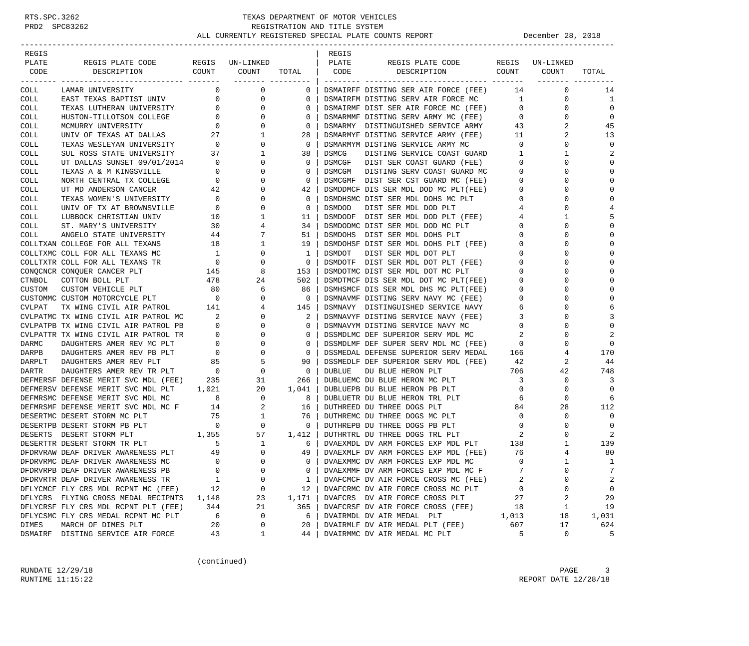TEXAS DEPARTMENT OF MOTOR VEHICLES
REGISTRATION AND TITLE SYSTEM
ALL CURRENTLY REGISTERED SPECIAL PLATE COUNTS REPORT — December 28, 2018

| REGIS PLATE CODE | REGIS PLATE CODE DESCRIPTION | REGIS COUNT | UN-LINKED COUNT | TOTAL |
|---|---|---|---|---|
| COLL | LAMAR UNIVERSITY | 0 | 0 | 0 |
| COLL | EAST TEXAS BAPTIST UNIV | 0 | 0 | 0 |
| COLL | TEXAS LUTHERAN UNIVERSITY | 0 | 0 | 0 |
| COLL | HUSTON-TILLOTSON COLLEGE | 0 | 0 | 0 |
| COLL | MCMURRY UNIVERSITY | 0 | 0 | 0 |
| COLL | UNIV OF TEXAS AT DALLAS | 27 | 1 | 28 |
| COLL | TEXAS WESLEYAN UNIVERSITY | 0 | 0 | 0 |
| COLL | SUL ROSS STATE UNIVERSITY | 37 | 1 | 38 |
| COLL | UT DALLAS SUNSET 09/01/2014 | 0 | 0 | 0 |
| COLL | TEXAS A & M KINGSVILLE | 0 | 0 | 0 |
| COLL | NORTH CENTRAL TX COLLEGE | 0 | 0 | 0 |
| COLL | UT MD ANDERSON CANCER | 42 | 0 | 42 |
| COLL | TEXAS WOMEN'S UNIVERSITY | 0 | 0 | 0 |
| COLL | UNIV OF TX AT BROWNSVILLE | 0 | 0 | 0 |
| COLL | LUBBOCK CHRISTIAN UNIV | 10 | 1 | 11 |
| COLL | ST. MARY'S UNIVERSITY | 30 | 4 | 34 |
| COLL | ANGELO STATE UNIVERSITY | 44 | 7 | 51 |
| COLLTXAN | COLLEGE FOR ALL TEXANS | 18 | 1 | 19 |
| COLLTXMC | COLL FOR ALL TEXANS MC | 1 | 0 | 1 |
| COLLTXTR | COLL FOR ALL TEXANS TR | 0 | 0 | 0 |
| CONQCNCR | CONQUER CANCER PLT | 145 | 8 | 153 |
| CTNBOL | COTTON BOLL PLT | 478 | 24 | 502 |
| CUSTOM | CUSTOM VEHICLE PLT | 80 | 6 | 86 |
| CUSTOMMC | CUSTOM MOTORCYCLE PLT | 0 | 0 | 0 |
| CVLPAT | TX WING CIVIL AIR PATROL | 141 | 4 | 145 |
| CVLPATMC | TX WING CIVIL AIR PATROL MC | 2 | 0 | 2 |
| CVLPATPB | TX WING CIVIL AIR PATROL PB | 0 | 0 | 0 |
| CVLPATTR | TX WING CIVIL AIR PATROL TR | 0 | 0 | 0 |
| DARMC | DAUGHTERS AMER REV MC PLT | 0 | 0 | 0 |
| DARPB | DAUGHTERS AMER REV PB PLT | 0 | 0 | 0 |
| DARPLT | DAUGHTERS AMER REV PLT | 85 | 5 | 90 |
| DARTR | DAUGHTERS AMER REV TR PLT | 0 | 0 | 0 |
| DEFMERSF | DEFENSE MERIT SVC MDL (FEE) | 235 | 31 | 266 |
| DEFMERSV | DEFENSE MERIT SVC MDL PLT | 1,021 | 20 | 1,041 |
| DEFMRSMC | DEFENSE MERIT SVC MDL MC | 8 | 0 | 8 |
| DEFMRSMF | DEFENSE MERIT SVC MDL MC F | 14 | 2 | 16 |
| DESERTMC | DESERT STORM MC PLT | 75 | 1 | 76 |
| DESERTPB | DESERT STORM PB PLT | 0 | 0 | 0 |
| DESERTS | DESERT STORM PLT | 1,355 | 57 | 1,412 |
| DESERTTR | DESERT STORM TR PLT | 5 | 1 | 6 |
| DFDRVRAW | DEAF DRIVER AWARENESS PLT | 49 | 0 | 49 |
| DFDRVRMC | DEAF DRIVER AWARENESS MC | 0 | 0 | 0 |
| DFDRVRPB | DEAF DRIVER AWARENESS PB | 0 | 0 | 0 |
| DFDRVRTR | DEAF DRIVER AWARENESS TR | 1 | 0 | 1 |
| DFLYCMCF | FLY CRS MDL RCPNT MC (FEE) | 12 | 0 | 12 |
| DFLYCRS | FLYING CROSS MEDAL RECIPNTS | 1,148 | 23 | 1,171 |
| DFLYCRSF | FLY CRS MDL RCPNT PLT (FEE) | 344 | 21 | 365 |
| DFLYCSMC | FLY CRS MEDAL RCPNT MC PLT | 6 | 0 | 6 |
| DIMES | MARCH OF DIMES PLT | 20 | 0 | 20 |
| DSMAIRF | DISTING SERVICE AIR FORCE | 43 | 1 | 44 |
| DSMAIRFF | DISTING SER AIR FORCE (FEE) | 14 | 0 | 14 |
| DSMAIRFM | DISTING SERV AIR FORCE MC | 1 | 0 | 1 |
| DSMAIRMF | DIST SER AIR FORCE MC (FEE) | 0 | 0 | 0 |
| DSMARMMF | DISTING SERV ARMY MC (FEE) | 0 | 0 | 0 |
| DSMARMY | DISTINGUISHED SERVICE ARMY | 43 | 2 | 45 |
| DSMARMYF | DISTING SERVICE ARMY (FEE) | 11 | 2 | 13 |
| DSMARMYM | DISTING SERVICE ARMY MC | 0 | 0 | 0 |
| DSMCG | DISTING SERVICE COAST GUARD | 1 | 1 | 2 |
| DSMCGF | DIST SER COAST GUARD (FEE) | 0 | 0 | 0 |
| DSMCGM | DISTING SERV COAST GUARD MC | 0 | 0 | 0 |
| DSMCGMF | DIST SER CST GUARD MC (FEE) | 0 | 0 | 0 |
| DSMDDMCF | DIS SER MDL DOD MC PLT(FEE) | 0 | 0 | 0 |
| DSMDHSMC | DIST SER MDL DOHS MC PLT | 0 | 0 | 0 |
| DSMDOD | DIST SER MDL DOD PLT | 4 | 0 | 4 |
| DSMDODF | DIST SER MDL DOD PLT (FEE) | 4 | 1 | 5 |
| DSMDODMC | DIST SER MDL DOD MC PLT | 0 | 0 | 0 |
| DSMDOHS | DIST SER MDL DOHS PLT | 0 | 0 | 0 |
| DSMDOHSF | DIST SER MDL DOHS PLT (FEE) | 0 | 0 | 0 |
| DSMDOT | DIST SER MDL DOT PLT | 0 | 0 | 0 |
| DSMDOTF | DIST SER MDL DOT PLT (FEE) | 0 | 0 | 0 |
| DSMDOTMC | DIST SER MDL DOT MC PLT | 0 | 0 | 0 |
| DSMDTMCF | DIS SER MDL DOT MC PLT(FEE) | 0 | 0 | 0 |
| DSMHSMCF | DIS SER MDL DHS MC PLT(FEE) | 0 | 0 | 0 |
| DSMNAVMF | DISTING SERV NAVY MC (FEE) | 0 | 0 | 0 |
| DSMNAVY | DISTINGUISHED SERVICE NAVY | 6 | 0 | 6 |
| DSMNAVYF | DISTING SERVICE NAVY (FEE) | 3 | 0 | 3 |
| DSMNAVYM | DISTING SERVICE NAVY MC | 0 | 0 | 0 |
| DSSMDLMC | DEF SUPERIOR SERV MDL MC | 2 | 0 | 2 |
| DSSMDLMF | DEF SUPER SERV MDL MC (FEE) | 0 | 0 | 0 |
| DSSMEDAL | DEFENSE SUPERIOR SERV MEDAL | 166 | 4 | 170 |
| DSSMEDLF | DEF SUPERIOR SERV MDL (FEE) | 42 | 2 | 44 |
| DUBLUE | DU BLUE HERON PLT | 706 | 42 | 748 |
| DUBLUEMC | DU BLUE HERON MC PLT | 3 | 0 | 3 |
| DUBLUEPB | DU BLUE HERON PB PLT | 0 | 0 | 0 |
| DUBLUETR | DU BLUE HERON TRL PLT | 6 | 0 | 6 |
| DUTHREED | DU THREE DOGS PLT | 84 | 28 | 112 |
| DUTHREMC | DU THREE DOGS MC PLT | 0 | 0 | 0 |
| DUTHREPB | DU THREE DOGS PB PLT | 0 | 0 | 0 |
| DUTHRTRL | DU THREE DOGS TRL PLT | 2 | 0 | 2 |
| DVAEXMDL | DV ARM FORCES EXP MDL PLT | 138 | 1 | 139 |
| DVAEXMLF | DV ARM FORCES EXP MDL (FEE) | 76 | 4 | 80 |
| DVAEXMMC | DV ARM FORCES EXP MDL MC | 0 | 1 | 1 |
| DVAEXMMF | DV ARM FORCES EXP MDL MC F | 7 | 0 | 7 |
| DVAFCMCF | DV AIR FORCE CROSS MC (FEE) | 2 | 0 | 2 |
| DVAFCRMC | DV AIR FORCE CROSS MC PLT | 0 | 0 | 0 |
| DVAFCRS | DV AIR FORCE CROSS PLT | 27 | 2 | 29 |
| DVAFCRSF | DV AIR FORCE CROSS (FEE) | 18 | 1 | 19 |
| DVAIRMDL | DV AIR MEDAL PLT | 1,013 | 18 | 1,031 |
| DVAIRMLF | DV AIR MEDAL PLT (FEE) | 607 | 17 | 624 |
| DVAIRMMC | DV AIR MEDAL MC PLT | 5 | 0 | 5 |

(continued)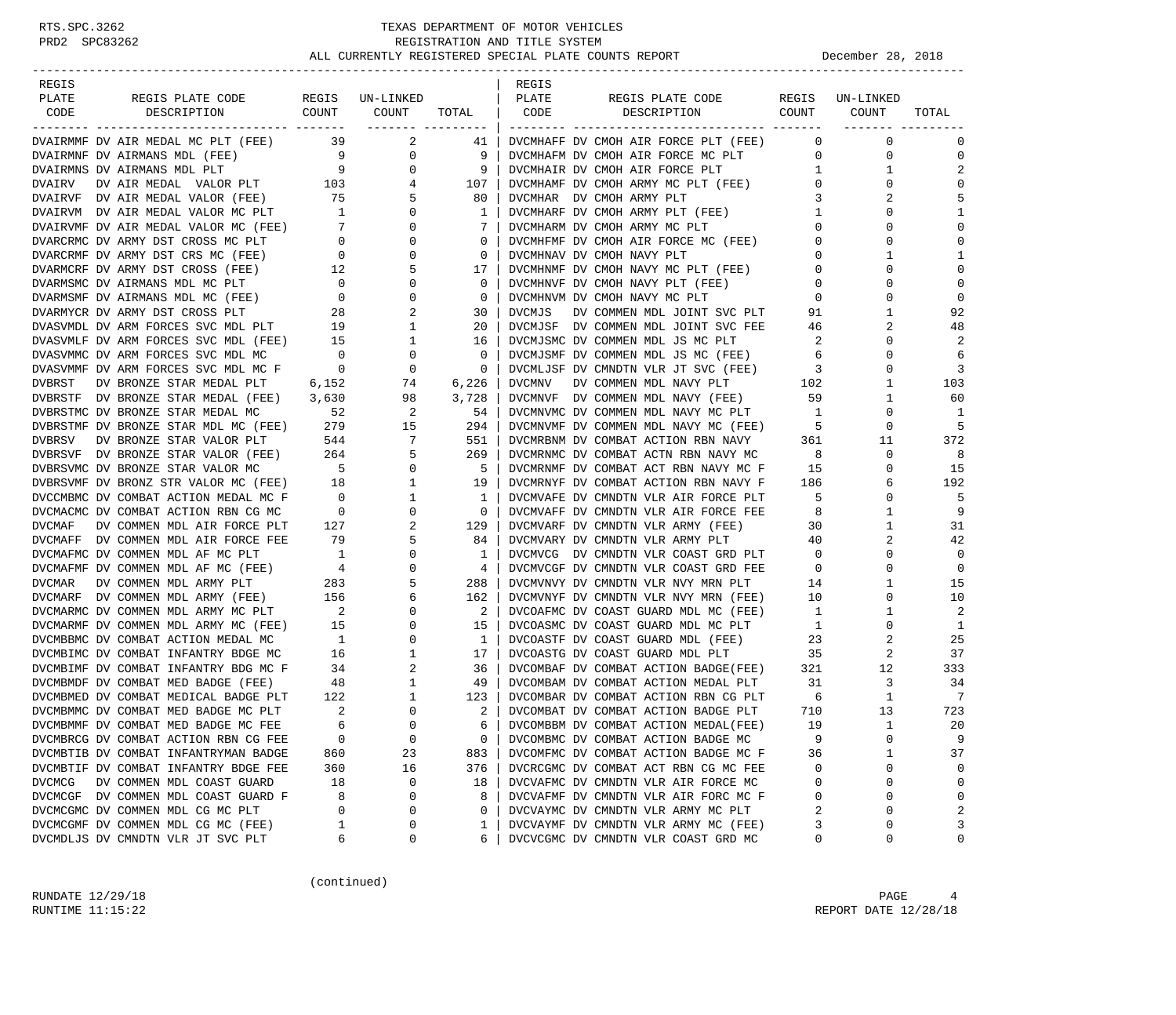RTS.SPC.3262 PRD2 SPC83262

# TEXAS DEPARTMENT OF MOTOR VEHICLES
## REGISTRATION AND TITLE SYSTEM
### ALL CURRENTLY REGISTERED SPECIAL PLATE COUNTS REPORT

December 28, 2018

| REGIS PLATE CODE | REGIS PLATE CODE DESCRIPTION | REGIS COUNT | UN-LINKED COUNT | TOTAL |
|---|---|---|---|---|
| DVAIRMMF | DV AIR MEDAL MC PLT (FEE) | 39 | 2 | 41 |
| DVAIRMNF | DV AIRMANS MDL (FEE) | 9 | 0 | 9 |
| DVAIRMNS | DV AIRMANS MDL PLT | 9 | 0 | 9 |
| DVAIRV | DV AIR MEDAL VALOR PLT | 103 | 4 | 107 |
| DVAIRVF | DV AIR MEDAL VALOR (FEE) | 75 | 5 | 80 |
| DVAIRVM | DV AIR MEDAL VALOR MC PLT | 1 | 0 | 1 |
| DVAIRVMF | DV AIR MEDAL VALOR MC (FEE) | 7 | 0 | 7 |
| DVARCRMC | DV ARMY DST CROSS MC PLT | 0 | 0 | 0 |
| DVARCRMF | DV ARMY DST CRS MC (FEE) | 0 | 0 | 0 |
| DVARMCRF | DV ARMY DST CROSS (FEE) | 12 | 5 | 17 |
| DVARMSMC | DV AIRMANS MDL MC PLT | 0 | 0 | 0 |
| DVARMSMF | DV AIRMANS MDL MC (FEE) | 0 | 0 | 0 |
| DVARMYCR | DV ARMY DST CROSS PLT | 28 | 2 | 30 |
| DVASVMDL | DV ARM FORCES SVC MDL PLT | 19 | 1 | 20 |
| DVASVMLF | DV ARM FORCES SVC MDL (FEE) | 15 | 1 | 16 |
| DVASVMMC | DV ARM FORCES SVC MDL MC | 0 | 0 | 0 |
| DVASVMMF | DV ARM FORCES SVC MDL MC F | 0 | 0 | 0 |
| DVBRST | DV BRONZE STAR MEDAL PLT | 6,152 | 74 | 6,226 |
| DVBRSTF | DV BRONZE STAR MEDAL (FEE) | 3,630 | 98 | 3,728 |
| DVBRSTMC | DV BRONZE STAR MEDAL MC | 52 | 2 | 54 |
| DVBRSTMF | DV BRONZE STAR MDL MC (FEE) | 279 | 15 | 294 |
| DVBRSV | DV BRONZE STAR VALOR PLT | 544 | 7 | 551 |
| DVBRSVF | DV BRONZE STAR VALOR (FEE) | 264 | 5 | 269 |
| DVBRSVMC | DV BRONZE STAR VALOR MC | 5 | 0 | 5 |
| DVBRSVMF | DV BRONZ STR VALOR MC (FEE) | 18 | 1 | 19 |
| DVCCMBMC | DV COMBAT ACTION MEDAL MC F | 0 | 1 | 1 |
| DVCMACMC | DV COMBAT ACTION RBN CG MC | 0 | 0 | 0 |
| DVCMAF | DV COMMEN MDL AIR FORCE PLT | 127 | 2 | 129 |
| DVCMAFF | DV COMMEN MDL AIR FORCE FEE | 79 | 5 | 84 |
| DVCMAFMC | DV COMMEN MDL AF MC PLT | 1 | 0 | 1 |
| DVCMAFMF | DV COMMEN MDL AF MC (FEE) | 4 | 0 | 4 |
| DVCMAR | DV COMMEN MDL ARMY PLT | 283 | 5 | 288 |
| DVCMARF | DV COMMEN MDL ARMY (FEE) | 156 | 6 | 162 |
| DVCMARMC | DV COMMEN MDL ARMY MC PLT | 2 | 0 | 2 |
| DVCMARMF | DV COMMEN MDL ARMY MC (FEE) | 15 | 0 | 15 |
| DVCMBBMC | DV COMBAT ACTION MEDAL MC | 1 | 0 | 1 |
| DVCMBIMC | DV COMBAT INFANTRY BDGE MC | 16 | 1 | 17 |
| DVCMBIMF | DV COMBAT INFANTRY BDG MC F | 34 | 2 | 36 |
| DVCMBMDF | DV COMBAT MED BADGE (FEE) | 48 | 1 | 49 |
| DVCMBMED | DV COMBAT MEDICAL BADGE PLT | 122 | 1 | 123 |
| DVCMBMMC | DV COMBAT MED BADGE MC PLT | 2 | 0 | 2 |
| DVCMBMMF | DV COMBAT MED BADGE MC FEE | 6 | 0 | 6 |
| DVCMBRCG | DV COMBAT ACTION RBN CG FEE | 0 | 0 | 0 |
| DVCMBTIB | DV COMBAT INFANTRYMAN BADGE | 860 | 23 | 883 |
| DVCMBTIF | DV COMBAT INFANTRY BDGE FEE | 360 | 16 | 376 |
| DVCMCG | DV COMMEN MDL COAST GUARD | 18 | 0 | 18 |
| DVCMCGF | DV COMMEN MDL COAST GUARD F | 8 | 0 | 8 |
| DVCMCGMC | DV COMMEN MDL CG MC PLT | 0 | 0 | 0 |
| DVCMCGMF | DV COMMEN MDL CG MC (FEE) | 1 | 0 | 1 |
| DVCMDLJS | DV CMNDTN VLR JT SVC PLT | 6 | 0 | 6 |
| DVCMHAFF | DV CMOH AIR FORCE PLT (FEE) | 0 | 0 | 0 |
| DVCMHAFM | DV CMOH AIR FORCE MC PLT | 0 | 0 | 0 |
| DVCMHAIR | DV CMOH AIR FORCE PLT | 1 | 1 | 2 |
| DVCMHAMF | DV CMOH ARMY MC PLT (FEE) | 0 | 0 | 0 |
| DVCMHAR | DV CMOH ARMY PLT | 3 | 2 | 5 |
| DVCMHARF | DV CMOH ARMY PLT (FEE) | 1 | 0 | 1 |
| DVCMHARM | DV CMOH ARMY MC PLT | 0 | 0 | 0 |
| DVCMHFMF | DV CMOH AIR FORCE MC (FEE) | 0 | 0 | 0 |
| DVCMHNAV | DV CMOH NAVY PLT | 0 | 1 | 1 |
| DVCMHNMF | DV CMOH NAVY MC PLT (FEE) | 0 | 0 | 0 |
| DVCMHNVF | DV CMOH NAVY PLT (FEE) | 0 | 0 | 0 |
| DVCMHNVM | DV CMOH NAVY MC PLT | 0 | 0 | 0 |
| DVCMJS | DV COMMEN MDL JOINT SVC PLT | 91 | 1 | 92 |
| DVCMJSF | DV COMMEN MDL JOINT SVC FEE | 46 | 2 | 48 |
| DVCMJSMC | DV COMMEN MDL JS MC PLT | 2 | 0 | 2 |
| DVCMJSMF | DV COMMEN MDL JS MC (FEE) | 6 | 0 | 6 |
| DVCMLJSF | DV CMNDTN VLR JT SVC (FEE) | 3 | 0 | 3 |
| DVCMNV | DV COMMEN MDL NAVY PLT | 102 | 1 | 103 |
| DVCMNVF | DV COMMEN MDL NAVY (FEE) | 59 | 1 | 60 |
| DVCMNVMC | DV COMMEN MDL NAVY MC PLT | 1 | 0 | 1 |
| DVCMNVMF | DV COMMEN MDL NAVY MC (FEE) | 5 | 0 | 5 |
| DVCMRBNM | DV COMBAT ACTION RBN NAVY | 361 | 11 | 372 |
| DVCMRNMC | DV COMBAT ACTN RBN NAVY MC | 8 | 0 | 8 |
| DVCMRNMF | DV COMBAT ACT RBN NAVY MC F | 15 | 0 | 15 |
| DVCMRNYF | DV COMBAT ACTION RBN NAVY F | 186 | 6 | 192 |
| DVCMVAFE | DV CMNDTN VLR AIR FORCE PLT | 5 | 0 | 5 |
| DVCMVAFF | DV CMNDTN VLR AIR FORCE FEE | 8 | 1 | 9 |
| DVCMVARF | DV CMNDTN VLR ARMY (FEE) | 30 | 1 | 31 |
| DVCMVARY | DV CMNDTN VLR ARMY PLT | 40 | 2 | 42 |
| DVCMVCG | DV CMNDTN VLR COAST GRD PLT | 0 | 0 | 0 |
| DVCMVCGF | DV CMNDTN VLR COAST GRD FEE | 0 | 0 | 0 |
| DVCMVNVY | DV CMNDTN VLR NVY MRN PLT | 14 | 1 | 15 |
| DVCMVNYF | DV CMNDTN VLR NVY MRN (FEE) | 10 | 0 | 10 |
| DVCOAFMC | DV COAST GUARD MDL MC (FEE) | 1 | 1 | 2 |
| DVCOASMC | DV COAST GUARD MDL MC PLT | 1 | 0 | 1 |
| DVCOASTF | DV COAST GUARD MDL (FEE) | 23 | 2 | 25 |
| DVCOASTG | DV COAST GUARD MDL PLT | 35 | 2 | 37 |
| DVCOMBAF | DV COMBAT ACTION BADGE(FEE) | 321 | 12 | 333 |
| DVCOMBAM | DV COMBAT ACTION MEDAL PLT | 31 | 3 | 34 |
| DVCOMBAR | DV COMBAT ACTION RBN CG PLT | 6 | 1 | 7 |
| DVCOMBAT | DV COMBAT ACTION BADGE PLT | 710 | 13 | 723 |
| DVCOMBBM | DV COMBAT ACTION MEDAL(FEE) | 19 | 1 | 20 |
| DVCOMBMC | DV COMBAT ACTION BADGE MC | 9 | 0 | 9 |
| DVCOMFMC | DV COMBAT ACTION BADGE MC F | 36 | 1 | 37 |
| DVCRCGMC | DV COMBAT ACT RBN CG MC FEE | 0 | 0 | 0 |
| DVCVAFMC | DV CMNDTN VLR AIR FORCE MC | 0 | 0 | 0 |
| DVCVAFMF | DV CMNDTN VLR AIR FORC MC F | 0 | 0 | 0 |
| DVCVAYMC | DV CMNDTN VLR ARMY MC PLT | 2 | 0 | 2 |
| DVCVAYMF | DV CMNDTN VLR ARMY MC (FEE) | 3 | 0 | 3 |
| DVCVCGMC | DV CMNDTN VLR COAST GRD MC | 0 | 0 | 0 |

(continued)

RUNDATE 12/29/18
RUNTIME 11:15:22

REPORT DATE 12/28/18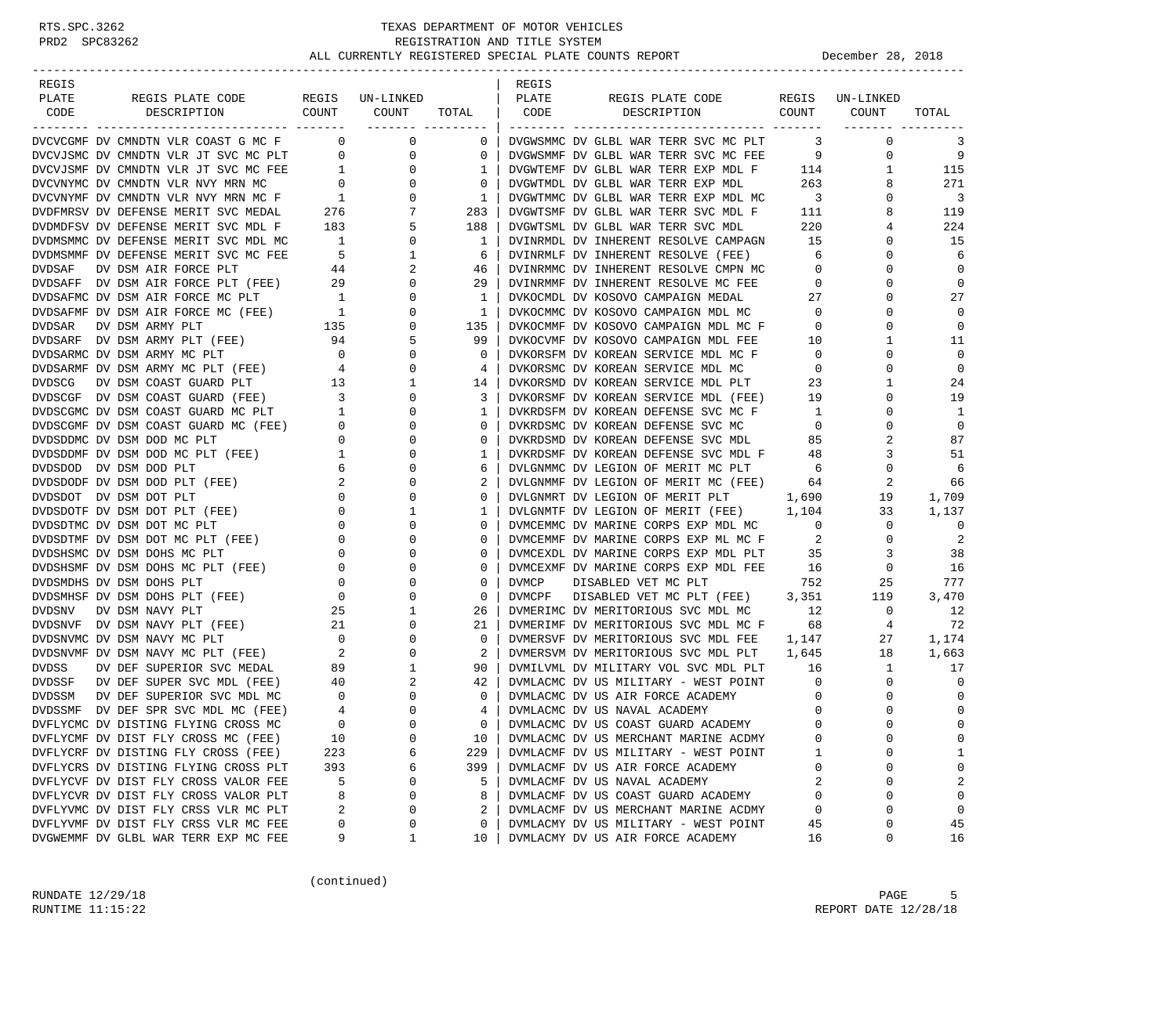TEXAS DEPARTMENT OF MOTOR VEHICLES
REGISTRATION AND TITLE SYSTEM
ALL CURRENTLY REGISTERED SPECIAL PLATE COUNTS REPORT — December 28, 2018

| REGIS PLATE CODE | REGIS PLATE CODE DESCRIPTION | REGIS COUNT | UN-LINKED COUNT | TOTAL |
|---|---|---|---|---|
| DVCVCGMF | DV CMNDTN VLR COAST G MC F | 0 | 0 | 0 |
| DVCVJSMC | DV CMNDTN VLR JT SVC MC PLT | 0 | 0 | 0 |
| DVCVJSMF | DV CMNDTN VLR JT SVC MC FEE | 1 | 0 | 1 |
| DVCVNYMC | DV CMNDTN VLR NVY MRN MC | 0 | 0 | 0 |
| DVCVNYMF | DV CMNDTN VLR NVY MRN MC F | 1 | 0 | 1 |
| DVDFMRSV | DV DEFENSE MERIT SVC MEDAL | 276 | 7 | 283 |
| DVDMDFSV | DV DEFENSE MERIT SVC MDL F | 183 | 5 | 188 |
| DVDMSMMC | DV DEFENSE MERIT SVC MDL MC | 1 | 0 | 1 |
| DVDMSMMF | DV DEFENSE MERIT SVC MC FEE | 5 | 1 | 6 |
| DVDSAF | DV DSM AIR FORCE PLT | 44 | 2 | 46 |
| DVDSAFF | DV DSM AIR FORCE PLT (FEE) | 29 | 0 | 29 |
| DVDSAFMC | DV DSM AIR FORCE MC PLT | 1 | 0 | 1 |
| DVDSAFMF | DV DSM AIR FORCE MC (FEE) | 1 | 0 | 1 |
| DVDSAR | DV DSM ARMY PLT | 135 | 0 | 135 |
| DVDSARF | DV DSM ARMY PLT (FEE) | 94 | 5 | 99 |
| DVDSARMC | DV DSM ARMY MC PLT | 0 | 0 | 0 |
| DVDSARMF | DV DSM ARMY MC PLT (FEE) | 4 | 0 | 4 |
| DVDSCG | DV DSM COAST GUARD PLT | 13 | 1 | 14 |
| DVDSCGF | DV DSM COAST GUARD (FEE) | 3 | 0 | 3 |
| DVDSCGMC | DV DSM COAST GUARD MC PLT | 1 | 0 | 1 |
| DVDSCGMF | DV DSM COAST GUARD MC (FEE) | 0 | 0 | 0 |
| DVDSDDMC | DV DSM DOD MC PLT | 0 | 0 | 0 |
| DVDSDDMF | DV DSM DOD MC PLT (FEE) | 1 | 0 | 1 |
| DVDSDOD | DV DSM DOD PLT | 6 | 0 | 6 |
| DVDSDODF | DV DSM DOD PLT (FEE) | 2 | 0 | 2 |
| DVDSDOT | DV DSM DOT PLT | 0 | 0 | 0 |
| DVDSDOTF | DV DSM DOT PLT (FEE) | 0 | 1 | 1 |
| DVDSDTMC | DV DSM DOT MC PLT | 0 | 0 | 0 |
| DVDSDTMF | DV DSM DOT MC PLT (FEE) | 0 | 0 | 0 |
| DVDSHSMC | DV DSM DOHS MC PLT | 0 | 0 | 0 |
| DVDSHSMF | DV DSM DOHS MC PLT (FEE) | 0 | 0 | 0 |
| DVDSMDHS | DV DSM DOHS PLT | 0 | 0 | 0 |
| DVDSMHSF | DV DSM DOHS PLT (FEE) | 0 | 0 | 0 |
| DVDSNV | DV DSM NAVY PLT | 25 | 1 | 26 |
| DVDSNVF | DV DSM NAVY PLT (FEE) | 21 | 0 | 21 |
| DVDSNVMC | DV DSM NAVY MC PLT | 0 | 0 | 0 |
| DVDSNVMF | DV DSM NAVY MC PLT (FEE) | 2 | 0 | 2 |
| DVDSS | DV DEF SUPERIOR SVC MEDAL | 89 | 1 | 90 |
| DVDSSF | DV DEF SUPER SVC MDL (FEE) | 40 | 2 | 42 |
| DVDSSM | DV DEF SUPERIOR SVC MDL MC | 0 | 0 | 0 |
| DVDSSMF | DV DEF SPR SVC MDL MC (FEE) | 4 | 0 | 4 |
| DVFLYCMC | DV DISTING FLYING CROSS MC | 0 | 0 | 0 |
| DVFLYCMF | DV DIST FLY CROSS MC (FEE) | 10 | 0 | 10 |
| DVFLYCRF | DV DISTING FLY CROSS (FEE) | 223 | 6 | 229 |
| DVFLYCRS | DV DISTING FLYING CROSS PLT | 393 | 6 | 399 |
| DVFLYCVF | DV DIST FLY CROSS VALOR FEE | 5 | 0 | 5 |
| DVFLYCVR | DV DIST FLY CROSS VALOR PLT | 8 | 0 | 8 |
| DVFLYVMC | DV DIST FLY CRSS VLR MC PLT | 2 | 0 | 2 |
| DVFLYVMF | DV DIST FLY CRSS VLR MC FEE | 0 | 0 | 0 |
| DVGWEMMF | DV GLBL WAR TERR EXP MC FEE | 9 | 1 | 10 |
| DVGWSMMC | DV GLBL WAR TERR SVC MC PLT | 3 | 0 | 3 |
| DVGWSMMF | DV GLBL WAR TERR SVC MC FEE | 9 | 0 | 9 |
| DVGWTEMF | DV GLBL WAR TERR EXP MDL F | 114 | 1 | 115 |
| DVGWTMDL | DV GLBL WAR TERR EXP MDL | 263 | 8 | 271 |
| DVGWTMMC | DV GLBL WAR TERR EXP MDL MC | 3 | 0 | 3 |
| DVGWTSMF | DV GLBL WAR TERR SVC MDL F | 111 | 8 | 119 |
| DVGWTSML | DV GLBL WAR TERR SVC MDL | 220 | 4 | 224 |
| DVINRMDL | DV INHERENT RESOLVE CAMPAGN | 15 | 0 | 15 |
| DVINRMLF | DV INHERENT RESOLVE (FEE) | 6 | 0 | 6 |
| DVINRMMC | DV INHERENT RESOLVE CMPN MC | 0 | 0 | 0 |
| DVINRMMF | DV INHERENT RESOLVE MC FEE | 0 | 0 | 0 |
| DVKOCMDL | DV KOSOVO CAMPAIGN MEDAL | 27 | 0 | 27 |
| DVKOCMMC | DV KOSOVO CAMPAIGN MDL MC | 0 | 0 | 0 |
| DVKOCMMF | DV KOSOVO CAMPAIGN MDL MC F | 0 | 0 | 0 |
| DVKOCVMF | DV KOSOVO CAMPAIGN MDL FEE | 10 | 1 | 11 |
| DVKORSFM | DV KOREAN SERVICE MDL MC F | 0 | 0 | 0 |
| DVKORSMC | DV KOREAN SERVICE MDL MC | 0 | 0 | 0 |
| DVKORSMD | DV KOREAN SERVICE MDL PLT | 23 | 1 | 24 |
| DVKORSMF | DV KOREAN SERVICE MDL (FEE) | 19 | 0 | 19 |
| DVKRDSFM | DV KOREAN DEFENSE SVC MC F | 1 | 0 | 1 |
| DVKRDSMC | DV KOREAN DEFENSE SVC MC | 0 | 0 | 0 |
| DVKRDSMD | DV KOREAN DEFENSE SVC MDL | 85 | 2 | 87 |
| DVKRDSMF | DV KOREAN DEFENSE SVC MDL F | 48 | 3 | 51 |
| DVLGNMMC | DV LEGION OF MERIT MC PLT | 6 | 0 | 6 |
| DVLGNMMF | DV LEGION OF MERIT MC (FEE) | 64 | 2 | 66 |
| DVLGNMRT | DV LEGION OF MERIT PLT | 1,690 | 19 | 1,709 |
| DVLGNMTF | DV LEGION OF MERIT (FEE) | 1,104 | 33 | 1,137 |
| DVMCEMMC | DV MARINE CORPS EXP MDL MC | 0 | 0 | 0 |
| DVMCEMMF | DV MARINE CORPS EXP ML MC F | 2 | 0 | 2 |
| DVMCEXDL | DV MARINE CORPS EXP MDL PLT | 35 | 3 | 38 |
| DVMCEXMF | DV MARINE CORPS EXP MDL FEE | 16 | 0 | 16 |
| DVMCP | DISABLED VET MC PLT | 752 | 25 | 777 |
| DVMCPF | DISABLED VET MC PLT (FEE) | 3,351 | 119 | 3,470 |
| DVMERIMC | DV MERITORIOUS SVC MDL MC | 12 | 0 | 12 |
| DVMERIMF | DV MERITORIOUS SVC MDL MC F | 68 | 4 | 72 |
| DVMERSVF | DV MERITORIOUS SVC MDL FEE | 1,147 | 27 | 1,174 |
| DVMERSVM | DV MERITORIOUS SVC MDL PLT | 1,645 | 18 | 1,663 |
| DVMILVML | DV MILITARY VOL SVC MDL PLT | 16 | 1 | 17 |
| DVMLACMC | DV US MILITARY - WEST POINT | 0 | 0 | 0 |
| DVMLACMC | DV US AIR FORCE ACADEMY | 0 | 0 | 0 |
| DVMLACMC | DV US NAVAL ACADEMY | 0 | 0 | 0 |
| DVMLACMC | DV US COAST GUARD ACADEMY | 0 | 0 | 0 |
| DVMLACMC | DV US MERCHANT MARINE ACDMY | 0 | 0 | 0 |
| DVMLACMF | DV US MILITARY - WEST POINT | 1 | 0 | 1 |
| DVMLACMF | DV US AIR FORCE ACADEMY | 0 | 0 | 0 |
| DVMLACMF | DV US NAVAL ACADEMY | 2 | 0 | 2 |
| DVMLACMF | DV US COAST GUARD ACADEMY | 0 | 0 | 0 |
| DVMLACMF | DV US MERCHANT MARINE ACDMY | 0 | 0 | 0 |
| DVMLACMY | DV US MILITARY - WEST POINT | 45 | 0 | 45 |
| DVMLACMY | DV US AIR FORCE ACADEMY | 16 | 0 | 16 |

(continued)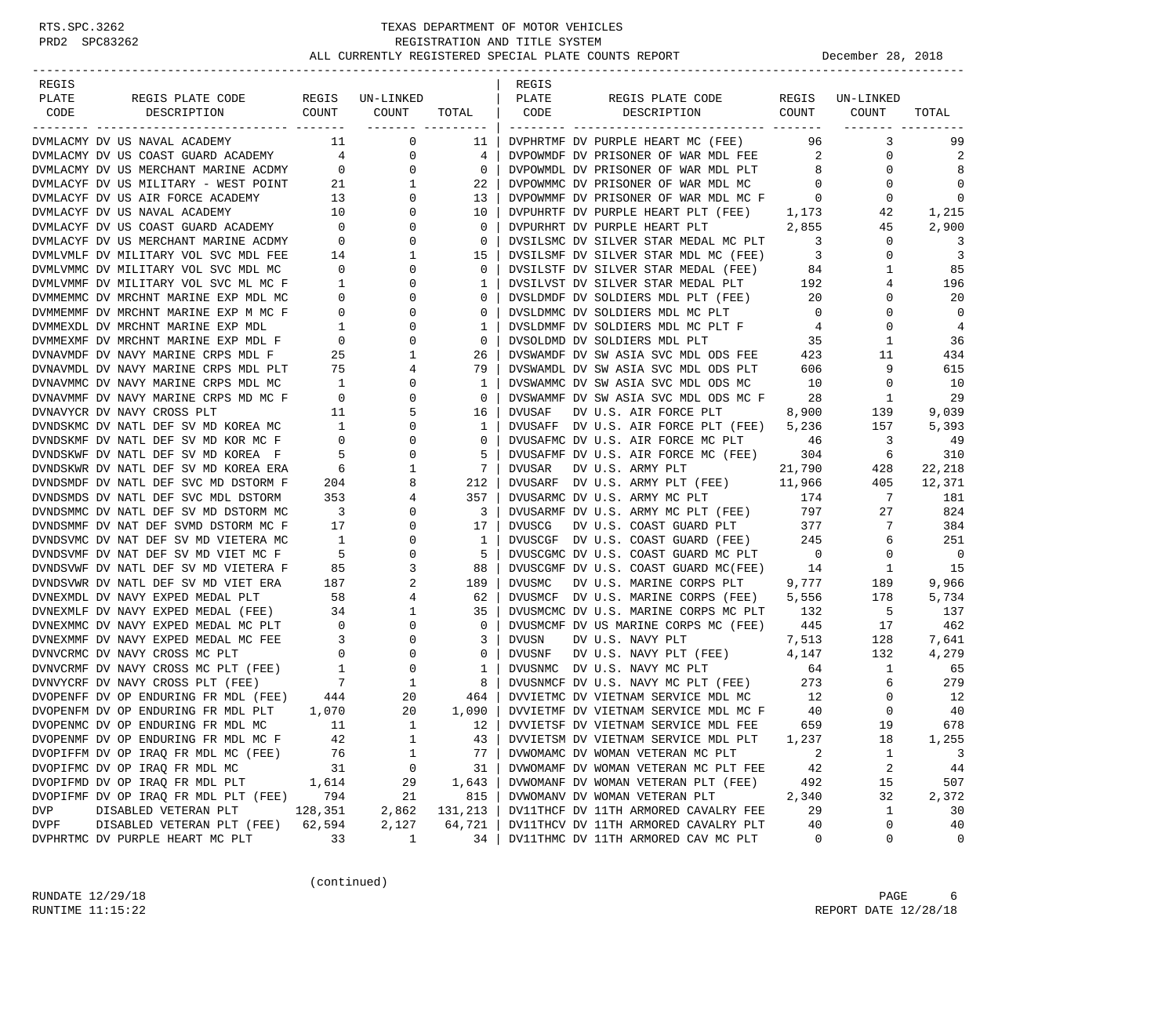TEXAS DEPARTMENT OF MOTOR VEHICLES
REGISTRATION AND TITLE SYSTEM
ALL CURRENTLY REGISTERED SPECIAL PLATE COUNTS REPORT

December 28, 2018

| REGIS PLATE CODE | REGIS PLATE CODE DESCRIPTION | REGIS COUNT | UN-LINKED COUNT | TOTAL |
|---|---|---|---|---|
| DVMLACMY | DV US NAVAL ACADEMY | 11 | 0 | 11 |
| DVMLACMY | DV US COAST GUARD ACADEMY | 4 | 0 | 4 |
| DVMLACMY | DV US MERCHANT MARINE ACDMY | 0 | 0 | 0 |
| DVMLACYF | DV US MILITARY - WEST POINT | 21 | 1 | 22 |
| DVMLACYF | DV US AIR FORCE ACADEMY | 13 | 0 | 13 |
| DVMLACYF | DV US NAVAL ACADEMY | 10 | 0 | 10 |
| DVMLACYF | DV US COAST GUARD ACADEMY | 0 | 0 | 0 |
| DVMLACYF | DV US MERCHANT MARINE ACDMY | 0 | 0 | 0 |
| DVMLVMLF | DV MILITARY VOL SVC MDL FEE | 14 | 1 | 15 |
| DVMLVMMC | DV MILITARY VOL SVC MDL MC | 0 | 0 | 0 |
| DVMLVMMF | DV MILITARY VOL SVC ML MC F | 1 | 0 | 1 |
| DVMMEMMC | DV MRCHNT MARINE EXP MDL MC | 0 | 0 | 0 |
| DVMMEMMF | DV MRCHNT MARINE EXP M MC F | 0 | 0 | 0 |
| DVMMEXDL | DV MRCHNT MARINE EXP MDL | 1 | 0 | 1 |
| DVMMEXMF | DV MRCHNT MARINE EXP MDL F | 0 | 0 | 0 |
| DVNAVMDF | DV NAVY MARINE CRPS MDL F | 25 | 1 | 26 |
| DVNAVMDL | DV NAVY MARINE CRPS MDL PLT | 75 | 4 | 79 |
| DVNAVMMC | DV NAVY MARINE CRPS MDL MC | 1 | 0 | 1 |
| DVNAVMMF | DV NAVY MARINE CRPS MD MC F | 0 | 0 | 0 |
| DVNAVYCR | DV NAVY CROSS PLT | 11 | 5 | 16 |
| DVNDSKMC | DV NATL DEF SV MD KOREA MC | 1 | 0 | 1 |
| DVNDSKMF | DV NATL DEF SV MD KOR MC F | 0 | 0 | 0 |
| DVNDSKWF | DV NATL DEF SV MD KOREA F | 5 | 0 | 5 |
| DVNDSKWR | DV NATL DEF SV MD KOREA ERA | 6 | 1 | 7 |
| DVNDSMDF | DV NATL DEF SVC MD DSTORM F | 204 | 8 | 212 |
| DVNDSMDS | DV NATL DEF SVC MDL DSTORM | 353 | 4 | 357 |
| DVNDSMMC | DV NATL DEF SV MD DSTORM MC | 3 | 0 | 3 |
| DVNDSMMF | DV NAT DEF SVMD DSTORM MC F | 17 | 0 | 17 |
| DVNDSVMC | DV NAT DEF SV MD VIETERA MC | 1 | 0 | 1 |
| DVNDSVMF | DV NAT DEF SV MD VIET MC F | 5 | 0 | 5 |
| DVNDSVWF | DV NATL DEF SV MD VIETERA F | 85 | 3 | 88 |
| DVNDSVWR | DV NATL DEF SV MD VIET ERA | 187 | 2 | 189 |
| DVNEXMDL | DV NAVY EXPED MEDAL PLT | 58 | 4 | 62 |
| DVNEXMLF | DV NAVY EXPED MEDAL (FEE) | 34 | 1 | 35 |
| DVNEXMMC | DV NAVY EXPED MEDAL MC PLT | 0 | 0 | 0 |
| DVNEXMMF | DV NAVY EXPED MEDAL MC FEE | 3 | 0 | 3 |
| DVNVCRMC | DV NAVY CROSS MC PLT | 0 | 0 | 0 |
| DVNVCRMF | DV NAVY CROSS MC PLT (FEE) | 1 | 0 | 1 |
| DVNVYCRF | DV NAVY CROSS PLT (FEE) | 7 | 1 | 8 |
| DVOPENFF | DV OP ENDURING FR MDL (FEE) | 444 | 20 | 464 |
| DVOPENFM | DV OP ENDURING FR MDL PLT | 1,070 | 20 | 1,090 |
| DVOPENMC | DV OP ENDURING FR MDL MC | 11 | 1 | 12 |
| DVOPENMF | DV OP ENDURING FR MDL MC F | 42 | 1 | 43 |
| DVOPIFFM | DV OP IRAQ FR MDL MC (FEE) | 76 | 1 | 77 |
| DVOPIFMC | DV OP IRAQ FR MDL MC | 31 | 0 | 31 |
| DVOPIFMD | DV OP IRAQ FR MDL PLT | 1,614 | 29 | 1,643 |
| DVOPIFMF | DV OP IRAQ FR MDL PLT (FEE) | 794 | 21 | 815 |
| DVP | DISABLED VETERAN PLT | 128,351 | 2,862 | 131,213 |
| DVPF | DISABLED VETERAN PLT (FEE) | 62,594 | 2,127 | 64,721 |
| DVPHRTMC | DV PURPLE HEART MC PLT | 33 | 1 | 34 |
| DVPHRTMF | DV PURPLE HEART MC (FEE) | 96 | 3 | 99 |
| DVPOWMDF | DV PRISONER OF WAR MDL FEE | 2 | 0 | 2 |
| DVPOWMDL | DV PRISONER OF WAR MDL PLT | 8 | 0 | 8 |
| DVPOWMMC | DV PRISONER OF WAR MDL MC | 0 | 0 | 0 |
| DVPOWMMF | DV PRISONER OF WAR MDL MC F | 0 | 0 | 0 |
| DVPUHRTF | DV PURPLE HEART PLT (FEE) | 1,173 | 42 | 1,215 |
| DVPURHRT | DV PURPLE HEART PLT | 2,855 | 45 | 2,900 |
| DVSILSMC | DV SILVER STAR MEDAL MC PLT | 3 | 0 | 3 |
| DVSILSMF | DV SILVER STAR MDL MC (FEE) | 3 | 0 | 3 |
| DVSILSTF | DV SILVER STAR MEDAL (FEE) | 84 | 1 | 85 |
| DVSILVST | DV SILVER STAR MEDAL PLT | 192 | 4 | 196 |
| DVSLDMDF | DV SOLDIERS MDL PLT (FEE) | 20 | 0 | 20 |
| DVSLDMMC | DV SOLDIERS MDL MC PLT | 0 | 0 | 0 |
| DVSLDMMF | DV SOLDIERS MDL MC PLT F | 4 | 0 | 4 |
| DVSOLDMD | DV SOLDIERS MDL PLT | 35 | 1 | 36 |
| DVSWAMDF | DV SW ASIA SVC MDL ODS FEE | 423 | 11 | 434 |
| DVSWAMDL | DV SW ASIA SVC MDL ODS PLT | 606 | 9 | 615 |
| DVSWAMMC | DV SW ASIA SVC MDL ODS MC | 10 | 0 | 10 |
| DVSWAMMF | DV SW ASIA SVC MDL ODS MC F | 28 | 1 | 29 |
| DVUSAF | DV U.S. AIR FORCE PLT | 8,900 | 139 | 9,039 |
| DVUSAFF | DV U.S. AIR FORCE PLT (FEE) | 5,236 | 157 | 5,393 |
| DVUSAFMC | DV U.S. AIR FORCE MC PLT | 46 | 3 | 49 |
| DVUSAFMF | DV U.S. AIR FORCE MC (FEE) | 304 | 6 | 310 |
| DVUSAR | DV U.S. ARMY PLT | 21,790 | 428 | 22,218 |
| DVUSARF | DV U.S. ARMY PLT (FEE) | 11,966 | 405 | 12,371 |
| DVUSARMC | DV U.S. ARMY MC PLT | 174 | 7 | 181 |
| DVUSARMF | DV U.S. ARMY MC PLT (FEE) | 797 | 27 | 824 |
| DVUSCG | DV U.S. COAST GUARD PLT | 377 | 7 | 384 |
| DVUSCGF | DV U.S. COAST GUARD (FEE) | 245 | 6 | 251 |
| DVUSCGMC | DV U.S. COAST GUARD MC PLT | 0 | 0 | 0 |
| DVUSCGMF | DV U.S. COAST GUARD MC(FEE) | 14 | 1 | 15 |
| DVUSMC | DV U.S. MARINE CORPS PLT | 9,777 | 189 | 9,966 |
| DVUSMCF | DV U.S. MARINE CORPS (FEE) | 5,556 | 178 | 5,734 |
| DVUSMCMC | DV U.S. MARINE CORPS MC PLT | 132 | 5 | 137 |
| DVUSMCMF | DV US MARINE CORPS MC (FEE) | 445 | 17 | 462 |
| DVUSN | DV U.S. NAVY PLT | 7,513 | 128 | 7,641 |
| DVUSNF | DV U.S. NAVY PLT (FEE) | 4,147 | 132 | 4,279 |
| DVUSNMC | DV U.S. NAVY MC PLT | 64 | 1 | 65 |
| DVUSNMCF | DV U.S. NAVY MC PLT (FEE) | 273 | 6 | 279 |
| DVVIETMC | DV VIETNAM SERVICE MDL MC | 12 | 0 | 12 |
| DVVIETMF | DV VIETNAM SERVICE MDL MC F | 40 | 0 | 40 |
| DVVIETSF | DV VIETNAM SERVICE MDL FEE | 659 | 19 | 678 |
| DVVIETSM | DV VIETNAM SERVICE MDL PLT | 1,237 | 18 | 1,255 |
| DVWOMAMC | DV WOMAN VETERAN MC PLT | 2 | 1 | 3 |
| DVWOMAMF | DV WOMAN VETERAN MC PLT FEE | 42 | 2 | 44 |
| DVWOMANF | DV WOMAN VETERAN PLT (FEE) | 492 | 15 | 507 |
| DVWOMANV | DV WOMAN VETERAN PLT | 2,340 | 32 | 2,372 |
| DV11THCF | DV 11TH ARMORED CAVALRY FEE | 29 | 1 | 30 |
| DV11THCV | DV 11TH ARMORED CAVALRY PLT | 40 | 0 | 40 |
| DV11THMC | DV 11TH ARMORED CAV MC PLT | 0 | 0 | 0 |

(continued)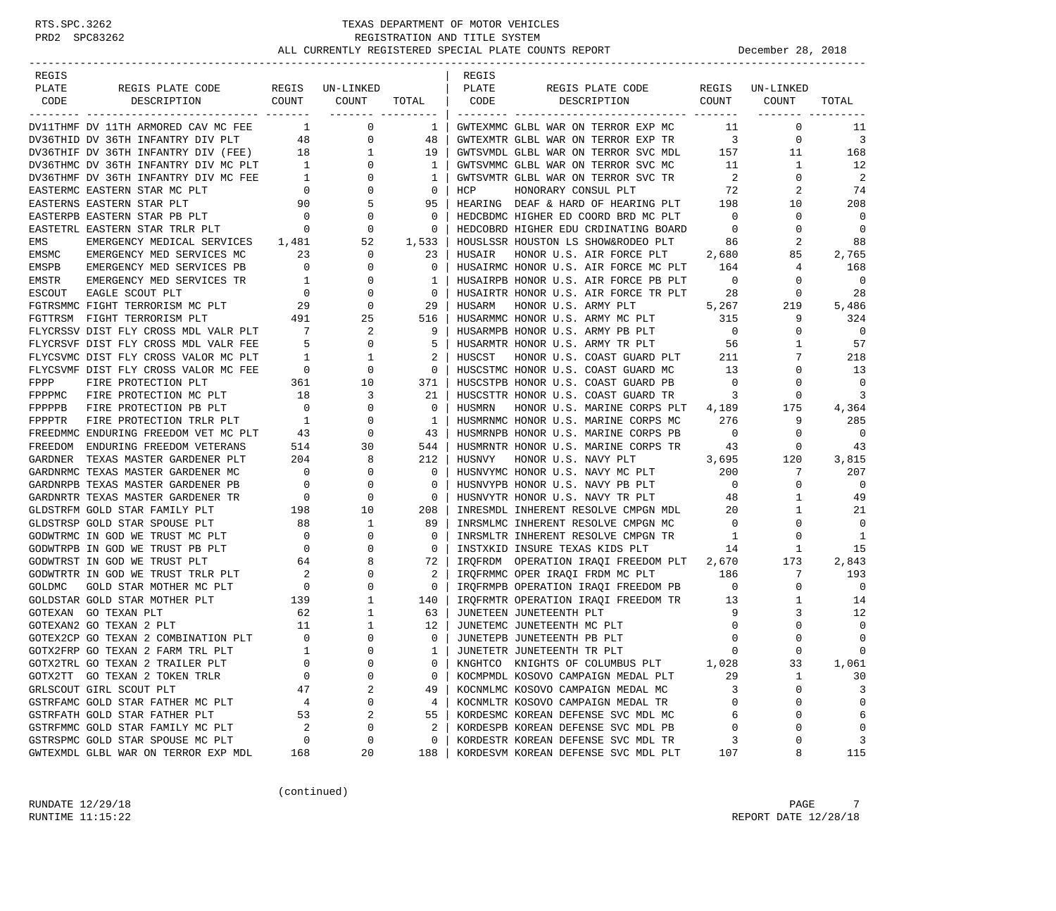# TEXAS DEPARTMENT OF MOTOR VEHICLES
## REGISTRATION AND TITLE SYSTEM
### ALL CURRENTLY REGISTERED SPECIAL PLATE COUNTS REPORT

RTS.SPC.3262
PRD2 SPC83262

December 28, 2018

| REGIS PLATE CODE | REGIS PLATE CODE DESCRIPTION | REGIS COUNT | UN-LINKED COUNT | TOTAL |
|---|---|---|---|---|
| DV11THMF | DV 11TH ARMORED CAV MC FEE | 1 | 0 | 1 |
| DV36THID | DV 36TH INFANTRY DIV PLT | 48 | 0 | 48 |
| DV36THIF | DV 36TH INFANTRY DIV (FEE) | 18 | 1 | 19 |
| DV36THMC | DV 36TH INFANTRY DIV MC PLT | 1 | 0 | 1 |
| DV36THMF | DV 36TH INFANTRY DIV MC FEE | 1 | 0 | 1 |
| EASTERMC | EASTERN STAR MC PLT | 0 | 0 | 0 |
| EASTERNS | EASTERN STAR PLT | 90 | 5 | 95 |
| EASTERPB | EASTERN STAR PB PLT | 0 | 0 | 0 |
| EASTETRL | EASTERN STAR TRLR PLT | 0 | 0 | 0 |
| EMS | EMERGENCY MEDICAL SERVICES | 1,481 | 52 | 1,533 |
| EMSMC | EMERGENCY MED SERVICES MC | 23 | 0 | 23 |
| EMSPB | EMERGENCY MED SERVICES PB | 0 | 0 | 0 |
| EMSTR | EMERGENCY MED SERVICES TR | 1 | 0 | 1 |
| ESCOUT | EAGLE SCOUT PLT | 0 | 0 | 0 |
| FGTRSMMC | FIGHT TERRORISM MC PLT | 29 | 0 | 29 |
| FGTTRSM | FIGHT TERRORISM PLT | 491 | 25 | 516 |
| FLYCRSSV | DIST FLY CROSS MDL VALR PLT | 7 | 2 | 9 |
| FLYCRSVF | DIST FLY CROSS MDL VALR FEE | 5 | 0 | 5 |
| FLYCSVMC | DIST FLY CROSS VALOR MC PLT | 1 | 1 | 2 |
| FLYCSVMF | DIST FLY CROSS VALOR MC FEE | 0 | 0 | 0 |
| FPPP | FIRE PROTECTION PLT | 361 | 10 | 371 |
| FPPPMC | FIRE PROTECTION MC PLT | 18 | 3 | 21 |
| FPPPPB | FIRE PROTECTION PB PLT | 0 | 0 | 0 |
| FPPPTR | FIRE PROTECTION TRLR PLT | 1 | 0 | 1 |
| FREEDMMC | ENDURING FREEDOM VET MC PLT | 43 | 0 | 43 |
| FREEDOM | ENDURING FREEDOM VETERANS | 514 | 30 | 544 |
| GARDNER | TEXAS MASTER GARDENER PLT | 204 | 8 | 212 |
| GARDNRMC | TEXAS MASTER GARDENER MC | 0 | 0 | 0 |
| GARDNRPB | TEXAS MASTER GARDENER PB | 0 | 0 | 0 |
| GARDNRTR | TEXAS MASTER GARDENER TR | 0 | 0 | 0 |
| GLDSTRFM | GOLD STAR FAMILY PLT | 198 | 10 | 208 |
| GLDSTRSP | GOLD STAR SPOUSE PLT | 88 | 1 | 89 |
| GODWTRMC | IN GOD WE TRUST MC PLT | 0 | 0 | 0 |
| GODWTRPB | IN GOD WE TRUST PB PLT | 0 | 0 | 0 |
| GODWTRST | IN GOD WE TRUST PLT | 64 | 8 | 72 |
| GODWTRTR | IN GOD WE TRUST TRLR PLT | 2 | 0 | 2 |
| GOLDMC | GOLD STAR MOTHER MC PLT | 0 | 0 | 0 |
| GOLDSTAR | GOLD STAR MOTHER PLT | 139 | 1 | 140 |
| GOTEXAN | GO TEXAN PLT | 62 | 1 | 63 |
| GOTEXAN2 | GO TEXAN 2 PLT | 11 | 1 | 12 |
| GOTEX2CP | GO TEXAN 2 COMBINATION PLT | 0 | 0 | 0 |
| GOTX2FRP | GO TEXAN 2 FARM TRL PLT | 1 | 0 | 1 |
| GOTX2TRL | GO TEXAN 2 TRAILER PLT | 0 | 0 | 0 |
| GOTX2TT | GO TEXAN 2 TOKEN TRLR | 0 | 0 | 0 |
| GRLSCOUT | GIRL SCOUT PLT | 47 | 2 | 49 |
| GSTRFAMC | GOLD STAR FATHER MC PLT | 4 | 0 | 4 |
| GSTRFATH | GOLD STAR FATHER PLT | 53 | 2 | 55 |
| GSTRFMMC | GOLD STAR FAMILY MC PLT | 2 | 0 | 2 |
| GSTRSPMC | GOLD STAR SPOUSE MC PLT | 0 | 0 | 0 |
| GWTEXMDL | GLBL WAR ON TERROR EXP MDL | 168 | 20 | 188 |
| GWTEXMMC | GLBL WAR ON TERROR EXP MC | 11 | 0 | 11 |
| GWTEXMTR | GLBL WAR ON TERROR EXP TR | 3 | 0 | 3 |
| GWTSVMDL | GLBL WAR ON TERROR SVC MDL | 157 | 11 | 168 |
| GWTSVMMC | GLBL WAR ON TERROR SVC MC | 11 | 1 | 12 |
| GWTSVMTR | GLBL WAR ON TERROR SVC TR | 2 | 0 | 2 |
| HCP | HONORARY CONSUL PLT | 72 | 2 | 74 |
| HEARING | DEAF & HARD OF HEARING PLT | 198 | 10 | 208 |
| HEDCBDMC | HIGHER ED COORD BRD MC PLT | 0 | 0 | 0 |
| HEDCOBRD | HIGHER EDU CRDINATING BOARD | 0 | 0 | 0 |
| HOUSLSSR | HOUSTON LS SHOW&RODEO PLT | 86 | 2 | 88 |
| HUSAIR | HONOR U.S. AIR FORCE PLT | 2,680 | 85 | 2,765 |
| HUSAIRMC | HONOR U.S. AIR FORCE MC PLT | 164 | 4 | 168 |
| HUSAIRPB | HONOR U.S. AIR FORCE PB PLT | 0 | 0 | 0 |
| HUSAIRTR | HONOR U.S. AIR FORCE TR PLT | 28 | 0 | 28 |
| HUSARM | HONOR U.S. ARMY PLT | 5,267 | 219 | 5,486 |
| HUSARMMC | HONOR U.S. ARMY MC PLT | 315 | 9 | 324 |
| HUSARMPB | HONOR U.S. ARMY PB PLT | 0 | 0 | 0 |
| HUSARMTR | HONOR U.S. ARMY TR PLT | 56 | 1 | 57 |
| HUSCST | HONOR U.S. COAST GUARD PLT | 211 | 7 | 218 |
| HUSCSTMC | HONOR U.S. COAST GUARD MC | 13 | 0 | 13 |
| HUSCSTPB | HONOR U.S. COAST GUARD PB | 0 | 0 | 0 |
| HUSCSTTR | HONOR U.S. COAST GUARD TR | 3 | 0 | 3 |
| HUSMRN | HONOR U.S. MARINE CORPS PLT | 4,189 | 175 | 4,364 |
| HUSMRNMC | HONOR U.S. MARINE CORPS MC | 276 | 9 | 285 |
| HUSMRNPB | HONOR U.S. MARINE CORPS PB | 0 | 0 | 0 |
| HUSMRNTR | HONOR U.S. MARINE CORPS TR | 43 | 0 | 43 |
| HUSNVY | HONOR U.S. NAVY PLT | 3,695 | 120 | 3,815 |
| HUSNVYMC | HONOR U.S. NAVY MC PLT | 200 | 7 | 207 |
| HUSNVYPB | HONOR U.S. NAVY PB PLT | 0 | 0 | 0 |
| HUSNVYTR | HONOR U.S. NAVY TR PLT | 48 | 1 | 49 |
| INRESMDL | INHERENT RESOLVE CMPGN MDL | 20 | 1 | 21 |
| INRSMLMC | INHERENT RESOLVE CMPGN MC | 0 | 0 | 0 |
| INRSMLTR | INHERENT RESOLVE CMPGN TR | 1 | 0 | 1 |
| INSTXKID | INSURE TEXAS KIDS PLT | 14 | 1 | 15 |
| IRQFRDM | OPERATION IRAQI FREEDOM PLT | 2,670 | 173 | 2,843 |
| IRQFRMMC | OPER IRAQI FRDM MC PLT | 186 | 7 | 193 |
| IRQFRMPB | OPERATION IRAQI FREEDOM PB | 0 | 0 | 0 |
| IRQFRMTR | OPERATION IRAQI FREEDOM TR | 13 | 1 | 14 |
| JUNETEEN | JUNETEENTH PLT | 9 | 3 | 12 |
| JUNETEMC | JUNETEENTH MC PLT | 0 | 0 | 0 |
| JUNETEPB | JUNETEENTH PB PLT | 0 | 0 | 0 |
| JUNETETR | JUNETEENTH TR PLT | 0 | 0 | 0 |
| KNGHTCO | KNIGHTS OF COLUMBUS PLT | 1,028 | 33 | 1,061 |
| KOCMPMDL | KOSOVO CAMPAIGN MEDAL PLT | 29 | 1 | 30 |
| KOCNMLMC | KOSOVO CAMPAIGN MEDAL MC | 3 | 0 | 3 |
| KOCNMLTR | KOSOVO CAMPAIGN MEDAL TR | 0 | 0 | 0 |
| KORDESMC | KOREAN DEFENSE SVC MDL MC | 6 | 0 | 6 |
| KORDESPB | KOREAN DEFENSE SVC MDL PB | 0 | 0 | 0 |
| KORDESTR | KOREAN DEFENSE SVC MDL TR | 3 | 0 | 3 |
| KORDESVM | KOREAN DEFENSE SVC MDL PLT | 107 | 8 | 115 |

(continued)

RUNDATE 12/29/18
RUNTIME 11:15:22
REPORT DATE 12/28/18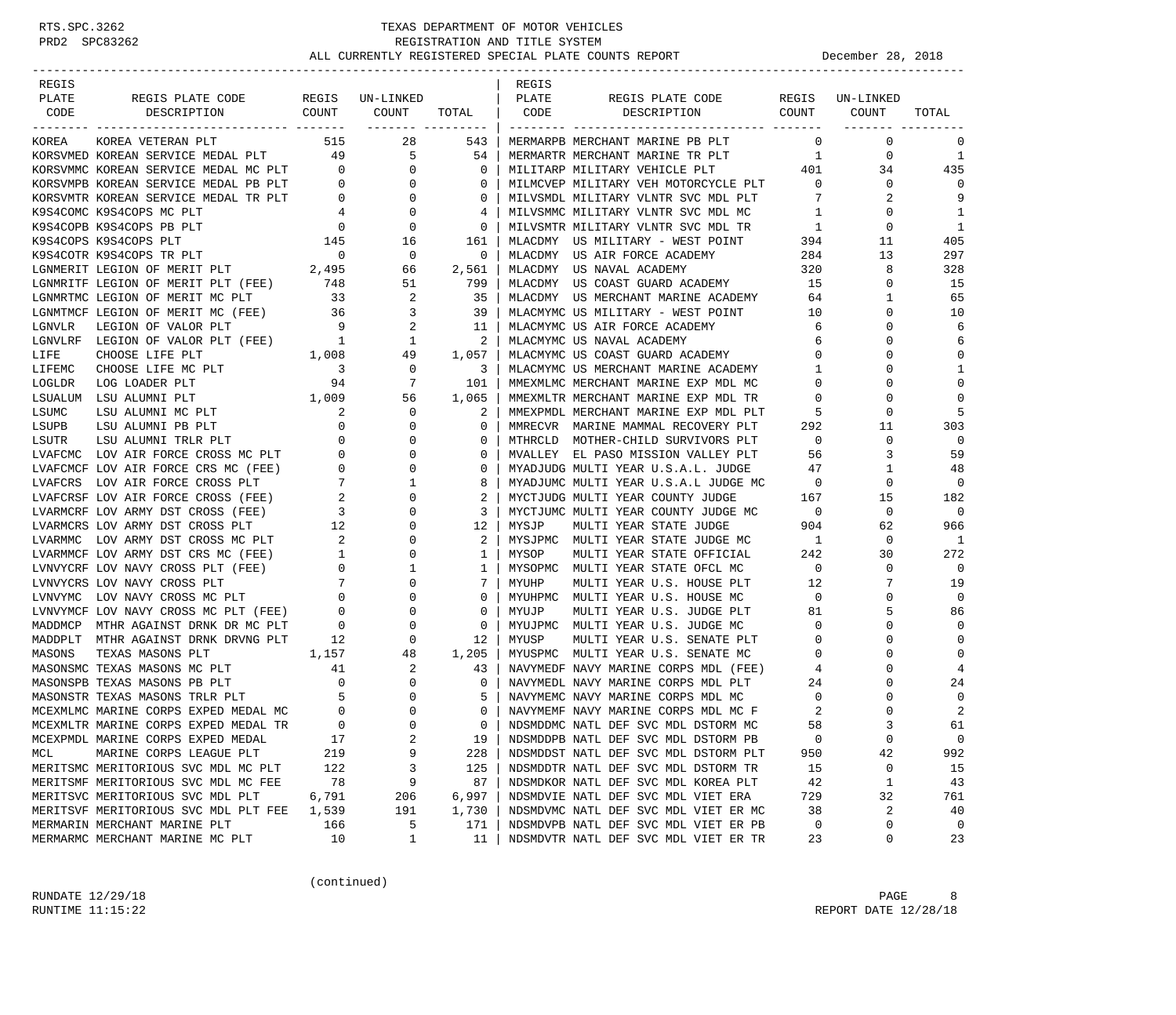# TEXAS DEPARTMENT OF MOTOR VEHICLES
## REGISTRATION AND TITLE SYSTEM
### ALL CURRENTLY REGISTERED SPECIAL PLATE COUNTS REPORT — December 28, 2018

RTS.SPC.3262
PRD2 SPC83262

| REGIS PLATE CODE | REGIS PLATE CODE DESCRIPTION | REGIS COUNT | UN-LINKED COUNT | TOTAL |
|---|---|---|---|---|
| KOREA | KOREA VETERAN PLT | 515 | 28 | 543 |
| KORSVMED | KOREAN SERVICE MEDAL PLT | 49 | 5 | 54 |
| KORSVMMC | KOREAN SERVICE MEDAL MC PLT | 0 | 0 | 0 |
| KORSVMPB | KOREAN SERVICE MEDAL PB PLT | 0 | 0 | 0 |
| KORSVMTR | KOREAN SERVICE MEDAL TR PLT | 0 | 0 | 0 |
| K9S4COMC | K9S4COPS MC PLT | 4 | 0 | 4 |
| K9S4COPB | K9S4COPS PB PLT | 0 | 0 | 0 |
| K9S4COPS | K9S4COPS PLT | 145 | 16 | 161 |
| K9S4COTR | K9S4COPS TR PLT | 0 | 0 | 0 |
| LGNMERIT | LEGION OF MERIT PLT | 2,495 | 66 | 2,561 |
| LGNMRITF | LEGION OF MERIT PLT (FEE) | 748 | 51 | 799 |
| LGNMRTMC | LEGION OF MERIT MC PLT | 33 | 2 | 35 |
| LGNMTMCF | LEGION OF MERIT MC (FEE) | 36 | 3 | 39 |
| LGNVLR | LEGION OF VALOR PLT | 9 | 2 | 11 |
| LGNVLRF | LEGION OF VALOR PLT (FEE) | 1 | 1 | 2 |
| LIFE | CHOOSE LIFE PLT | 1,008 | 49 | 1,057 |
| LIFEMC | CHOOSE LIFE MC PLT | 3 | 0 | 3 |
| LOGLDR | LOG LOADER PLT | 94 | 7 | 101 |
| LSUALUM | LSU ALUMNI PLT | 1,009 | 56 | 1,065 |
| LSUMC | LSU ALUMNI MC PLT | 2 | 0 | 2 |
| LSUPB | LSU ALUMNI PB PLT | 0 | 0 | 0 |
| LSUTR | LSU ALUMNI TRLR PLT | 0 | 0 | 0 |
| LVAFCMC | LOV AIR FORCE CROSS MC PLT | 0 | 0 | 0 |
| LVAFCMCF | LOV AIR FORCE CRS MC (FEE) | 0 | 0 | 0 |
| LVAFCRS | LOV AIR FORCE CROSS PLT | 7 | 1 | 8 |
| LVAFCRSF | LOV AIR FORCE CROSS (FEE) | 2 | 0 | 2 |
| LVARMCRF | LOV ARMY DST CROSS (FEE) | 3 | 0 | 3 |
| LVARMCRS | LOV ARMY DST CROSS PLT | 12 | 0 | 12 |
| LVARMMC | LOV ARMY DST CROSS MC PLT | 2 | 0 | 2 |
| LVARMMCF | LOV ARMY DST CRS MC (FEE) | 1 | 0 | 1 |
| LVNVYCRF | LOV NAVY CROSS PLT (FEE) | 0 | 1 | 1 |
| LVNVYCRS | LOV NAVY CROSS PLT | 7 | 0 | 7 |
| LVNVYMC | LOV NAVY CROSS MC PLT | 0 | 0 | 0 |
| LVNVYMCF | LOV NAVY CROSS MC PLT (FEE) | 0 | 0 | 0 |
| MADDMCP | MTHR AGAINST DRNK DR MC PLT | 0 | 0 | 0 |
| MADDPLT | MTHR AGAINST DRNK DRVNG PLT | 12 | 0 | 12 |
| MASONS | TEXAS MASONS PLT | 1,157 | 48 | 1,205 |
| MASONSMC | TEXAS MASONS MC PLT | 41 | 2 | 43 |
| MASONSPB | TEXAS MASONS PB PLT | 0 | 0 | 0 |
| MASONSTR | TEXAS MASONS TRLR PLT | 5 | 0 | 5 |
| MCEXMLMC | MARINE CORPS EXPED MEDAL MC | 0 | 0 | 0 |
| MCEXMLTR | MARINE CORPS EXPED MEDAL TR | 0 | 0 | 0 |
| MCEXPMDL | MARINE CORPS EXPED MEDAL | 17 | 2 | 19 |
| MCL | MARINE CORPS LEAGUE PLT | 219 | 9 | 228 |
| MERITSMC | MERITORIOUS SVC MDL MC PLT | 122 | 3 | 125 |
| MERITSMF | MERITORIOUS SVC MDL MC FEE | 78 | 9 | 87 |
| MERITSVC | MERITORIOUS SVC MDL PLT | 6,791 | 206 | 6,997 |
| MERITSVF | MERITORIOUS SVC MDL PLT FEE | 1,539 | 191 | 1,730 |
| MERMARIN | MERCHANT MARINE PLT | 166 | 5 | 171 |
| MERMARMC | MERCHANT MARINE MC PLT | 10 | 1 | 11 |
| MERMARPB | MERCHANT MARINE PB PLT | 0 | 0 | 0 |
| MERMARTR | MERCHANT MARINE TR PLT | 1 | 0 | 1 |
| MILITARP | MILITARY VEHICLE PLT | 401 | 34 | 435 |
| MILMCVEP | MILITARY VEH MOTORCYCLE PLT | 0 | 0 | 0 |
| MILVSMDL | MILITARY VLNTR SVC MDL PLT | 7 | 2 | 9 |
| MILVSMMC | MILITARY VLNTR SVC MDL MC | 1 | 0 | 1 |
| MILVSMTR | MILITARY VLNTR SVC MDL TR | 1 | 0 | 1 |
| MLACDMY | US MILITARY - WEST POINT | 394 | 11 | 405 |
| MLACDMY | US AIR FORCE ACADEMY | 284 | 13 | 297 |
| MLACDMY | US NAVAL ACADEMY | 320 | 8 | 328 |
| MLACDMY | US COAST GUARD ACADEMY | 15 | 0 | 15 |
| MLACDMY | US MERCHANT MARINE ACADEMY | 64 | 1 | 65 |
| MLACMYMC | US MILITARY - WEST POINT | 10 | 0 | 10 |
| MLACMYMC | US AIR FORCE ACADEMY | 6 | 0 | 6 |
| MLACMYMC | US NAVAL ACADEMY | 6 | 0 | 6 |
| MLACMYMC | US COAST GUARD ACADEMY | 0 | 0 | 0 |
| MLACMYMC | US MERCHANT MARINE ACADEMY | 1 | 0 | 1 |
| MMEXMLMC | MERCHANT MARINE EXP MDL MC | 0 | 0 | 0 |
| MMEXMLTR | MERCHANT MARINE EXP MDL TR | 0 | 0 | 0 |
| MMEXPMDL | MERCHANT MARINE EXP MDL PLT | 5 | 0 | 5 |
| MMRECVR | MARINE MAMMAL RECOVERY PLT | 292 | 11 | 303 |
| MTHRCLD | MOTHER-CHILD SURVIVORS PLT | 0 | 0 | 0 |
| MVALLEY | EL PASO MISSION VALLEY PLT | 56 | 3 | 59 |
| MYADJUDG | MULTI YEAR U.S.A.L. JUDGE | 47 | 1 | 48 |
| MYADJUMC | MULTI YEAR U.S.A.L JUDGE MC | 0 | 0 | 0 |
| MYCTJUDG | MULTI YEAR COUNTY JUDGE | 167 | 15 | 182 |
| MYCTJUMC | MULTI YEAR COUNTY JUDGE MC | 0 | 0 | 0 |
| MYSJP | MULTI YEAR STATE JUDGE | 904 | 62 | 966 |
| MYSJPMC | MULTI YEAR STATE JUDGE MC | 1 | 0 | 1 |
| MYSOP | MULTI YEAR STATE OFFICIAL | 242 | 30 | 272 |
| MYSOPMC | MULTI YEAR STATE OFCL MC | 0 | 0 | 0 |
| MYUHP | MULTI YEAR U.S. HOUSE PLT | 12 | 7 | 19 |
| MYUHPMC | MULTI YEAR U.S. HOUSE MC | 0 | 0 | 0 |
| MYUJP | MULTI YEAR U.S. JUDGE PLT | 81 | 5 | 86 |
| MYUJPMC | MULTI YEAR U.S. JUDGE MC | 0 | 0 | 0 |
| MYUSP | MULTI YEAR U.S. SENATE PLT | 0 | 0 | 0 |
| MYUSPMC | MULTI YEAR U.S. SENATE MC | 0 | 0 | 0 |
| NAVYMEDF | NAVY MARINE CORPS MDL (FEE) | 4 | 0 | 4 |
| NAVYMEDL | NAVY MARINE CORPS MDL PLT | 24 | 0 | 24 |
| NAVYMEMC | NAVY MARINE CORPS MDL MC | 0 | 0 | 0 |
| NAVYMEMF | NAVY MARINE CORPS MDL MC F | 2 | 0 | 2 |
| NDSMDDMC | NATL DEF SVC MDL DSTORM MC | 58 | 3 | 61 |
| NDSMDDPB | NATL DEF SVC MDL DSTORM PB | 0 | 0 | 0 |
| NDSMDDST | NATL DEF SVC MDL DSTORM PLT | 950 | 42 | 992 |
| NDSMDDTR | NATL DEF SVC MDL DSTORM TR | 15 | 0 | 15 |
| NDSMDKOR | NATL DEF SVC MDL KOREA PLT | 42 | 1 | 43 |
| NDSMDVIE | NATL DEF SVC MDL VIET ERA | 729 | 32 | 761 |
| NDSMDVMC | NATL DEF SVC MDL VIET ER MC | 38 | 2 | 40 |
| NDSMDVPB | NATL DEF SVC MDL VIET ER PB | 0 | 0 | 0 |
| NDSMDVTR | NATL DEF SVC MDL VIET ER TR | 23 | 0 | 23 |

(continued)

RUNDATE 12/29/18
RUNTIME 11:15:22
REPORT DATE 12/28/18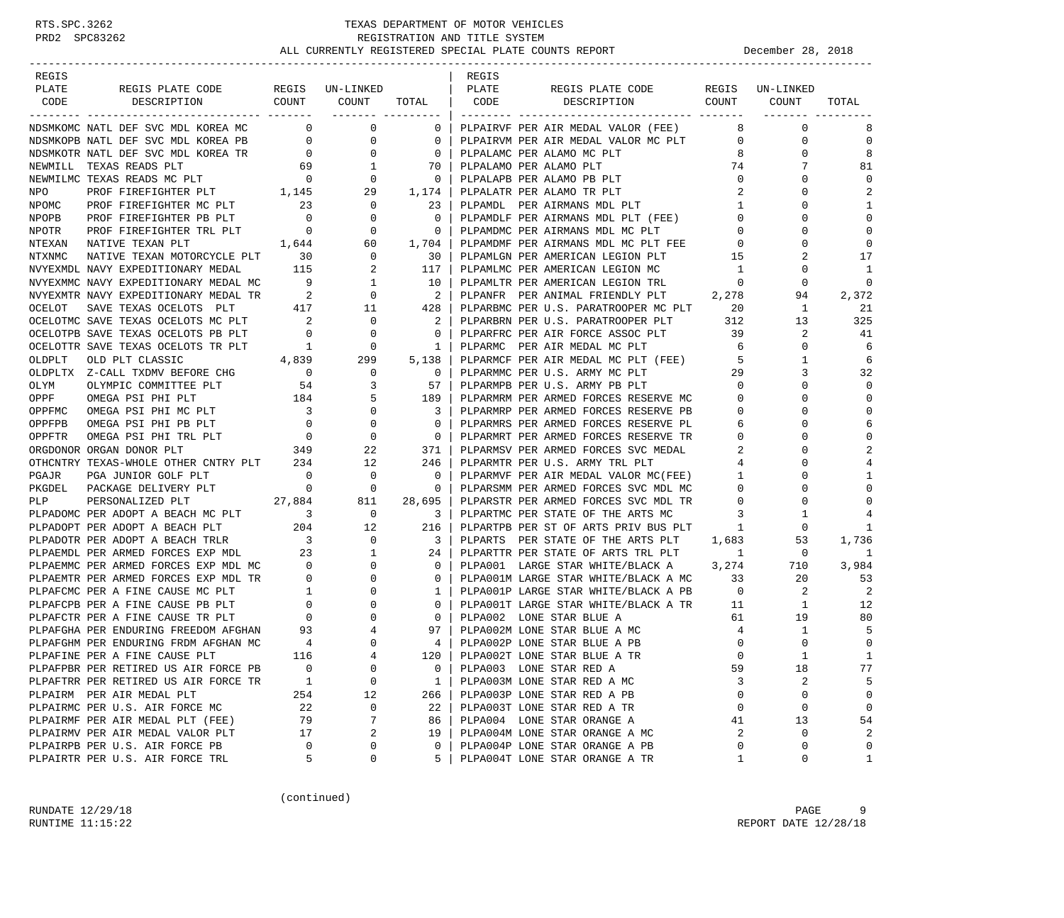RTS.SPC.3262
PRD2 SPC83262

# TEXAS DEPARTMENT OF MOTOR VEHICLES
## REGISTRATION AND TITLE SYSTEM
### ALL CURRENTLY REGISTERED SPECIAL PLATE COUNTS REPORT

December 28, 2018

| REGIS PLATE CODE | REGIS PLATE CODE DESCRIPTION | REGIS COUNT | UN-LINKED COUNT | TOTAL |
|---|---|---|---|---|
| NDSMKOMC | NATL DEF SVC MDL KOREA MC | 0 | 0 | 0 |
| NDSMKOPB | NATL DEF SVC MDL KOREA PB | 0 | 0 | 0 |
| NDSMKOTR | NATL DEF SVC MDL KOREA TR | 0 | 0 | 0 |
| NEWMILL | TEXAS READS PLT | 69 | 1 | 70 |
| NEWMILMC | TEXAS READS MC PLT | 0 | 0 | 0 |
| NPO | PROF FIREFIGHTER PLT | 1,145 | 29 | 1,174 |
| NPOMC | PROF FIREFIGHTER MC PLT | 23 | 0 | 23 |
| NPOPB | PROF FIREFIGHTER PB PLT | 0 | 0 | 0 |
| NPOTR | PROF FIREFIGHTER TRL PLT | 0 | 0 | 0 |
| NTEXAN | NATIVE TEXAN PLT | 1,644 | 60 | 1,704 |
| NTXNMC | NATIVE TEXAN MOTORCYCLE PLT | 30 | 0 | 30 |
| NVYEXMDL | NAVY EXPEDITIONARY MEDAL | 115 | 2 | 117 |
| NVYEXMMC | NAVY EXPEDITIONARY MEDAL MC | 9 | 1 | 10 |
| NVYEXMTR | NAVY EXPEDITIONARY MEDAL TR | 2 | 0 | 2 |
| OCELOT | SAVE TEXAS OCELOTS PLT | 417 | 11 | 428 |
| OCELOTMC | SAVE TEXAS OCELOTS MC PLT | 2 | 0 | 2 |
| OCELOTPB | SAVE TEXAS OCELOTS PB PLT | 0 | 0 | 0 |
| OCELOTTR | SAVE TEXAS OCELOTS TR PLT | 1 | 0 | 1 |
| OLDPLT | OLD PLT CLASSIC | 4,839 | 299 | 5,138 |
| OLDPLTX | Z-CALL TXDMV BEFORE CHG | 0 | 0 | 0 |
| OLYM | OLYMPIC COMMITTEE PLT | 54 | 3 | 57 |
| OPPF | OMEGA PSI PHI PLT | 184 | 5 | 189 |
| OPPFMC | OMEGA PSI PHI MC PLT | 3 | 0 | 3 |
| OPPFPB | OMEGA PSI PHI PB PLT | 0 | 0 | 0 |
| OPPFTR | OMEGA PSI PHI TRL PLT | 0 | 0 | 0 |
| ORGDONOR | ORGAN DONOR PLT | 349 | 22 | 371 |
| OTHCNTRY | TEXAS-WHOLE OTHER CNTRY PLT | 234 | 12 | 246 |
| PGAJR | PGA JUNIOR GOLF PLT | 0 | 0 | 0 |
| PKGDEL | PACKAGE DELIVERY PLT | 0 | 0 | 0 |
| PLP | PERSONALIZED PLT | 27,884 | 811 | 28,695 |
| PLPADOMC | PER ADOPT A BEACH MC PLT | 3 | 0 | 3 |
| PLPADOPT | PER ADOPT A BEACH PLT | 204 | 12 | 216 |
| PLPADOTR | PER ADOPT A BEACH TRLR | 3 | 0 | 3 |
| PLPAEMDL | PER ARMED FORCES EXP MDL | 23 | 1 | 24 |
| PLPAEMMC | PER ARMED FORCES EXP MDL MC | 0 | 0 | 0 |
| PLPAEMTR | PER ARMED FORCES EXP MDL TR | 0 | 0 | 0 |
| PLPAFCMC | PER A FINE CAUSE MC PLT | 1 | 0 | 1 |
| PLPAFCPB | PER A FINE CAUSE PB PLT | 0 | 0 | 0 |
| PLPAFCTR | PER A FINE CAUSE TR PLT | 0 | 0 | 0 |
| PLPAFGHA | PER ENDURING FREEDOM AFGHAN | 93 | 4 | 97 |
| PLPAFGHM | PER ENDURING FRDM AFGHAN MC | 4 | 0 | 4 |
| PLPAFINE | PER A FINE CAUSE PLT | 116 | 4 | 120 |
| PLPAFPBR | PER RETIRED US AIR FORCE PB | 0 | 0 | 0 |
| PLPAFTRR | PER RETIRED US AIR FORCE TR | 1 | 0 | 1 |
| PLPAIRM | PER AIR MEDAL PLT | 254 | 12 | 266 |
| PLPAIRMC | PER U.S. AIR FORCE MC | 22 | 0 | 22 |
| PLPAIRMF | PER AIR MEDAL PLT (FEE) | 79 | 7 | 86 |
| PLPAIRMV | PER AIR MEDAL VALOR PLT | 17 | 2 | 19 |
| PLPAIRPB | PER U.S. AIR FORCE PB | 0 | 0 | 0 |
| PLPAIRTR | PER U.S. AIR FORCE TRL | 5 | 0 | 5 |
| PLPAIRVF | PER AIR MEDAL VALOR (FEE) | 8 | 0 | 8 |
| PLPAIRVM | PER AIR MEDAL VALOR MC PLT | 0 | 0 | 0 |
| PLPALAMC | PER ALAMO MC PLT | 8 | 0 | 8 |
| PLPALAMO | PER ALAMO PLT | 74 | 7 | 81 |
| PLPALAPB | PER ALAMO PB PLT | 0 | 0 | 0 |
| PLPALATR | PER ALAMO TR PLT | 2 | 0 | 2 |
| PLPAMDL | PER AIRMANS MDL PLT | 1 | 0 | 1 |
| PLPAMDLF | PER AIRMANS MDL PLT (FEE) | 0 | 0 | 0 |
| PLPAMDMC | PER AIRMANS MDL MC PLT | 0 | 0 | 0 |
| PLPAMDMF | PER AIRMANS MDL MC PLT FEE | 0 | 0 | 0 |
| PLPAMLGN | PER AMERICAN LEGION PLT | 15 | 2 | 17 |
| PLPAMLMC | PER AMERICAN LEGION MC | 1 | 0 | 1 |
| PLPAMLTR | PER AMERICAN LEGION TRL | 0 | 0 | 0 |
| PLPANFR | PER ANIMAL FRIENDLY PLT | 2,278 | 94 | 2,372 |
| PLPARBMC | PER U.S. PARATROOPER MC PLT | 20 | 1 | 21 |
| PLPARBRN | PER U.S. PARATROOPER PLT | 312 | 13 | 325 |
| PLPARFRC | PER AIR FORCE ASSOC PLT | 39 | 2 | 41 |
| PLPARMC | PER AIR MEDAL MC PLT | 6 | 0 | 6 |
| PLPARMCF | PER AIR MEDAL MC PLT (FEE) | 5 | 1 | 6 |
| PLPARMMC | PER U.S. ARMY MC PLT | 29 | 3 | 32 |
| PLPARMPB | PER U.S. ARMY PB PLT | 0 | 0 | 0 |
| PLPARMRM | PER ARMED FORCES RESERVE MC | 0 | 0 | 0 |
| PLPARMRP | PER ARMED FORCES RESERVE PB | 0 | 0 | 0 |
| PLPARMRS | PER ARMED FORCES RESERVE PL | 6 | 0 | 6 |
| PLPARMRT | PER ARMED FORCES RESERVE TR | 0 | 0 | 0 |
| PLPARMSV | PER ARMED FORCES SVC MEDAL | 2 | 0 | 2 |
| PLPARMTR | PER U.S. ARMY TRL PLT | 4 | 0 | 4 |
| PLPARMVF | PER AIR MEDAL VALOR MC(FEE) | 1 | 0 | 1 |
| PLPARSMM | PER ARMED FORCES SVC MDL MC | 0 | 0 | 0 |
| PLPARSTR | PER ARMED FORCES SVC MDL TR | 0 | 0 | 0 |
| PLPARTMC | PER STATE OF THE ARTS MC | 3 | 1 | 4 |
| PLPARTPB | PER ST OF ARTS PRIV BUS PLT | 1 | 0 | 1 |
| PLPARTS | PER STATE OF THE ARTS PLT | 1,683 | 53 | 1,736 |
| PLPARTTR | PER STATE OF THE ARTS TRL PLT | 1 | 0 | 1 |
| PLPA001 | LARGE STAR WHITE/BLACK A | 3,274 | 710 | 3,984 |
| PLPA001M | LARGE STAR WHITE/BLACK A MC | 33 | 20 | 53 |
| PLPA001P | LARGE STAR WHITE/BLACK A PB | 0 | 2 | 2 |
| PLPA001T | LARGE STAR WHITE/BLACK A TR | 11 | 1 | 12 |
| PLPA002 | LONE STAR BLUE A | 61 | 19 | 80 |
| PLPA002M | LONE STAR BLUE A MC | 4 | 1 | 5 |
| PLPA002P | LONE STAR BLUE A PB | 0 | 0 | 0 |
| PLPA002T | LONE STAR BLUE A TR | 0 | 1 | 1 |
| PLPA003 | LONE STAR RED A | 59 | 18 | 77 |
| PLPA003M | LONE STAR RED A MC | 3 | 2 | 5 |
| PLPA003P | LONE STAR RED A PB | 0 | 0 | 0 |
| PLPA003T | LONE STAR RED A TR | 0 | 0 | 0 |
| PLPA004 | LONE STAR ORANGE A | 41 | 13 | 54 |
| PLPA004M | LONE STAR ORANGE A MC | 2 | 0 | 2 |
| PLPA004P | LONE STAR ORANGE A PB | 0 | 0 | 0 |
| PLPA004T | LONE STAR ORANGE A TR | 1 | 0 | 1 |

(continued)

RUNDATE 12/29/18
RUNTIME 11:15:22

REPORT DATE 12/28/18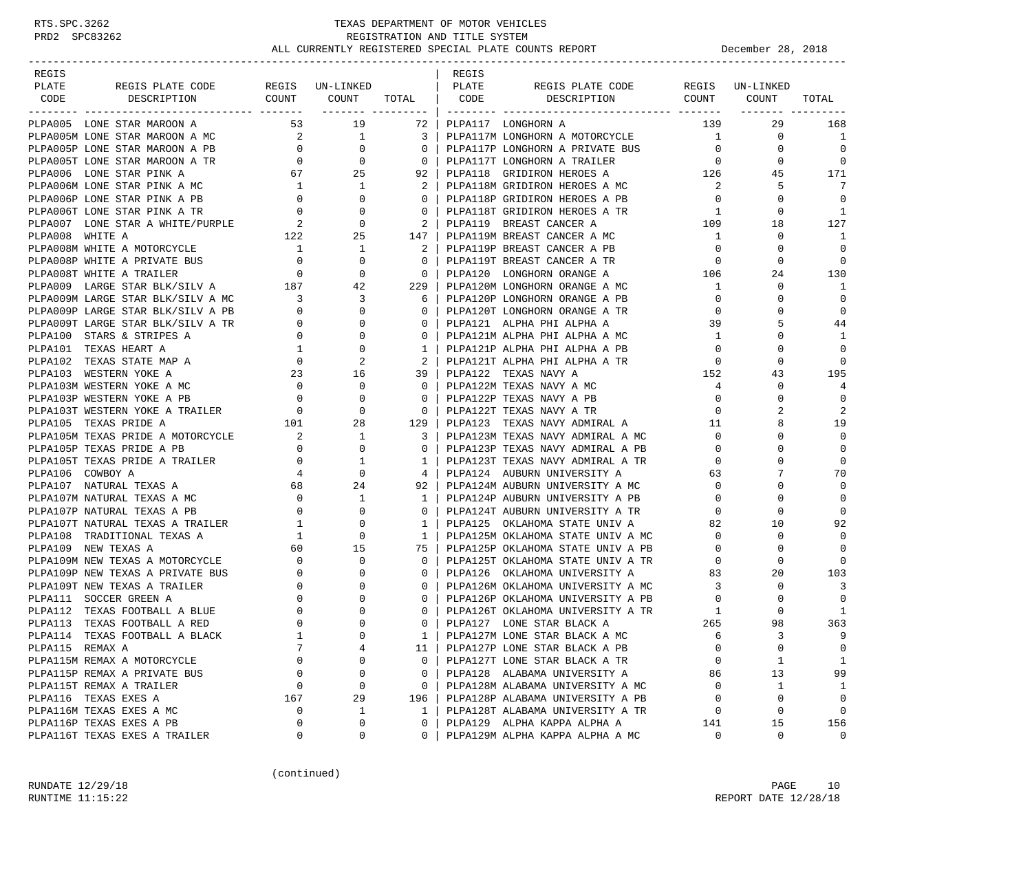# TEXAS DEPARTMENT OF MOTOR VEHICLES
## REGISTRATION AND TITLE SYSTEM
### ALL CURRENTLY REGISTERED SPECIAL PLATE COUNTS REPORT — December 28, 2018

| REGIS PLATE CODE | REGIS PLATE CODE DESCRIPTION | REGIS COUNT | UN-LINKED COUNT | TOTAL |
|---|---|---|---|---|
| PLPA005 | LONE STAR MAROON A | 53 | 19 | 72 |
| PLPA005M | LONE STAR MAROON A MC | 2 | 1 | 3 |
| PLPA005P | LONE STAR MAROON A PB | 0 | 0 | 0 |
| PLPA005T | LONE STAR MAROON A TR | 0 | 0 | 0 |
| PLPA006 | LONE STAR PINK A | 67 | 25 | 92 |
| PLPA006M | LONE STAR PINK A MC | 1 | 1 | 2 |
| PLPA006P | LONE STAR PINK A PB | 0 | 0 | 0 |
| PLPA006T | LONE STAR PINK A TR | 0 | 0 | 0 |
| PLPA007 | LONE STAR A WHITE/PURPLE | 2 | 0 | 2 |
| PLPA008 | WHITE A | 122 | 25 | 147 |
| PLPA008M | WHITE A MOTORCYCLE | 1 | 1 | 2 |
| PLPA008P | WHITE A PRIVATE BUS | 0 | 0 | 0 |
| PLPA008T | WHITE A TRAILER | 0 | 0 | 0 |
| PLPA009 | LARGE STAR BLK/SILV A | 187 | 42 | 229 |
| PLPA009M | LARGE STAR BLK/SILV A MC | 3 | 3 | 6 |
| PLPA009P | LARGE STAR BLK/SILV A PB | 0 | 0 | 0 |
| PLPA009T | LARGE STAR BLK/SILV A TR | 0 | 0 | 0 |
| PLPA100 | STARS & STRIPES A | 0 | 0 | 0 |
| PLPA101 | TEXAS HEART A | 1 | 0 | 1 |
| PLPA102 | TEXAS STATE MAP A | 0 | 2 | 2 |
| PLPA103 | WESTERN YOKE A | 23 | 16 | 39 |
| PLPA103M | WESTERN YOKE A MC | 0 | 0 | 0 |
| PLPA103P | WESTERN YOKE A PB | 0 | 0 | 0 |
| PLPA103T | WESTERN YOKE A TRAILER | 0 | 0 | 0 |
| PLPA105 | TEXAS PRIDE A | 101 | 28 | 129 |
| PLPA105M | TEXAS PRIDE A MOTORCYCLE | 2 | 1 | 3 |
| PLPA105P | TEXAS PRIDE A PB | 0 | 0 | 0 |
| PLPA105T | TEXAS PRIDE A TRAILER | 0 | 1 | 1 |
| PLPA106 | COWBOY A | 4 | 0 | 4 |
| PLPA107 | NATURAL TEXAS A | 68 | 24 | 92 |
| PLPA107M | NATURAL TEXAS A MC | 0 | 1 | 1 |
| PLPA107P | NATURAL TEXAS A PB | 0 | 0 | 0 |
| PLPA107T | NATURAL TEXAS A TRAILER | 1 | 0 | 1 |
| PLPA108 | TRADITIONAL TEXAS A | 1 | 0 | 1 |
| PLPA109 | NEW TEXAS A | 60 | 15 | 75 |
| PLPA109M | NEW TEXAS A MOTORCYCLE | 0 | 0 | 0 |
| PLPA109P | NEW TEXAS A PRIVATE BUS | 0 | 0 | 0 |
| PLPA109T | NEW TEXAS A TRAILER | 0 | 0 | 0 |
| PLPA111 | SOCCER GREEN A | 0 | 0 | 0 |
| PLPA112 | TEXAS FOOTBALL A BLUE | 0 | 0 | 0 |
| PLPA113 | TEXAS FOOTBALL A RED | 0 | 0 | 0 |
| PLPA114 | TEXAS FOOTBALL A BLACK | 1 | 0 | 1 |
| PLPA115 | REMAX A | 7 | 4 | 11 |
| PLPA115M | REMAX A MOTORCYCLE | 0 | 0 | 0 |
| PLPA115P | REMAX A PRIVATE BUS | 0 | 0 | 0 |
| PLPA115T | REMAX A TRAILER | 0 | 0 | 0 |
| PLPA116 | TEXAS EXES A | 167 | 29 | 196 |
| PLPA116M | TEXAS EXES A MC | 0 | 1 | 1 |
| PLPA116P | TEXAS EXES A PB | 0 | 0 | 0 |
| PLPA116T | TEXAS EXES A TRAILER | 0 | 0 | 0 |
| PLPA117 | LONGHORN A | 139 | 29 | 168 |
| PLPA117M | LONGHORN A MOTORCYCLE | 1 | 0 | 1 |
| PLPA117P | LONGHORN A PRIVATE BUS | 0 | 0 | 0 |
| PLPA117T | LONGHORN A TRAILER | 0 | 0 | 0 |
| PLPA118 | GRIDIRON HEROES A | 126 | 45 | 171 |
| PLPA118M | GRIDIRON HEROES A MC | 2 | 5 | 7 |
| PLPA118P | GRIDIRON HEROES A PB | 0 | 0 | 0 |
| PLPA118T | GRIDIRON HEROES A TR | 1 | 0 | 1 |
| PLPA119 | BREAST CANCER A | 109 | 18 | 127 |
| PLPA119M | BREAST CANCER A MC | 1 | 0 | 1 |
| PLPA119P | BREAST CANCER A PB | 0 | 0 | 0 |
| PLPA119T | BREAST CANCER A TR | 0 | 0 | 0 |
| PLPA120 | LONGHORN ORANGE A | 106 | 24 | 130 |
| PLPA120M | LONGHORN ORANGE A MC | 1 | 0 | 1 |
| PLPA120P | LONGHORN ORANGE A PB | 0 | 0 | 0 |
| PLPA120T | LONGHORN ORANGE A TR | 0 | 0 | 0 |
| PLPA121 | ALPHA PHI ALPHA A | 39 | 5 | 44 |
| PLPA121M | ALPHA PHI ALPHA A MC | 1 | 0 | 1 |
| PLPA121P | ALPHA PHI ALPHA A PB | 0 | 0 | 0 |
| PLPA121T | ALPHA PHI ALPHA A TR | 0 | 0 | 0 |
| PLPA122 | TEXAS NAVY A | 152 | 43 | 195 |
| PLPA122M | TEXAS NAVY A MC | 4 | 0 | 4 |
| PLPA122P | TEXAS NAVY A PB | 0 | 0 | 0 |
| PLPA122T | TEXAS NAVY A TR | 0 | 2 | 2 |
| PLPA123 | TEXAS NAVY ADMIRAL A | 11 | 8 | 19 |
| PLPA123M | TEXAS NAVY ADMIRAL A MC | 0 | 0 | 0 |
| PLPA123P | TEXAS NAVY ADMIRAL A PB | 0 | 0 | 0 |
| PLPA123T | TEXAS NAVY ADMIRAL A TR | 0 | 0 | 0 |
| PLPA124 | AUBURN UNIVERSITY A | 63 | 7 | 70 |
| PLPA124M | AUBURN UNIVERSITY A MC | 0 | 0 | 0 |
| PLPA124P | AUBURN UNIVERSITY A PB | 0 | 0 | 0 |
| PLPA124T | AUBURN UNIVERSITY A TR | 0 | 0 | 0 |
| PLPA125 | OKLAHOMA STATE UNIV A | 82 | 10 | 92 |
| PLPA125M | OKLAHOMA STATE UNIV A MC | 0 | 0 | 0 |
| PLPA125P | OKLAHOMA STATE UNIV A PB | 0 | 0 | 0 |
| PLPA125T | OKLAHOMA STATE UNIV A TR | 0 | 0 | 0 |
| PLPA126 | OKLAHOMA UNIVERSITY A | 83 | 20 | 103 |
| PLPA126M | OKLAHOMA UNIVERSITY A MC | 3 | 0 | 3 |
| PLPA126P | OKLAHOMA UNIVERSITY A PB | 0 | 0 | 0 |
| PLPA126T | OKLAHOMA UNIVERSITY A TR | 1 | 0 | 1 |
| PLPA127 | LONE STAR BLACK A | 265 | 98 | 363 |
| PLPA127M | LONE STAR BLACK A MC | 6 | 3 | 9 |
| PLPA127P | LONE STAR BLACK A PB | 0 | 0 | 0 |
| PLPA127T | LONE STAR BLACK A TR | 0 | 1 | 1 |
| PLPA128 | ALABAMA UNIVERSITY A | 86 | 13 | 99 |
| PLPA128M | ALABAMA UNIVERSITY A MC | 0 | 1 | 1 |
| PLPA128P | ALABAMA UNIVERSITY A PB | 0 | 0 | 0 |
| PLPA128T | ALABAMA UNIVERSITY A TR | 0 | 0 | 0 |
| PLPA129 | ALPHA KAPPA ALPHA A | 141 | 15 | 156 |
| PLPA129M | ALPHA KAPPA ALPHA A MC | 0 | 0 | 0 |

(continued)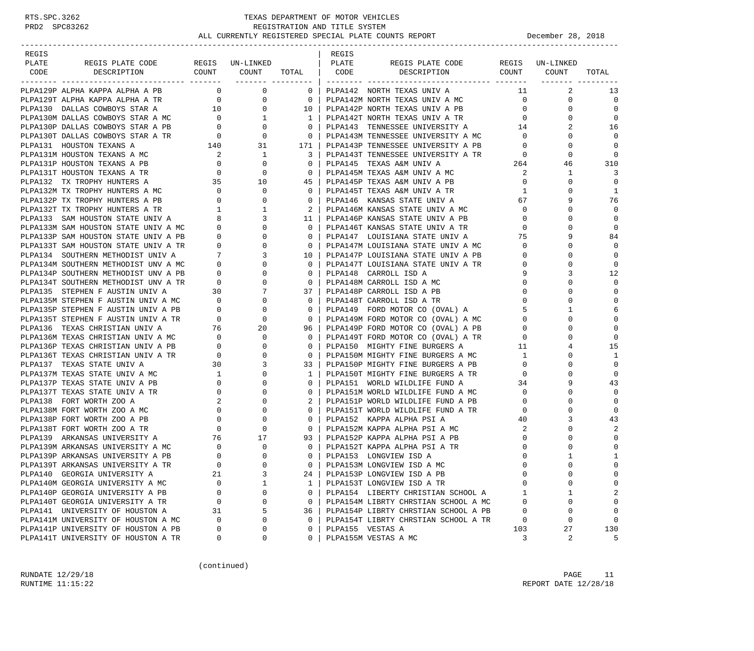RTS.SPC.3262
PRD2 SPC83262

# TEXAS DEPARTMENT OF MOTOR VEHICLES
## REGISTRATION AND TITLE SYSTEM
### ALL CURRENTLY REGISTERED SPECIAL PLATE COUNTS REPORT

December 28, 2018

| REGIS PLATE CODE | REGIS PLATE CODE DESCRIPTION | REGIS COUNT | UN-LINKED COUNT | TOTAL |
|---|---|---|---|---|
| PLPA129P | ALPHA KAPPA ALPHA A PB | 0 | 0 | 0 |
| PLPA129T | ALPHA KAPPA ALPHA A TR | 0 | 0 | 0 |
| PLPA130 | DALLAS COWBOYS STAR A | 10 | 0 | 10 |
| PLPA130M | DALLAS COWBOYS STAR A MC | 0 | 1 | 1 |
| PLPA130P | DALLAS COWBOYS STAR A PB | 0 | 0 | 0 |
| PLPA130T | DALLAS COWBOYS STAR A TR | 0 | 0 | 0 |
| PLPA131 | HOUSTON TEXANS A | 140 | 31 | 171 |
| PLPA131M | HOUSTON TEXANS A MC | 2 | 1 | 3 |
| PLPA131P | HOUSTON TEXANS A PB | 0 | 0 | 0 |
| PLPA131T | HOUSTON TEXANS A TR | 0 | 0 | 0 |
| PLPA132 | TX TROPHY HUNTERS A | 35 | 10 | 45 |
| PLPA132M | TX TROPHY HUNTERS A MC | 0 | 0 | 0 |
| PLPA132P | TX TROPHY HUNTERS A PB | 0 | 0 | 0 |
| PLPA132T | TX TROPHY HUNTERS A TR | 1 | 1 | 2 |
| PLPA133 | SAM HOUSTON STATE UNIV A | 8 | 3 | 11 |
| PLPA133M | SAM HOUSTON STATE UNIV A MC | 0 | 0 | 0 |
| PLPA133P | SAM HOUSTON STATE UNIV A PB | 0 | 0 | 0 |
| PLPA133T | SAM HOUSTON STATE UNIV A TR | 0 | 0 | 0 |
| PLPA134 | SOUTHERN METHODIST UNIV A | 7 | 3 | 10 |
| PLPA134M | SOUTHERN METHODIST UNV A MC | 0 | 0 | 0 |
| PLPA134P | SOUTHERN METHODIST UNV A PB | 0 | 0 | 0 |
| PLPA134T | SOUTHERN METHODIST UNV A TR | 0 | 0 | 0 |
| PLPA135 | STEPHEN F AUSTIN UNIV A | 30 | 7 | 37 |
| PLPA135M | STEPHEN F AUSTIN UNIV A MC | 0 | 0 | 0 |
| PLPA135P | STEPHEN F AUSTIN UNIV A PB | 0 | 0 | 0 |
| PLPA135T | STEPHEN F AUSTIN UNIV A TR | 0 | 0 | 0 |
| PLPA136 | TEXAS CHRISTIAN UNIV A | 76 | 20 | 96 |
| PLPA136M | TEXAS CHRISTIAN UNIV A MC | 0 | 0 | 0 |
| PLPA136P | TEXAS CHRISTIAN UNIV A PB | 0 | 0 | 0 |
| PLPA136T | TEXAS CHRISTIAN UNIV A TR | 0 | 0 | 0 |
| PLPA137 | TEXAS STATE UNIV A | 30 | 3 | 33 |
| PLPA137M | TEXAS STATE UNIV A MC | 1 | 0 | 1 |
| PLPA137P | TEXAS STATE UNIV A PB | 0 | 0 | 0 |
| PLPA137T | TEXAS STATE UNIV A TR | 0 | 0 | 0 |
| PLPA138 | FORT WORTH ZOO A | 2 | 0 | 2 |
| PLPA138M | FORT WORTH ZOO A MC | 0 | 0 | 0 |
| PLPA138P | FORT WORTH ZOO A PB | 0 | 0 | 0 |
| PLPA138T | FORT WORTH ZOO A TR | 0 | 0 | 0 |
| PLPA139 | ARKANSAS UNIVERSITY A | 76 | 17 | 93 |
| PLPA139M | ARKANSAS UNIVERSITY A MC | 0 | 0 | 0 |
| PLPA139P | ARKANSAS UNIVERSITY A PB | 0 | 0 | 0 |
| PLPA139T | ARKANSAS UNIVERSITY A TR | 0 | 0 | 0 |
| PLPA140 | GEORGIA UNIVERSITY A | 21 | 3 | 24 |
| PLPA140M | GEORGIA UNIVERSITY A MC | 0 | 1 | 1 |
| PLPA140P | GEORGIA UNIVERSITY A PB | 0 | 0 | 0 |
| PLPA140T | GEORGIA UNIVERSITY A TR | 0 | 0 | 0 |
| PLPA141 | UNIVERSITY OF HOUSTON A | 31 | 5 | 36 |
| PLPA141M | UNIVERSITY OF HOUSTON A MC | 0 | 0 | 0 |
| PLPA141P | UNIVERSITY OF HOUSTON A PB | 0 | 0 | 0 |
| PLPA141T | UNIVERSITY OF HOUSTON A TR | 0 | 0 | 0 |
| PLPA142 | NORTH TEXAS UNIV A | 11 | 2 | 13 |
| PLPA142M | NORTH TEXAS UNIV A MC | 0 | 0 | 0 |
| PLPA142P | NORTH TEXAS UNIV A PB | 0 | 0 | 0 |
| PLPA142T | NORTH TEXAS UNIV A TR | 0 | 0 | 0 |
| PLPA143 | TENNESSEE UNIVERSITY A | 14 | 2 | 16 |
| PLPA143M | TENNESSEE UNIVERSITY A MC | 0 | 0 | 0 |
| PLPA143P | TENNESSEE UNIVERSITY A PB | 0 | 0 | 0 |
| PLPA143T | TENNESSEE UNIVERSITY A TR | 0 | 0 | 0 |
| PLPA145 | TEXAS A&M UNIV A | 264 | 46 | 310 |
| PLPA145M | TEXAS A&M UNIV A MC | 2 | 1 | 3 |
| PLPA145P | TEXAS A&M UNIV A PB | 0 | 0 | 0 |
| PLPA145T | TEXAS A&M UNIV A TR | 1 | 0 | 1 |
| PLPA146 | KANSAS STATE UNIV A | 67 | 9 | 76 |
| PLPA146M | KANSAS STATE UNIV A MC | 0 | 0 | 0 |
| PLPA146P | KANSAS STATE UNIV A PB | 0 | 0 | 0 |
| PLPA146T | KANSAS STATE UNIV A TR | 0 | 0 | 0 |
| PLPA147 | LOUISIANA STATE UNIV A | 75 | 9 | 84 |
| PLPA147M | LOUISIANA STATE UNIV A MC | 0 | 0 | 0 |
| PLPA147P | LOUISIANA STATE UNIV A PB | 0 | 0 | 0 |
| PLPA147T | LOUISIANA STATE UNIV A TR | 0 | 0 | 0 |
| PLPA148 | CARROLL ISD A | 9 | 3 | 12 |
| PLPA148M | CARROLL ISD A MC | 0 | 0 | 0 |
| PLPA148P | CARROLL ISD A PB | 0 | 0 | 0 |
| PLPA148T | CARROLL ISD A TR | 0 | 0 | 0 |
| PLPA149 | FORD MOTOR CO (OVAL) A | 5 | 1 | 6 |
| PLPA149M | FORD MOTOR CO (OVAL) A MC | 0 | 0 | 0 |
| PLPA149P | FORD MOTOR CO (OVAL) A PB | 0 | 0 | 0 |
| PLPA149T | FORD MOTOR CO (OVAL) A TR | 0 | 0 | 0 |
| PLPA150 | MIGHTY FINE BURGERS A | 11 | 4 | 15 |
| PLPA150M | MIGHTY FINE BURGERS A MC | 1 | 0 | 1 |
| PLPA150P | MIGHTY FINE BURGERS A PB | 0 | 0 | 0 |
| PLPA150T | MIGHTY FINE BURGERS A TR | 0 | 0 | 0 |
| PLPA151 | WORLD WILDLIFE FUND A | 34 | 9 | 43 |
| PLPA151M | WORLD WILDLIFE FUND A MC | 0 | 0 | 0 |
| PLPA151P | WORLD WILDLIFE FUND A PB | 0 | 0 | 0 |
| PLPA151T | WORLD WILDLIFE FUND A TR | 0 | 0 | 0 |
| PLPA152 | KAPPA ALPHA PSI A | 40 | 3 | 43 |
| PLPA152M | KAPPA ALPHA PSI A MC | 2 | 0 | 2 |
| PLPA152P | KAPPA ALPHA PSI A PB | 0 | 0 | 0 |
| PLPA152T | KAPPA ALPHA PSI A TR | 0 | 0 | 0 |
| PLPA153 | LONGVIEW ISD A | 0 | 1 | 1 |
| PLPA153M | LONGVIEW ISD A MC | 0 | 0 | 0 |
| PLPA153P | LONGVIEW ISD A PB | 0 | 0 | 0 |
| PLPA153T | LONGVIEW ISD A TR | 0 | 0 | 0 |
| PLPA154 | LIBERTY CHRISTIAN SCHOOL A | 1 | 1 | 2 |
| PLPA154M | LIBRTY CHRSTIAN SCHOOL A MC | 0 | 0 | 0 |
| PLPA154P | LIBRTY CHRSTIAN SCHOOL A PB | 0 | 0 | 0 |
| PLPA154T | LIBRTY CHRSTIAN SCHOOL A TR | 0 | 0 | 0 |
| PLPA155 | VESTAS A | 103 | 27 | 130 |
| PLPA155M | VESTAS A MC | 3 | 2 | 5 |

(continued)

RUNDATE 12/29/18
RUNTIME 11:15:22

REPORT DATE 12/28/18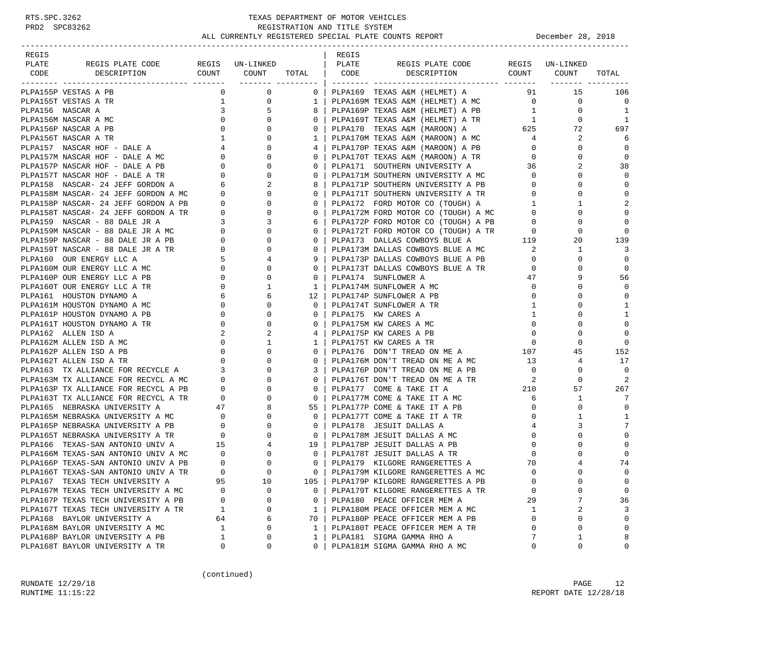# TEXAS DEPARTMENT OF MOTOR VEHICLES
## REGISTRATION AND TITLE SYSTEM
### ALL CURRENTLY REGISTERED SPECIAL PLATE COUNTS REPORT

December 28, 2018

| REGIS PLATE CODE | REGIS PLATE CODE DESCRIPTION | REGIS COUNT | UN-LINKED COUNT | TOTAL |
|---|---|---|---|---|
| PLPA155P | VESTAS A PB | 0 | 0 | 0 |
| PLPA155T | VESTAS A TR | 1 | 0 | 1 |
| PLPA156 | NASCAR A | 3 | 5 | 8 |
| PLPA156M | NASCAR A MC | 0 | 0 | 0 |
| PLPA156P | NASCAR A PB | 0 | 0 | 0 |
| PLPA156T | NASCAR A TR | 1 | 0 | 1 |
| PLPA157 | NASCAR HOF - DALE A | 4 | 0 | 4 |
| PLPA157M | NASCAR HOF - DALE A MC | 0 | 0 | 0 |
| PLPA157P | NASCAR HOF - DALE A PB | 0 | 0 | 0 |
| PLPA157T | NASCAR HOF - DALE A TR | 0 | 0 | 0 |
| PLPA158 | NASCAR- 24 JEFF GORDON A | 6 | 2 | 8 |
| PLPA158M | NASCAR- 24 JEFF GORDON A MC | 0 | 0 | 0 |
| PLPA158P | NASCAR- 24 JEFF GORDON A PB | 0 | 0 | 0 |
| PLPA158T | NASCAR- 24 JEFF GORDON A TR | 0 | 0 | 0 |
| PLPA159 | NASCAR - 88 DALE JR A | 3 | 3 | 6 |
| PLPA159M | NASCAR - 88 DALE JR A MC | 0 | 0 | 0 |
| PLPA159P | NASCAR - 88 DALE JR A PB | 0 | 0 | 0 |
| PLPA159T | NASCAR - 88 DALE JR A TR | 0 | 0 | 0 |
| PLPA160 | OUR ENERGY LLC A | 5 | 4 | 9 |
| PLPA160M | OUR ENERGY LLC A MC | 0 | 0 | 0 |
| PLPA160P | OUR ENERGY LLC A PB | 0 | 0 | 0 |
| PLPA160T | OUR ENERGY LLC A TR | 0 | 1 | 1 |
| PLPA161 | HOUSTON DYNAMO A | 6 | 6 | 12 |
| PLPA161M | HOUSTON DYNAMO A MC | 0 | 0 | 0 |
| PLPA161P | HOUSTON DYNAMO A PB | 0 | 0 | 0 |
| PLPA161T | HOUSTON DYNAMO A TR | 0 | 0 | 0 |
| PLPA162 | ALLEN ISD A | 2 | 2 | 4 |
| PLPA162M | ALLEN ISD A MC | 0 | 1 | 1 |
| PLPA162P | ALLEN ISD A PB | 0 | 0 | 0 |
| PLPA162T | ALLEN ISD A TR | 0 | 0 | 0 |
| PLPA163 | TX ALLIANCE FOR RECYCLE A | 3 | 0 | 3 |
| PLPA163M | TX ALLIANCE FOR RECYCL A MC | 0 | 0 | 0 |
| PLPA163P | TX ALLIANCE FOR RECYCL A PB | 0 | 0 | 0 |
| PLPA163T | TX ALLIANCE FOR RECYCL A TR | 0 | 0 | 0 |
| PLPA165 | NEBRASKA UNIVERSITY A | 47 | 8 | 55 |
| PLPA165M | NEBRASKA UNIVERSITY A MC | 0 | 0 | 0 |
| PLPA165P | NEBRASKA UNIVERSITY A PB | 0 | 0 | 0 |
| PLPA165T | NEBRASKA UNIVERSITY A TR | 0 | 0 | 0 |
| PLPA166 | TEXAS-SAN ANTONIO UNIV A | 15 | 4 | 19 |
| PLPA166M | TEXAS-SAN ANTONIO UNIV A MC | 0 | 0 | 0 |
| PLPA166P | TEXAS-SAN ANTONIO UNIV A PB | 0 | 0 | 0 |
| PLPA166T | TEXAS-SAN ANTONIO UNIV A TR | 0 | 0 | 0 |
| PLPA167 | TEXAS TECH UNIVERSITY A | 95 | 10 | 105 |
| PLPA167M | TEXAS TECH UNIVERSITY A MC | 0 | 0 | 0 |
| PLPA167P | TEXAS TECH UNIVERSITY A PB | 0 | 0 | 0 |
| PLPA167T | TEXAS TECH UNIVERSITY A TR | 1 | 0 | 1 |
| PLPA168 | BAYLOR UNIVERSITY A | 64 | 6 | 70 |
| PLPA168M | BAYLOR UNIVERSITY A MC | 1 | 0 | 1 |
| PLPA168P | BAYLOR UNIVERSITY A PB | 1 | 0 | 1 |
| PLPA168T | BAYLOR UNIVERSITY A TR | 0 | 0 | 0 |
| PLPA169 | TEXAS A&M (HELMET) A | 91 | 15 | 106 |
| PLPA169M | TEXAS A&M (HELMET) A MC | 0 | 0 | 0 |
| PLPA169P | TEXAS A&M (HELMET) A PB | 1 | 0 | 1 |
| PLPA169T | TEXAS A&M (HELMET) A TR | 1 | 0 | 1 |
| PLPA170 | TEXAS A&M (MAROON) A | 625 | 72 | 697 |
| PLPA170M | TEXAS A&M (MAROON) A MC | 4 | 2 | 6 |
| PLPA170P | TEXAS A&M (MAROON) A PB | 0 | 0 | 0 |
| PLPA170T | TEXAS A&M (MAROON) A TR | 0 | 0 | 0 |
| PLPA171 | SOUTHERN UNIVERSITY A | 36 | 2 | 38 |
| PLPA171M | SOUTHERN UNIVERSITY A MC | 0 | 0 | 0 |
| PLPA171P | SOUTHERN UNIVERSITY A PB | 0 | 0 | 0 |
| PLPA171T | SOUTHERN UNIVERSITY A TR | 0 | 0 | 0 |
| PLPA172 | FORD MOTOR CO (TOUGH) A | 1 | 1 | 2 |
| PLPA172M | FORD MOTOR CO (TOUGH) A MC | 0 | 0 | 0 |
| PLPA172P | FORD MOTOR CO (TOUGH) A PB | 0 | 0 | 0 |
| PLPA172T | FORD MOTOR CO (TOUGH) A TR | 0 | 0 | 0 |
| PLPA173 | DALLAS COWBOYS BLUE A | 119 | 20 | 139 |
| PLPA173M | DALLAS COWBOYS BLUE A MC | 2 | 1 | 3 |
| PLPA173P | DALLAS COWBOYS BLUE A PB | 0 | 0 | 0 |
| PLPA173T | DALLAS COWBOYS BLUE A TR | 0 | 0 | 0 |
| PLPA174 | SUNFLOWER A | 47 | 9 | 56 |
| PLPA174M | SUNFLOWER A MC | 0 | 0 | 0 |
| PLPA174P | SUNFLOWER A PB | 0 | 0 | 0 |
| PLPA174T | SUNFLOWER A TR | 1 | 0 | 1 |
| PLPA175 | KW CARES A | 1 | 0 | 1 |
| PLPA175M | KW CARES A MC | 0 | 0 | 0 |
| PLPA175P | KW CARES A PB | 0 | 0 | 0 |
| PLPA175T | KW CARES A TR | 0 | 0 | 0 |
| PLPA176 | DON'T TREAD ON ME A | 107 | 45 | 152 |
| PLPA176M | DON'T TREAD ON ME A MC | 13 | 4 | 17 |
| PLPA176P | DON'T TREAD ON ME A PB | 0 | 0 | 0 |
| PLPA176T | DON'T TREAD ON ME A TR | 2 | 0 | 2 |
| PLPA177 | COME & TAKE IT A | 210 | 57 | 267 |
| PLPA177M | COME & TAKE IT A MC | 6 | 1 | 7 |
| PLPA177P | COME & TAKE IT A PB | 0 | 0 | 0 |
| PLPA177T | COME & TAKE IT A TR | 0 | 1 | 1 |
| PLPA178 | JESUIT DALLAS A | 4 | 3 | 7 |
| PLPA178M | JESUIT DALLAS A MC | 0 | 0 | 0 |
| PLPA178P | JESUIT DALLAS A PB | 0 | 0 | 0 |
| PLPA178T | JESUIT DALLAS A TR | 0 | 0 | 0 |
| PLPA179 | KILGORE RANGERETTES A | 70 | 4 | 74 |
| PLPA179M | KILGORE RANGERETTES A MC | 0 | 0 | 0 |
| PLPA179P | KILGORE RANGERETTES A PB | 0 | 0 | 0 |
| PLPA179T | KILGORE RANGERETTES A TR | 0 | 0 | 0 |
| PLPA180 | PEACE OFFICER MEM A | 29 | 7 | 36 |
| PLPA180M | PEACE OFFICER MEM A MC | 1 | 2 | 3 |
| PLPA180P | PEACE OFFICER MEM A PB | 0 | 0 | 0 |
| PLPA180T | PEACE OFFICER MEM A TR | 0 | 0 | 0 |
| PLPA181 | SIGMA GAMMA RHO A | 7 | 1 | 8 |
| PLPA181M | SIGMA GAMMA RHO A MC | 0 | 0 | 0 |

(continued)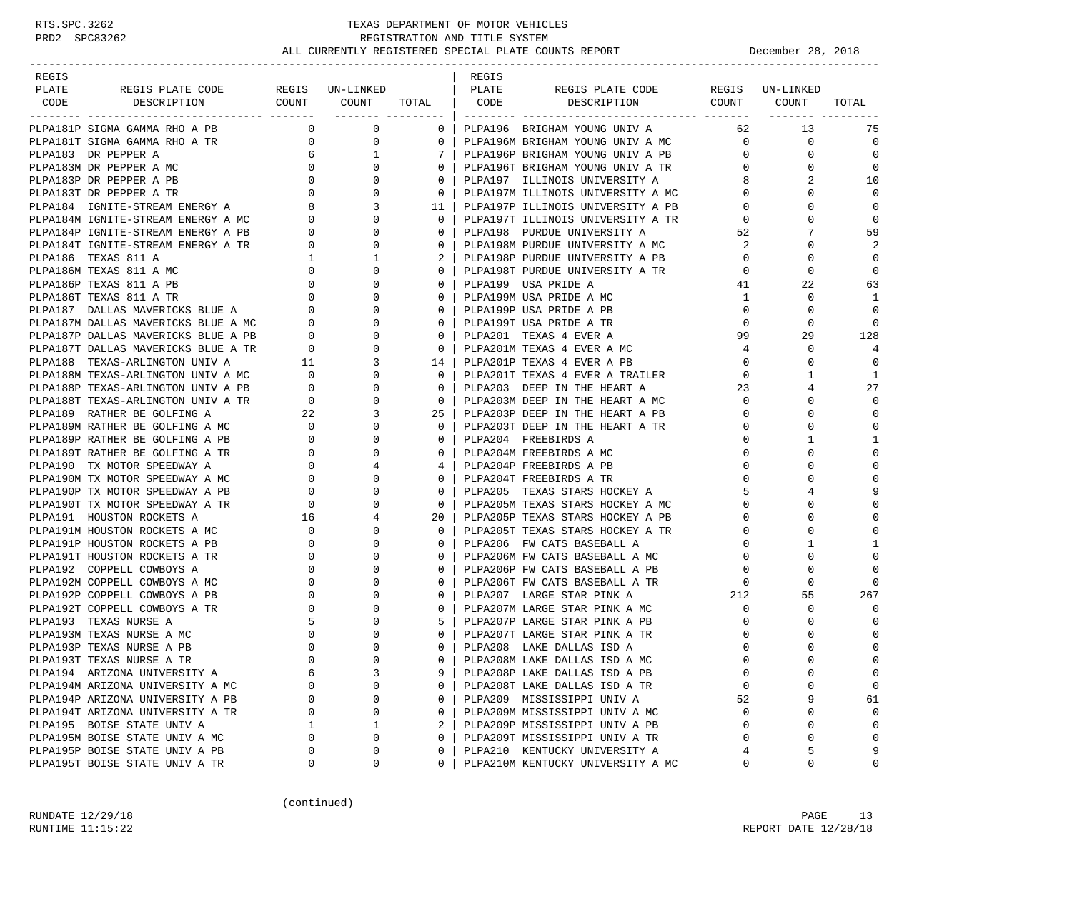RTS.SPC.3262 PRD2 SPC83262

# TEXAS DEPARTMENT OF MOTOR VEHICLES
## REGISTRATION AND TITLE SYSTEM
### ALL CURRENTLY REGISTERED SPECIAL PLATE COUNTS REPORT

December 28, 2018

| REGIS PLATE CODE | REGIS PLATE CODE DESCRIPTION | REGIS COUNT | UN-LINKED COUNT | TOTAL |
|---|---|---|---|---|
| PLPA181P | SIGMA GAMMA RHO A PB | 0 | 0 | 0 |
| PLPA181T | SIGMA GAMMA RHO A TR | 0 | 0 | 0 |
| PLPA183 | DR PEPPER A | 6 | 1 | 7 |
| PLPA183M | DR PEPPER A MC | 0 | 0 | 0 |
| PLPA183P | DR PEPPER A PB | 0 | 0 | 0 |
| PLPA183T | DR PEPPER A TR | 0 | 0 | 0 |
| PLPA184 | IGNITE-STREAM ENERGY A | 8 | 3 | 11 |
| PLPA184M | IGNITE-STREAM ENERGY A MC | 0 | 0 | 0 |
| PLPA184P | IGNITE-STREAM ENERGY A PB | 0 | 0 | 0 |
| PLPA184T | IGNITE-STREAM ENERGY A TR | 0 | 0 | 0 |
| PLPA186 | TEXAS 811 A | 1 | 1 | 2 |
| PLPA186M | TEXAS 811 A MC | 0 | 0 | 0 |
| PLPA186P | TEXAS 811 A PB | 0 | 0 | 0 |
| PLPA186T | TEXAS 811 A TR | 0 | 0 | 0 |
| PLPA187 | DALLAS MAVERICKS BLUE A | 0 | 0 | 0 |
| PLPA187M | DALLAS MAVERICKS BLUE A MC | 0 | 0 | 0 |
| PLPA187P | DALLAS MAVERICKS BLUE A PB | 0 | 0 | 0 |
| PLPA187T | DALLAS MAVERICKS BLUE A TR | 0 | 0 | 0 |
| PLPA188 | TEXAS-ARLINGTON UNIV A | 11 | 3 | 14 |
| PLPA188M | TEXAS-ARLINGTON UNIV A MC | 0 | 0 | 0 |
| PLPA188P | TEXAS-ARLINGTON UNIV A PB | 0 | 0 | 0 |
| PLPA188T | TEXAS-ARLINGTON UNIV A TR | 0 | 0 | 0 |
| PLPA189 | RATHER BE GOLFING A | 22 | 3 | 25 |
| PLPA189M | RATHER BE GOLFING A MC | 0 | 0 | 0 |
| PLPA189P | RATHER BE GOLFING A PB | 0 | 0 | 0 |
| PLPA189T | RATHER BE GOLFING A TR | 0 | 0 | 0 |
| PLPA190 | TX MOTOR SPEEDWAY A | 0 | 4 | 4 |
| PLPA190M | TX MOTOR SPEEDWAY A MC | 0 | 0 | 0 |
| PLPA190P | TX MOTOR SPEEDWAY A PB | 0 | 0 | 0 |
| PLPA190T | TX MOTOR SPEEDWAY A TR | 0 | 0 | 0 |
| PLPA191 | HOUSTON ROCKETS A | 16 | 4 | 20 |
| PLPA191M | HOUSTON ROCKETS A MC | 0 | 0 | 0 |
| PLPA191P | HOUSTON ROCKETS A PB | 0 | 0 | 0 |
| PLPA191T | HOUSTON ROCKETS A TR | 0 | 0 | 0 |
| PLPA192 | COPPELL COWBOYS A | 0 | 0 | 0 |
| PLPA192M | COPPELL COWBOYS A MC | 0 | 0 | 0 |
| PLPA192P | COPPELL COWBOYS A PB | 0 | 0 | 0 |
| PLPA192T | COPPELL COWBOYS A TR | 0 | 0 | 0 |
| PLPA193 | TEXAS NURSE A | 5 | 0 | 5 |
| PLPA193M | TEXAS NURSE A MC | 0 | 0 | 0 |
| PLPA193P | TEXAS NURSE A PB | 0 | 0 | 0 |
| PLPA193T | TEXAS NURSE A TR | 0 | 0 | 0 |
| PLPA194 | ARIZONA UNIVERSITY A | 6 | 3 | 9 |
| PLPA194M | ARIZONA UNIVERSITY A MC | 0 | 0 | 0 |
| PLPA194P | ARIZONA UNIVERSITY A PB | 0 | 0 | 0 |
| PLPA194T | ARIZONA UNIVERSITY A TR | 0 | 0 | 0 |
| PLPA195 | BOISE STATE UNIV A | 1 | 1 | 2 |
| PLPA195M | BOISE STATE UNIV A MC | 0 | 0 | 0 |
| PLPA195P | BOISE STATE UNIV A PB | 0 | 0 | 0 |
| PLPA195T | BOISE STATE UNIV A TR | 0 | 0 | 0 |
| PLPA196 | BRIGHAM YOUNG UNIV A | 62 | 13 | 75 |
| PLPA196M | BRIGHAM YOUNG UNIV A MC | 0 | 0 | 0 |
| PLPA196P | BRIGHAM YOUNG UNIV A PB | 0 | 0 | 0 |
| PLPA196T | BRIGHAM YOUNG UNIV A TR | 0 | 0 | 0 |
| PLPA197 | ILLINOIS UNIVERSITY A | 8 | 2 | 10 |
| PLPA197M | ILLINOIS UNIVERSITY A MC | 0 | 0 | 0 |
| PLPA197P | ILLINOIS UNIVERSITY A PB | 0 | 0 | 0 |
| PLPA197T | ILLINOIS UNIVERSITY A TR | 0 | 0 | 0 |
| PLPA198 | PURDUE UNIVERSITY A | 52 | 7 | 59 |
| PLPA198M | PURDUE UNIVERSITY A MC | 2 | 0 | 2 |
| PLPA198P | PURDUE UNIVERSITY A PB | 0 | 0 | 0 |
| PLPA198T | PURDUE UNIVERSITY A TR | 0 | 0 | 0 |
| PLPA199 | USA PRIDE A | 41 | 22 | 63 |
| PLPA199M | USA PRIDE A MC | 1 | 0 | 1 |
| PLPA199P | USA PRIDE A PB | 0 | 0 | 0 |
| PLPA199T | USA PRIDE A TR | 0 | 0 | 0 |
| PLPA201 | TEXAS 4 EVER A | 99 | 29 | 128 |
| PLPA201M | TEXAS 4 EVER A MC | 4 | 0 | 4 |
| PLPA201P | TEXAS 4 EVER A PB | 0 | 0 | 0 |
| PLPA201T | TEXAS 4 EVER A TRAILER | 0 | 1 | 1 |
| PLPA203 | DEEP IN THE HEART A | 23 | 4 | 27 |
| PLPA203M | DEEP IN THE HEART A MC | 0 | 0 | 0 |
| PLPA203P | DEEP IN THE HEART A PB | 0 | 0 | 0 |
| PLPA203T | DEEP IN THE HEART A TR | 0 | 0 | 0 |
| PLPA204 | FREEBIRDS A | 0 | 1 | 1 |
| PLPA204M | FREEBIRDS A MC | 0 | 0 | 0 |
| PLPA204P | FREEBIRDS A PB | 0 | 0 | 0 |
| PLPA204T | FREEBIRDS A TR | 0 | 0 | 0 |
| PLPA205 | TEXAS STARS HOCKEY A | 5 | 4 | 9 |
| PLPA205M | TEXAS STARS HOCKEY A MC | 0 | 0 | 0 |
| PLPA205P | TEXAS STARS HOCKEY A PB | 0 | 0 | 0 |
| PLPA205T | TEXAS STARS HOCKEY A TR | 0 | 0 | 0 |
| PLPA206 | FW CATS BASEBALL A | 0 | 1 | 1 |
| PLPA206M | FW CATS BASEBALL A MC | 0 | 0 | 0 |
| PLPA206P | FW CATS BASEBALL A PB | 0 | 0 | 0 |
| PLPA206T | FW CATS BASEBALL A TR | 0 | 0 | 0 |
| PLPA207 | LARGE STAR PINK A | 212 | 55 | 267 |
| PLPA207M | LARGE STAR PINK A MC | 0 | 0 | 0 |
| PLPA207P | LARGE STAR PINK A PB | 0 | 0 | 0 |
| PLPA207T | LARGE STAR PINK A TR | 0 | 0 | 0 |
| PLPA208 | LAKE DALLAS ISD A | 0 | 0 | 0 |
| PLPA208M | LAKE DALLAS ISD A MC | 0 | 0 | 0 |
| PLPA208P | LAKE DALLAS ISD A PB | 0 | 0 | 0 |
| PLPA208T | LAKE DALLAS ISD A TR | 0 | 0 | 0 |
| PLPA209 | MISSISSIPPI UNIV A | 52 | 9 | 61 |
| PLPA209M | MISSISSIPPI UNIV A MC | 0 | 0 | 0 |
| PLPA209P | MISSISSIPPI UNIV A PB | 0 | 0 | 0 |
| PLPA209T | MISSISSIPPI UNIV A TR | 0 | 0 | 0 |
| PLPA210 | KENTUCKY UNIVERSITY A | 4 | 5 | 9 |
| PLPA210M | KENTUCKY UNIVERSITY A MC | 0 | 0 | 0 |

(continued)

RUNDATE 12/29/18
RUNTIME 11:15:22

REPORT DATE 12/28/18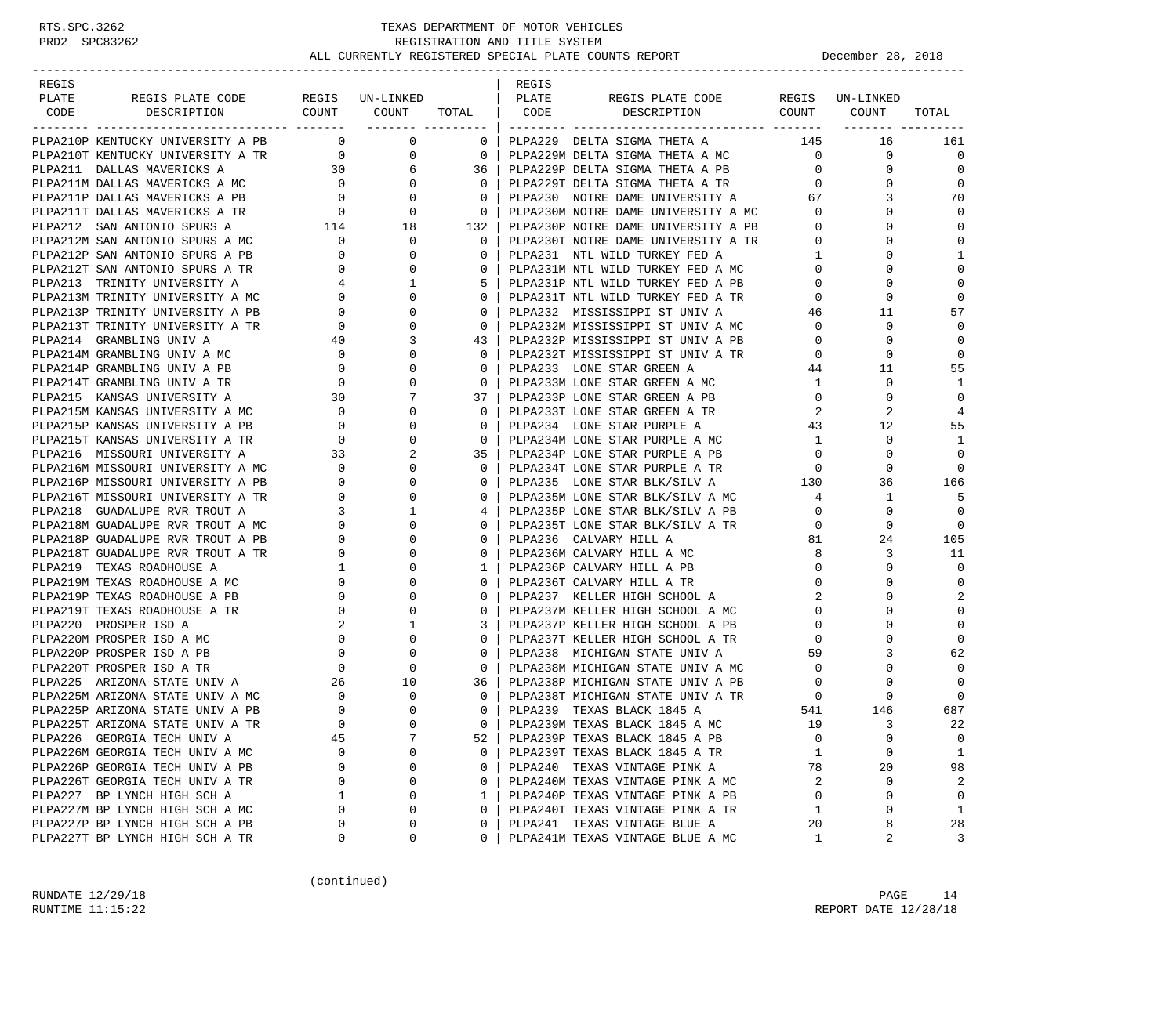# TEXAS DEPARTMENT OF MOTOR VEHICLES
## REGISTRATION AND TITLE SYSTEM
### ALL CURRENTLY REGISTERED SPECIAL PLATE COUNTS REPORT — December 28, 2018

| REGIS PLATE CODE | REGIS PLATE CODE DESCRIPTION | REGIS COUNT | UN-LINKED COUNT | TOTAL |
|---|---|---|---|---|
| PLPA210P | KENTUCKY UNIVERSITY A PB | 0 | 0 | 0 |
| PLPA210T | KENTUCKY UNIVERSITY A TR | 0 | 0 | 0 |
| PLPA211 | DALLAS MAVERICKS A | 30 | 6 | 36 |
| PLPA211M | DALLAS MAVERICKS A MC | 0 | 0 | 0 |
| PLPA211P | DALLAS MAVERICKS A PB | 0 | 0 | 0 |
| PLPA211T | DALLAS MAVERICKS A TR | 0 | 0 | 0 |
| PLPA212 | SAN ANTONIO SPURS A | 114 | 18 | 132 |
| PLPA212M | SAN ANTONIO SPURS A MC | 0 | 0 | 0 |
| PLPA212P | SAN ANTONIO SPURS A PB | 0 | 0 | 0 |
| PLPA212T | SAN ANTONIO SPURS A TR | 0 | 0 | 0 |
| PLPA213 | TRINITY UNIVERSITY A | 4 | 1 | 5 |
| PLPA213M | TRINITY UNIVERSITY A MC | 0 | 0 | 0 |
| PLPA213P | TRINITY UNIVERSITY A PB | 0 | 0 | 0 |
| PLPA213T | TRINITY UNIVERSITY A TR | 0 | 0 | 0 |
| PLPA214 | GRAMBLING UNIV A | 40 | 3 | 43 |
| PLPA214M | GRAMBLING UNIV A MC | 0 | 0 | 0 |
| PLPA214P | GRAMBLING UNIV A PB | 0 | 0 | 0 |
| PLPA214T | GRAMBLING UNIV A TR | 0 | 0 | 0 |
| PLPA215 | KANSAS UNIVERSITY A | 30 | 7 | 37 |
| PLPA215M | KANSAS UNIVERSITY A MC | 0 | 0 | 0 |
| PLPA215P | KANSAS UNIVERSITY A PB | 0 | 0 | 0 |
| PLPA215T | KANSAS UNIVERSITY A TR | 0 | 0 | 0 |
| PLPA216 | MISSOURI UNIVERSITY A | 33 | 2 | 35 |
| PLPA216M | MISSOURI UNIVERSITY A MC | 0 | 0 | 0 |
| PLPA216P | MISSOURI UNIVERSITY A PB | 0 | 0 | 0 |
| PLPA216T | MISSOURI UNIVERSITY A TR | 0 | 0 | 0 |
| PLPA218 | GUADALUPE RVR TROUT A | 3 | 1 | 4 |
| PLPA218M | GUADALUPE RVR TROUT A MC | 0 | 0 | 0 |
| PLPA218P | GUADALUPE RVR TROUT A PB | 0 | 0 | 0 |
| PLPA218T | GUADALUPE RVR TROUT A TR | 0 | 0 | 0 |
| PLPA219 | TEXAS ROADHOUSE A | 1 | 0 | 1 |
| PLPA219M | TEXAS ROADHOUSE A MC | 0 | 0 | 0 |
| PLPA219P | TEXAS ROADHOUSE A PB | 0 | 0 | 0 |
| PLPA219T | TEXAS ROADHOUSE A TR | 0 | 0 | 0 |
| PLPA220 | PROSPER ISD A | 2 | 1 | 3 |
| PLPA220M | PROSPER ISD A MC | 0 | 0 | 0 |
| PLPA220P | PROSPER ISD A PB | 0 | 0 | 0 |
| PLPA220T | PROSPER ISD A TR | 0 | 0 | 0 |
| PLPA225 | ARIZONA STATE UNIV A | 26 | 10 | 36 |
| PLPA225M | ARIZONA STATE UNIV A MC | 0 | 0 | 0 |
| PLPA225P | ARIZONA STATE UNIV A PB | 0 | 0 | 0 |
| PLPA225T | ARIZONA STATE UNIV A TR | 0 | 0 | 0 |
| PLPA226 | GEORGIA TECH UNIV A | 45 | 7 | 52 |
| PLPA226M | GEORGIA TECH UNIV A MC | 0 | 0 | 0 |
| PLPA226P | GEORGIA TECH UNIV A PB | 0 | 0 | 0 |
| PLPA226T | GEORGIA TECH UNIV A TR | 0 | 0 | 0 |
| PLPA227 | BP LYNCH HIGH SCH A | 1 | 0 | 1 |
| PLPA227M | BP LYNCH HIGH SCH A MC | 0 | 0 | 0 |
| PLPA227P | BP LYNCH HIGH SCH A PB | 0 | 0 | 0 |
| PLPA227T | BP LYNCH HIGH SCH A TR | 0 | 0 | 0 |
| PLPA229 | DELTA SIGMA THETA A | 145 | 16 | 161 |
| PLPA229M | DELTA SIGMA THETA A MC | 0 | 0 | 0 |
| PLPA229P | DELTA SIGMA THETA A PB | 0 | 0 | 0 |
| PLPA229T | DELTA SIGMA THETA A TR | 0 | 0 | 0 |
| PLPA230 | NOTRE DAME UNIVERSITY A | 67 | 3 | 70 |
| PLPA230M | NOTRE DAME UNIVERSITY A MC | 0 | 0 | 0 |
| PLPA230P | NOTRE DAME UNIVERSITY A PB | 0 | 0 | 0 |
| PLPA230T | NOTRE DAME UNIVERSITY A TR | 0 | 0 | 0 |
| PLPA231 | NTL WILD TURKEY FED A | 1 | 0 | 1 |
| PLPA231M | NTL WILD TURKEY FED A MC | 0 | 0 | 0 |
| PLPA231P | NTL WILD TURKEY FED A PB | 0 | 0 | 0 |
| PLPA231T | NTL WILD TURKEY FED A TR | 0 | 0 | 0 |
| PLPA232 | MISSISSIPPI ST UNIV A | 46 | 11 | 57 |
| PLPA232M | MISSISSIPPI ST UNIV A MC | 0 | 0 | 0 |
| PLPA232P | MISSISSIPPI ST UNIV A PB | 0 | 0 | 0 |
| PLPA232T | MISSISSIPPI ST UNIV A TR | 0 | 0 | 0 |
| PLPA233 | LONE STAR GREEN A | 44 | 11 | 55 |
| PLPA233M | LONE STAR GREEN A MC | 1 | 0 | 1 |
| PLPA233P | LONE STAR GREEN A PB | 0 | 0 | 0 |
| PLPA233T | LONE STAR GREEN A TR | 2 | 2 | 4 |
| PLPA234 | LONE STAR PURPLE A | 43 | 12 | 55 |
| PLPA234M | LONE STAR PURPLE A MC | 1 | 0 | 1 |
| PLPA234P | LONE STAR PURPLE A PB | 0 | 0 | 0 |
| PLPA234T | LONE STAR PURPLE A TR | 0 | 0 | 0 |
| PLPA235 | LONE STAR BLK/SILV A | 130 | 36 | 166 |
| PLPA235M | LONE STAR BLK/SILV A MC | 4 | 1 | 5 |
| PLPA235P | LONE STAR BLK/SILV A PB | 0 | 0 | 0 |
| PLPA235T | LONE STAR BLK/SILV A TR | 0 | 0 | 0 |
| PLPA236 | CALVARY HILL A | 81 | 24 | 105 |
| PLPA236M | CALVARY HILL A MC | 8 | 3 | 11 |
| PLPA236P | CALVARY HILL A PB | 0 | 0 | 0 |
| PLPA236T | CALVARY HILL A TR | 0 | 0 | 0 |
| PLPA237 | KELLER HIGH SCHOOL A | 2 | 0 | 2 |
| PLPA237M | KELLER HIGH SCHOOL A MC | 0 | 0 | 0 |
| PLPA237P | KELLER HIGH SCHOOL A PB | 0 | 0 | 0 |
| PLPA237T | KELLER HIGH SCHOOL A TR | 0 | 0 | 0 |
| PLPA238 | MICHIGAN STATE UNIV A | 59 | 3 | 62 |
| PLPA238M | MICHIGAN STATE UNIV A MC | 0 | 0 | 0 |
| PLPA238P | MICHIGAN STATE UNIV A PB | 0 | 0 | 0 |
| PLPA238T | MICHIGAN STATE UNIV A TR | 0 | 0 | 0 |
| PLPA239 | TEXAS BLACK 1845 A | 541 | 146 | 687 |
| PLPA239M | TEXAS BLACK 1845 A MC | 19 | 3 | 22 |
| PLPA239P | TEXAS BLACK 1845 A PB | 0 | 0 | 0 |
| PLPA239T | TEXAS BLACK 1845 A TR | 1 | 0 | 1 |
| PLPA240 | TEXAS VINTAGE PINK A | 78 | 20 | 98 |
| PLPA240M | TEXAS VINTAGE PINK A MC | 2 | 0 | 2 |
| PLPA240P | TEXAS VINTAGE PINK A PB | 0 | 0 | 0 |
| PLPA240T | TEXAS VINTAGE PINK A TR | 1 | 0 | 1 |
| PLPA241 | TEXAS VINTAGE BLUE A | 20 | 8 | 28 |
| PLPA241M | TEXAS VINTAGE BLUE A MC | 1 | 2 | 3 |

(continued)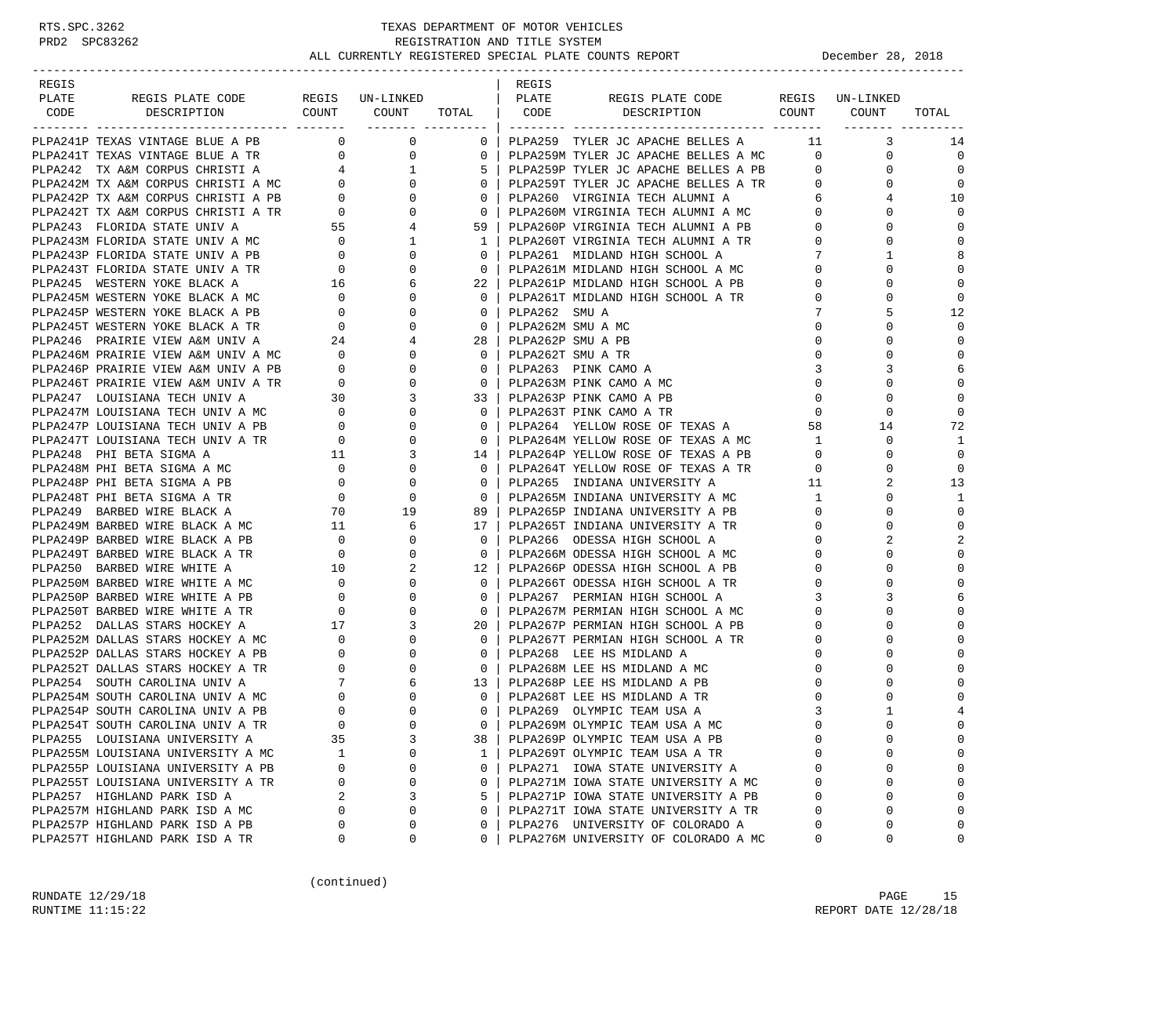# TEXAS DEPARTMENT OF MOTOR VEHICLES
## REGISTRATION AND TITLE SYSTEM
### ALL CURRENTLY REGISTERED SPECIAL PLATE COUNTS REPORT — December 28, 2018

| REGIS PLATE CODE | REGIS PLATE CODE DESCRIPTION | REGIS COUNT | UN-LINKED COUNT | TOTAL |
|---|---|---|---|---|
| PLPA241P | TEXAS VINTAGE BLUE A PB | 0 | 0 | 0 |
| PLPA241T | TEXAS VINTAGE BLUE A TR | 0 | 0 | 0 |
| PLPA242 | TX A&M CORPUS CHRISTI A | 4 | 1 | 5 |
| PLPA242M | TX A&M CORPUS CHRISTI A MC | 0 | 0 | 0 |
| PLPA242P | TX A&M CORPUS CHRISTI A PB | 0 | 0 | 0 |
| PLPA242T | TX A&M CORPUS CHRISTI A TR | 0 | 0 | 0 |
| PLPA243 | FLORIDA STATE UNIV A | 55 | 4 | 59 |
| PLPA243M | FLORIDA STATE UNIV A MC | 0 | 1 | 1 |
| PLPA243P | FLORIDA STATE UNIV A PB | 0 | 0 | 0 |
| PLPA243T | FLORIDA STATE UNIV A TR | 0 | 0 | 0 |
| PLPA245 | WESTERN YOKE BLACK A | 16 | 6 | 22 |
| PLPA245M | WESTERN YOKE BLACK A MC | 0 | 0 | 0 |
| PLPA245P | WESTERN YOKE BLACK A PB | 0 | 0 | 0 |
| PLPA245T | WESTERN YOKE BLACK A TR | 0 | 0 | 0 |
| PLPA246 | PRAIRIE VIEW A&M UNIV A | 24 | 4 | 28 |
| PLPA246M | PRAIRIE VIEW A&M UNIV A MC | 0 | 0 | 0 |
| PLPA246P | PRAIRIE VIEW A&M UNIV A PB | 0 | 0 | 0 |
| PLPA246T | PRAIRIE VIEW A&M UNIV A TR | 0 | 0 | 0 |
| PLPA247 | LOUISIANA TECH UNIV A | 30 | 3 | 33 |
| PLPA247M | LOUISIANA TECH UNIV A MC | 0 | 0 | 0 |
| PLPA247P | LOUISIANA TECH UNIV A PB | 0 | 0 | 0 |
| PLPA247T | LOUISIANA TECH UNIV A TR | 0 | 0 | 0 |
| PLPA248 | PHI BETA SIGMA A | 11 | 3 | 14 |
| PLPA248M | PHI BETA SIGMA A MC | 0 | 0 | 0 |
| PLPA248P | PHI BETA SIGMA A PB | 0 | 0 | 0 |
| PLPA248T | PHI BETA SIGMA A TR | 0 | 0 | 0 |
| PLPA249 | BARBED WIRE BLACK A | 70 | 19 | 89 |
| PLPA249M | BARBED WIRE BLACK A MC | 11 | 6 | 17 |
| PLPA249P | BARBED WIRE BLACK A PB | 0 | 0 | 0 |
| PLPA249T | BARBED WIRE BLACK A TR | 0 | 0 | 0 |
| PLPA250 | BARBED WIRE WHITE A | 10 | 2 | 12 |
| PLPA250M | BARBED WIRE WHITE A MC | 0 | 0 | 0 |
| PLPA250P | BARBED WIRE WHITE A PB | 0 | 0 | 0 |
| PLPA250T | BARBED WIRE WHITE A TR | 0 | 0 | 0 |
| PLPA252 | DALLAS STARS HOCKEY A | 17 | 3 | 20 |
| PLPA252M | DALLAS STARS HOCKEY A MC | 0 | 0 | 0 |
| PLPA252P | DALLAS STARS HOCKEY A PB | 0 | 0 | 0 |
| PLPA252T | DALLAS STARS HOCKEY A TR | 0 | 0 | 0 |
| PLPA254 | SOUTH CAROLINA UNIV A | 7 | 6 | 13 |
| PLPA254M | SOUTH CAROLINA UNIV A MC | 0 | 0 | 0 |
| PLPA254P | SOUTH CAROLINA UNIV A PB | 0 | 0 | 0 |
| PLPA254T | SOUTH CAROLINA UNIV A TR | 0 | 0 | 0 |
| PLPA255 | LOUISIANA UNIVERSITY A | 35 | 3 | 38 |
| PLPA255M | LOUISIANA UNIVERSITY A MC | 1 | 0 | 1 |
| PLPA255P | LOUISIANA UNIVERSITY A PB | 0 | 0 | 0 |
| PLPA255T | LOUISIANA UNIVERSITY A TR | 0 | 0 | 0 |
| PLPA257 | HIGHLAND PARK ISD A | 2 | 3 | 5 |
| PLPA257M | HIGHLAND PARK ISD A MC | 0 | 0 | 0 |
| PLPA257P | HIGHLAND PARK ISD A PB | 0 | 0 | 0 |
| PLPA257T | HIGHLAND PARK ISD A TR | 0 | 0 | 0 |
| PLPA259 | TYLER JC APACHE BELLES A | 11 | 3 | 14 |
| PLPA259M | TYLER JC APACHE BELLES A MC | 0 | 0 | 0 |
| PLPA259P | TYLER JC APACHE BELLES A PB | 0 | 0 | 0 |
| PLPA259T | TYLER JC APACHE BELLES A TR | 0 | 0 | 0 |
| PLPA260 | VIRGINIA TECH ALUMNI A | 6 | 4 | 10 |
| PLPA260M | VIRGINIA TECH ALUMNI A MC | 0 | 0 | 0 |
| PLPA260P | VIRGINIA TECH ALUMNI A PB | 0 | 0 | 0 |
| PLPA260T | VIRGINIA TECH ALUMNI A TR | 0 | 0 | 0 |
| PLPA261 | MIDLAND HIGH SCHOOL A | 7 | 1 | 8 |
| PLPA261M | MIDLAND HIGH SCHOOL A MC | 0 | 0 | 0 |
| PLPA261P | MIDLAND HIGH SCHOOL A PB | 0 | 0 | 0 |
| PLPA261T | MIDLAND HIGH SCHOOL A TR | 0 | 0 | 0 |
| PLPA262 | SMU A | 7 | 5 | 12 |
| PLPA262M | SMU A MC | 0 | 0 | 0 |
| PLPA262P | SMU A PB | 0 | 0 | 0 |
| PLPA262T | SMU A TR | 0 | 0 | 0 |
| PLPA263 | PINK CAMO A | 3 | 3 | 6 |
| PLPA263M | PINK CAMO A MC | 0 | 0 | 0 |
| PLPA263P | PINK CAMO A PB | 0 | 0 | 0 |
| PLPA263T | PINK CAMO A TR | 0 | 0 | 0 |
| PLPA264 | YELLOW ROSE OF TEXAS A | 58 | 14 | 72 |
| PLPA264M | YELLOW ROSE OF TEXAS A MC | 1 | 0 | 1 |
| PLPA264P | YELLOW ROSE OF TEXAS A PB | 0 | 0 | 0 |
| PLPA264T | YELLOW ROSE OF TEXAS A TR | 0 | 0 | 0 |
| PLPA265 | INDIANA UNIVERSITY A | 11 | 2 | 13 |
| PLPA265M | INDIANA UNIVERSITY A MC | 1 | 0 | 1 |
| PLPA265P | INDIANA UNIVERSITY A PB | 0 | 0 | 0 |
| PLPA265T | INDIANA UNIVERSITY A TR | 0 | 0 | 0 |
| PLPA266 | ODESSA HIGH SCHOOL A | 0 | 2 | 2 |
| PLPA266M | ODESSA HIGH SCHOOL A MC | 0 | 0 | 0 |
| PLPA266P | ODESSA HIGH SCHOOL A PB | 0 | 0 | 0 |
| PLPA266T | ODESSA HIGH SCHOOL A TR | 0 | 0 | 0 |
| PLPA267 | PERMIAN HIGH SCHOOL A | 3 | 3 | 6 |
| PLPA267M | PERMIAN HIGH SCHOOL A MC | 0 | 0 | 0 |
| PLPA267P | PERMIAN HIGH SCHOOL A PB | 0 | 0 | 0 |
| PLPA267T | PERMIAN HIGH SCHOOL A TR | 0 | 0 | 0 |
| PLPA268 | LEE HS MIDLAND A | 0 | 0 | 0 |
| PLPA268M | LEE HS MIDLAND A MC | 0 | 0 | 0 |
| PLPA268P | LEE HS MIDLAND A PB | 0 | 0 | 0 |
| PLPA268T | LEE HS MIDLAND A TR | 0 | 0 | 0 |
| PLPA269 | OLYMPIC TEAM USA A | 3 | 1 | 4 |
| PLPA269M | OLYMPIC TEAM USA A MC | 0 | 0 | 0 |
| PLPA269P | OLYMPIC TEAM USA A PB | 0 | 0 | 0 |
| PLPA269T | OLYMPIC TEAM USA A TR | 0 | 0 | 0 |
| PLPA271 | IOWA STATE UNIVERSITY A | 0 | 0 | 0 |
| PLPA271M | IOWA STATE UNIVERSITY A MC | 0 | 0 | 0 |
| PLPA271P | IOWA STATE UNIVERSITY A PB | 0 | 0 | 0 |
| PLPA271T | IOWA STATE UNIVERSITY A TR | 0 | 0 | 0 |
| PLPA276 | UNIVERSITY OF COLORADO A | 0 | 0 | 0 |
| PLPA276M | UNIVERSITY OF COLORADO A MC | 0 | 0 | 0 |

(continued)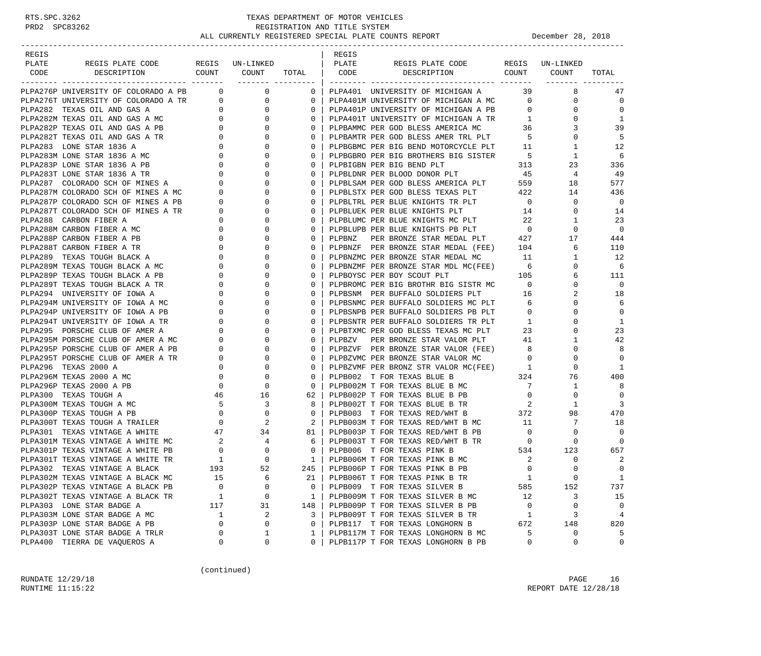| REGIS PLATE CODE | REGIS PLATE CODE DESCRIPTION | REGIS COUNT | UN-LINKED COUNT | TOTAL |
|---|---|---|---|---|
| PLPA276P | UNIVERSITY OF COLORADO A PB | 0 | 0 | 0 |
| PLPA276T | UNIVERSITY OF COLORADO A TR | 0 | 0 | 0 |
| PLPA282 | TEXAS OIL AND GAS A | 0 | 0 | 0 |
| PLPA282M | TEXAS OIL AND GAS A MC | 0 | 0 | 0 |
| PLPA282P | TEXAS OIL AND GAS A PB | 0 | 0 | 0 |
| PLPA282T | TEXAS OIL AND GAS A TR | 0 | 0 | 0 |
| PLPA283 | LONE STAR 1836 A | 0 | 0 | 0 |
| PLPA283M | LONE STAR 1836 A MC | 0 | 0 | 0 |
| PLPA283P | LONE STAR 1836 A PB | 0 | 0 | 0 |
| PLPA283T | LONE STAR 1836 A TR | 0 | 0 | 0 |
| PLPA287 | COLORADO SCH OF MINES A | 0 | 0 | 0 |
| PLPA287M | COLORADO SCH OF MINES A MC | 0 | 0 | 0 |
| PLPA287P | COLORADO SCH OF MINES A PB | 0 | 0 | 0 |
| PLPA287T | COLORADO SCH OF MINES A TR | 0 | 0 | 0 |
| PLPA288 | CARBON FIBER A | 0 | 0 | 0 |
| PLPA288M | CARBON FIBER A MC | 0 | 0 | 0 |
| PLPA288P | CARBON FIBER A PB | 0 | 0 | 0 |
| PLPA288T | CARBON FIBER A TR | 0 | 0 | 0 |
| PLPA289 | TEXAS TOUGH BLACK A | 0 | 0 | 0 |
| PLPA289M | TEXAS TOUGH BLACK A MC | 0 | 0 | 0 |
| PLPA289P | TEXAS TOUGH BLACK A PB | 0 | 0 | 0 |
| PLPA289T | TEXAS TOUGH BLACK A TR | 0 | 0 | 0 |
| PLPA294 | UNIVERSITY OF IOWA A | 0 | 0 | 0 |
| PLPA294M | UNIVERSITY OF IOWA A MC | 0 | 0 | 0 |
| PLPA294P | UNIVERSITY OF IOWA A PB | 0 | 0 | 0 |
| PLPA294T | UNIVERSITY OF IOWA A TR | 0 | 0 | 0 |
| PLPA295 | PORSCHE CLUB OF AMER A | 0 | 0 | 0 |
| PLPA295M | PORSCHE CLUB OF AMER A MC | 0 | 0 | 0 |
| PLPA295P | PORSCHE CLUB OF AMER A PB | 0 | 0 | 0 |
| PLPA295T | PORSCHE CLUB OF AMER A TR | 0 | 0 | 0 |
| PLPA296 | TEXAS 2000 A | 0 | 0 | 0 |
| PLPA296M | TEXAS 2000 A MC | 0 | 0 | 0 |
| PLPA296P | TEXAS 2000 A PB | 0 | 0 | 0 |
| PLPA300 | TEXAS TOUGH A | 46 | 16 | 62 |
| PLPA300M | TEXAS TOUGH A MC | 5 | 3 | 8 |
| PLPA300P | TEXAS TOUGH A PB | 0 | 0 | 0 |
| PLPA300T | TEXAS TOUGH A TRAILER | 0 | 2 | 2 |
| PLPA301 | TEXAS VINTAGE A WHITE | 47 | 34 | 81 |
| PLPA301M | TEXAS VINTAGE A WHITE MC | 2 | 4 | 6 |
| PLPA301P | TEXAS VINTAGE A WHITE PB | 0 | 0 | 0 |
| PLPA301T | TEXAS VINTAGE A WHITE TR | 1 | 0 | 1 |
| PLPA302 | TEXAS VINTAGE A BLACK | 193 | 52 | 245 |
| PLPA302M | TEXAS VINTAGE A BLACK MC | 15 | 6 | 21 |
| PLPA302P | TEXAS VINTAGE A BLACK PB | 0 | 0 | 0 |
| PLPA302T | TEXAS VINTAGE A BLACK TR | 1 | 0 | 1 |
| PLPA303 | LONE STAR BADGE A | 117 | 31 | 148 |
| PLPA303M | LONE STAR BADGE A MC | 1 | 2 | 3 |
| PLPA303P | LONE STAR BADGE A PB | 0 | 0 | 0 |
| PLPA303T | LONE STAR BADGE A TRLR | 0 | 1 | 1 |
| PLPA400 | TIERRA DE VAQUEROS A | 0 | 0 | 0 |
| PLPA401 | UNIVERSITY OF MICHIGAN A | 39 | 8 | 47 |
| PLPA401M | UNIVERSITY OF MICHIGAN A MC | 0 | 0 | 0 |
| PLPA401P | UNIVERSITY OF MICHIGAN A PB | 0 | 0 | 0 |
| PLPA401T | UNIVERSITY OF MICHIGAN A TR | 1 | 0 | 1 |
| PLPBAMMC | PER GOD BLESS AMERICA MC | 36 | 3 | 39 |
| PLPBAMTR | PER GOD BLESS AMER TRL PLT | 5 | 0 | 5 |
| PLPBGBMC | PER BIG BEND MOTORCYCLE PLT | 11 | 1 | 12 |
| PLPBGBRO | PER BIG BROTHERS BIG SISTER | 5 | 1 | 6 |
| PLPBIGBN | PER BIG BEND PLT | 313 | 23 | 336 |
| PLPBLDNR | PER BLOOD DONOR PLT | 45 | 4 | 49 |
| PLPBLSAM | PER GOD BLESS AMERICA PLT | 559 | 18 | 577 |
| PLPBLSTX | PER GOD BLESS TEXAS PLT | 422 | 14 | 436 |
| PLPBLTRL | PER BLUE KNIGHTS TR PLT | 0 | 0 | 0 |
| PLPBLUEK | PER BLUE KNIGHTS PLT | 14 | 0 | 14 |
| PLPBLUMC | PER BLUE KNIGHTS MC PLT | 22 | 1 | 23 |
| PLPBLUPB | PER BLUE KNIGHTS PB PLT | 0 | 0 | 0 |
| PLPBNZ | PER BRONZE STAR MEDAL PLT | 427 | 17 | 444 |
| PLPBNZF | PER BRONZE STAR MEDAL (FEE) | 104 | 6 | 110 |
| PLPBNZMC | PER BRONZE STAR MEDAL MC | 11 | 1 | 12 |
| PLPBNZMF | PER BRONZE STAR MDL MC(FEE) | 6 | 0 | 6 |
| PLPBOYSC | PER BOY SCOUT PLT | 105 | 6 | 111 |
| PLPBROMC | PER BIG BROTHR BIG SISTR MC | 0 | 0 | 0 |
| PLPBSNM | PER BUFFALO SOLDIERS PLT | 16 | 2 | 18 |
| PLPBSNMC | PER BUFFALO SOLDIERS MC PLT | 6 | 0 | 6 |
| PLPBSNPB | PER BUFFALO SOLDIERS PB PLT | 0 | 0 | 0 |
| PLPBSNTR | PER BUFFALO SOLDIERS TR PLT | 1 | 0 | 1 |
| PLPBTXMC | PER GOD BLESS TEXAS MC PLT | 23 | 0 | 23 |
| PLPBZV | PER BRONZE STAR VALOR PLT | 41 | 1 | 42 |
| PLPBZVF | PER BRONZE STAR VALOR (FEE) | 8 | 0 | 8 |
| PLPBZVMC | PER BRONZE STAR VALOR MC | 0 | 0 | 0 |
| PLPBZVMF | PER BRONZ STR VALOR MC(FEE) | 1 | 0 | 1 |
| PLPB002 | T FOR TEXAS BLUE B | 324 | 76 | 400 |
| PLPB002M | T FOR TEXAS BLUE B MC | 7 | 1 | 8 |
| PLPB002P | T FOR TEXAS BLUE B PB | 0 | 0 | 0 |
| PLPB002T | T FOR TEXAS BLUE B TR | 2 | 1 | 3 |
| PLPB003 | T FOR TEXAS RED/WHT B | 372 | 98 | 470 |
| PLPB003M | T FOR TEXAS RED/WHT B MC | 11 | 7 | 18 |
| PLPB003P | T FOR TEXAS RED/WHT B PB | 0 | 0 | 0 |
| PLPB003T | T FOR TEXAS RED/WHT B TR | 0 | 0 | 0 |
| PLPB006 | T FOR TEXAS PINK B | 534 | 123 | 657 |
| PLPB006M | T FOR TEXAS PINK B MC | 2 | 0 | 2 |
| PLPB006P | T FOR TEXAS PINK B PB | 0 | 0 | 0 |
| PLPB006T | T FOR TEXAS PINK B TR | 1 | 0 | 1 |
| PLPB009 | T FOR TEXAS SILVER B | 585 | 152 | 737 |
| PLPB009M | T FOR TEXAS SILVER B MC | 12 | 3 | 15 |
| PLPB009P | T FOR TEXAS SILVER B PB | 0 | 0 | 0 |
| PLPB009T | T FOR TEXAS SILVER B TR | 1 | 3 | 4 |
| PLPB117 | T FOR TEXAS LONGHORN B | 672 | 148 | 820 |
| PLPB117M | T FOR TEXAS LONGHORN B MC | 5 | 0 | 5 |
| PLPB117P | T FOR TEXAS LONGHORN B PB | 0 | 0 | 0 |

(continued)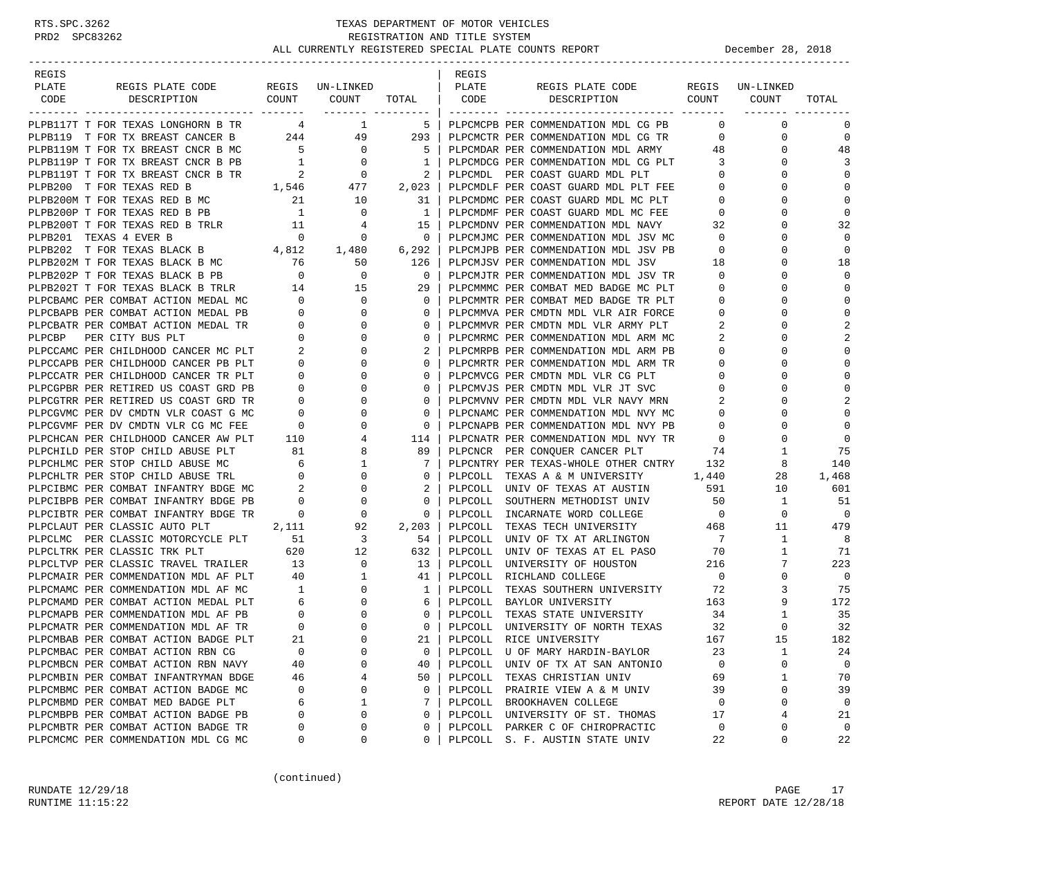# TEXAS DEPARTMENT OF MOTOR VEHICLES
## REGISTRATION AND TITLE SYSTEM
## ALL CURRENTLY REGISTERED SPECIAL PLATE COUNTS REPORT — December 28, 2018

| REGIS PLATE CODE | REGIS PLATE CODE DESCRIPTION | REGIS COUNT | UN-LINKED COUNT | TOTAL |
|---|---|---|---|---|
| PLPB117T | T FOR TEXAS LONGHORN B TR | 4 | 1 | 5 |
| PLPB119 | T FOR TX BREAST CANCER B | 244 | 49 | 293 |
| PLPB119M | T FOR TX BREAST CNCR B MC | 5 | 0 | 5 |
| PLPB119P | T FOR TX BREAST CNCR B PB | 1 | 0 | 1 |
| PLPB119T | T FOR TX BREAST CNCR B TR | 2 | 0 | 2 |
| PLPB200 | T FOR TEXAS RED B | 1,546 | 477 | 2,023 |
| PLPB200M | T FOR TEXAS RED B MC | 21 | 10 | 31 |
| PLPB200P | T FOR TEXAS RED B PB | 1 | 0 | 1 |
| PLPB200T | T FOR TEXAS RED B TRLR | 11 | 4 | 15 |
| PLPB201 | TEXAS 4 EVER B | 0 | 0 | 0 |
| PLPB202 | T FOR TEXAS BLACK B | 4,812 | 1,480 | 6,292 |
| PLPB202M | T FOR TEXAS BLACK B MC | 76 | 50 | 126 |
| PLPB202P | T FOR TEXAS BLACK B PB | 0 | 0 | 0 |
| PLPB202T | T FOR TEXAS BLACK B TRLR | 14 | 15 | 29 |
| PLPCBAMC | PER COMBAT ACTION MEDAL MC | 0 | 0 | 0 |
| PLPCBAPB | PER COMBAT ACTION MEDAL PB | 0 | 0 | 0 |
| PLPCBATR | PER COMBAT ACTION MEDAL TR | 0 | 0 | 0 |
| PLPCBP | PER CITY BUS PLT | 0 | 0 | 0 |
| PLPCCAMC | PER CHILDHOOD CANCER MC PLT | 2 | 0 | 2 |
| PLPCCAPB | PER CHILDHOOD CANCER PB PLT | 0 | 0 | 0 |
| PLPCCATR | PER CHILDHOOD CANCER TR PLT | 0 | 0 | 0 |
| PLPCGPBR | PER RETIRED US COAST GRD PB | 0 | 0 | 0 |
| PLPCGTRR | PER RETIRED US COAST GRD TR | 0 | 0 | 0 |
| PLPCGVMC | PER DV CMDTN VLR COAST G MC | 0 | 0 | 0 |
| PLPCGVMF | PER DV CMDTN VLR CG MC FEE | 0 | 0 | 0 |
| PLPCHCAN | PER CHILDHOOD CANCER AW PLT | 110 | 4 | 114 |
| PLPCHILD | PER STOP CHILD ABUSE PLT | 81 | 8 | 89 |
| PLPCHLMC | PER STOP CHILD ABUSE MC | 6 | 1 | 7 |
| PLPCHLTR | PER STOP CHILD ABUSE TRL | 0 | 0 | 0 |
| PLPCIBMC | PER COMBAT INFANTRY BDGE MC | 2 | 0 | 2 |
| PLPCIBPB | PER COMBAT INFANTRY BDGE PB | 0 | 0 | 0 |
| PLPCIBTR | PER COMBAT INFANTRY BDGE TR | 0 | 0 | 0 |
| PLPCLAUT | PER CLASSIC AUTO PLT | 2,111 | 92 | 2,203 |
| PLPCLMC | PER CLASSIC MOTORCYCLE PLT | 51 | 3 | 54 |
| PLPCLTRK | PER CLASSIC TRK PLT | 620 | 12 | 632 |
| PLPCLTVP | PER CLASSIC TRAVEL TRAILER | 13 | 0 | 13 |
| PLPCMAIR | PER COMMENDATION MDL AF PLT | 40 | 1 | 41 |
| PLPCMAMC | PER COMMENDATION MDL AF MC | 1 | 0 | 1 |
| PLPCMAMD | PER COMBAT ACTION MEDAL PLT | 6 | 0 | 6 |
| PLPCMAPB | PER COMMENDATION MDL AF PB | 0 | 0 | 0 |
| PLPCMATR | PER COMMENDATION MDL AF TR | 0 | 0 | 0 |
| PLPCMBAB | PER COMBAT ACTION BADGE PLT | 21 | 0 | 21 |
| PLPCMBAC | PER COMBAT ACTION RBN CG | 0 | 0 | 0 |
| PLPCMBCN | PER COMBAT ACTION RBN NAVY | 40 | 0 | 40 |
| PLPCMBIN | PER COMBAT INFANTRYMAN BDGE | 46 | 4 | 50 |
| PLPCMBMC | PER COMBAT ACTION BADGE MC | 0 | 0 | 0 |
| PLPCMBMD | PER COMBAT MED BADGE PLT | 6 | 1 | 7 |
| PLPCMBPB | PER COMBAT ACTION BADGE PB | 0 | 0 | 0 |
| PLPCMBTR | PER COMBAT ACTION BADGE TR | 0 | 0 | 0 |
| PLPCMCMC | PER COMMENDATION MDL CG MC | 0 | 0 | 0 |
| PLPCMCPB | PER COMMENDATION MDL CG PB | 0 | 0 | 0 |
| PLPCMCTR | PER COMMENDATION MDL CG TR | 0 | 0 | 0 |
| PLPCMDAR | PER COMMENDATION MDL ARMY | 48 | 0 | 48 |
| PLPCMDCG | PER COMMENDATION MDL CG PLT | 3 | 0 | 3 |
| PLPCMDL | PER COAST GUARD MDL PLT | 0 | 0 | 0 |
| PLPCMDLF | PER COAST GUARD MDL PLT FEE | 0 | 0 | 0 |
| PLPCMDMC | PER COAST GUARD MDL MC PLT | 0 | 0 | 0 |
| PLPCMDMF | PER COAST GUARD MDL MC FEE | 0 | 0 | 0 |
| PLPCMDNV | PER COMMENDATION MDL NAVY | 32 | 0 | 32 |
| PLPCMJMC | PER COMMENDATION MDL JSV MC | 0 | 0 | 0 |
| PLPCMJPB | PER COMMENDATION MDL JSV PB | 0 | 0 | 0 |
| PLPCMJSV | PER COMMENDATION MDL JSV | 18 | 0 | 18 |
| PLPCMJTR | PER COMMENDATION MDL JSV TR | 0 | 0 | 0 |
| PLPCMMMC | PER COMBAT MED BADGE MC PLT | 0 | 0 | 0 |
| PLPCMMTR | PER COMBAT MED BADGE TR PLT | 0 | 0 | 0 |
| PLPCMMVA | PER CMDTN MDL VLR AIR FORCE | 0 | 0 | 0 |
| PLPCMMVR | PER CMDTN MDL VLR ARMY PLT | 2 | 0 | 2 |
| PLPCMRMC | PER COMMENDATION MDL ARM MC | 2 | 0 | 2 |
| PLPCMRPB | PER COMMENDATION MDL ARM PB | 0 | 0 | 0 |
| PLPCMRTR | PER COMMENDATION MDL ARM TR | 0 | 0 | 0 |
| PLPCMVCG | PER CMDTN MDL VLR CG PLT | 0 | 0 | 0 |
| PLPCMVJS | PER CMDTN MDL VLR JT SVC | 0 | 0 | 0 |
| PLPCMVNV | PER CMDTN MDL VLR NAVY MRN | 2 | 0 | 2 |
| PLPCNAMC | PER COMMENDATION MDL NVY MC | 0 | 0 | 0 |
| PLPCNAPB | PER COMMENDATION MDL NVY PB | 0 | 0 | 0 |
| PLPCNATR | PER COMMENDATION MDL NVY TR | 0 | 0 | 0 |
| PLPCNCR | PER CONQUER CANCER PLT | 74 | 1 | 75 |
| PLPCNTRY | PER TEXAS-WHOLE OTHER CNTRY | 132 | 8 | 140 |
| PLPCOLL | TEXAS A & M UNIVERSITY | 1,440 | 28 | 1,468 |
| PLPCOLL | UNIV OF TEXAS AT AUSTIN | 591 | 10 | 601 |
| PLPCOLL | SOUTHERN METHODIST UNIV | 50 | 1 | 51 |
| PLPCOLL | INCARNATE WORD COLLEGE | 0 | 0 | 0 |
| PLPCOLL | TEXAS TECH UNIVERSITY | 468 | 11 | 479 |
| PLPCOLL | UNIV OF TX AT ARLINGTON | 7 | 1 | 8 |
| PLPCOLL | UNIV OF TEXAS AT EL PASO | 70 | 1 | 71 |
| PLPCOLL | UNIVERSITY OF HOUSTON | 216 | 7 | 223 |
| PLPCOLL | RICHLAND COLLEGE | 0 | 0 | 0 |
| PLPCOLL | TEXAS SOUTHERN UNIVERSITY | 72 | 3 | 75 |
| PLPCOLL | BAYLOR UNIVERSITY | 163 | 9 | 172 |
| PLPCOLL | TEXAS STATE UNIVERSITY | 34 | 1 | 35 |
| PLPCOLL | UNIVERSITY OF NORTH TEXAS | 32 | 0 | 32 |
| PLPCOLL | RICE UNIVERSITY | 167 | 15 | 182 |
| PLPCOLL | U OF MARY HARDIN-BAYLOR | 23 | 1 | 24 |
| PLPCOLL | UNIV OF TX AT SAN ANTONIO | 0 | 0 | 0 |
| PLPCOLL | TEXAS CHRISTIAN UNIV | 69 | 1 | 70 |
| PLPCOLL | PRAIRIE VIEW A & M UNIV | 39 | 0 | 39 |
| PLPCOLL | BROOKHAVEN COLLEGE | 0 | 0 | 0 |
| PLPCOLL | UNIVERSITY OF ST. THOMAS | 17 | 4 | 21 |
| PLPCOLL | PARKER C OF CHIROPRACTIC | 0 | 0 | 0 |
| PLPCOLL | S. F. AUSTIN STATE UNIV | 22 | 0 | 22 |

(continued)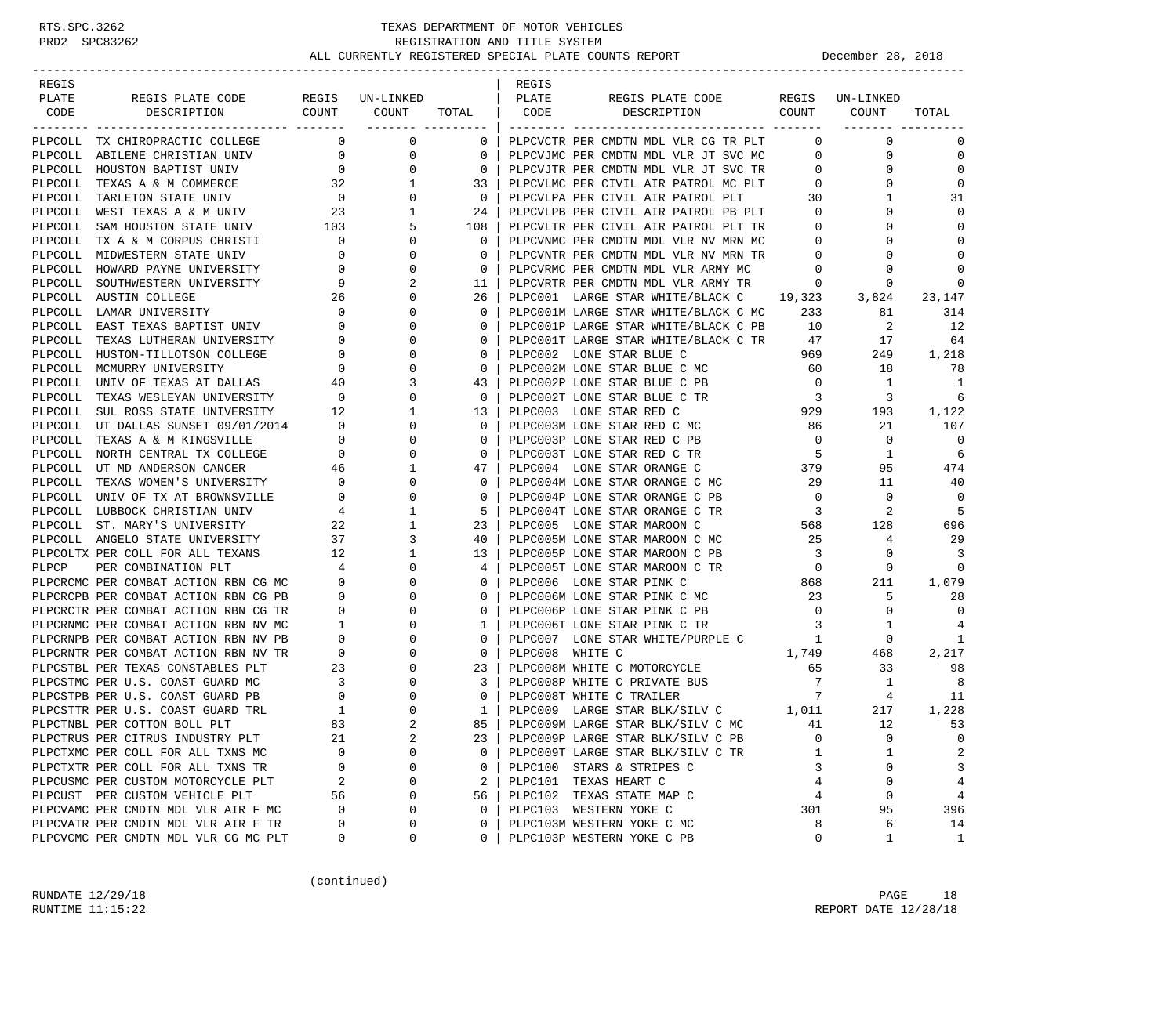TEXAS DEPARTMENT OF MOTOR VEHICLES
REGISTRATION AND TITLE SYSTEM
ALL CURRENTLY REGISTERED SPECIAL PLATE COUNTS REPORT December 28, 2018

| REGIS PLATE CODE | REGIS PLATE CODE DESCRIPTION | REGIS COUNT | UN-LINKED COUNT | TOTAL |
|---|---|---|---|---|
| PLPCOLL | TX CHIROPRACTIC COLLEGE | 0 | 0 | 0 |
| PLPCOLL | ABILENE CHRISTIAN UNIV | 0 | 0 | 0 |
| PLPCOLL | HOUSTON BAPTIST UNIV | 0 | 0 | 0 |
| PLPCOLL | TEXAS A & M COMMERCE | 32 | 1 | 33 |
| PLPCOLL | TARLETON STATE UNIV | 0 | 0 | 0 |
| PLPCOLL | WEST TEXAS A & M UNIV | 23 | 1 | 24 |
| PLPCOLL | SAM HOUSTON STATE UNIV | 103 | 5 | 108 |
| PLPCOLL | TX A & M CORPUS CHRISTI | 0 | 0 | 0 |
| PLPCOLL | MIDWESTERN STATE UNIV | 0 | 0 | 0 |
| PLPCOLL | HOWARD PAYNE UNIVERSITY | 0 | 0 | 0 |
| PLPCOLL | SOUTHWESTERN UNIVERSITY | 9 | 2 | 11 |
| PLPCOLL | AUSTIN COLLEGE | 26 | 0 | 26 |
| PLPCOLL | LAMAR UNIVERSITY | 0 | 0 | 0 |
| PLPCOLL | EAST TEXAS BAPTIST UNIV | 0 | 0 | 0 |
| PLPCOLL | TEXAS LUTHERAN UNIVERSITY | 0 | 0 | 0 |
| PLPCOLL | HUSTON-TILLOTSON COLLEGE | 0 | 0 | 0 |
| PLPCOLL | MCMURRY UNIVERSITY | 0 | 0 | 0 |
| PLPCOLL | UNIV OF TEXAS AT DALLAS | 40 | 3 | 43 |
| PLPCOLL | TEXAS WESLEYAN UNIVERSITY | 0 | 0 | 0 |
| PLPCOLL | SUL ROSS STATE UNIVERSITY | 12 | 1 | 13 |
| PLPCOLL | UT DALLAS SUNSET 09/01/2014 | 0 | 0 | 0 |
| PLPCOLL | TEXAS A & M KINGSVILLE | 0 | 0 | 0 |
| PLPCOLL | NORTH CENTRAL TX COLLEGE | 0 | 0 | 0 |
| PLPCOLL | UT MD ANDERSON CANCER | 46 | 1 | 47 |
| PLPCOLL | TEXAS WOMEN'S UNIVERSITY | 0 | 0 | 0 |
| PLPCOLL | UNIV OF TX AT BROWNSVILLE | 0 | 0 | 0 |
| PLPCOLL | LUBBOCK CHRISTIAN UNIV | 4 | 1 | 5 |
| PLPCOLL | ST. MARY'S UNIVERSITY | 22 | 1 | 23 |
| PLPCOLL | ANGELO STATE UNIVERSITY | 37 | 3 | 40 |
| PLPCOLTX | PER COLL FOR ALL TEXANS | 12 | 1 | 13 |
| PLPCP | PER COMBINATION PLT | 4 | 0 | 4 |
| PLPCRCMC | PER COMBAT ACTION RBN CG MC | 0 | 0 | 0 |
| PLPCRCPB | PER COMBAT ACTION RBN CG PB | 0 | 0 | 0 |
| PLPCRCTR | PER COMBAT ACTION RBN CG TR | 0 | 0 | 0 |
| PLPCRNMC | PER COMBAT ACTION RBN NV MC | 1 | 0 | 1 |
| PLPCRNPB | PER COMBAT ACTION RBN NV PB | 0 | 0 | 0 |
| PLPCRNTR | PER COMBAT ACTION RBN NV TR | 0 | 0 | 0 |
| PLPCSTBL | PER TEXAS CONSTABLES PLT | 23 | 0 | 23 |
| PLPCSTMC | PER U.S. COAST GUARD MC | 3 | 0 | 3 |
| PLPCSTPB | PER U.S. COAST GUARD PB | 0 | 0 | 0 |
| PLPCSTTR | PER U.S. COAST GUARD TRL | 1 | 0 | 1 |
| PLPCTNBL | PER COTTON BOLL PLT | 83 | 2 | 85 |
| PLPCTRUS | PER CITRUS INDUSTRY PLT | 21 | 2 | 23 |
| PLPCTXMC | PER COLL FOR ALL TXNS MC | 0 | 0 | 0 |
| PLPCTXTR | PER COLL FOR ALL TXNS TR | 0 | 0 | 0 |
| PLPCUSMC | PER CUSTOM MOTORCYCLE PLT | 2 | 0 | 2 |
| PLPCUST | PER CUSTOM VEHICLE PLT | 56 | 0 | 56 |
| PLPCVAMC | PER CMDTN MDL VLR AIR F MC | 0 | 0 | 0 |
| PLPCVATR | PER CMDTN MDL VLR AIR F TR | 0 | 0 | 0 |
| PLPCVCMC | PER CMDTN MDL VLR CG MC PLT | 0 | 0 | 0 |
| PLPCVCTR | PER CMDTN MDL VLR CG TR PLT | 0 | 0 | 0 |
| PLPCVJMC | PER CMDTN MDL VLR JT SVC MC | 0 | 0 | 0 |
| PLPCVJTR | PER CMDTN MDL VLR JT SVC TR | 0 | 0 | 0 |
| PLPCVLMC | PER CIVIL AIR PATROL MC PLT | 0 | 0 | 0 |
| PLPCVLPA | PER CIVIL AIR PATROL PLT | 30 | 1 | 31 |
| PLPCVLPB | PER CIVIL AIR PATROL PB PLT | 0 | 0 | 0 |
| PLPCVLTR | PER CIVIL AIR PATROL PLT TR | 0 | 0 | 0 |
| PLPCVNMC | PER CMDTN MDL VLR NV MRN MC | 0 | 0 | 0 |
| PLPCVNTR | PER CMDTN MDL VLR NV MRN TR | 0 | 0 | 0 |
| PLPCVRMC | PER CMDTN MDL VLR ARMY MC | 0 | 0 | 0 |
| PLPCVRTR | PER CMDTN MDL VLR ARMY TR | 0 | 0 | 0 |
| PLPC001 | LARGE STAR WHITE/BLACK C | 19,323 | 3,824 | 23,147 |
| PLPC001M | LARGE STAR WHITE/BLACK C MC | 233 | 81 | 314 |
| PLPC001P | LARGE STAR WHITE/BLACK C PB | 10 | 2 | 12 |
| PLPC001T | LARGE STAR WHITE/BLACK C TR | 47 | 17 | 64 |
| PLPC002 | LONE STAR BLUE C | 969 | 249 | 1,218 |
| PLPC002M | LONE STAR BLUE C MC | 60 | 18 | 78 |
| PLPC002P | LONE STAR BLUE C PB | 0 | 1 | 1 |
| PLPC002T | LONE STAR BLUE C TR | 3 | 3 | 6 |
| PLPC003 | LONE STAR RED C | 929 | 193 | 1,122 |
| PLPC003M | LONE STAR RED C MC | 86 | 21 | 107 |
| PLPC003P | LONE STAR RED C PB | 0 | 0 | 0 |
| PLPC003T | LONE STAR RED C TR | 5 | 1 | 6 |
| PLPC004 | LONE STAR ORANGE C | 379 | 95 | 474 |
| PLPC004M | LONE STAR ORANGE C MC | 29 | 11 | 40 |
| PLPC004P | LONE STAR ORANGE C PB | 0 | 0 | 0 |
| PLPC004T | LONE STAR ORANGE C TR | 3 | 2 | 5 |
| PLPC005 | LONE STAR MAROON C | 568 | 128 | 696 |
| PLPC005M | LONE STAR MAROON C MC | 25 | 4 | 29 |
| PLPC005P | LONE STAR MAROON C PB | 3 | 0 | 3 |
| PLPC005T | LONE STAR MAROON C TR | 0 | 0 | 0 |
| PLPC006 | LONE STAR PINK C | 868 | 211 | 1,079 |
| PLPC006M | LONE STAR PINK C MC | 23 | 5 | 28 |
| PLPC006P | LONE STAR PINK C PB | 0 | 0 | 0 |
| PLPC006T | LONE STAR PINK C TR | 3 | 1 | 4 |
| PLPC007 | LONE STAR WHITE/PURPLE C | 1 | 0 | 1 |
| PLPC008 | WHITE C | 1,749 | 468 | 2,217 |
| PLPC008M | WHITE C MOTORCYCLE | 65 | 33 | 98 |
| PLPC008P | WHITE C PRIVATE BUS | 7 | 1 | 8 |
| PLPC008T | WHITE C TRAILER | 7 | 4 | 11 |
| PLPC009 | LARGE STAR BLK/SILV C | 1,011 | 217 | 1,228 |
| PLPC009M | LARGE STAR BLK/SILV C MC | 41 | 12 | 53 |
| PLPC009P | LARGE STAR BLK/SILV C PB | 0 | 0 | 0 |
| PLPC009T | LARGE STAR BLK/SILV C TR | 1 | 1 | 2 |
| PLPC100 | STARS & STRIPES C | 3 | 0 | 3 |
| PLPC101 | TEXAS HEART C | 4 | 0 | 4 |
| PLPC102 | TEXAS STATE MAP C | 4 | 0 | 4 |
| PLPC103 | WESTERN YOKE C | 301 | 95 | 396 |
| PLPC103M | WESTERN YOKE C MC | 8 | 6 | 14 |
| PLPC103P | WESTERN YOKE C PB | 0 | 1 | 1 |

(continued)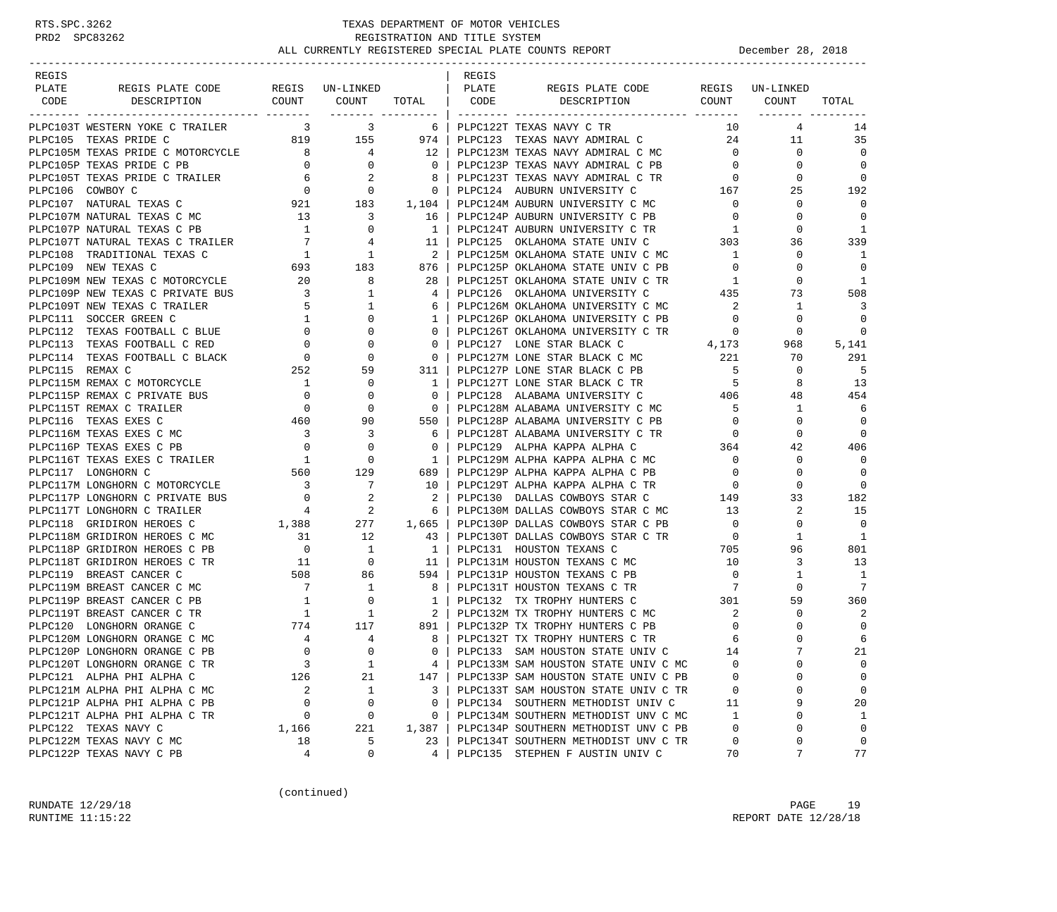TEXAS DEPARTMENT OF MOTOR VEHICLES
REGISTRATION AND TITLE SYSTEM
ALL CURRENTLY REGISTERED SPECIAL PLATE COUNTS REPORT December 28, 2018

| REGIS PLATE CODE | REGIS PLATE CODE DESCRIPTION | REGIS COUNT | UN-LINKED COUNT | TOTAL |
|---|---|---|---|---|
| PLPC103T | WESTERN YOKE C TRAILER | 3 | 3 | 6 |
| PLPC105 | TEXAS PRIDE C | 819 | 155 | 974 |
| PLPC105M | TEXAS PRIDE C MOTORCYCLE | 8 | 4 | 12 |
| PLPC105P | TEXAS PRIDE C PB | 0 | 0 | 0 |
| PLPC105T | TEXAS PRIDE C TRAILER | 6 | 2 | 8 |
| PLPC106 | COWBOY C | 0 | 0 | 0 |
| PLPC107 | NATURAL TEXAS C | 921 | 183 | 1,104 |
| PLPC107M | NATURAL TEXAS C MC | 13 | 3 | 16 |
| PLPC107P | NATURAL TEXAS C PB | 1 | 0 | 1 |
| PLPC107T | NATURAL TEXAS C TRAILER | 7 | 4 | 11 |
| PLPC108 | TRADITIONAL TEXAS C | 1 | 1 | 2 |
| PLPC109 | NEW TEXAS C | 693 | 183 | 876 |
| PLPC109M | NEW TEXAS C MOTORCYCLE | 20 | 8 | 28 |
| PLPC109P | NEW TEXAS C PRIVATE BUS | 3 | 1 | 4 |
| PLPC109T | NEW TEXAS C TRAILER | 5 | 1 | 6 |
| PLPC111 | SOCCER GREEN C | 1 | 0 | 1 |
| PLPC112 | TEXAS FOOTBALL C BLUE | 0 | 0 | 0 |
| PLPC113 | TEXAS FOOTBALL C RED | 0 | 0 | 0 |
| PLPC114 | TEXAS FOOTBALL C BLACK | 0 | 0 | 0 |
| PLPC115 | REMAX C | 252 | 59 | 311 |
| PLPC115M | REMAX C MOTORCYCLE | 1 | 0 | 1 |
| PLPC115P | REMAX C PRIVATE BUS | 0 | 0 | 0 |
| PLPC115T | REMAX C TRAILER | 0 | 0 | 0 |
| PLPC116 | TEXAS EXES C | 460 | 90 | 550 |
| PLPC116M | TEXAS EXES C MC | 3 | 3 | 6 |
| PLPC116P | TEXAS EXES C PB | 0 | 0 | 0 |
| PLPC116T | TEXAS EXES C TRAILER | 1 | 0 | 1 |
| PLPC117 | LONGHORN C | 560 | 129 | 689 |
| PLPC117M | LONGHORN C MOTORCYCLE | 3 | 7 | 10 |
| PLPC117P | LONGHORN C PRIVATE BUS | 0 | 2 | 2 |
| PLPC117T | LONGHORN C TRAILER | 4 | 2 | 6 |
| PLPC118 | GRIDIRON HEROES C | 1,388 | 277 | 1,665 |
| PLPC118M | GRIDIRON HEROES C MC | 31 | 12 | 43 |
| PLPC118P | GRIDIRON HEROES C PB | 0 | 1 | 1 |
| PLPC118T | GRIDIRON HEROES C TR | 11 | 0 | 11 |
| PLPC119 | BREAST CANCER C | 508 | 86 | 594 |
| PLPC119M | BREAST CANCER C MC | 7 | 1 | 8 |
| PLPC119P | BREAST CANCER C PB | 1 | 0 | 1 |
| PLPC119T | BREAST CANCER C TR | 1 | 1 | 2 |
| PLPC120 | LONGHORN ORANGE C | 774 | 117 | 891 |
| PLPC120M | LONGHORN ORANGE C MC | 4 | 4 | 8 |
| PLPC120P | LONGHORN ORANGE C PB | 0 | 0 | 0 |
| PLPC120T | LONGHORN ORANGE C TR | 3 | 1 | 4 |
| PLPC121 | ALPHA PHI ALPHA C | 126 | 21 | 147 |
| PLPC121M | ALPHA PHI ALPHA C MC | 2 | 1 | 3 |
| PLPC121P | ALPHA PHI ALPHA C PB | 0 | 0 | 0 |
| PLPC121T | ALPHA PHI ALPHA C TR | 0 | 0 | 0 |
| PLPC122 | TEXAS NAVY C | 1,166 | 221 | 1,387 |
| PLPC122M | TEXAS NAVY C MC | 18 | 5 | 23 |
| PLPC122P | TEXAS NAVY C PB | 4 | 0 | 4 |
| PLPC122T | TEXAS NAVY C TR | 10 | 4 | 14 |
| PLPC123 | TEXAS NAVY ADMIRAL C | 24 | 11 | 35 |
| PLPC123M | TEXAS NAVY ADMIRAL C MC | 0 | 0 | 0 |
| PLPC123P | TEXAS NAVY ADMIRAL C PB | 0 | 0 | 0 |
| PLPC123T | TEXAS NAVY ADMIRAL C TR | 0 | 0 | 0 |
| PLPC124 | AUBURN UNIVERSITY C | 167 | 25 | 192 |
| PLPC124M | AUBURN UNIVERSITY C MC | 0 | 0 | 0 |
| PLPC124P | AUBURN UNIVERSITY C PB | 0 | 0 | 0 |
| PLPC124T | AUBURN UNIVERSITY C TR | 1 | 0 | 1 |
| PLPC125 | OKLAHOMA STATE UNIV C | 303 | 36 | 339 |
| PLPC125M | OKLAHOMA STATE UNIV C MC | 1 | 0 | 1 |
| PLPC125P | OKLAHOMA STATE UNIV C PB | 0 | 0 | 0 |
| PLPC125T | OKLAHOMA STATE UNIV C TR | 1 | 0 | 1 |
| PLPC126 | OKLAHOMA UNIVERSITY C | 435 | 73 | 508 |
| PLPC126M | OKLAHOMA UNIVERSITY C MC | 2 | 1 | 3 |
| PLPC126P | OKLAHOMA UNIVERSITY C PB | 0 | 0 | 0 |
| PLPC126T | OKLAHOMA UNIVERSITY C TR | 0 | 0 | 0 |
| PLPC127 | LONE STAR BLACK C | 4,173 | 968 | 5,141 |
| PLPC127M | LONE STAR BLACK C MC | 221 | 70 | 291 |
| PLPC127P | LONE STAR BLACK C PB | 5 | 0 | 5 |
| PLPC127T | LONE STAR BLACK C TR | 5 | 8 | 13 |
| PLPC128 | ALABAMA UNIVERSITY C | 406 | 48 | 454 |
| PLPC128M | ALABAMA UNIVERSITY C MC | 5 | 1 | 6 |
| PLPC128P | ALABAMA UNIVERSITY C PB | 0 | 0 | 0 |
| PLPC128T | ALABAMA UNIVERSITY C TR | 0 | 0 | 0 |
| PLPC129 | ALPHA KAPPA ALPHA C | 364 | 42 | 406 |
| PLPC129M | ALPHA KAPPA ALPHA C MC | 0 | 0 | 0 |
| PLPC129P | ALPHA KAPPA ALPHA C PB | 0 | 0 | 0 |
| PLPC129T | ALPHA KAPPA ALPHA C TR | 0 | 0 | 0 |
| PLPC130 | DALLAS COWBOYS STAR C | 149 | 33 | 182 |
| PLPC130M | DALLAS COWBOYS STAR C MC | 13 | 2 | 15 |
| PLPC130P | DALLAS COWBOYS STAR C PB | 0 | 0 | 0 |
| PLPC130T | DALLAS COWBOYS STAR C TR | 0 | 1 | 1 |
| PLPC131 | HOUSTON TEXANS C | 705 | 96 | 801 |
| PLPC131M | HOUSTON TEXANS C MC | 10 | 3 | 13 |
| PLPC131P | HOUSTON TEXANS C PB | 0 | 1 | 1 |
| PLPC131T | HOUSTON TEXANS C TR | 7 | 0 | 7 |
| PLPC132 | TX TROPHY HUNTERS C | 301 | 59 | 360 |
| PLPC132M | TX TROPHY HUNTERS C MC | 2 | 0 | 2 |
| PLPC132P | TX TROPHY HUNTERS C PB | 0 | 0 | 0 |
| PLPC132T | TX TROPHY HUNTERS C TR | 6 | 0 | 6 |
| PLPC133 | SAM HOUSTON STATE UNIV C | 14 | 7 | 21 |
| PLPC133M | SAM HOUSTON STATE UNIV C MC | 0 | 0 | 0 |
| PLPC133P | SAM HOUSTON STATE UNIV C PB | 0 | 0 | 0 |
| PLPC133T | SAM HOUSTON STATE UNIV C TR | 0 | 0 | 0 |
| PLPC134 | SOUTHERN METHODIST UNIV C | 11 | 9 | 20 |
| PLPC134M | SOUTHERN METHODIST UNV C MC | 1 | 0 | 1 |
| PLPC134P | SOUTHERN METHODIST UNV C PB | 0 | 0 | 0 |
| PLPC134T | SOUTHERN METHODIST UNV C TR | 0 | 0 | 0 |
| PLPC135 | STEPHEN F AUSTIN UNIV C | 70 | 7 | 77 |

(continued)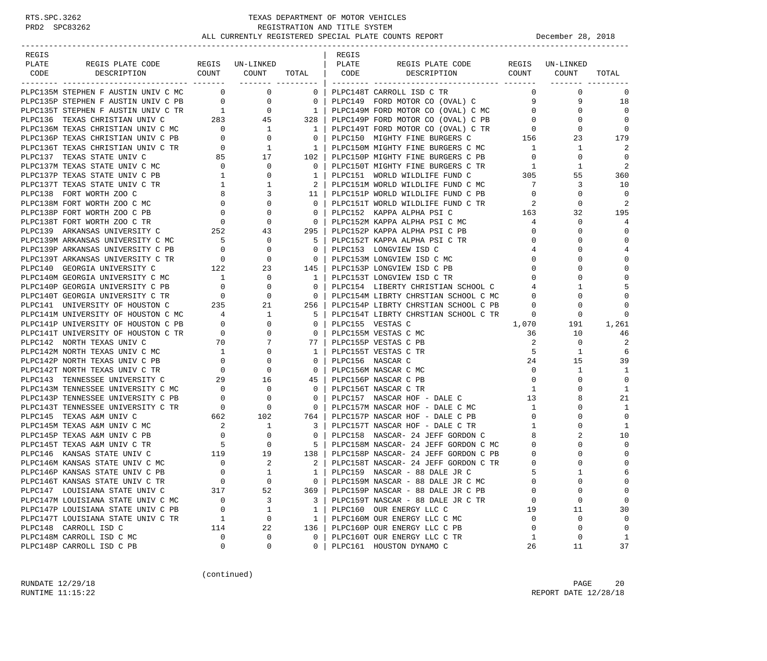# TEXAS DEPARTMENT OF MOTOR VEHICLES
## REGISTRATION AND TITLE SYSTEM
### ALL CURRENTLY REGISTERED SPECIAL PLATE COUNTS REPORT

December 28, 2018

RTS.SPC.3262
PRD2 SPC83262

| REGIS PLATE CODE | REGIS PLATE CODE DESCRIPTION | REGIS COUNT | UN-LINKED COUNT | TOTAL |
|---|---|---|---|---|
| PLPC135M | STEPHEN F AUSTIN UNIV C MC | 0 | 0 | 0 |
| PLPC135P | STEPHEN F AUSTIN UNIV C PB | 0 | 0 | 0 |
| PLPC135T | STEPHEN F AUSTIN UNIV C TR | 1 | 0 | 1 |
| PLPC136 | TEXAS CHRISTIAN UNIV C | 283 | 45 | 328 |
| PLPC136M | TEXAS CHRISTIAN UNIV C MC | 0 | 1 | 1 |
| PLPC136P | TEXAS CHRISTIAN UNIV C PB | 0 | 0 | 0 |
| PLPC136T | TEXAS CHRISTIAN UNIV C TR | 0 | 1 | 1 |
| PLPC137 | TEXAS STATE UNIV C | 85 | 17 | 102 |
| PLPC137M | TEXAS STATE UNIV C MC | 0 | 0 | 0 |
| PLPC137P | TEXAS STATE UNIV C PB | 1 | 0 | 1 |
| PLPC137T | TEXAS STATE UNIV C TR | 1 | 1 | 2 |
| PLPC138 | FORT WORTH ZOO C | 8 | 3 | 11 |
| PLPC138M | FORT WORTH ZOO C MC | 0 | 0 | 0 |
| PLPC138P | FORT WORTH ZOO C PB | 0 | 0 | 0 |
| PLPC138T | FORT WORTH ZOO C TR | 0 | 0 | 0 |
| PLPC139 | ARKANSAS UNIVERSITY C | 252 | 43 | 295 |
| PLPC139M | ARKANSAS UNIVERSITY C MC | 5 | 0 | 5 |
| PLPC139P | ARKANSAS UNIVERSITY C PB | 0 | 0 | 0 |
| PLPC139T | ARKANSAS UNIVERSITY C TR | 0 | 0 | 0 |
| PLPC140 | GEORGIA UNIVERSITY C | 122 | 23 | 145 |
| PLPC140M | GEORGIA UNIVERSITY C MC | 1 | 0 | 1 |
| PLPC140P | GEORGIA UNIVERSITY C PB | 0 | 0 | 0 |
| PLPC140T | GEORGIA UNIVERSITY C TR | 0 | 0 | 0 |
| PLPC141 | UNIVERSITY OF HOUSTON C | 235 | 21 | 256 |
| PLPC141M | UNIVERSITY OF HOUSTON C MC | 4 | 1 | 5 |
| PLPC141P | UNIVERSITY OF HOUSTON C PB | 0 | 0 | 0 |
| PLPC141T | UNIVERSITY OF HOUSTON C TR | 0 | 0 | 0 |
| PLPC142 | NORTH TEXAS UNIV C | 70 | 7 | 77 |
| PLPC142M | NORTH TEXAS UNIV C MC | 1 | 0 | 1 |
| PLPC142P | NORTH TEXAS UNIV C PB | 0 | 0 | 0 |
| PLPC142T | NORTH TEXAS UNIV C TR | 0 | 0 | 0 |
| PLPC143 | TENNESSEE UNIVERSITY C | 29 | 16 | 45 |
| PLPC143M | TENNESSEE UNIVERSITY C MC | 0 | 0 | 0 |
| PLPC143P | TENNESSEE UNIVERSITY C PB | 0 | 0 | 0 |
| PLPC143T | TENNESSEE UNIVERSITY C TR | 0 | 0 | 0 |
| PLPC145 | TEXAS A&M UNIV C | 662 | 102 | 764 |
| PLPC145M | TEXAS A&M UNIV C MC | 2 | 1 | 3 |
| PLPC145P | TEXAS A&M UNIV C PB | 0 | 0 | 0 |
| PLPC145T | TEXAS A&M UNIV C TR | 5 | 0 | 5 |
| PLPC146 | KANSAS STATE UNIV C | 119 | 19 | 138 |
| PLPC146M | KANSAS STATE UNIV C MC | 0 | 2 | 2 |
| PLPC146P | KANSAS STATE UNIV C PB | 0 | 1 | 1 |
| PLPC146T | KANSAS STATE UNIV C TR | 0 | 0 | 0 |
| PLPC147 | LOUISIANA STATE UNIV C | 317 | 52 | 369 |
| PLPC147M | LOUISIANA STATE UNIV C MC | 0 | 3 | 3 |
| PLPC147P | LOUISIANA STATE UNIV C PB | 0 | 1 | 1 |
| PLPC147T | LOUISIANA STATE UNIV C TR | 1 | 0 | 1 |
| PLPC148 | CARROLL ISD C | 114 | 22 | 136 |
| PLPC148M | CARROLL ISD C MC | 0 | 0 | 0 |
| PLPC148P | CARROLL ISD C PB | 0 | 0 | 0 |
| PLPC148T | CARROLL ISD C TR | 0 | 0 | 0 |
| PLPC149 | FORD MOTOR CO (OVAL) C | 9 | 9 | 18 |
| PLPC149M | FORD MOTOR CO (OVAL) C MC | 0 | 0 | 0 |
| PLPC149P | FORD MOTOR CO (OVAL) C PB | 0 | 0 | 0 |
| PLPC149T | FORD MOTOR CO (OVAL) C TR | 0 | 0 | 0 |
| PLPC150 | MIGHTY FINE BURGERS C | 156 | 23 | 179 |
| PLPC150M | MIGHTY FINE BURGERS C MC | 1 | 1 | 2 |
| PLPC150P | MIGHTY FINE BURGERS C PB | 0 | 0 | 0 |
| PLPC150T | MIGHTY FINE BURGERS C TR | 1 | 1 | 2 |
| PLPC151 | WORLD WILDLIFE FUND C | 305 | 55 | 360 |
| PLPC151M | WORLD WILDLIFE FUND C MC | 7 | 3 | 10 |
| PLPC151P | WORLD WILDLIFE FUND C PB | 0 | 0 | 0 |
| PLPC151T | WORLD WILDLIFE FUND C TR | 2 | 0 | 2 |
| PLPC152 | KAPPA ALPHA PSI C | 163 | 32 | 195 |
| PLPC152M | KAPPA ALPHA PSI C MC | 4 | 0 | 4 |
| PLPC152P | KAPPA ALPHA PSI C PB | 0 | 0 | 0 |
| PLPC152T | KAPPA ALPHA PSI C TR | 0 | 0 | 0 |
| PLPC153 | LONGVIEW ISD C | 4 | 0 | 4 |
| PLPC153M | LONGVIEW ISD C MC | 0 | 0 | 0 |
| PLPC153P | LONGVIEW ISD C PB | 0 | 0 | 0 |
| PLPC153T | LONGVIEW ISD C TR | 0 | 0 | 0 |
| PLPC154 | LIBERTY CHRISTIAN SCHOOL C | 4 | 1 | 5 |
| PLPC154M | LIBRTY CHRSTIAN SCHOOL C MC | 0 | 0 | 0 |
| PLPC154P | LIBRTY CHRSTIAN SCHOOL C PB | 0 | 0 | 0 |
| PLPC154T | LIBRTY CHRSTIAN SCHOOL C TR | 0 | 0 | 0 |
| PLPC155 | VESTAS C | 1,070 | 191 | 1,261 |
| PLPC155M | VESTAS C MC | 36 | 10 | 46 |
| PLPC155P | VESTAS C PB | 2 | 0 | 2 |
| PLPC155T | VESTAS C TR | 5 | 1 | 6 |
| PLPC156 | NASCAR C | 24 | 15 | 39 |
| PLPC156M | NASCAR C MC | 0 | 1 | 1 |
| PLPC156P | NASCAR C PB | 0 | 0 | 0 |
| PLPC156T | NASCAR C TR | 1 | 0 | 1 |
| PLPC157 | NASCAR HOF - DALE C | 13 | 8 | 21 |
| PLPC157M | NASCAR HOF - DALE C MC | 1 | 0 | 1 |
| PLPC157P | NASCAR HOF - DALE C PB | 0 | 0 | 0 |
| PLPC157T | NASCAR HOF - DALE C TR | 1 | 0 | 1 |
| PLPC158 | NASCAR- 24 JEFF GORDON C | 8 | 2 | 10 |
| PLPC158M | NASCAR- 24 JEFF GORDON C MC | 0 | 0 | 0 |
| PLPC158P | NASCAR- 24 JEFF GORDON C PB | 0 | 0 | 0 |
| PLPC158T | NASCAR- 24 JEFF GORDON C TR | 0 | 0 | 0 |
| PLPC159 | NASCAR - 88 DALE JR C | 5 | 1 | 6 |
| PLPC159M | NASCAR - 88 DALE JR C MC | 0 | 0 | 0 |
| PLPC159P | NASCAR - 88 DALE JR C PB | 0 | 0 | 0 |
| PLPC159T | NASCAR - 88 DALE JR C TR | 0 | 0 | 0 |
| PLPC160 | OUR ENERGY LLC C | 19 | 11 | 30 |
| PLPC160M | OUR ENERGY LLC C MC | 0 | 0 | 0 |
| PLPC160P | OUR ENERGY LLC C PB | 0 | 0 | 0 |
| PLPC160T | OUR ENERGY LLC C TR | 1 | 0 | 1 |
| PLPC161 | HOUSTON DYNAMO C | 26 | 11 | 37 |

(continued)

RUNDATE 12/29/18
RUNTIME 11:15:22
REPORT DATE 12/28/18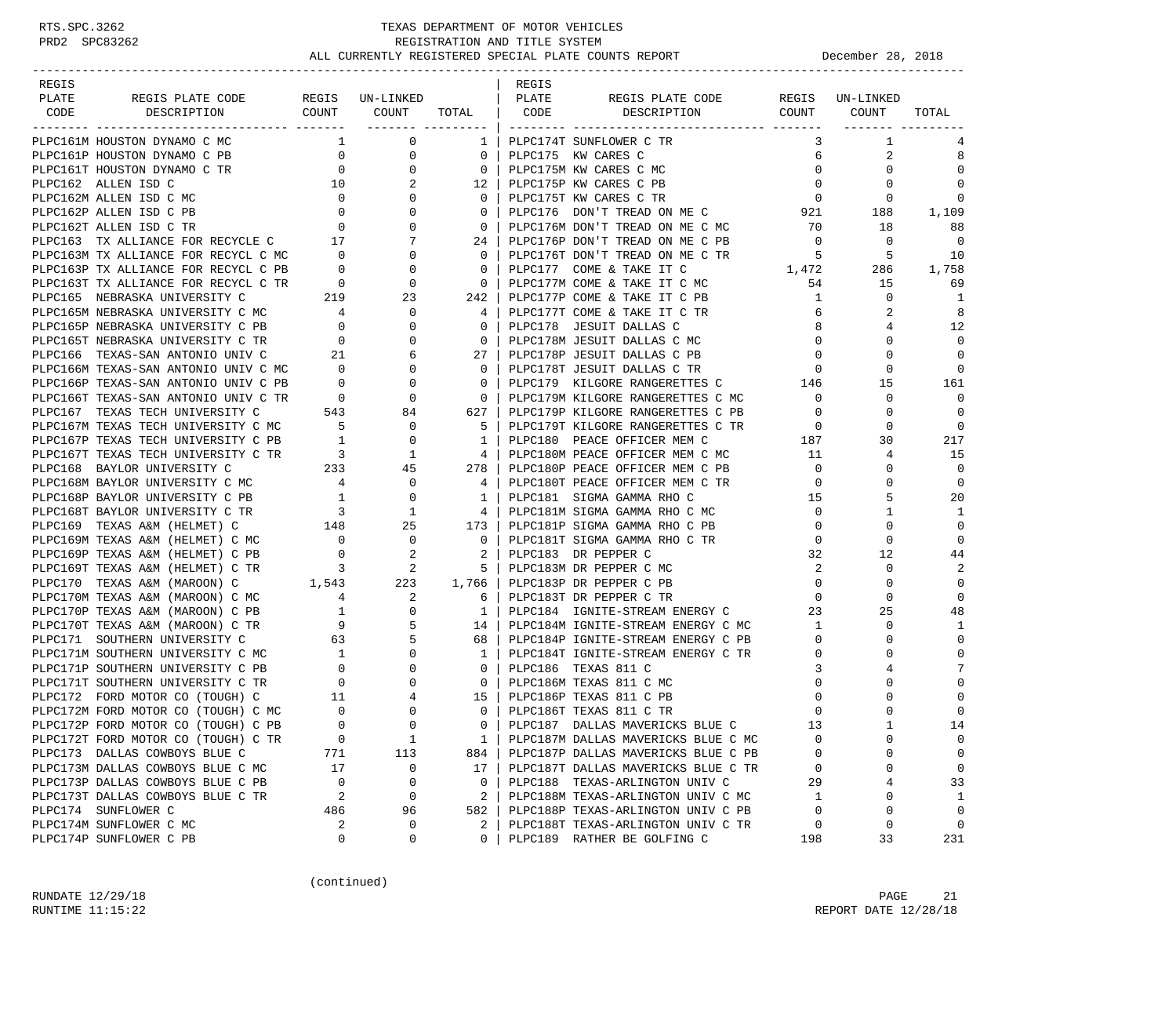TEXAS DEPARTMENT OF MOTOR VEHICLES
REGISTRATION AND TITLE SYSTEM
ALL CURRENTLY REGISTERED SPECIAL PLATE COUNTS REPORT December 28, 2018

| REGIS PLATE CODE | REGIS PLATE CODE DESCRIPTION | REGIS COUNT | UN-LINKED COUNT | TOTAL |
|---|---|---|---|---|
| PLPC161M | HOUSTON DYNAMO C MC | 1 | 0 | 1 |
| PLPC161P | HOUSTON DYNAMO C PB | 0 | 0 | 0 |
| PLPC161T | HOUSTON DYNAMO C TR | 0 | 0 | 0 |
| PLPC162 | ALLEN ISD C | 10 | 2 | 12 |
| PLPC162M | ALLEN ISD C MC | 0 | 0 | 0 |
| PLPC162P | ALLEN ISD C PB | 0 | 0 | 0 |
| PLPC162T | ALLEN ISD C TR | 0 | 0 | 0 |
| PLPC163 | TX ALLIANCE FOR RECYCLE C | 17 | 7 | 24 |
| PLPC163M | TX ALLIANCE FOR RECYCL C MC | 0 | 0 | 0 |
| PLPC163P | TX ALLIANCE FOR RECYCL C PB | 0 | 0 | 0 |
| PLPC163T | TX ALLIANCE FOR RECYCL C TR | 0 | 0 | 0 |
| PLPC165 | NEBRASKA UNIVERSITY C | 219 | 23 | 242 |
| PLPC165M | NEBRASKA UNIVERSITY C MC | 4 | 0 | 4 |
| PLPC165P | NEBRASKA UNIVERSITY C PB | 0 | 0 | 0 |
| PLPC165T | NEBRASKA UNIVERSITY C TR | 0 | 0 | 0 |
| PLPC166 | TEXAS-SAN ANTONIO UNIV C | 21 | 6 | 27 |
| PLPC166M | TEXAS-SAN ANTONIO UNIV C MC | 0 | 0 | 0 |
| PLPC166P | TEXAS-SAN ANTONIO UNIV C PB | 0 | 0 | 0 |
| PLPC166T | TEXAS-SAN ANTONIO UNIV C TR | 0 | 0 | 0 |
| PLPC167 | TEXAS TECH UNIVERSITY C | 543 | 84 | 627 |
| PLPC167M | TEXAS TECH UNIVERSITY C MC | 5 | 0 | 5 |
| PLPC167P | TEXAS TECH UNIVERSITY C PB | 1 | 0 | 1 |
| PLPC167T | TEXAS TECH UNIVERSITY C TR | 3 | 1 | 4 |
| PLPC168 | BAYLOR UNIVERSITY C | 233 | 45 | 278 |
| PLPC168M | BAYLOR UNIVERSITY C MC | 4 | 0 | 4 |
| PLPC168P | BAYLOR UNIVERSITY C PB | 1 | 0 | 1 |
| PLPC168T | BAYLOR UNIVERSITY C TR | 3 | 1 | 4 |
| PLPC169 | TEXAS A&M (HELMET) C | 148 | 25 | 173 |
| PLPC169M | TEXAS A&M (HELMET) C MC | 0 | 0 | 0 |
| PLPC169P | TEXAS A&M (HELMET) C PB | 0 | 2 | 2 |
| PLPC169T | TEXAS A&M (HELMET) C TR | 3 | 2 | 5 |
| PLPC170 | TEXAS A&M (MAROON) C | 1,543 | 223 | 1,766 |
| PLPC170M | TEXAS A&M (MAROON) C MC | 4 | 2 | 6 |
| PLPC170P | TEXAS A&M (MAROON) C PB | 1 | 0 | 1 |
| PLPC170T | TEXAS A&M (MAROON) C TR | 9 | 5 | 14 |
| PLPC171 | SOUTHERN UNIVERSITY C | 63 | 5 | 68 |
| PLPC171M | SOUTHERN UNIVERSITY C MC | 1 | 0 | 1 |
| PLPC171P | SOUTHERN UNIVERSITY C PB | 0 | 0 | 0 |
| PLPC171T | SOUTHERN UNIVERSITY C TR | 0 | 0 | 0 |
| PLPC172 | FORD MOTOR CO (TOUGH) C | 11 | 4 | 15 |
| PLPC172M | FORD MOTOR CO (TOUGH) C MC | 0 | 0 | 0 |
| PLPC172P | FORD MOTOR CO (TOUGH) C PB | 0 | 0 | 0 |
| PLPC172T | FORD MOTOR CO (TOUGH) C TR | 0 | 1 | 1 |
| PLPC173 | DALLAS COWBOYS BLUE C | 771 | 113 | 884 |
| PLPC173M | DALLAS COWBOYS BLUE C MC | 17 | 0 | 17 |
| PLPC173P | DALLAS COWBOYS BLUE C PB | 0 | 0 | 0 |
| PLPC173T | DALLAS COWBOYS BLUE C TR | 2 | 0 | 2 |
| PLPC174 | SUNFLOWER C | 486 | 96 | 582 |
| PLPC174M | SUNFLOWER C MC | 2 | 0 | 2 |
| PLPC174P | SUNFLOWER C PB | 0 | 0 | 0 |
| PLPC174T | SUNFLOWER C TR | 3 | 1 | 4 |
| PLPC175 | KW CARES C | 6 | 2 | 8 |
| PLPC175M | KW CARES C MC | 0 | 0 | 0 |
| PLPC175P | KW CARES C PB | 0 | 0 | 0 |
| PLPC175T | KW CARES C TR | 0 | 0 | 0 |
| PLPC176 | DON'T TREAD ON ME C | 921 | 188 | 1,109 |
| PLPC176M | DON'T TREAD ON ME C MC | 70 | 18 | 88 |
| PLPC176P | DON'T TREAD ON ME C PB | 0 | 0 | 0 |
| PLPC176T | DON'T TREAD ON ME C TR | 5 | 5 | 10 |
| PLPC177 | COME & TAKE IT C | 1,472 | 286 | 1,758 |
| PLPC177M | COME & TAKE IT C MC | 54 | 15 | 69 |
| PLPC177P | COME & TAKE IT C PB | 1 | 0 | 1 |
| PLPC177T | COME & TAKE IT C TR | 6 | 2 | 8 |
| PLPC178 | JESUIT DALLAS C | 8 | 4 | 12 |
| PLPC178M | JESUIT DALLAS C MC | 0 | 0 | 0 |
| PLPC178P | JESUIT DALLAS C PB | 0 | 0 | 0 |
| PLPC178T | JESUIT DALLAS C TR | 0 | 0 | 0 |
| PLPC179 | KILGORE RANGERETTES C | 146 | 15 | 161 |
| PLPC179M | KILGORE RANGERETTES C MC | 0 | 0 | 0 |
| PLPC179P | KILGORE RANGERETTES C PB | 0 | 0 | 0 |
| PLPC179T | KILGORE RANGERETTES C TR | 0 | 0 | 0 |
| PLPC180 | PEACE OFFICER MEM C | 187 | 30 | 217 |
| PLPC180M | PEACE OFFICER MEM C MC | 11 | 4 | 15 |
| PLPC180P | PEACE OFFICER MEM C PB | 0 | 0 | 0 |
| PLPC180T | PEACE OFFICER MEM C TR | 0 | 0 | 0 |
| PLPC181 | SIGMA GAMMA RHO C | 15 | 5 | 20 |
| PLPC181M | SIGMA GAMMA RHO C MC | 0 | 1 | 1 |
| PLPC181P | SIGMA GAMMA RHO C PB | 0 | 0 | 0 |
| PLPC181T | SIGMA GAMMA RHO C TR | 0 | 0 | 0 |
| PLPC183 | DR PEPPER C | 32 | 12 | 44 |
| PLPC183M | DR PEPPER C MC | 2 | 0 | 2 |
| PLPC183P | DR PEPPER C PB | 0 | 0 | 0 |
| PLPC183T | DR PEPPER C TR | 0 | 0 | 0 |
| PLPC184 | IGNITE-STREAM ENERGY C | 23 | 25 | 48 |
| PLPC184M | IGNITE-STREAM ENERGY C MC | 1 | 0 | 1 |
| PLPC184P | IGNITE-STREAM ENERGY C PB | 0 | 0 | 0 |
| PLPC184T | IGNITE-STREAM ENERGY C TR | 0 | 0 | 0 |
| PLPC186 | TEXAS 811 C | 3 | 4 | 7 |
| PLPC186M | TEXAS 811 C MC | 0 | 0 | 0 |
| PLPC186P | TEXAS 811 C PB | 0 | 0 | 0 |
| PLPC186T | TEXAS 811 C TR | 0 | 0 | 0 |
| PLPC187 | DALLAS MAVERICKS BLUE C | 13 | 1 | 14 |
| PLPC187M | DALLAS MAVERICKS BLUE C MC | 0 | 0 | 0 |
| PLPC187P | DALLAS MAVERICKS BLUE C PB | 0 | 0 | 0 |
| PLPC187T | DALLAS MAVERICKS BLUE C TR | 0 | 0 | 0 |
| PLPC188 | TEXAS-ARLINGTON UNIV C | 29 | 4 | 33 |
| PLPC188M | TEXAS-ARLINGTON UNIV C MC | 1 | 0 | 1 |
| PLPC188P | TEXAS-ARLINGTON UNIV C PB | 0 | 0 | 0 |
| PLPC188T | TEXAS-ARLINGTON UNIV C TR | 0 | 0 | 0 |
| PLPC189 | RATHER BE GOLFING C | 198 | 33 | 231 |

(continued)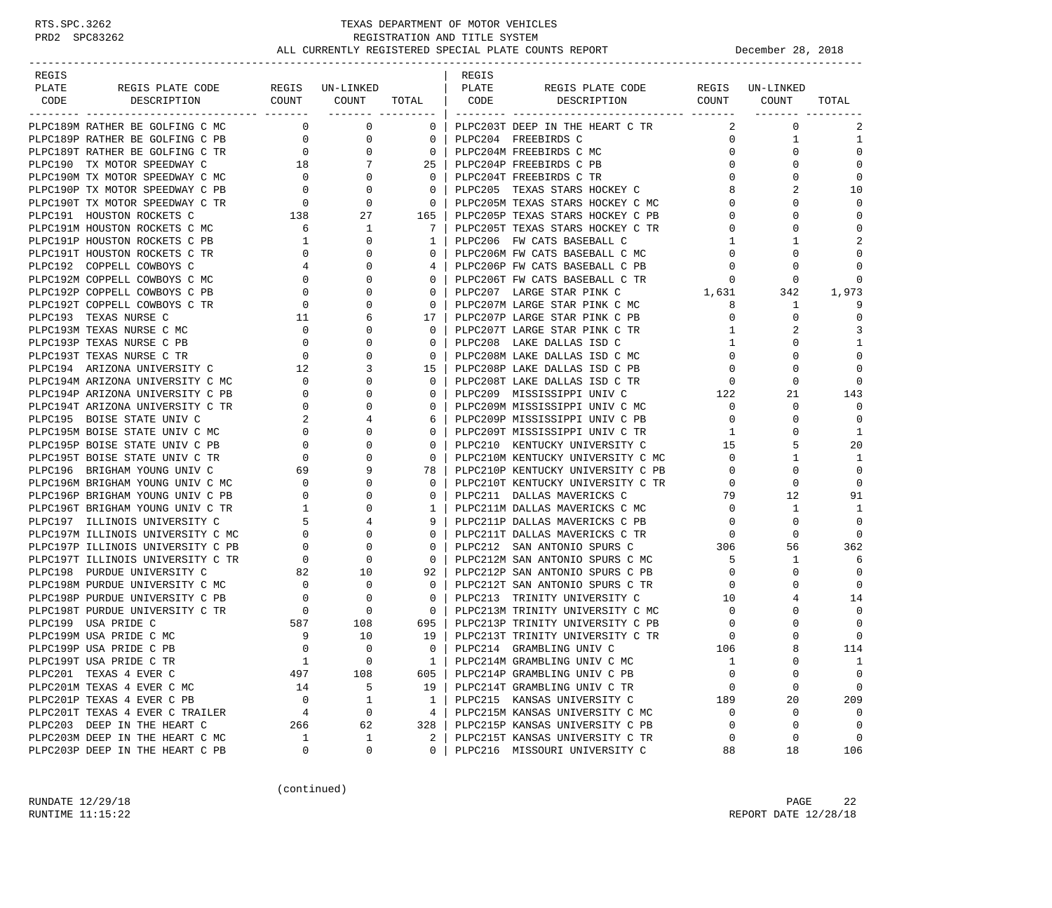RTS.SPC.3262 TEXAS DEPARTMENT OF MOTOR VEHICLES
PRD2 SPC83262 REGISTRATION AND TITLE SYSTEM
ALL CURRENTLY REGISTERED SPECIAL PLATE COUNTS REPORT December 28, 2018

| REGIS PLATE CODE | REGIS PLATE CODE DESCRIPTION | REGIS COUNT | UN-LINKED COUNT | TOTAL |
|---|---|---|---|---|
| PLPC189M | RATHER BE GOLFING C MC | 0 | 0 | 0 |
| PLPC189P | RATHER BE GOLFING C PB | 0 | 0 | 0 |
| PLPC189T | RATHER BE GOLFING C TR | 0 | 0 | 0 |
| PLPC190 | TX MOTOR SPEEDWAY C | 18 | 7 | 25 |
| PLPC190M | TX MOTOR SPEEDWAY C MC | 0 | 0 | 0 |
| PLPC190P | TX MOTOR SPEEDWAY C PB | 0 | 0 | 0 |
| PLPC190T | TX MOTOR SPEEDWAY C TR | 0 | 0 | 0 |
| PLPC191 | HOUSTON ROCKETS C | 138 | 27 | 165 |
| PLPC191M | HOUSTON ROCKETS C MC | 6 | 1 | 7 |
| PLPC191P | HOUSTON ROCKETS C PB | 1 | 0 | 1 |
| PLPC191T | HOUSTON ROCKETS C TR | 0 | 0 | 0 |
| PLPC192 | COPPELL COWBOYS C | 4 | 0 | 4 |
| PLPC192M | COPPELL COWBOYS C MC | 0 | 0 | 0 |
| PLPC192P | COPPELL COWBOYS C PB | 0 | 0 | 0 |
| PLPC192T | COPPELL COWBOYS C TR | 0 | 0 | 0 |
| PLPC193 | TEXAS NURSE C | 11 | 6 | 17 |
| PLPC193M | TEXAS NURSE C MC | 0 | 0 | 0 |
| PLPC193P | TEXAS NURSE C PB | 0 | 0 | 0 |
| PLPC193T | TEXAS NURSE C TR | 0 | 0 | 0 |
| PLPC194 | ARIZONA UNIVERSITY C | 12 | 3 | 15 |
| PLPC194M | ARIZONA UNIVERSITY C MC | 0 | 0 | 0 |
| PLPC194P | ARIZONA UNIVERSITY C PB | 0 | 0 | 0 |
| PLPC194T | ARIZONA UNIVERSITY C TR | 0 | 0 | 0 |
| PLPC195 | BOISE STATE UNIV C | 2 | 4 | 6 |
| PLPC195M | BOISE STATE UNIV C MC | 0 | 0 | 0 |
| PLPC195P | BOISE STATE UNIV C PB | 0 | 0 | 0 |
| PLPC195T | BOISE STATE UNIV C TR | 0 | 0 | 0 |
| PLPC196 | BRIGHAM YOUNG UNIV C | 69 | 9 | 78 |
| PLPC196M | BRIGHAM YOUNG UNIV C MC | 0 | 0 | 0 |
| PLPC196P | BRIGHAM YOUNG UNIV C PB | 0 | 0 | 0 |
| PLPC196T | BRIGHAM YOUNG UNIV C TR | 1 | 0 | 1 |
| PLPC197 | ILLINOIS UNIVERSITY C | 5 | 4 | 9 |
| PLPC197M | ILLINOIS UNIVERSITY C MC | 0 | 0 | 0 |
| PLPC197P | ILLINOIS UNIVERSITY C PB | 0 | 0 | 0 |
| PLPC197T | ILLINOIS UNIVERSITY C TR | 0 | 0 | 0 |
| PLPC198 | PURDUE UNIVERSITY C | 82 | 10 | 92 |
| PLPC198M | PURDUE UNIVERSITY C MC | 0 | 0 | 0 |
| PLPC198P | PURDUE UNIVERSITY C PB | 0 | 0 | 0 |
| PLPC198T | PURDUE UNIVERSITY C TR | 0 | 0 | 0 |
| PLPC199 | USA PRIDE C | 587 | 108 | 695 |
| PLPC199M | USA PRIDE C MC | 9 | 10 | 19 |
| PLPC199P | USA PRIDE C PB | 0 | 0 | 0 |
| PLPC199T | USA PRIDE C TR | 1 | 0 | 1 |
| PLPC201 | TEXAS 4 EVER C | 497 | 108 | 605 |
| PLPC201M | TEXAS 4 EVER C MC | 14 | 5 | 19 |
| PLPC201P | TEXAS 4 EVER C PB | 0 | 1 | 1 |
| PLPC201T | TEXAS 4 EVER C TRAILER | 4 | 0 | 4 |
| PLPC203 | DEEP IN THE HEART C | 266 | 62 | 328 |
| PLPC203M | DEEP IN THE HEART C MC | 1 | 1 | 2 |
| PLPC203P | DEEP IN THE HEART C PB | 0 | 0 | 0 |
| PLPC203T | DEEP IN THE HEART C TR | 2 | 0 | 2 |
| PLPC204 | FREEBIRDS C | 0 | 1 | 1 |
| PLPC204M | FREEBIRDS C MC | 0 | 0 | 0 |
| PLPC204P | FREEBIRDS C PB | 0 | 0 | 0 |
| PLPC204T | FREEBIRDS C TR | 0 | 0 | 0 |
| PLPC205 | TEXAS STARS HOCKEY C | 8 | 2 | 10 |
| PLPC205M | TEXAS STARS HOCKEY C MC | 0 | 0 | 0 |
| PLPC205P | TEXAS STARS HOCKEY C PB | 0 | 0 | 0 |
| PLPC205T | TEXAS STARS HOCKEY C TR | 0 | 0 | 0 |
| PLPC206 | FW CATS BASEBALL C | 1 | 1 | 2 |
| PLPC206M | FW CATS BASEBALL C MC | 0 | 0 | 0 |
| PLPC206P | FW CATS BASEBALL C PB | 0 | 0 | 0 |
| PLPC206T | FW CATS BASEBALL C TR | 0 | 0 | 0 |
| PLPC207 | LARGE STAR PINK C | 1,631 | 342 | 1,973 |
| PLPC207M | LARGE STAR PINK C MC | 8 | 1 | 9 |
| PLPC207P | LARGE STAR PINK C PB | 0 | 0 | 0 |
| PLPC207T | LARGE STAR PINK C TR | 1 | 2 | 3 |
| PLPC208 | LAKE DALLAS ISD C | 1 | 0 | 1 |
| PLPC208M | LAKE DALLAS ISD C MC | 0 | 0 | 0 |
| PLPC208P | LAKE DALLAS ISD C PB | 0 | 0 | 0 |
| PLPC208T | LAKE DALLAS ISD C TR | 0 | 0 | 0 |
| PLPC209 | MISSISSIPPI UNIV C | 122 | 21 | 143 |
| PLPC209M | MISSISSIPPI UNIV C MC | 0 | 0 | 0 |
| PLPC209P | MISSISSIPPI UNIV C PB | 0 | 0 | 0 |
| PLPC209T | MISSISSIPPI UNIV C TR | 1 | 0 | 1 |
| PLPC210 | KENTUCKY UNIVERSITY C | 15 | 5 | 20 |
| PLPC210M | KENTUCKY UNIVERSITY C MC | 0 | 1 | 1 |
| PLPC210P | KENTUCKY UNIVERSITY C PB | 0 | 0 | 0 |
| PLPC210T | KENTUCKY UNIVERSITY C TR | 0 | 0 | 0 |
| PLPC211 | DALLAS MAVERICKS C | 79 | 12 | 91 |
| PLPC211M | DALLAS MAVERICKS C MC | 0 | 1 | 1 |
| PLPC211P | DALLAS MAVERICKS C PB | 0 | 0 | 0 |
| PLPC211T | DALLAS MAVERICKS C TR | 0 | 0 | 0 |
| PLPC212 | SAN ANTONIO SPURS C | 306 | 56 | 362 |
| PLPC212M | SAN ANTONIO SPURS C MC | 5 | 1 | 6 |
| PLPC212P | SAN ANTONIO SPURS C PB | 0 | 0 | 0 |
| PLPC212T | SAN ANTONIO SPURS C TR | 0 | 0 | 0 |
| PLPC213 | TRINITY UNIVERSITY C | 10 | 4 | 14 |
| PLPC213M | TRINITY UNIVERSITY C MC | 0 | 0 | 0 |
| PLPC213P | TRINITY UNIVERSITY C PB | 0 | 0 | 0 |
| PLPC213T | TRINITY UNIVERSITY C TR | 0 | 0 | 0 |
| PLPC214 | GRAMBLING UNIV C | 106 | 8 | 114 |
| PLPC214M | GRAMBLING UNIV C MC | 1 | 0 | 1 |
| PLPC214P | GRAMBLING UNIV C PB | 0 | 0 | 0 |
| PLPC214T | GRAMBLING UNIV C TR | 0 | 0 | 0 |
| PLPC215 | KANSAS UNIVERSITY C | 189 | 20 | 209 |
| PLPC215M | KANSAS UNIVERSITY C MC | 0 | 0 | 0 |
| PLPC215P | KANSAS UNIVERSITY C PB | 0 | 0 | 0 |
| PLPC215T | KANSAS UNIVERSITY C TR | 0 | 0 | 0 |
| PLPC216 | MISSOURI UNIVERSITY C | 88 | 18 | 106 |

(continued)

RUNDATE 12/29/18
RUNTIME 11:15:22
REPORT DATE 12/28/18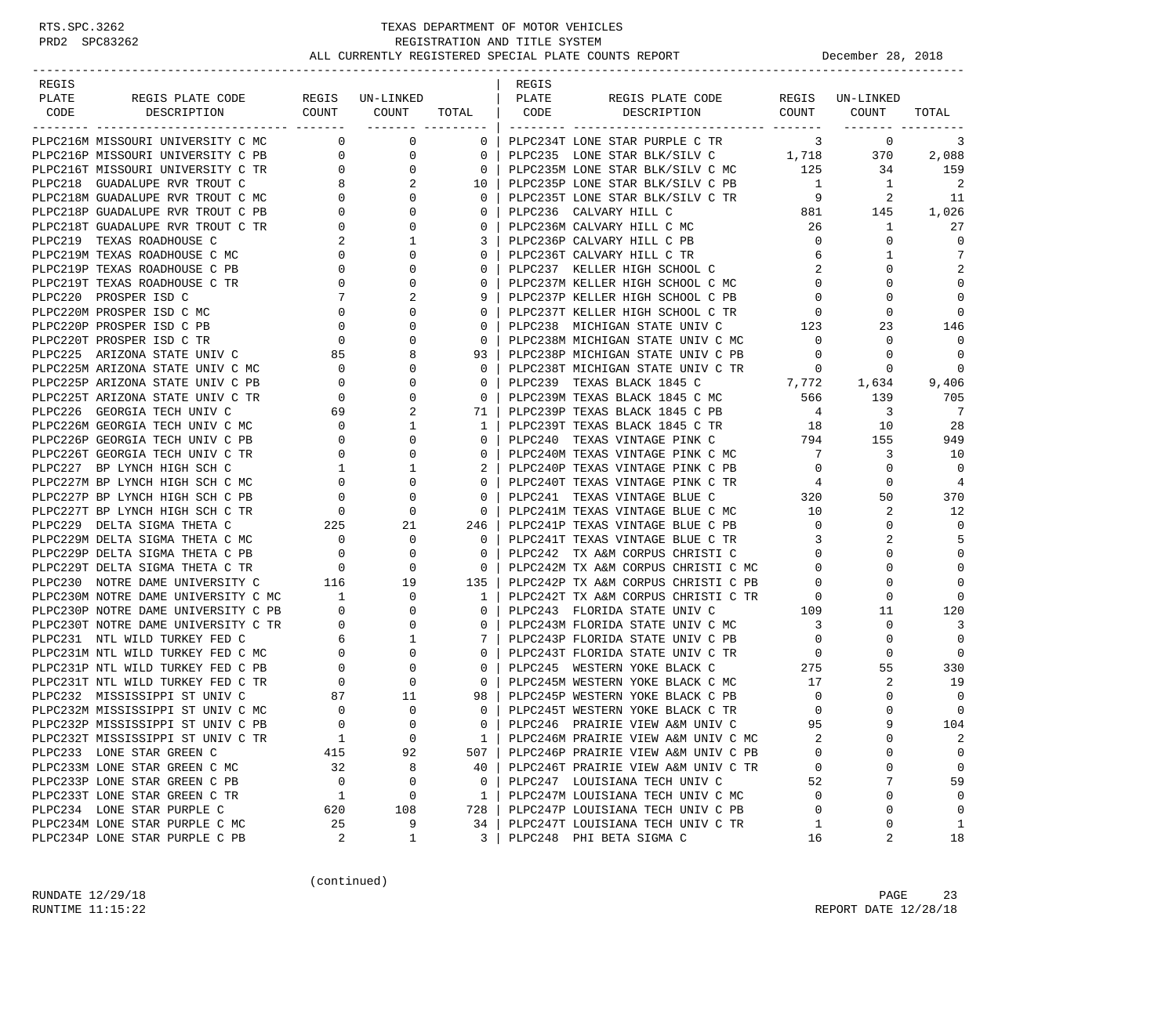# TEXAS DEPARTMENT OF MOTOR VEHICLES
## REGISTRATION AND TITLE SYSTEM
### ALL CURRENTLY REGISTERED SPECIAL PLATE COUNTS REPORT

December 28, 2018

| REGIS PLATE CODE | REGIS PLATE CODE DESCRIPTION | REGIS COUNT | UN-LINKED COUNT | TOTAL |
|---|---|---|---|---|
| PLPC216M | MISSOURI UNIVERSITY C MC | 0 | 0 | 0 |
| PLPC216P | MISSOURI UNIVERSITY C PB | 0 | 0 | 0 |
| PLPC216T | MISSOURI UNIVERSITY C TR | 0 | 0 | 0 |
| PLPC218 | GUADALUPE RVR TROUT C | 8 | 2 | 10 |
| PLPC218M | GUADALUPE RVR TROUT C MC | 0 | 0 | 0 |
| PLPC218P | GUADALUPE RVR TROUT C PB | 0 | 0 | 0 |
| PLPC218T | GUADALUPE RVR TROUT C TR | 0 | 0 | 0 |
| PLPC219 | TEXAS ROADHOUSE C | 2 | 1 | 3 |
| PLPC219M | TEXAS ROADHOUSE C MC | 0 | 0 | 0 |
| PLPC219P | TEXAS ROADHOUSE C PB | 0 | 0 | 0 |
| PLPC219T | TEXAS ROADHOUSE C TR | 0 | 0 | 0 |
| PLPC220 | PROSPER ISD C | 7 | 2 | 9 |
| PLPC220M | PROSPER ISD C MC | 0 | 0 | 0 |
| PLPC220P | PROSPER ISD C PB | 0 | 0 | 0 |
| PLPC220T | PROSPER ISD C TR | 0 | 0 | 0 |
| PLPC225 | ARIZONA STATE UNIV C | 85 | 8 | 93 |
| PLPC225M | ARIZONA STATE UNIV C MC | 0 | 0 | 0 |
| PLPC225P | ARIZONA STATE UNIV C PB | 0 | 0 | 0 |
| PLPC225T | ARIZONA STATE UNIV C TR | 0 | 0 | 0 |
| PLPC226 | GEORGIA TECH UNIV C | 69 | 2 | 71 |
| PLPC226M | GEORGIA TECH UNIV C MC | 0 | 1 | 1 |
| PLPC226P | GEORGIA TECH UNIV C PB | 0 | 0 | 0 |
| PLPC226T | GEORGIA TECH UNIV C TR | 0 | 0 | 0 |
| PLPC227 | BP LYNCH HIGH SCH C | 1 | 1 | 2 |
| PLPC227M | BP LYNCH HIGH SCH C MC | 0 | 0 | 0 |
| PLPC227P | BP LYNCH HIGH SCH C PB | 0 | 0 | 0 |
| PLPC227T | BP LYNCH HIGH SCH C TR | 0 | 0 | 0 |
| PLPC229 | DELTA SIGMA THETA C | 225 | 21 | 246 |
| PLPC229M | DELTA SIGMA THETA C MC | 0 | 0 | 0 |
| PLPC229P | DELTA SIGMA THETA C PB | 0 | 0 | 0 |
| PLPC229T | DELTA SIGMA THETA C TR | 0 | 0 | 0 |
| PLPC230 | NOTRE DAME UNIVERSITY C | 116 | 19 | 135 |
| PLPC230M | NOTRE DAME UNIVERSITY C MC | 1 | 0 | 1 |
| PLPC230P | NOTRE DAME UNIVERSITY C PB | 0 | 0 | 0 |
| PLPC230T | NOTRE DAME UNIVERSITY C TR | 0 | 0 | 0 |
| PLPC231 | NTL WILD TURKEY FED C | 6 | 1 | 7 |
| PLPC231M | NTL WILD TURKEY FED C MC | 0 | 0 | 0 |
| PLPC231P | NTL WILD TURKEY FED C PB | 0 | 0 | 0 |
| PLPC231T | NTL WILD TURKEY FED C TR | 0 | 0 | 0 |
| PLPC232 | MISSISSIPPI ST UNIV C | 87 | 11 | 98 |
| PLPC232M | MISSISSIPPI ST UNIV C MC | 0 | 0 | 0 |
| PLPC232P | MISSISSIPPI ST UNIV C PB | 0 | 0 | 0 |
| PLPC232T | MISSISSIPPI ST UNIV C TR | 1 | 0 | 1 |
| PLPC233 | LONE STAR GREEN C | 415 | 92 | 507 |
| PLPC233M | LONE STAR GREEN C MC | 32 | 8 | 40 |
| PLPC233P | LONE STAR GREEN C PB | 0 | 0 | 0 |
| PLPC233T | LONE STAR GREEN C TR | 1 | 0 | 1 |
| PLPC234 | LONE STAR PURPLE C | 620 | 108 | 728 |
| PLPC234M | LONE STAR PURPLE C MC | 25 | 9 | 34 |
| PLPC234P | LONE STAR PURPLE C PB | 2 | 1 | 3 |
| PLPC234T | LONE STAR PURPLE C TR | 3 | 0 | 3 |
| PLPC235 | LONE STAR BLK/SILV C | 1,718 | 370 | 2,088 |
| PLPC235M | LONE STAR BLK/SILV C MC | 125 | 34 | 159 |
| PLPC235P | LONE STAR BLK/SILV C PB | 1 | 1 | 2 |
| PLPC235T | LONE STAR BLK/SILV C TR | 9 | 2 | 11 |
| PLPC236 | CALVARY HILL C | 881 | 145 | 1,026 |
| PLPC236M | CALVARY HILL C MC | 26 | 1 | 27 |
| PLPC236P | CALVARY HILL C PB | 0 | 0 | 0 |
| PLPC236T | CALVARY HILL C TR | 6 | 1 | 7 |
| PLPC237 | KELLER HIGH SCHOOL C | 2 | 0 | 2 |
| PLPC237M | KELLER HIGH SCHOOL C MC | 0 | 0 | 0 |
| PLPC237P | KELLER HIGH SCHOOL C PB | 0 | 0 | 0 |
| PLPC237T | KELLER HIGH SCHOOL C TR | 0 | 0 | 0 |
| PLPC238 | MICHIGAN STATE UNIV C | 123 | 23 | 146 |
| PLPC238M | MICHIGAN STATE UNIV C MC | 0 | 0 | 0 |
| PLPC238P | MICHIGAN STATE UNIV C PB | 0 | 0 | 0 |
| PLPC238T | MICHIGAN STATE UNIV C TR | 0 | 0 | 0 |
| PLPC239 | TEXAS BLACK 1845 C | 7,772 | 1,634 | 9,406 |
| PLPC239M | TEXAS BLACK 1845 C MC | 566 | 139 | 705 |
| PLPC239P | TEXAS BLACK 1845 C PB | 4 | 3 | 7 |
| PLPC239T | TEXAS BLACK 1845 C TR | 18 | 10 | 28 |
| PLPC240 | TEXAS VINTAGE PINK C | 794 | 155 | 949 |
| PLPC240M | TEXAS VINTAGE PINK C MC | 7 | 3 | 10 |
| PLPC240P | TEXAS VINTAGE PINK C PB | 0 | 0 | 0 |
| PLPC240T | TEXAS VINTAGE PINK C TR | 4 | 0 | 4 |
| PLPC241 | TEXAS VINTAGE BLUE C | 320 | 50 | 370 |
| PLPC241M | TEXAS VINTAGE BLUE C MC | 10 | 2 | 12 |
| PLPC241P | TEXAS VINTAGE BLUE C PB | 0 | 0 | 0 |
| PLPC241T | TEXAS VINTAGE BLUE C TR | 3 | 2 | 5 |
| PLPC242 | TX A&M CORPUS CHRISTI C | 0 | 0 | 0 |
| PLPC242M | TX A&M CORPUS CHRISTI C MC | 0 | 0 | 0 |
| PLPC242P | TX A&M CORPUS CHRISTI C PB | 0 | 0 | 0 |
| PLPC242T | TX A&M CORPUS CHRISTI C TR | 0 | 0 | 0 |
| PLPC243 | FLORIDA STATE UNIV C | 109 | 11 | 120 |
| PLPC243M | FLORIDA STATE UNIV C MC | 3 | 0 | 3 |
| PLPC243P | FLORIDA STATE UNIV C PB | 0 | 0 | 0 |
| PLPC243T | FLORIDA STATE UNIV C TR | 0 | 0 | 0 |
| PLPC245 | WESTERN YOKE BLACK C | 275 | 55 | 330 |
| PLPC245M | WESTERN YOKE BLACK C MC | 17 | 2 | 19 |
| PLPC245P | WESTERN YOKE BLACK C PB | 0 | 0 | 0 |
| PLPC245T | WESTERN YOKE BLACK C TR | 0 | 0 | 0 |
| PLPC246 | PRAIRIE VIEW A&M UNIV C | 95 | 9 | 104 |
| PLPC246M | PRAIRIE VIEW A&M UNIV C MC | 2 | 0 | 2 |
| PLPC246P | PRAIRIE VIEW A&M UNIV C PB | 0 | 0 | 0 |
| PLPC246T | PRAIRIE VIEW A&M UNIV C TR | 0 | 0 | 0 |
| PLPC247 | LOUISIANA TECH UNIV C | 52 | 7 | 59 |
| PLPC247M | LOUISIANA TECH UNIV C MC | 0 | 0 | 0 |
| PLPC247P | LOUISIANA TECH UNIV C PB | 0 | 0 | 0 |
| PLPC247T | LOUISIANA TECH UNIV C TR | 1 | 0 | 1 |
| PLPC248 | PHI BETA SIGMA C | 16 | 2 | 18 |

(continued)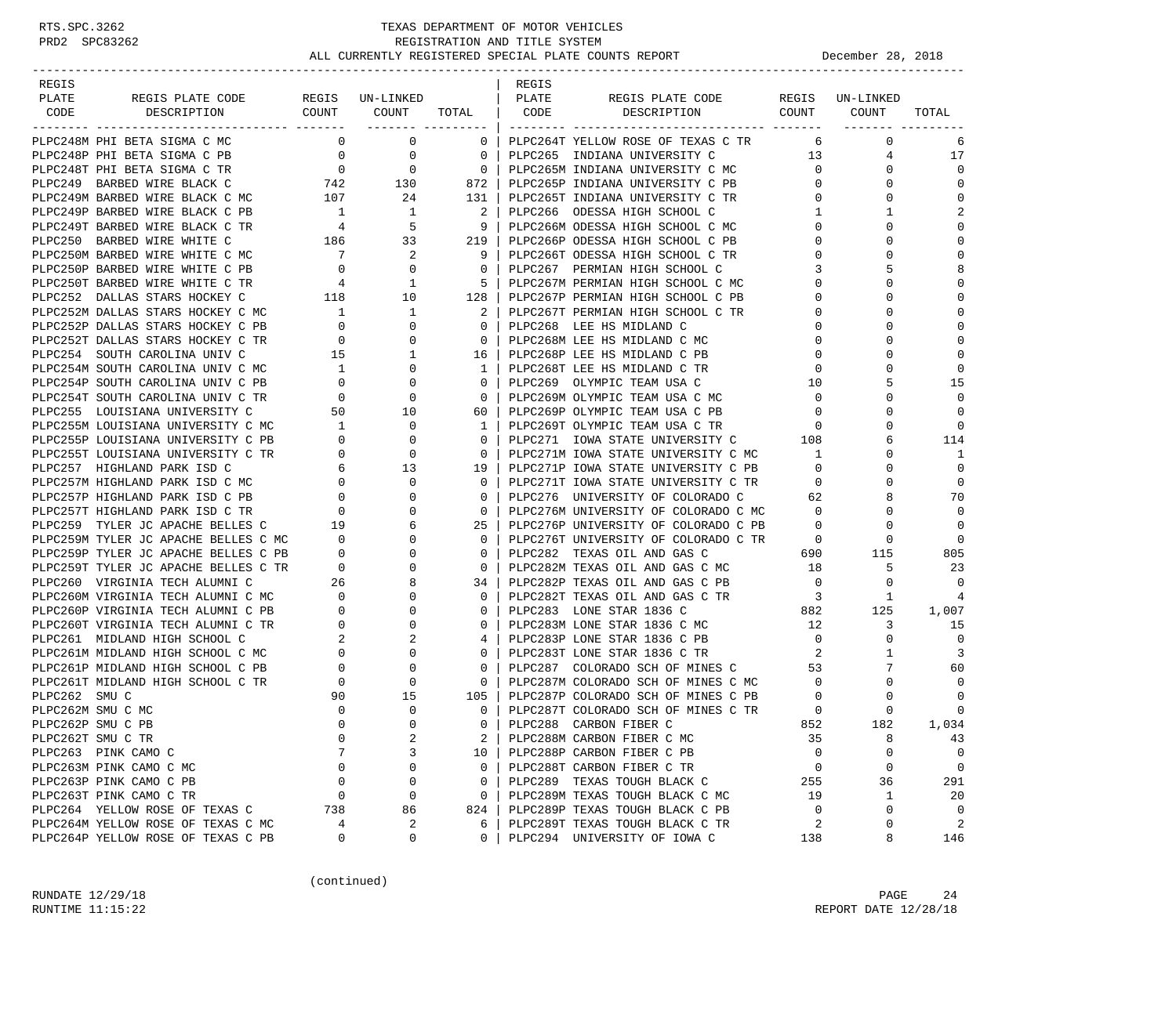TEXAS DEPARTMENT OF MOTOR VEHICLES
REGISTRATION AND TITLE SYSTEM
ALL CURRENTLY REGISTERED SPECIAL PLATE COUNTS REPORT — December 28, 2018

| REGIS PLATE CODE | REGIS PLATE CODE DESCRIPTION | REGIS COUNT | UN-LINKED COUNT | TOTAL |
|---|---|---|---|---|
| PLPC248M | PHI BETA SIGMA C MC | 0 | 0 | 0 |
| PLPC248P | PHI BETA SIGMA C PB | 0 | 0 | 0 |
| PLPC248T | PHI BETA SIGMA C TR | 0 | 0 | 0 |
| PLPC249 | BARBED WIRE BLACK C | 742 | 130 | 872 |
| PLPC249M | BARBED WIRE BLACK C MC | 107 | 24 | 131 |
| PLPC249P | BARBED WIRE BLACK C PB | 1 | 1 | 2 |
| PLPC249T | BARBED WIRE BLACK C TR | 4 | 5 | 9 |
| PLPC250 | BARBED WIRE WHITE C | 186 | 33 | 219 |
| PLPC250M | BARBED WIRE WHITE C MC | 7 | 2 | 9 |
| PLPC250P | BARBED WIRE WHITE C PB | 0 | 0 | 0 |
| PLPC250T | BARBED WIRE WHITE C TR | 4 | 1 | 5 |
| PLPC252 | DALLAS STARS HOCKEY C | 118 | 10 | 128 |
| PLPC252M | DALLAS STARS HOCKEY C MC | 1 | 1 | 2 |
| PLPC252P | DALLAS STARS HOCKEY C PB | 0 | 0 | 0 |
| PLPC252T | DALLAS STARS HOCKEY C TR | 0 | 0 | 0 |
| PLPC254 | SOUTH CAROLINA UNIV C | 15 | 1 | 16 |
| PLPC254M | SOUTH CAROLINA UNIV C MC | 1 | 0 | 1 |
| PLPC254P | SOUTH CAROLINA UNIV C PB | 0 | 0 | 0 |
| PLPC254T | SOUTH CAROLINA UNIV C TR | 0 | 0 | 0 |
| PLPC255 | LOUISIANA UNIVERSITY C | 50 | 10 | 60 |
| PLPC255M | LOUISIANA UNIVERSITY C MC | 1 | 0 | 1 |
| PLPC255P | LOUISIANA UNIVERSITY C PB | 0 | 0 | 0 |
| PLPC255T | LOUISIANA UNIVERSITY C TR | 0 | 0 | 0 |
| PLPC257 | HIGHLAND PARK ISD C | 6 | 13 | 19 |
| PLPC257M | HIGHLAND PARK ISD C MC | 0 | 0 | 0 |
| PLPC257P | HIGHLAND PARK ISD C PB | 0 | 0 | 0 |
| PLPC257T | HIGHLAND PARK ISD C TR | 0 | 0 | 0 |
| PLPC259 | TYLER JC APACHE BELLES C | 19 | 6 | 25 |
| PLPC259M | TYLER JC APACHE BELLES C MC | 0 | 0 | 0 |
| PLPC259P | TYLER JC APACHE BELLES C PB | 0 | 0 | 0 |
| PLPC259T | TYLER JC APACHE BELLES C TR | 0 | 0 | 0 |
| PLPC260 | VIRGINIA TECH ALUMNI C | 26 | 8 | 34 |
| PLPC260M | VIRGINIA TECH ALUMNI C MC | 0 | 0 | 0 |
| PLPC260P | VIRGINIA TECH ALUMNI C PB | 0 | 0 | 0 |
| PLPC260T | VIRGINIA TECH ALUMNI C TR | 0 | 0 | 0 |
| PLPC261 | MIDLAND HIGH SCHOOL C | 2 | 2 | 4 |
| PLPC261M | MIDLAND HIGH SCHOOL C MC | 0 | 0 | 0 |
| PLPC261P | MIDLAND HIGH SCHOOL C PB | 0 | 0 | 0 |
| PLPC261T | MIDLAND HIGH SCHOOL C TR | 0 | 0 | 0 |
| PLPC262 | SMU C | 90 | 15 | 105 |
| PLPC262M | SMU C MC | 0 | 0 | 0 |
| PLPC262P | SMU C PB | 0 | 0 | 0 |
| PLPC262T | SMU C TR | 0 | 2 | 2 |
| PLPC263 | PINK CAMO C | 7 | 3 | 10 |
| PLPC263M | PINK CAMO C MC | 0 | 0 | 0 |
| PLPC263P | PINK CAMO C PB | 0 | 0 | 0 |
| PLPC263T | PINK CAMO C TR | 0 | 0 | 0 |
| PLPC264 | YELLOW ROSE OF TEXAS C | 738 | 86 | 824 |
| PLPC264M | YELLOW ROSE OF TEXAS C MC | 4 | 2 | 6 |
| PLPC264P | YELLOW ROSE OF TEXAS C PB | 0 | 0 | 0 |
| PLPC264T | YELLOW ROSE OF TEXAS C TR | 6 | 0 | 6 |
| PLPC265 | INDIANA UNIVERSITY C | 13 | 4 | 17 |
| PLPC265M | INDIANA UNIVERSITY C MC | 0 | 0 | 0 |
| PLPC265P | INDIANA UNIVERSITY C PB | 0 | 0 | 0 |
| PLPC265T | INDIANA UNIVERSITY C TR | 0 | 0 | 0 |
| PLPC266 | ODESSA HIGH SCHOOL C | 1 | 1 | 2 |
| PLPC266M | ODESSA HIGH SCHOOL C MC | 0 | 0 | 0 |
| PLPC266P | ODESSA HIGH SCHOOL C PB | 0 | 0 | 0 |
| PLPC266T | ODESSA HIGH SCHOOL C TR | 0 | 0 | 0 |
| PLPC267 | PERMIAN HIGH SCHOOL C | 3 | 5 | 8 |
| PLPC267M | PERMIAN HIGH SCHOOL C MC | 0 | 0 | 0 |
| PLPC267P | PERMIAN HIGH SCHOOL C PB | 0 | 0 | 0 |
| PLPC267T | PERMIAN HIGH SCHOOL C TR | 0 | 0 | 0 |
| PLPC268 | LEE HS MIDLAND C | 0 | 0 | 0 |
| PLPC268M | LEE HS MIDLAND C MC | 0 | 0 | 0 |
| PLPC268P | LEE HS MIDLAND C PB | 0 | 0 | 0 |
| PLPC268T | LEE HS MIDLAND C TR | 0 | 0 | 0 |
| PLPC269 | OLYMPIC TEAM USA C | 10 | 5 | 15 |
| PLPC269M | OLYMPIC TEAM USA C MC | 0 | 0 | 0 |
| PLPC269P | OLYMPIC TEAM USA C PB | 0 | 0 | 0 |
| PLPC269T | OLYMPIC TEAM USA C TR | 0 | 0 | 0 |
| PLPC271 | IOWA STATE UNIVERSITY C | 108 | 6 | 114 |
| PLPC271M | IOWA STATE UNIVERSITY C MC | 1 | 0 | 1 |
| PLPC271P | IOWA STATE UNIVERSITY C PB | 0 | 0 | 0 |
| PLPC271T | IOWA STATE UNIVERSITY C TR | 0 | 0 | 0 |
| PLPC276 | UNIVERSITY OF COLORADO C | 62 | 8 | 70 |
| PLPC276M | UNIVERSITY OF COLORADO C MC | 0 | 0 | 0 |
| PLPC276P | UNIVERSITY OF COLORADO C PB | 0 | 0 | 0 |
| PLPC276T | UNIVERSITY OF COLORADO C TR | 0 | 0 | 0 |
| PLPC282 | TEXAS OIL AND GAS C | 690 | 115 | 805 |
| PLPC282M | TEXAS OIL AND GAS C MC | 18 | 5 | 23 |
| PLPC282P | TEXAS OIL AND GAS C PB | 0 | 0 | 0 |
| PLPC282T | TEXAS OIL AND GAS C TR | 3 | 1 | 4 |
| PLPC283 | LONE STAR 1836 C | 882 | 125 | 1,007 |
| PLPC283M | LONE STAR 1836 C MC | 12 | 3 | 15 |
| PLPC283P | LONE STAR 1836 C PB | 0 | 0 | 0 |
| PLPC283T | LONE STAR 1836 C TR | 2 | 1 | 3 |
| PLPC287 | COLORADO SCH OF MINES C | 53 | 7 | 60 |
| PLPC287M | COLORADO SCH OF MINES C MC | 0 | 0 | 0 |
| PLPC287P | COLORADO SCH OF MINES C PB | 0 | 0 | 0 |
| PLPC287T | COLORADO SCH OF MINES C TR | 0 | 0 | 0 |
| PLPC288 | CARBON FIBER C | 852 | 182 | 1,034 |
| PLPC288M | CARBON FIBER C MC | 35 | 8 | 43 |
| PLPC288P | CARBON FIBER C PB | 0 | 0 | 0 |
| PLPC288T | CARBON FIBER C TR | 0 | 0 | 0 |
| PLPC289 | TEXAS TOUGH BLACK C | 255 | 36 | 291 |
| PLPC289M | TEXAS TOUGH BLACK C MC | 19 | 1 | 20 |
| PLPC289P | TEXAS TOUGH BLACK C PB | 0 | 0 | 0 |
| PLPC289T | TEXAS TOUGH BLACK C TR | 2 | 0 | 2 |
| PLPC294 | UNIVERSITY OF IOWA C | 138 | 8 | 146 |

(continued)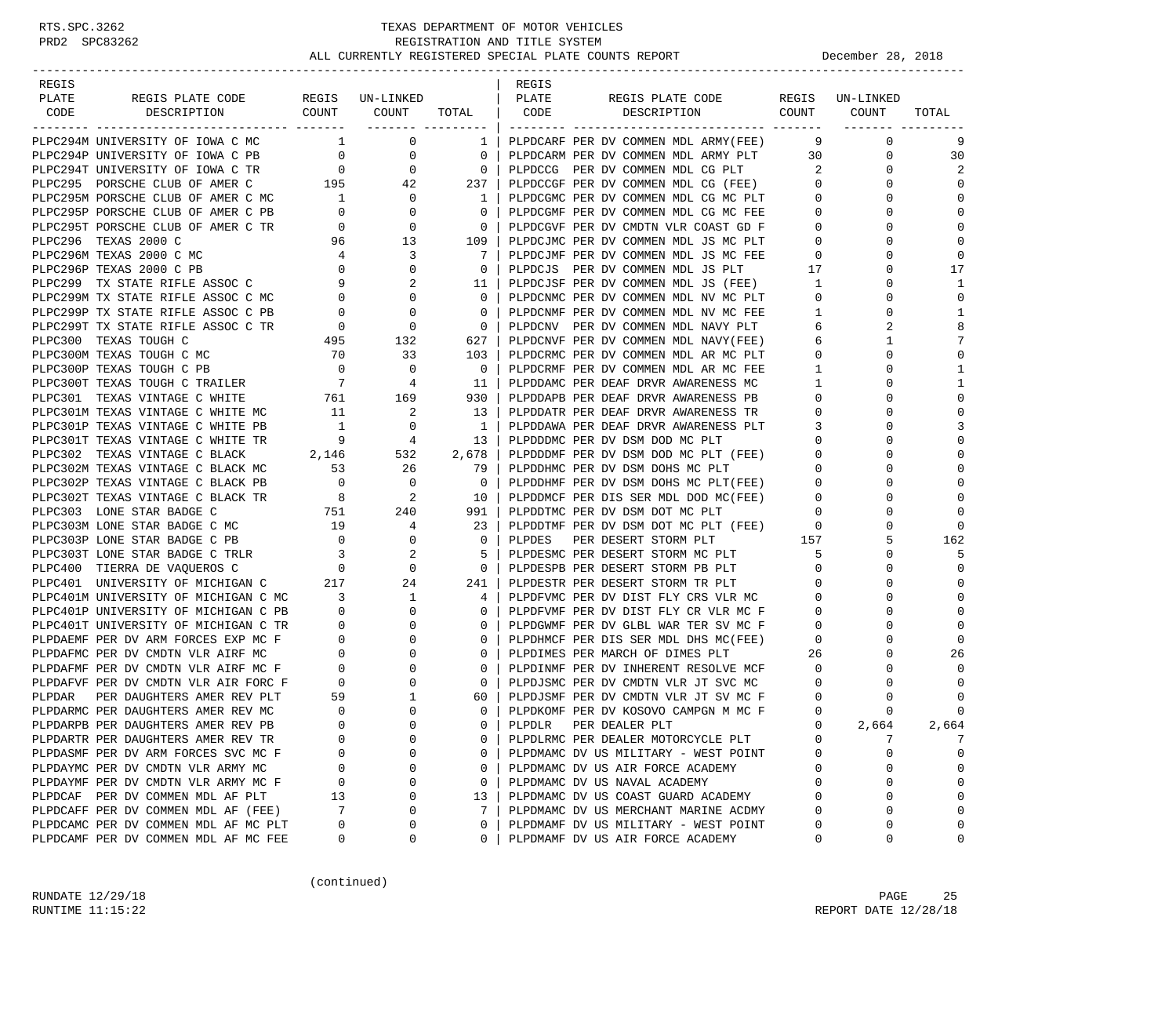# TEXAS DEPARTMENT OF MOTOR VEHICLES
## REGISTRATION AND TITLE SYSTEM
### ALL CURRENTLY REGISTERED SPECIAL PLATE COUNTS REPORT — December 28, 2018

RTS.SPC.3262
PRD2 SPC83262

| REGIS PLATE CODE | REGIS PLATE CODE DESCRIPTION | REGIS COUNT | UN-LINKED COUNT | TOTAL |
|---|---|---|---|---|
| PLPC294M | UNIVERSITY OF IOWA C MC | 1 | 0 | 1 |
| PLPC294P | UNIVERSITY OF IOWA C PB | 0 | 0 | 0 |
| PLPC294T | UNIVERSITY OF IOWA C TR | 0 | 0 | 0 |
| PLPC295 | PORSCHE CLUB OF AMER C | 195 | 42 | 237 |
| PLPC295M | PORSCHE CLUB OF AMER C MC | 1 | 0 | 1 |
| PLPC295P | PORSCHE CLUB OF AMER C PB | 0 | 0 | 0 |
| PLPC295T | PORSCHE CLUB OF AMER C TR | 0 | 0 | 0 |
| PLPC296 | TEXAS 2000 C | 96 | 13 | 109 |
| PLPC296M | TEXAS 2000 C MC | 4 | 3 | 7 |
| PLPC296P | TEXAS 2000 C PB | 0 | 0 | 0 |
| PLPC299 | TX STATE RIFLE ASSOC C | 9 | 2 | 11 |
| PLPC299M | TX STATE RIFLE ASSOC C MC | 0 | 0 | 0 |
| PLPC299P | TX STATE RIFLE ASSOC C PB | 0 | 0 | 0 |
| PLPC299T | TX STATE RIFLE ASSOC C TR | 0 | 0 | 0 |
| PLPC300 | TEXAS TOUGH C | 495 | 132 | 627 |
| PLPC300M | TEXAS TOUGH C MC | 70 | 33 | 103 |
| PLPC300P | TEXAS TOUGH C PB | 0 | 0 | 0 |
| PLPC300T | TEXAS TOUGH C TRAILER | 7 | 4 | 11 |
| PLPC301 | TEXAS VINTAGE C WHITE | 761 | 169 | 930 |
| PLPC301M | TEXAS VINTAGE C WHITE MC | 11 | 2 | 13 |
| PLPC301P | TEXAS VINTAGE C WHITE PB | 1 | 0 | 1 |
| PLPC301T | TEXAS VINTAGE C WHITE TR | 9 | 4 | 13 |
| PLPC302 | TEXAS VINTAGE C BLACK | 2,146 | 532 | 2,678 |
| PLPC302M | TEXAS VINTAGE C BLACK MC | 53 | 26 | 79 |
| PLPC302P | TEXAS VINTAGE C BLACK PB | 0 | 0 | 0 |
| PLPC302T | TEXAS VINTAGE C BLACK TR | 8 | 2 | 10 |
| PLPC303 | LONE STAR BADGE C | 751 | 240 | 991 |
| PLPC303M | LONE STAR BADGE C MC | 19 | 4 | 23 |
| PLPC303P | LONE STAR BADGE C PB | 0 | 0 | 0 |
| PLPC303T | LONE STAR BADGE C TRLR | 3 | 2 | 5 |
| PLPC400 | TIERRA DE VAQUEROS C | 0 | 0 | 0 |
| PLPC401 | UNIVERSITY OF MICHIGAN C | 217 | 24 | 241 |
| PLPC401M | UNIVERSITY OF MICHIGAN C MC | 3 | 1 | 4 |
| PLPC401P | UNIVERSITY OF MICHIGAN C PB | 0 | 0 | 0 |
| PLPC401T | UNIVERSITY OF MICHIGAN C TR | 0 | 0 | 0 |
| PLPDAEMF | PER DV ARM FORCES EXP MC F | 0 | 0 | 0 |
| PLPDAFMC | PER DV CMDTN VLR AIRF MC | 0 | 0 | 0 |
| PLPDAFMF | PER DV CMDTN VLR AIRF MC F | 0 | 0 | 0 |
| PLPDAFVF | PER DV CMDTN VLR AIR FORC F | 0 | 0 | 0 |
| PLPDAR | PER DAUGHTERS AMER REV PLT | 59 | 1 | 60 |
| PLPDARMC | PER DAUGHTERS AMER REV MC | 0 | 0 | 0 |
| PLPDARPB | PER DAUGHTERS AMER REV PB | 0 | 0 | 0 |
| PLPDARTR | PER DAUGHTERS AMER REV TR | 0 | 0 | 0 |
| PLPDASMF | PER DV ARM FORCES SVC MC F | 0 | 0 | 0 |
| PLPDAYMC | PER DV CMDTN VLR ARMY MC | 0 | 0 | 0 |
| PLPDAYMF | PER DV CMDTN VLR ARMY MC F | 0 | 0 | 0 |
| PLPDCAF | PER DV COMMEN MDL AF PLT | 13 | 0 | 13 |
| PLPDCAFF | PER DV COMMEN MDL AF (FEE) | 7 | 0 | 7 |
| PLPDCAMC | PER DV COMMEN MDL AF MC PLT | 0 | 0 | 0 |
| PLPDCAMF | PER DV COMMEN MDL AF MC FEE | 0 | 0 | 0 |
| PLPDCARF | PER DV COMMEN MDL ARMY(FEE) | 9 | 0 | 9 |
| PLPDCARM | PER DV COMMEN MDL ARMY PLT | 30 | 0 | 30 |
| PLPDCCG | PER DV COMMEN MDL CG PLT | 2 | 0 | 2 |
| PLPDCCGF | PER DV COMMEN MDL CG (FEE) | 0 | 0 | 0 |
| PLPDCGMC | PER DV COMMEN MDL CG MC PLT | 0 | 0 | 0 |
| PLPDCGMF | PER DV COMMEN MDL CG MC FEE | 0 | 0 | 0 |
| PLPDCGVF | PER DV CMDTN VLR COAST GD F | 0 | 0 | 0 |
| PLPDCJMC | PER DV COMMEN MDL JS MC PLT | 0 | 0 | 0 |
| PLPDCJMF | PER DV COMMEN MDL JS MC FEE | 0 | 0 | 0 |
| PLPDCJS | PER DV COMMEN MDL JS PLT | 17 | 0 | 17 |
| PLPDCJSF | PER DV COMMEN MDL JS (FEE) | 1 | 0 | 1 |
| PLPDCNMC | PER DV COMMEN MDL NV MC PLT | 0 | 0 | 0 |
| PLPDCNMF | PER DV COMMEN MDL NV MC FEE | 1 | 0 | 1 |
| PLPDCNV | PER DV COMMEN MDL NAVY PLT | 6 | 2 | 8 |
| PLPDCNVF | PER DV COMMEN MDL NAVY(FEE) | 6 | 1 | 7 |
| PLPDCRMC | PER DV COMMEN MDL AR MC PLT | 0 | 0 | 0 |
| PLPDCRMF | PER DV COMMEN MDL AR MC FEE | 1 | 0 | 1 |
| PLPDDAMC | PER DEAF DRVR AWARENESS MC | 1 | 0 | 1 |
| PLPDDAPB | PER DEAF DRVR AWARENESS PB | 0 | 0 | 0 |
| PLPDDATR | PER DEAF DRVR AWARENESS TR | 0 | 0 | 0 |
| PLPDDAWA | PER DEAF DRVR AWARENESS PLT | 3 | 0 | 3 |
| PLPDDDMC | PER DV DSM DOD MC PLT | 0 | 0 | 0 |
| PLPDDDMF | PER DV DSM DOD MC PLT (FEE) | 0 | 0 | 0 |
| PLPDDHMC | PER DV DSM DOHS MC PLT | 0 | 0 | 0 |
| PLPDDHMF | PER DV DSM DOHS MC PLT(FEE) | 0 | 0 | 0 |
| PLPDDMCF | PER DIS SER MDL DOD MC(FEE) | 0 | 0 | 0 |
| PLPDDTMC | PER DV DSM DOT MC PLT | 0 | 0 | 0 |
| PLPDDTMF | PER DV DSM DOT MC PLT (FEE) | 0 | 0 | 0 |
| PLPDES | PER DESERT STORM PLT | 157 | 5 | 162 |
| PLPDESMC | PER DESERT STORM MC PLT | 5 | 0 | 5 |
| PLPDESPB | PER DESERT STORM PB PLT | 0 | 0 | 0 |
| PLPDESTR | PER DESERT STORM TR PLT | 0 | 0 | 0 |
| PLPDFVMC | PER DV DIST FLY CRS VLR MC | 0 | 0 | 0 |
| PLPDFVMF | PER DV DIST FLY CR VLR MC F | 0 | 0 | 0 |
| PLPDGWMF | PER DV GLBL WAR TER SV MC F | 0 | 0 | 0 |
| PLPDHMCF | PER DIS SER MDL DHS MC(FEE) | 0 | 0 | 0 |
| PLPDIMES | PER MARCH OF DIMES PLT | 26 | 0 | 26 |
| PLPDINMF | PER DV INHERENT RESOLVE MCF | 0 | 0 | 0 |
| PLPDJSMC | PER DV CMDTN VLR JT SVC MC | 0 | 0 | 0 |
| PLPDJSMF | PER DV CMDTN VLR JT SV MC F | 0 | 0 | 0 |
| PLPDKOMF | PER DV KOSOVO CAMPGN M MC F | 0 | 0 | 0 |
| PLPDLR | PER DEALER PLT | 0 | 2,664 | 2,664 |
| PLPDLRMC | PER DEALER MOTORCYCLE PLT | 0 | 7 | 7 |
| PLPDMAMC | DV US MILITARY - WEST POINT | 0 | 0 | 0 |
| PLPDMAMC | DV US AIR FORCE ACADEMY | 0 | 0 | 0 |
| PLPDMAMC | DV US NAVAL ACADEMY | 0 | 0 | 0 |
| PLPDMAMC | DV US COAST GUARD ACADEMY | 0 | 0 | 0 |
| PLPDMAMC | DV US MERCHANT MARINE ACDMY | 0 | 0 | 0 |
| PLPDMAMF | DV US MILITARY - WEST POINT | 0 | 0 | 0 |
| PLPDMAMF | DV US AIR FORCE ACADEMY | 0 | 0 | 0 |

(continued)

RUNDATE 12/29/18
RUNTIME 11:15:22
REPORT DATE 12/28/18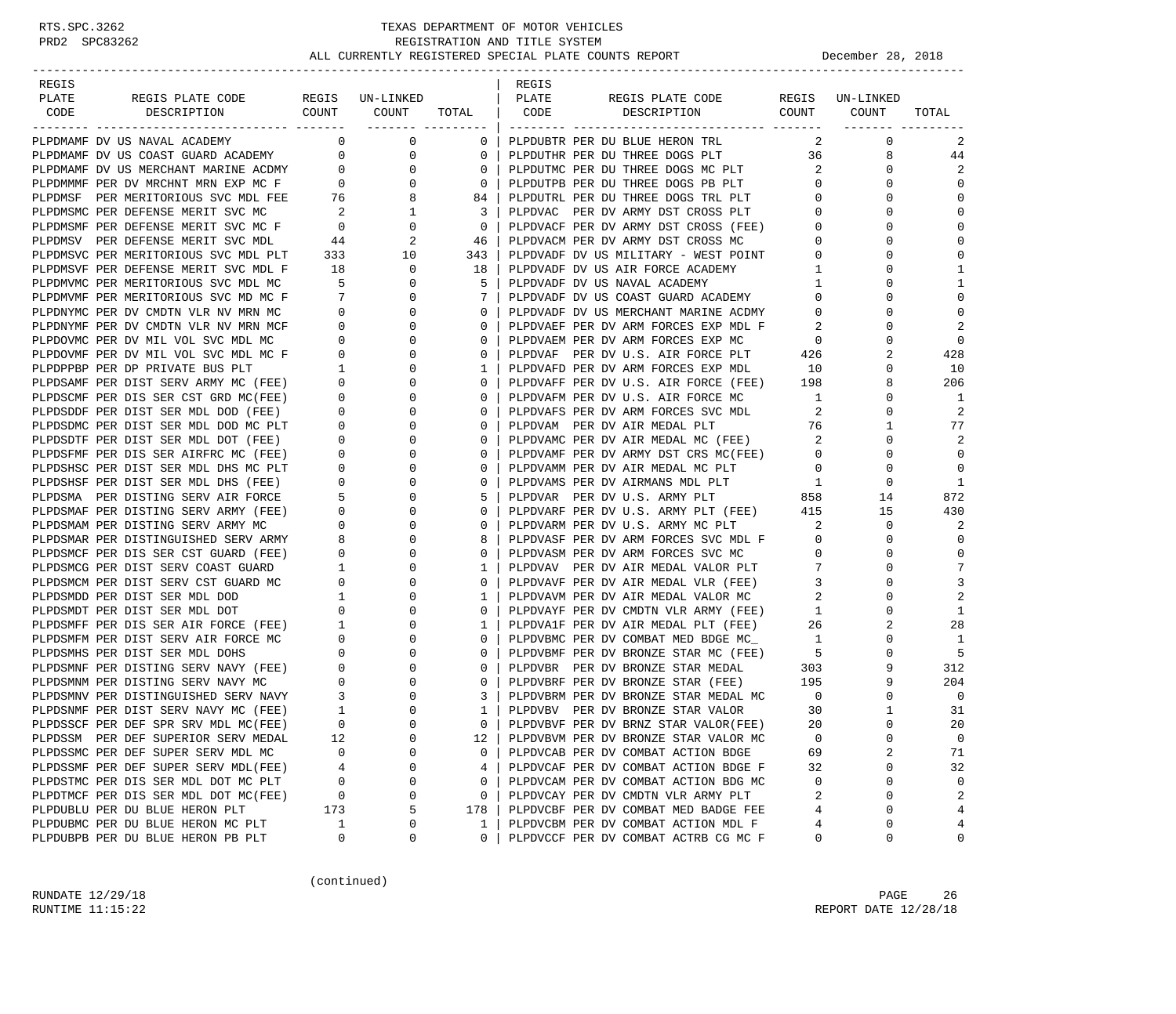# TEXAS DEPARTMENT OF MOTOR VEHICLES

## REGISTRATION AND TITLE SYSTEM

### ALL CURRENTLY REGISTERED SPECIAL PLATE COUNTS REPORT — December 28, 2018

RTS.SPC.3262
PRD2 SPC83262

| REGIS PLATE CODE | REGIS PLATE CODE DESCRIPTION | REGIS COUNT | UN-LINKED COUNT | TOTAL |
|---|---|---|---|---|
| PLPDMAMF | DV US NAVAL ACADEMY | 0 | 0 | 0 |
| PLPDMAMF | DV US COAST GUARD ACADEMY | 0 | 0 | 0 |
| PLPDMAMF | DV US MERCHANT MARINE ACDMY | 0 | 0 | 0 |
| PLPDMMMF | PER DV MRCHNT MRN EXP MC F | 0 | 0 | 0 |
| PLPDMSF | PER MERITORIOUS SVC MDL FEE | 76 | 8 | 84 |
| PLPDMSMC | PER DEFENSE MERIT SVC MC | 2 | 1 | 3 |
| PLPDMSMF | PER DEFENSE MERIT SVC MC F | 0 | 0 | 0 |
| PLPDMSV | PER DEFENSE MERIT SVC MDL | 44 | 2 | 46 |
| PLPDMSVC | PER MERITORIOUS SVC MDL PLT | 333 | 10 | 343 |
| PLPDMSVF | PER DEFENSE MERIT SVC MDL F | 18 | 0 | 18 |
| PLPDMVMC | PER MERITORIOUS SVC MDL MC | 5 | 0 | 5 |
| PLPDMVMF | PER MERITORIOUS SVC MD MC F | 7 | 0 | 7 |
| PLPDNYMC | PER DV CMDTN VLR NV MRN MC | 0 | 0 | 0 |
| PLPDNYMF | PER DV CMDTN VLR NV MRN MCF | 0 | 0 | 0 |
| PLPDOVMC | PER DV MIL VOL SVC MDL MC | 0 | 0 | 0 |
| PLPDOVMF | PER DV MIL VOL SVC MDL MC F | 0 | 0 | 0 |
| PLPDPPBP | PER DP PRIVATE BUS PLT | 1 | 0 | 1 |
| PLPDSAMF | PER DIST SERV ARMY MC (FEE) | 0 | 0 | 0 |
| PLPDSCMF | PER DIS SER CST GRD MC(FEE) | 0 | 0 | 0 |
| PLPDSDDF | PER DIST SER MDL DOD (FEE) | 0 | 0 | 0 |
| PLPDSDMC | PER DIST SER MDL DOD MC PLT | 0 | 0 | 0 |
| PLPDSDTF | PER DIST SER MDL DOT (FEE) | 0 | 0 | 0 |
| PLPDSFMF | PER DIS SER AIRFRC MC (FEE) | 0 | 0 | 0 |
| PLPDSHSC | PER DIST SER MDL DHS MC PLT | 0 | 0 | 0 |
| PLPDSHSF | PER DIST SER MDL DHS (FEE) | 0 | 0 | 0 |
| PLPDSMA | PER DISTING SERV AIR FORCE | 5 | 0 | 5 |
| PLPDSMAF | PER DISTING SERV ARMY (FEE) | 0 | 0 | 0 |
| PLPDSMAM | PER DISTING SERV ARMY MC | 0 | 0 | 0 |
| PLPDSMAR | PER DISTINGUISHED SERV ARMY | 8 | 0 | 8 |
| PLPDSMCF | PER DIS SER CST GUARD (FEE) | 0 | 0 | 0 |
| PLPDSMCG | PER DIST SERV COAST GUARD | 1 | 0 | 1 |
| PLPDSMCM | PER DIST SERV CST GUARD MC | 0 | 0 | 0 |
| PLPDSMDD | PER DIST SER MDL DOD | 1 | 0 | 1 |
| PLPDSMDT | PER DIST SER MDL DOT | 0 | 0 | 0 |
| PLPDSMFF | PER DIS SER AIR FORCE (FEE) | 1 | 0 | 1 |
| PLPDSMFM | PER DIST SERV AIR FORCE MC | 0 | 0 | 0 |
| PLPDSMHS | PER DIST SER MDL DOHS | 0 | 0 | 0 |
| PLPDSMNF | PER DISTING SERV NAVY (FEE) | 0 | 0 | 0 |
| PLPDSMNM | PER DISTING SERV NAVY MC | 0 | 0 | 0 |
| PLPDSMNV | PER DISTINGUISHED SERV NAVY | 3 | 0 | 3 |
| PLPDSNMF | PER DIST SERV NAVY MC (FEE) | 1 | 0 | 1 |
| PLPDSSCF | PER DEF SPR SRV MDL MC(FEE) | 0 | 0 | 0 |
| PLPDSSM | PER DEF SUPERIOR SERV MEDAL | 12 | 0 | 12 |
| PLPDSSMC | PER DEF SUPER SERV MDL MC | 0 | 0 | 0 |
| PLPDSSMF | PER DEF SUPER SERV MDL(FEE) | 4 | 0 | 4 |
| PLPDSTMC | PER DIS SER MDL DOT MC PLT | 0 | 0 | 0 |
| PLPDTMCF | PER DIS SER MDL DOT MC(FEE) | 0 | 0 | 0 |
| PLPDUBLU | PER DU BLUE HERON PLT | 173 | 5 | 178 |
| PLPDUBMC | PER DU BLUE HERON MC PLT | 1 | 0 | 1 |
| PLPDUBPB | PER DU BLUE HERON PB PLT | 0 | 0 | 0 |
| PLPDUBTR | PER DU BLUE HERON TRL | 2 | 0 | 2 |
| PLPDUTHR | PER DU THREE DOGS PLT | 36 | 8 | 44 |
| PLPDUTMC | PER DU THREE DOGS MC PLT | 2 | 0 | 2 |
| PLPDUTPB | PER DU THREE DOGS PB PLT | 0 | 0 | 0 |
| PLPDUTRL | PER DU THREE DOGS TRL PLT | 0 | 0 | 0 |
| PLPDVAC | PER DV ARMY DST CROSS PLT | 0 | 0 | 0 |
| PLPDVACF | PER DV ARMY DST CROSS (FEE) | 0 | 0 | 0 |
| PLPDVACM | PER DV ARMY DST CROSS MC | 0 | 0 | 0 |
| PLPDVADF | DV US MILITARY - WEST POINT | 0 | 0 | 0 |
| PLPDVADF | DV US AIR FORCE ACADEMY | 1 | 0 | 1 |
| PLPDVADF | DV US NAVAL ACADEMY | 1 | 0 | 1 |
| PLPDVADF | DV US COAST GUARD ACADEMY | 0 | 0 | 0 |
| PLPDVADF | DV US MERCHANT MARINE ACDMY | 0 | 0 | 0 |
| PLPDVAEF | PER DV ARM FORCES EXP MDL F | 2 | 0 | 2 |
| PLPDVAEM | PER DV ARM FORCES EXP MC | 0 | 0 | 0 |
| PLPDVAF | PER DV U.S. AIR FORCE PLT | 426 | 2 | 428 |
| PLPDVAFD | PER DV ARM FORCES EXP MDL | 10 | 0 | 10 |
| PLPDVAFF | PER DV U.S. AIR FORCE (FEE) | 198 | 8 | 206 |
| PLPDVAFM | PER DV U.S. AIR FORCE MC | 1 | 0 | 1 |
| PLPDVAFS | PER DV ARM FORCES SVC MDL | 2 | 0 | 2 |
| PLPDVAM | PER DV AIR MEDAL PLT | 76 | 1 | 77 |
| PLPDVAMC | PER DV AIR MEDAL MC (FEE) | 2 | 0 | 2 |
| PLPDVAMF | PER DV ARMY DST CRS MC(FEE) | 0 | 0 | 0 |
| PLPDVAMM | PER DV AIR MEDAL MC PLT | 0 | 0 | 0 |
| PLPDVAMS | PER DV AIRMANS MDL PLT | 1 | 0 | 1 |
| PLPDVAR | PER DV U.S. ARMY PLT | 858 | 14 | 872 |
| PLPDVARF | PER DV U.S. ARMY PLT (FEE) | 415 | 15 | 430 |
| PLPDVARM | PER DV U.S. ARMY MC PLT | 2 | 0 | 2 |
| PLPDVASF | PER DV ARM FORCES SVC MDL F | 0 | 0 | 0 |
| PLPDVASM | PER DV ARM FORCES SVC MC | 0 | 0 | 0 |
| PLPDVAV | PER DV AIR MEDAL VALOR PLT | 7 | 0 | 7 |
| PLPDVAVF | PER DV AIR MEDAL VLR (FEE) | 3 | 0 | 3 |
| PLPDVAVM | PER DV AIR MEDAL VALOR MC | 2 | 0 | 2 |
| PLPDVAYF | PER DV CMDTN VLR ARMY (FEE) | 1 | 0 | 1 |
| PLPDVA1F | PER DV AIR MEDAL PLT (FEE) | 26 | 2 | 28 |
| PLPDVBMC | PER DV COMBAT MED BDGE MC_ | 1 | 0 | 1 |
| PLPDVBMF | PER DV BRONZE STAR MC (FEE) | 5 | 0 | 5 |
| PLPDVBR | PER DV BRONZE STAR MEDAL | 303 | 9 | 312 |
| PLPDVBRF | PER DV BRONZE STAR (FEE) | 195 | 9 | 204 |
| PLPDVBRM | PER DV BRONZE STAR MEDAL MC | 0 | 0 | 0 |
| PLPDVBV | PER DV BRONZE STAR VALOR | 30 | 1 | 31 |
| PLPDVBVF | PER DV BRNZ STAR VALOR(FEE) | 20 | 0 | 20 |
| PLPDVBVM | PER DV BRONZE STAR VALOR MC | 0 | 0 | 0 |
| PLPDVCAB | PER DV COMBAT ACTION BDGE | 69 | 2 | 71 |
| PLPDVCAF | PER DV COMBAT ACTION BDGE F | 32 | 0 | 32 |
| PLPDVCAM | PER DV COMBAT ACTION BDG MC | 0 | 0 | 0 |
| PLPDVCAY | PER DV CMDTN VLR ARMY PLT | 2 | 0 | 2 |
| PLPDVCBF | PER DV COMBAT MED BADGE FEE | 4 | 0 | 4 |
| PLPDVCBM | PER DV COMBAT ACTION MDL F | 4 | 0 | 4 |
| PLPDVCCF | PER DV COMBAT ACTRB CG MC F | 0 | 0 | 0 |

(continued)

RUNDATE 12/29/18
RUNTIME 11:15:22
REPORT DATE 12/28/18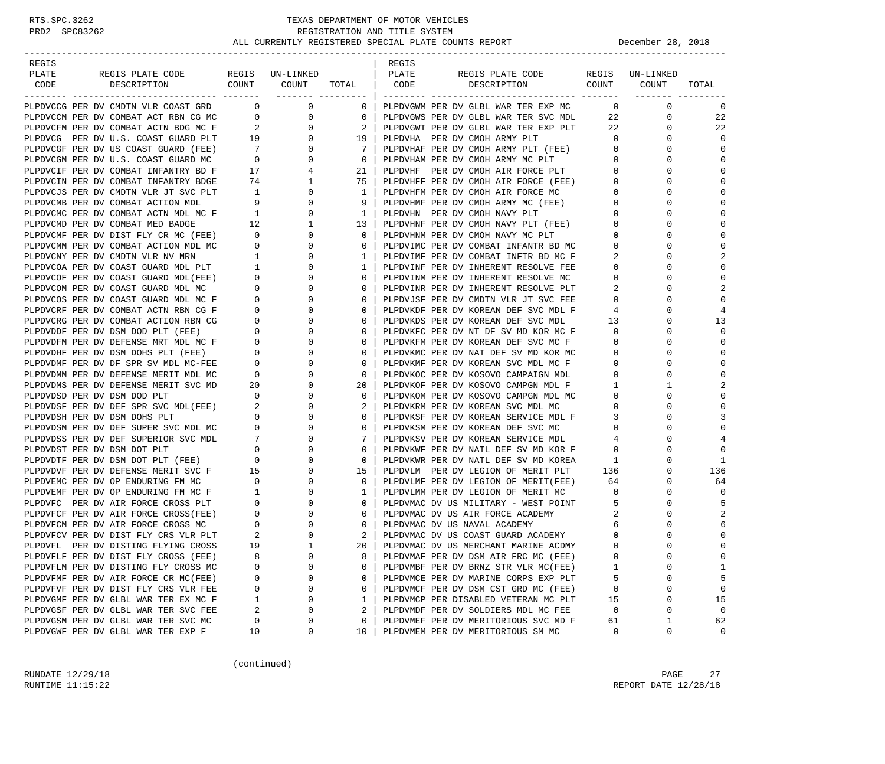RTS.SPC.3262 TEXAS DEPARTMENT OF MOTOR VEHICLES
PRD2 SPC83262 REGISTRATION AND TITLE SYSTEM
ALL CURRENTLY REGISTERED SPECIAL PLATE COUNTS REPORT December 28, 2018

| REGIS PLATE CODE | REGIS PLATE CODE DESCRIPTION | REGIS COUNT | UN-LINKED COUNT | TOTAL | REGIS PLATE CODE | REGIS PLATE CODE DESCRIPTION | REGIS COUNT | UN-LINKED COUNT | TOTAL |
|---|---|---|---|---|---|---|---|---|---|
| PLPDVCCG | PER DV CMDTN VLR COAST GRD | 0 | 0 | 0 | PLPDVGWM | PER DV GLBL WAR TER EXP MC | 0 | 0 | 0 |
| PLPDVCCM | PER DV COMBAT ACT RBN CG MC | 0 | 0 | 0 | PLPDVGWS | PER DV GLBL WAR TER SVC MDL | 22 | 0 | 22 |
| PLPDVCFM | PER DV COMBAT ACTN BDG MC F | 2 | 0 | 2 | PLPDVGWT | PER DV GLBL WAR TER EXP PLT | 22 | 0 | 22 |
| PLPDVCG | PER DV U.S. COAST GUARD PLT | 19 | 0 | 19 | PLPDVHA | PER DV CMOH ARMY PLT | 0 | 0 | 0 |
| PLPDVCGF | PER DV US COAST GUARD (FEE) | 7 | 0 | 7 | PLPDVHAF | PER DV CMOH ARMY PLT (FEE) | 0 | 0 | 0 |
| PLPDVCGM | PER DV U.S. COAST GUARD MC | 0 | 0 | 0 | PLPDVHAM | PER DV CMOH ARMY MC PLT | 0 | 0 | 0 |
| PLPDVCIF | PER DV COMBAT INFANTRY BD F | 17 | 4 | 21 | PLPDVHF | PER DV CMOH AIR FORCE PLT | 0 | 0 | 0 |
| PLPDVCIN | PER DV COMBAT INFANTRY BDGE | 74 | 1 | 75 | PLPDVHFF | PER DV CMOH AIR FORCE (FEE) | 0 | 0 | 0 |
| PLPDVCJS | PER DV CMDTN VLR JT SVC PLT | 1 | 0 | 1 | PLPDVHFM | PER DV CMOH AIR FORCE MC | 0 | 0 | 0 |
| PLPDVCMB | PER DV COMBAT ACTION MDL | 9 | 0 | 9 | PLPDVHMF | PER DV CMOH ARMY MC (FEE) | 0 | 0 | 0 |
| PLPDVCMC | PER DV COMBAT ACTN MDL MC F | 1 | 0 | 1 | PLPDVHN | PER DV CMOH NAVY PLT | 0 | 0 | 0 |
| PLPDVCMD | PER DV COMBAT MED BADGE | 12 | 1 | 13 | PLPDVHNF | PER DV CMOH NAVY PLT (FEE) | 0 | 0 | 0 |
| PLPDVCMF | PER DV DIST FLY CR MC (FEE) | 0 | 0 | 0 | PLPDVHNM | PER DV CMOH NAVY MC PLT | 0 | 0 | 0 |
| PLPDVCMM | PER DV COMBAT ACTION MDL MC | 0 | 0 | 0 | PLPDVIMC | PER DV COMBAT INFANTR BD MC | 0 | 0 | 0 |
| PLPDVCNY | PER DV CMDTN VLR NV MRN | 1 | 0 | 1 | PLPDVIMF | PER DV COMBAT INFTR BD MC F | 2 | 0 | 2 |
| PLPDVCOA | PER DV COAST GUARD MDL PLT | 1 | 0 | 1 | PLPDVINF | PER DV INHERENT RESOLVE FEE | 0 | 0 | 0 |
| PLPDVCOF | PER DV COAST GUARD MDL(FEE) | 0 | 0 | 0 | PLPDVINM | PER DV INHERENT RESOLVE MC | 0 | 0 | 0 |
| PLPDVCOM | PER DV COAST GUARD MDL MC | 0 | 0 | 0 | PLPDVINR | PER DV INHERENT RESOLVE PLT | 2 | 0 | 2 |
| PLPDVCOS | PER DV COAST GUARD MDL MC F | 0 | 0 | 0 | PLPDVJSF | PER DV CMDTN VLR JT SVC FEE | 0 | 0 | 0 |
| PLPDVCRF | PER DV COMBAT ACTN RBN CG F | 0 | 0 | 0 | PLPDVKDF | PER DV KOREAN DEF SVC MDL F | 4 | 0 | 4 |
| PLPDVCRG | PER DV COMBAT ACTION RBN CG | 0 | 0 | 0 | PLPDVKDS | PER DV KOREAN DEF SVC MDL | 13 | 0 | 13 |
| PLPDVDDF | PER DV DSM DOD PLT (FEE) | 0 | 0 | 0 | PLPDVKFC | PER DV NT DF SV MD KOR MC F | 0 | 0 | 0 |
| PLPDVDFM | PER DV DEFENSE MRT MDL MC F | 0 | 0 | 0 | PLPDVKFM | PER DV KOREAN DEF SVC MC F | 0 | 0 | 0 |
| PLPDVDHF | PER DV DSM DOHS PLT (FEE) | 0 | 0 | 0 | PLPDVKMC | PER DV NAT DEF SV MD KOR MC | 0 | 0 | 0 |
| PLPDVDMF | PER DV DF SPR SV MDL MC-FEE | 0 | 0 | 0 | PLPDVKMF | PER DV KOREAN SVC MDL MC F | 0 | 0 | 0 |
| PLPDVDMM | PER DV DEFENSE MERIT MDL MC | 0 | 0 | 0 | PLPDVKOC | PER DV KOSOVO CAMPAIGN MDL | 0 | 0 | 0 |
| PLPDVDMS | PER DV DEFENSE MERIT SVC MD | 20 | 0 | 20 | PLPDVKOF | PER DV KOSOVO CAMPGN MDL F | 1 | 1 | 2 |
| PLPDVDSD | PER DV DSM DOD PLT | 0 | 0 | 0 | PLPDVKOM | PER DV KOSOVO CAMPGN MDL MC | 0 | 0 | 0 |
| PLPDVDSF | PER DV DEF SPR SVC MDL(FEE) | 2 | 0 | 2 | PLPDVKRM | PER DV KOREAN SVC MDL MC | 0 | 0 | 0 |
| PLPDVDSH | PER DV DSM DOHS PLT | 0 | 0 | 0 | PLPDVKSF | PER DV KOREAN SERVICE MDL F | 3 | 0 | 3 |
| PLPDVDSM | PER DV DEF SUPER SVC MDL MC | 0 | 0 | 0 | PLPDVKSM | PER DV KOREAN DEF SVC MC | 0 | 0 | 0 |
| PLPDVDSS | PER DV DEF SUPERIOR SVC MDL | 7 | 0 | 7 | PLPDVKSV | PER DV KOREAN SERVICE MDL | 4 | 0 | 4 |
| PLPDVDST | PER DV DSM DOT PLT | 0 | 0 | 0 | PLPDVKWF | PER DV NATL DEF SV MD KOR F | 0 | 0 | 0 |
| PLPDVDTF | PER DV DSM DOT PLT (FEE) | 0 | 0 | 0 | PLPDVKWR | PER DV NATL DEF SV MD KOREA | 1 | 0 | 1 |
| PLPDVDVF | PER DV DEFENSE MERIT SVC F | 15 | 0 | 15 | PLPDVLM | PER DV LEGION OF MERIT PLT | 136 | 0 | 136 |
| PLPDVEMC | PER DV OP ENDURING FM MC | 0 | 0 | 0 | PLPDVLMF | PER DV LEGION OF MERIT(FEE) | 64 | 0 | 64 |
| PLPDVEMF | PER DV OP ENDURING FM MC F | 1 | 0 | 1 | PLPDVLMM | PER DV LEGION OF MERIT MC | 0 | 0 | 0 |
| PLPDVFC | PER DV AIR FORCE CROSS PLT | 0 | 0 | 0 | PLPDVMAC | DV US MILITARY - WEST POINT | 5 | 0 | 5 |
| PLPDVFCF | PER DV AIR FORCE CROSS(FEE) | 0 | 0 | 0 | PLPDVMAC | DV US AIR FORCE ACADEMY | 2 | 0 | 2 |
| PLPDVFCM | PER DV AIR FORCE CROSS MC | 0 | 0 | 0 | PLPDVMAC | DV US NAVAL ACADEMY | 6 | 0 | 6 |
| PLPDVFCV | PER DV DIST FLY CRS VLR PLT | 2 | 0 | 2 | PLPDVMAC | DV US COAST GUARD ACADEMY | 0 | 0 | 0 |
| PLPDVFL | PER DV DISTING FLYING CROSS | 19 | 1 | 20 | PLPDVMAC | DV US MERCHANT MARINE ACDMY | 0 | 0 | 0 |
| PLPDVFLF | PER DV DIST FLY CROSS (FEE) | 8 | 0 | 8 | PLPDVMAF | PER DV DSM AIR FRC MC (FEE) | 0 | 0 | 0 |
| PLPDVFLM | PER DV DISTING FLY CROSS MC | 0 | 0 | 0 | PLPDVMBF | PER DV BRNZ STR VLR MC(FEE) | 1 | 0 | 1 |
| PLPDVFMF | PER DV AIR FORCE CR MC(FEE) | 0 | 0 | 0 | PLPDVMCE | PER DV MARINE CORPS EXP PLT | 5 | 0 | 5 |
| PLPDVFVF | PER DV DIST FLY CRS VLR FEE | 0 | 0 | 0 | PLPDVMCF | PER DV DSM CST GRD MC (FEE) | 0 | 0 | 0 |
| PLPDVGMF | PER DV GLBL WAR TER EX MC F | 1 | 0 | 1 | PLPDVMCP | PER DISABLED VETERAN MC PLT | 15 | 0 | 15 |
| PLPDVGSF | PER DV GLBL WAR TER SVC FEE | 2 | 0 | 2 | PLPDVMDF | PER DV SOLDIERS MDL MC FEE | 0 | 0 | 0 |
| PLPDVGSM | PER DV GLBL WAR TER SVC MC | 0 | 0 | 0 | PLPDVMEF | PER DV MERITORIOUS SVC MD F | 61 | 1 | 62 |
| PLPDVGWF | PER DV GLBL WAR TER EXP F | 10 | 0 | 10 | PLPDVMEM | PER DV MERITORIOUS SM MC | 0 | 0 | 0 |

(continued)

RUNDATE 12/29/18
RUNTIME 11:15:22
REPORT DATE 12/28/18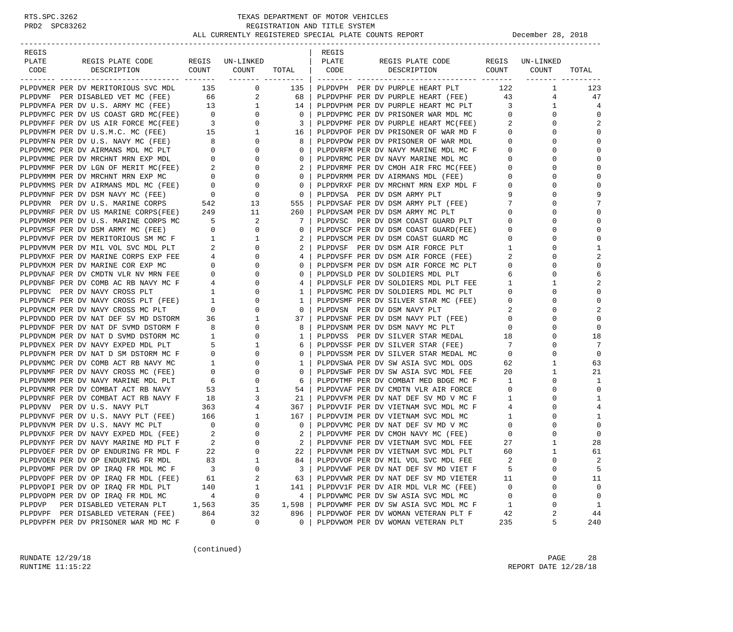TEXAS DEPARTMENT OF MOTOR VEHICLES
REGISTRATION AND TITLE SYSTEM
ALL CURRENTLY REGISTERED SPECIAL PLATE COUNTS REPORT December 28, 2018

| REGIS PLATE CODE | REGIS PLATE CODE DESCRIPTION | REGIS COUNT | UN-LINKED COUNT | TOTAL |
|---|---|---|---|---|
| PLPDVMER | PER DV MERITORIOUS SVC MDL | 135 | 0 | 135 |
| PLPDVMF | PER DISABLED VET MC (FEE) | 66 | 2 | 68 |
| PLPDVMFA | PER DV U.S. ARMY MC (FEE) | 13 | 1 | 14 |
| PLPDVMFC | PER DV US COAST GRD MC(FEE) | 0 | 0 | 0 |
| PLPDVMFF | PER DV US AIR FORCE MC(FEE) | 3 | 0 | 3 |
| PLPDVMFM | PER DV U.S.M.C. MC (FEE) | 15 | 1 | 16 |
| PLPDVMFN | PER DV U.S. NAVY MC (FEE) | 8 | 0 | 8 |
| PLPDVMMC | PER DV AIRMANS MDL MC PLT | 0 | 0 | 0 |
| PLPDVMME | PER DV MRCHNT MRN EXP MDL | 0 | 0 | 0 |
| PLPDVMMF | PER DV LGN OF MERIT MC(FEE) | 2 | 0 | 2 |
| PLPDVMMM | PER DV MRCHNT MRN EXP MC | 0 | 0 | 0 |
| PLPDVMMS | PER DV AIRMANS MDL MC (FEE) | 0 | 0 | 0 |
| PLPDVMNF | PER DV DSM NAVY MC (FEE) | 0 | 0 | 0 |
| PLPDVMR | PER DV U.S. MARINE CORPS | 542 | 13 | 555 |
| PLPDVMRF | PER DV US MARINE CORPS(FEE) | 249 | 11 | 260 |
| PLPDVMRM | PER DV U.S. MARINE CORPS MC | 5 | 2 | 7 |
| PLPDVMSF | PER DV DSM ARMY MC (FEE) | 0 | 0 | 0 |
| PLPDVMVF | PER DV MERITORIOUS SM MC F | 1 | 1 | 2 |
| PLPDVMVM | PER DV MIL VOL SVC MDL PLT | 2 | 0 | 2 |
| PLPDVMXF | PER DV MARINE CORPS EXP FEE | 4 | 0 | 4 |
| PLPDVMXM | PER DV MARINE COR EXP MC | 0 | 0 | 0 |
| PLPDVNAF | PER DV CMDTN VLR NV MRN FEE | 0 | 0 | 0 |
| PLPDVNBF | PER DV COMB AC RB NAVY MC F | 4 | 0 | 4 |
| PLPDVNC | PER DV NAVY CROSS PLT | 1 | 0 | 1 |
| PLPDVNCF | PER DV NAVY CROSS PLT (FEE) | 1 | 0 | 1 |
| PLPDVNCM | PER DV NAVY CROSS MC PLT | 0 | 0 | 0 |
| PLPDVNDD | PER DV NAT DEF SV MD DSTORM | 36 | 1 | 37 |
| PLPDVNDF | PER DV NAT DF SVMD DSTORM F | 8 | 0 | 8 |
| PLPDVNDM | PER DV NAT D SVMD DSTORM MC | 1 | 0 | 1 |
| PLPDVNEX | PER DV NAVY EXPED MDL PLT | 5 | 1 | 6 |
| PLPDVNFM | PER DV NAT D SM DSTORM MC F | 0 | 0 | 0 |
| PLPDVNMC | PER DV COMB ACT RB NAVY MC | 1 | 0 | 1 |
| PLPDVNMF | PER DV NAVY CROSS MC (FEE) | 0 | 0 | 0 |
| PLPDVNMM | PER DV NAVY MARINE MDL PLT | 6 | 0 | 6 |
| PLPDVNMR | PER DV COMBAT ACT RB NAVY | 53 | 1 | 54 |
| PLPDVNRF | PER DV COMBAT ACT RB NAVY F | 18 | 3 | 21 |
| PLPDVNV | PER DV U.S. NAVY PLT | 363 | 4 | 367 |
| PLPDVNVF | PER DV U.S. NAVY PLT (FEE) | 166 | 1 | 167 |
| PLPDVNVM | PER DV U.S. NAVY MC PLT | 0 | 0 | 0 |
| PLPDVNXF | PER DV NAVY EXPED MDL (FEE) | 2 | 0 | 2 |
| PLPDVNYF | PER DV NAVY MARINE MD PLT F | 2 | 0 | 2 |
| PLPDVOEF | PER DV OP ENDURING FR MDL F | 22 | 0 | 22 |
| PLPDVOEN | PER DV OP ENDURING FR MDL | 83 | 1 | 84 |
| PLPDVOMF | PER DV OP IRAQ FR MDL MC F | 3 | 0 | 3 |
| PLPDVOPF | PER DV OP IRAQ FR MDL (FEE) | 61 | 2 | 63 |
| PLPDVOPI | PER DV OP IRAQ FR MDL PLT | 140 | 1 | 141 |
| PLPDVOPM | PER DV OP IRAQ FR MDL MC | 4 | 0 | 4 |
| PLPDVP | PER DISABLED VETERAN PLT | 1,563 | 35 | 1,598 |
| PLPDVPF | PER DISABLED VETERAN (FEE) | 864 | 32 | 896 |
| PLPDVPFM | PER DV PRISONER WAR MD MC F | 0 | 0 | 0 |
| PLPDVPH | PER DV PURPLE HEART PLT | 122 | 1 | 123 |
| PLPDVPHF | PER DV PURPLE HEART (FEE) | 43 | 4 | 47 |
| PLPDVPHM | PER DV PURPLE HEART MC PLT | 3 | 1 | 4 |
| PLPDVPMC | PER DV PRISONER WAR MDL MC | 0 | 0 | 0 |
| PLPDVPMF | PER DV PURPLE HEART MC(FEE) | 2 | 0 | 2 |
| PLPDVPOF | PER DV PRISONER OF WAR MD F | 0 | 0 | 0 |
| PLPDVPOW | PER DV PRISONER OF WAR MDL | 0 | 0 | 0 |
| PLPDVRFM | PER DV NAVY MARINE MDL MC F | 0 | 0 | 0 |
| PLPDVRMC | PER DV NAVY MARINE MDL MC | 0 | 0 | 0 |
| PLPDVRMF | PER DV CMOH AIR FRC MC(FEE) | 0 | 0 | 0 |
| PLPDVRMM | PER DV AIRMANS MDL (FEE) | 0 | 0 | 0 |
| PLPDVRXF | PER DV MRCHNT MRN EXP MDL F | 0 | 0 | 0 |
| PLPDVSA | PER DV DSM ARMY PLT | 9 | 0 | 9 |
| PLPDVSAF | PER DV DSM ARMY PLT (FEE) | 7 | 0 | 7 |
| PLPDVSAM | PER DV DSM ARMY MC PLT | 0 | 0 | 0 |
| PLPDVSC | PER DV DSM COAST GUARD PLT | 0 | 0 | 0 |
| PLPDVSCF | PER DV DSM COAST GUARD(FEE) | 0 | 0 | 0 |
| PLPDVSCM | PER DV DSM COAST GUARD MC | 0 | 0 | 0 |
| PLPDVSF | PER DV DSM AIR FORCE PLT | 1 | 0 | 1 |
| PLPDVSFF | PER DV DSM AIR FORCE (FEE) | 2 | 0 | 2 |
| PLPDVSFM | PER DV DSM AIR FORCE MC PLT | 0 | 0 | 0 |
| PLPDVSLD | PER DV SOLDIERS MDL PLT | 6 | 0 | 6 |
| PLPDVSLF | PER DV SOLDIERS MDL PLT FEE | 1 | 1 | 2 |
| PLPDVSMC | PER DV SOLDIERS MDL MC PLT | 0 | 0 | 0 |
| PLPDVSMF | PER DV SILVER STAR MC (FEE) | 0 | 0 | 0 |
| PLPDVSN | PER DV DSM NAVY PLT | 2 | 0 | 2 |
| PLPDVSNF | PER DV DSM NAVY PLT (FEE) | 0 | 0 | 0 |
| PLPDVSNM | PER DV DSM NAVY MC PLT | 0 | 0 | 0 |
| PLPDVSS | PER DV SILVER STAR MEDAL | 18 | 0 | 18 |
| PLPDVSSF | PER DV SILVER STAR (FEE) | 7 | 0 | 7 |
| PLPDVSSM | PER DV SILVER STAR MEDAL MC | 0 | 0 | 0 |
| PLPDVSWA | PER DV SW ASIA SVC MDL ODS | 62 | 1 | 63 |
| PLPDVSWF | PER DV SW ASIA SVC MDL FEE | 20 | 1 | 21 |
| PLPDVTMF | PER DV COMBAT MED BDGE MC F | 1 | 0 | 1 |
| PLPDVVAF | PER DV CMDTN VLR AIR FORCE | 0 | 0 | 0 |
| PLPDVVFM | PER DV NAT DEF SV MD V MC F | 1 | 0 | 1 |
| PLPDVVIF | PER DV VIETNAM SVC MDL MC F | 4 | 0 | 4 |
| PLPDVVIM | PER DV VIETNAM SVC MDL MC | 1 | 0 | 1 |
| PLPDVVMC | PER DV NAT DEF SV MD V MC | 0 | 0 | 0 |
| PLPDVVMF | PER DV CMOH NAVY MC (FEE) | 0 | 0 | 0 |
| PLPDVVNF | PER DV VIETNAM SVC MDL FEE | 27 | 1 | 28 |
| PLPDVVNM | PER DV VIETNAM SVC MDL PLT | 60 | 1 | 61 |
| PLPDVVOF | PER DV MIL VOL SVC MDL FEE | 2 | 0 | 2 |
| PLPDVVWF | PER DV NAT DEF SV MD VIET F | 5 | 0 | 5 |
| PLPDVVWR | PER DV NAT DEF SV MD VIETER | 11 | 0 | 11 |
| PLPDVV1F | PER DV AIR MDL VLR MC (FEE) | 0 | 0 | 0 |
| PLPDVWMC | PER DV SW ASIA SVC MDL MC | 0 | 0 | 0 |
| PLPDVWMF | PER DV SW ASIA SVC MDL MC F | 1 | 0 | 1 |
| PLPDVWOF | PER DV WOMAN VETERAN PLT F | 42 | 2 | 44 |
| PLPDVWOM | PER DV WOMAN VETERAN PLT | 235 | 5 | 240 |

(continued)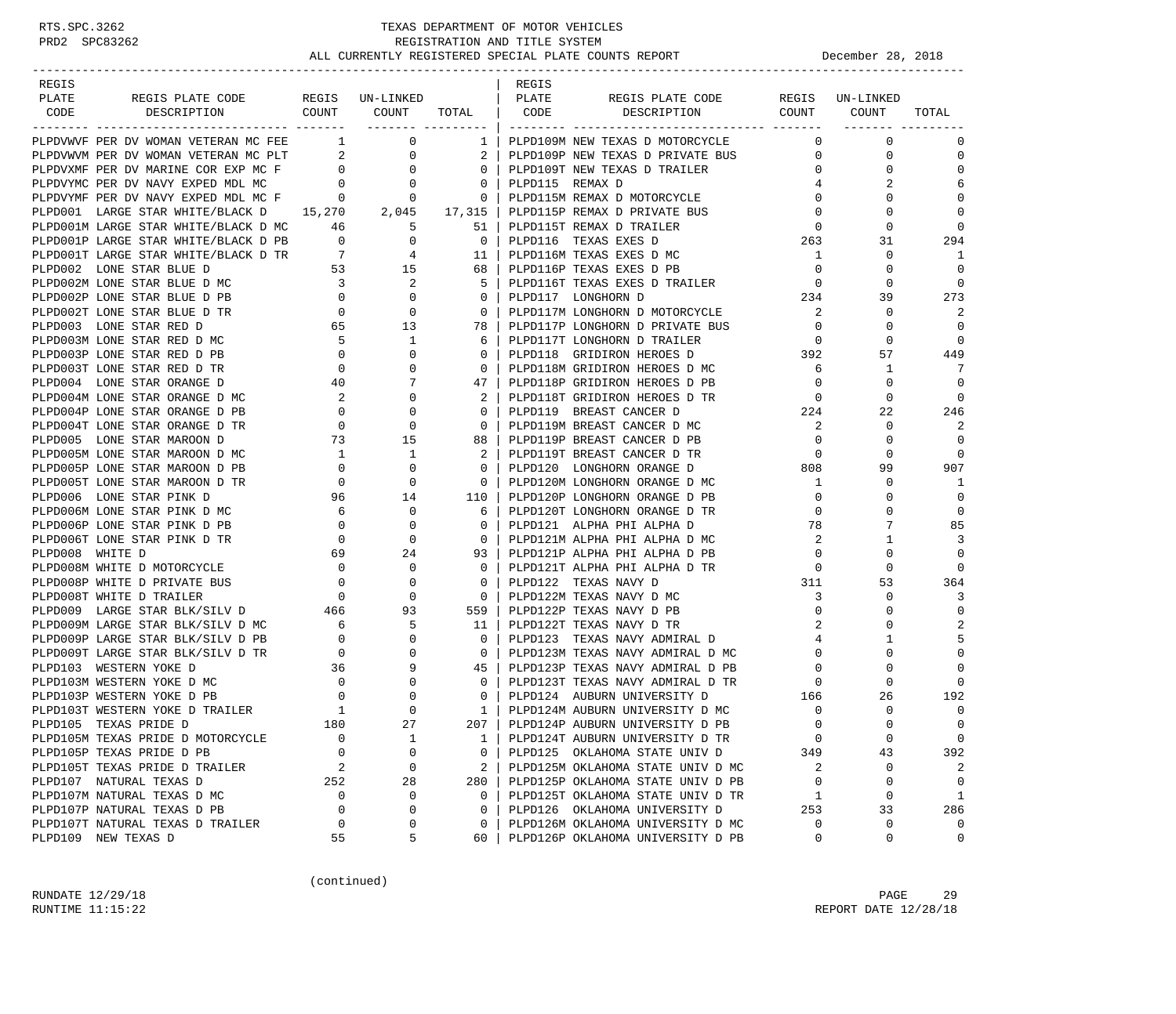# TEXAS DEPARTMENT OF MOTOR VEHICLES
## REGISTRATION AND TITLE SYSTEM
### ALL CURRENTLY REGISTERED SPECIAL PLATE COUNTS REPORT — December 28, 2018

| REGIS PLATE CODE | REGIS PLATE CODE DESCRIPTION | REGIS COUNT | UN-LINKED COUNT | TOTAL |
|---|---|---|---|---|
| PLPDVWVF | PER DV WOMAN VETERAN MC FEE | 1 | 0 | 1 |
| PLPDVWVM | PER DV WOMAN VETERAN MC PLT | 2 | 0 | 2 |
| PLPDVXMF | PER DV MARINE COR EXP MC F | 0 | 0 | 0 |
| PLPDVYMC | PER DV NAVY EXPED MDL MC | 0 | 0 | 0 |
| PLPDVYMF | PER DV NAVY EXPED MDL MC F | 0 | 0 | 0 |
| PLPD001 | LARGE STAR WHITE/BLACK D | 15,270 | 2,045 | 17,315 |
| PLPD001M | LARGE STAR WHITE/BLACK D MC | 46 | 5 | 51 |
| PLPD001P | LARGE STAR WHITE/BLACK D PB | 0 | 0 | 0 |
| PLPD001T | LARGE STAR WHITE/BLACK D TR | 7 | 4 | 11 |
| PLPD002 | LONE STAR BLUE D | 53 | 15 | 68 |
| PLPD002M | LONE STAR BLUE D MC | 3 | 2 | 5 |
| PLPD002P | LONE STAR BLUE D PB | 0 | 0 | 0 |
| PLPD002T | LONE STAR BLUE D TR | 0 | 0 | 0 |
| PLPD003 | LONE STAR RED D | 65 | 13 | 78 |
| PLPD003M | LONE STAR RED D MC | 5 | 1 | 6 |
| PLPD003P | LONE STAR RED D PB | 0 | 0 | 0 |
| PLPD003T | LONE STAR RED D TR | 0 | 0 | 0 |
| PLPD004 | LONE STAR ORANGE D | 40 | 7 | 47 |
| PLPD004M | LONE STAR ORANGE D MC | 2 | 0 | 2 |
| PLPD004P | LONE STAR ORANGE D PB | 0 | 0 | 0 |
| PLPD004T | LONE STAR ORANGE D TR | 0 | 0 | 0 |
| PLPD005 | LONE STAR MAROON D | 73 | 15 | 88 |
| PLPD005M | LONE STAR MAROON D MC | 1 | 1 | 2 |
| PLPD005P | LONE STAR MAROON D PB | 0 | 0 | 0 |
| PLPD005T | LONE STAR MAROON D TR | 0 | 0 | 0 |
| PLPD006 | LONE STAR PINK D | 96 | 14 | 110 |
| PLPD006M | LONE STAR PINK D MC | 6 | 0 | 6 |
| PLPD006P | LONE STAR PINK D PB | 0 | 0 | 0 |
| PLPD006T | LONE STAR PINK D TR | 0 | 0 | 0 |
| PLPD008 | WHITE D | 69 | 24 | 93 |
| PLPD008M | WHITE D MOTORCYCLE | 0 | 0 | 0 |
| PLPD008P | WHITE D PRIVATE BUS | 0 | 0 | 0 |
| PLPD008T | WHITE D TRAILER | 0 | 0 | 0 |
| PLPD009 | LARGE STAR BLK/SILV D | 466 | 93 | 559 |
| PLPD009M | LARGE STAR BLK/SILV D MC | 6 | 5 | 11 |
| PLPD009P | LARGE STAR BLK/SILV D PB | 0 | 0 | 0 |
| PLPD009T | LARGE STAR BLK/SILV D TR | 0 | 0 | 0 |
| PLPD103 | WESTERN YOKE D | 36 | 9 | 45 |
| PLPD103M | WESTERN YOKE D MC | 0 | 0 | 0 |
| PLPD103P | WESTERN YOKE D PB | 0 | 0 | 0 |
| PLPD103T | WESTERN YOKE D TRAILER | 1 | 0 | 1 |
| PLPD105 | TEXAS PRIDE D | 180 | 27 | 207 |
| PLPD105M | TEXAS PRIDE D MOTORCYCLE | 0 | 1 | 1 |
| PLPD105P | TEXAS PRIDE D PB | 0 | 0 | 0 |
| PLPD105T | TEXAS PRIDE D TRAILER | 2 | 0 | 2 |
| PLPD107 | NATURAL TEXAS D | 252 | 28 | 280 |
| PLPD107M | NATURAL TEXAS D MC | 0 | 0 | 0 |
| PLPD107P | NATURAL TEXAS D PB | 0 | 0 | 0 |
| PLPD107T | NATURAL TEXAS D TRAILER | 0 | 0 | 0 |
| PLPD109 | NEW TEXAS D | 55 | 5 | 60 |
| PLPD109M | NEW TEXAS D MOTORCYCLE | 0 | 0 | 0 |
| PLPD109P | NEW TEXAS D PRIVATE BUS | 0 | 0 | 0 |
| PLPD109T | NEW TEXAS D TRAILER | 0 | 0 | 0 |
| PLPD115 | REMAX D | 4 | 2 | 6 |
| PLPD115M | REMAX D MOTORCYCLE | 0 | 0 | 0 |
| PLPD115P | REMAX D PRIVATE BUS | 0 | 0 | 0 |
| PLPD115T | REMAX D TRAILER | 0 | 0 | 0 |
| PLPD116 | TEXAS EXES D | 263 | 31 | 294 |
| PLPD116M | TEXAS EXES D MC | 1 | 0 | 1 |
| PLPD116P | TEXAS EXES D PB | 0 | 0 | 0 |
| PLPD116T | TEXAS EXES D TRAILER | 0 | 0 | 0 |
| PLPD117 | LONGHORN D | 234 | 39 | 273 |
| PLPD117M | LONGHORN D MOTORCYCLE | 2 | 0 | 2 |
| PLPD117P | LONGHORN D PRIVATE BUS | 0 | 0 | 0 |
| PLPD117T | LONGHORN D TRAILER | 0 | 0 | 0 |
| PLPD118 | GRIDIRON HEROES D | 392 | 57 | 449 |
| PLPD118M | GRIDIRON HEROES D MC | 6 | 1 | 7 |
| PLPD118P | GRIDIRON HEROES D PB | 0 | 0 | 0 |
| PLPD118T | GRIDIRON HEROES D TR | 0 | 0 | 0 |
| PLPD119 | BREAST CANCER D | 224 | 22 | 246 |
| PLPD119M | BREAST CANCER D MC | 2 | 0 | 2 |
| PLPD119P | BREAST CANCER D PB | 0 | 0 | 0 |
| PLPD119T | BREAST CANCER D TR | 0 | 0 | 0 |
| PLPD120 | LONGHORN ORANGE D | 808 | 99 | 907 |
| PLPD120M | LONGHORN ORANGE D MC | 1 | 0 | 1 |
| PLPD120P | LONGHORN ORANGE D PB | 0 | 0 | 0 |
| PLPD120T | LONGHORN ORANGE D TR | 0 | 0 | 0 |
| PLPD121 | ALPHA PHI ALPHA D | 78 | 7 | 85 |
| PLPD121M | ALPHA PHI ALPHA D MC | 2 | 1 | 3 |
| PLPD121P | ALPHA PHI ALPHA D PB | 0 | 0 | 0 |
| PLPD121T | ALPHA PHI ALPHA D TR | 0 | 0 | 0 |
| PLPD122 | TEXAS NAVY D | 311 | 53 | 364 |
| PLPD122M | TEXAS NAVY D MC | 3 | 0 | 3 |
| PLPD122P | TEXAS NAVY D PB | 0 | 0 | 0 |
| PLPD122T | TEXAS NAVY D TR | 2 | 0 | 2 |
| PLPD123 | TEXAS NAVY ADMIRAL D | 4 | 1 | 5 |
| PLPD123M | TEXAS NAVY ADMIRAL D MC | 0 | 0 | 0 |
| PLPD123P | TEXAS NAVY ADMIRAL D PB | 0 | 0 | 0 |
| PLPD123T | TEXAS NAVY ADMIRAL D TR | 0 | 0 | 0 |
| PLPD124 | AUBURN UNIVERSITY D | 166 | 26 | 192 |
| PLPD124M | AUBURN UNIVERSITY D MC | 0 | 0 | 0 |
| PLPD124P | AUBURN UNIVERSITY D PB | 0 | 0 | 0 |
| PLPD124T | AUBURN UNIVERSITY D TR | 0 | 0 | 0 |
| PLPD125 | OKLAHOMA STATE UNIV D | 349 | 43 | 392 |
| PLPD125M | OKLAHOMA STATE UNIV D MC | 2 | 0 | 2 |
| PLPD125P | OKLAHOMA STATE UNIV D PB | 0 | 0 | 0 |
| PLPD125T | OKLAHOMA STATE UNIV D TR | 1 | 0 | 1 |
| PLPD126 | OKLAHOMA UNIVERSITY D | 253 | 33 | 286 |
| PLPD126M | OKLAHOMA UNIVERSITY D MC | 0 | 0 | 0 |
| PLPD126P | OKLAHOMA UNIVERSITY D PB | 0 | 0 | 0 |

(continued)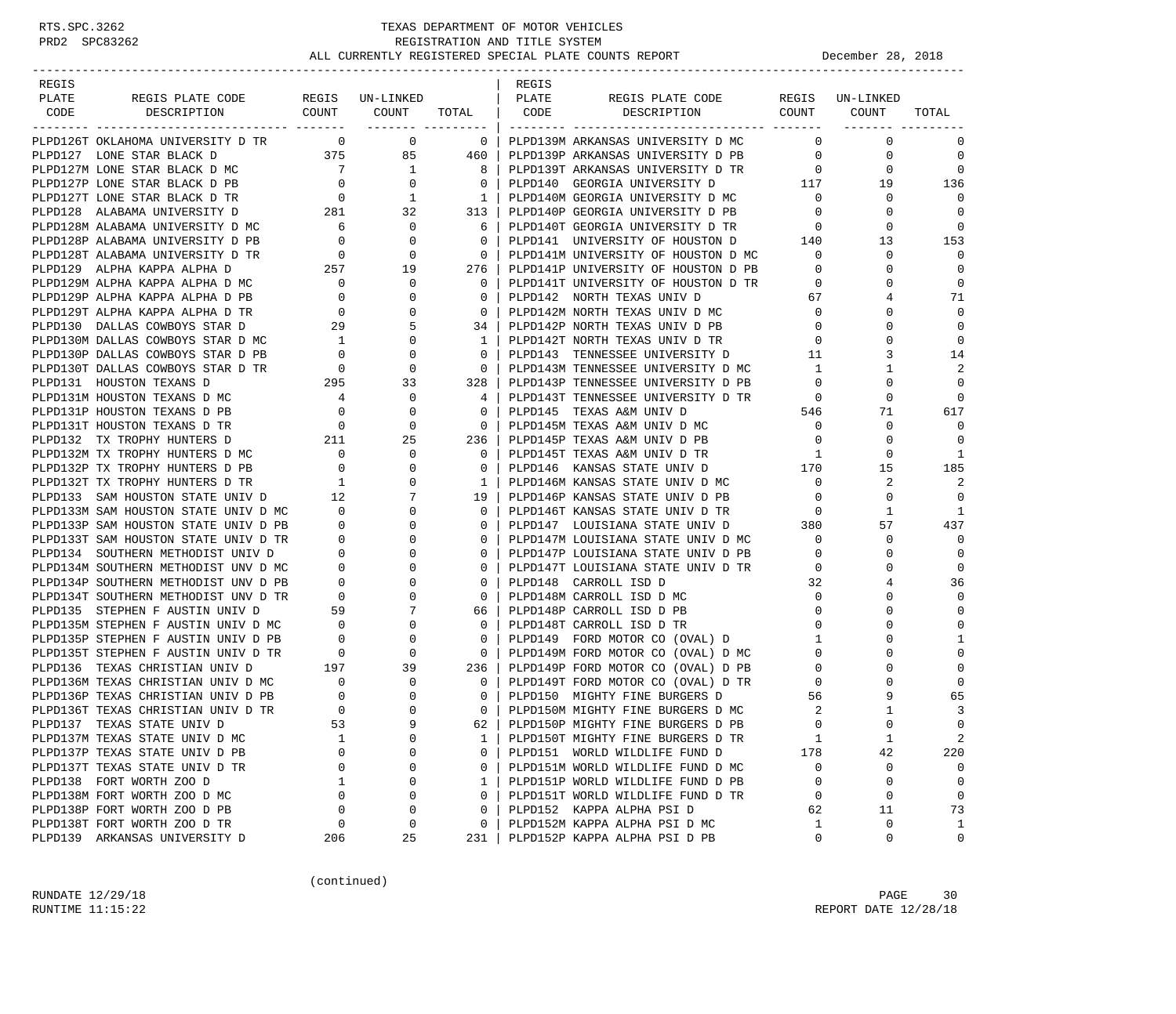TEXAS DEPARTMENT OF MOTOR VEHICLES
REGISTRATION AND TITLE SYSTEM
ALL CURRENTLY REGISTERED SPECIAL PLATE COUNTS REPORT — December 28, 2018

| REGIS PLATE CODE | REGIS PLATE CODE DESCRIPTION | REGIS COUNT | UN-LINKED COUNT | TOTAL |
|---|---|---|---|---|
| PLPD126T | OKLAHOMA UNIVERSITY D TR | 0 | 0 | 0 |
| PLPD127 | LONE STAR BLACK D | 375 | 85 | 460 |
| PLPD127M | LONE STAR BLACK D MC | 7 | 1 | 8 |
| PLPD127P | LONE STAR BLACK D PB | 0 | 0 | 0 |
| PLPD127T | LONE STAR BLACK D TR | 0 | 1 | 1 |
| PLPD128 | ALABAMA UNIVERSITY D | 281 | 32 | 313 |
| PLPD128M | ALABAMA UNIVERSITY D MC | 6 | 0 | 6 |
| PLPD128P | ALABAMA UNIVERSITY D PB | 0 | 0 | 0 |
| PLPD128T | ALABAMA UNIVERSITY D TR | 0 | 0 | 0 |
| PLPD129 | ALPHA KAPPA ALPHA D | 257 | 19 | 276 |
| PLPD129M | ALPHA KAPPA ALPHA D MC | 0 | 0 | 0 |
| PLPD129P | ALPHA KAPPA ALPHA D PB | 0 | 0 | 0 |
| PLPD129T | ALPHA KAPPA ALPHA D TR | 0 | 0 | 0 |
| PLPD130 | DALLAS COWBOYS STAR D | 29 | 5 | 34 |
| PLPD130M | DALLAS COWBOYS STAR D MC | 1 | 0 | 1 |
| PLPD130P | DALLAS COWBOYS STAR D PB | 0 | 0 | 0 |
| PLPD130T | DALLAS COWBOYS STAR D TR | 0 | 0 | 0 |
| PLPD131 | HOUSTON TEXANS D | 295 | 33 | 328 |
| PLPD131M | HOUSTON TEXANS D MC | 4 | 0 | 4 |
| PLPD131P | HOUSTON TEXANS D PB | 0 | 0 | 0 |
| PLPD131T | HOUSTON TEXANS D TR | 0 | 0 | 0 |
| PLPD132 | TX TROPHY HUNTERS D | 211 | 25 | 236 |
| PLPD132M | TX TROPHY HUNTERS D MC | 0 | 0 | 0 |
| PLPD132P | TX TROPHY HUNTERS D PB | 0 | 0 | 0 |
| PLPD132T | TX TROPHY HUNTERS D TR | 1 | 0 | 1 |
| PLPD133 | SAM HOUSTON STATE UNIV D | 12 | 7 | 19 |
| PLPD133M | SAM HOUSTON STATE UNIV D MC | 0 | 0 | 0 |
| PLPD133P | SAM HOUSTON STATE UNIV D PB | 0 | 0 | 0 |
| PLPD133T | SAM HOUSTON STATE UNIV D TR | 0 | 0 | 0 |
| PLPD134 | SOUTHERN METHODIST UNIV D | 0 | 0 | 0 |
| PLPD134M | SOUTHERN METHODIST UNV D MC | 0 | 0 | 0 |
| PLPD134P | SOUTHERN METHODIST UNV D PB | 0 | 0 | 0 |
| PLPD134T | SOUTHERN METHODIST UNV D TR | 0 | 0 | 0 |
| PLPD135 | STEPHEN F AUSTIN UNIV D | 59 | 7 | 66 |
| PLPD135M | STEPHEN F AUSTIN UNIV D MC | 0 | 0 | 0 |
| PLPD135P | STEPHEN F AUSTIN UNIV D PB | 0 | 0 | 0 |
| PLPD135T | STEPHEN F AUSTIN UNIV D TR | 0 | 0 | 0 |
| PLPD136 | TEXAS CHRISTIAN UNIV D | 197 | 39 | 236 |
| PLPD136M | TEXAS CHRISTIAN UNIV D MC | 0 | 0 | 0 |
| PLPD136P | TEXAS CHRISTIAN UNIV D PB | 0 | 0 | 0 |
| PLPD136T | TEXAS CHRISTIAN UNIV D TR | 0 | 0 | 0 |
| PLPD137 | TEXAS STATE UNIV D | 53 | 9 | 62 |
| PLPD137M | TEXAS STATE UNIV D MC | 1 | 0 | 1 |
| PLPD137P | TEXAS STATE UNIV D PB | 0 | 0 | 0 |
| PLPD137T | TEXAS STATE UNIV D TR | 0 | 0 | 0 |
| PLPD138 | FORT WORTH ZOO D | 1 | 0 | 1 |
| PLPD138M | FORT WORTH ZOO D MC | 0 | 0 | 0 |
| PLPD138P | FORT WORTH ZOO D PB | 0 | 0 | 0 |
| PLPD138T | FORT WORTH ZOO D TR | 0 | 0 | 0 |
| PLPD139 | ARKANSAS UNIVERSITY D | 206 | 25 | 231 |
| PLPD139M | ARKANSAS UNIVERSITY D MC | 0 | 0 | 0 |
| PLPD139P | ARKANSAS UNIVERSITY D PB | 0 | 0 | 0 |
| PLPD139T | ARKANSAS UNIVERSITY D TR | 0 | 0 | 0 |
| PLPD140 | GEORGIA UNIVERSITY D | 117 | 19 | 136 |
| PLPD140M | GEORGIA UNIVERSITY D MC | 0 | 0 | 0 |
| PLPD140P | GEORGIA UNIVERSITY D PB | 0 | 0 | 0 |
| PLPD140T | GEORGIA UNIVERSITY D TR | 0 | 0 | 0 |
| PLPD141 | UNIVERSITY OF HOUSTON D | 140 | 13 | 153 |
| PLPD141M | UNIVERSITY OF HOUSTON D MC | 0 | 0 | 0 |
| PLPD141P | UNIVERSITY OF HOUSTON D PB | 0 | 0 | 0 |
| PLPD141T | UNIVERSITY OF HOUSTON D TR | 0 | 0 | 0 |
| PLPD142 | NORTH TEXAS UNIV D | 67 | 4 | 71 |
| PLPD142M | NORTH TEXAS UNIV D MC | 0 | 0 | 0 |
| PLPD142P | NORTH TEXAS UNIV D PB | 0 | 0 | 0 |
| PLPD142T | NORTH TEXAS UNIV D TR | 0 | 0 | 0 |
| PLPD143 | TENNESSEE UNIVERSITY D | 11 | 3 | 14 |
| PLPD143M | TENNESSEE UNIVERSITY D MC | 1 | 1 | 2 |
| PLPD143P | TENNESSEE UNIVERSITY D PB | 0 | 0 | 0 |
| PLPD143T | TENNESSEE UNIVERSITY D TR | 0 | 0 | 0 |
| PLPD145 | TEXAS A&M UNIV D | 546 | 71 | 617 |
| PLPD145M | TEXAS A&M UNIV D MC | 0 | 0 | 0 |
| PLPD145P | TEXAS A&M UNIV D PB | 0 | 0 | 0 |
| PLPD145T | TEXAS A&M UNIV D TR | 1 | 0 | 1 |
| PLPD146 | KANSAS STATE UNIV D | 170 | 15 | 185 |
| PLPD146M | KANSAS STATE UNIV D MC | 0 | 2 | 2 |
| PLPD146P | KANSAS STATE UNIV D PB | 0 | 0 | 0 |
| PLPD146T | KANSAS STATE UNIV D TR | 0 | 1 | 1 |
| PLPD147 | LOUISIANA STATE UNIV D | 380 | 57 | 437 |
| PLPD147M | LOUISIANA STATE UNIV D MC | 0 | 0 | 0 |
| PLPD147P | LOUISIANA STATE UNIV D PB | 0 | 0 | 0 |
| PLPD147T | LOUISIANA STATE UNIV D TR | 0 | 0 | 0 |
| PLPD148 | CARROLL ISD D | 32 | 4 | 36 |
| PLPD148M | CARROLL ISD D MC | 0 | 0 | 0 |
| PLPD148P | CARROLL ISD D PB | 0 | 0 | 0 |
| PLPD148T | CARROLL ISD D TR | 0 | 0 | 0 |
| PLPD149 | FORD MOTOR CO (OVAL) D | 1 | 0 | 1 |
| PLPD149M | FORD MOTOR CO (OVAL) D MC | 0 | 0 | 0 |
| PLPD149P | FORD MOTOR CO (OVAL) D PB | 0 | 0 | 0 |
| PLPD149T | FORD MOTOR CO (OVAL) D TR | 0 | 0 | 0 |
| PLPD150 | MIGHTY FINE BURGERS D | 56 | 9 | 65 |
| PLPD150M | MIGHTY FINE BURGERS D MC | 2 | 1 | 3 |
| PLPD150P | MIGHTY FINE BURGERS D PB | 0 | 0 | 0 |
| PLPD150T | MIGHTY FINE BURGERS D TR | 1 | 1 | 2 |
| PLPD151 | WORLD WILDLIFE FUND D | 178 | 42 | 220 |
| PLPD151M | WORLD WILDLIFE FUND D MC | 0 | 0 | 0 |
| PLPD151P | WORLD WILDLIFE FUND D PB | 0 | 0 | 0 |
| PLPD151T | WORLD WILDLIFE FUND D TR | 0 | 0 | 0 |
| PLPD152 | KAPPA ALPHA PSI D | 62 | 11 | 73 |
| PLPD152M | KAPPA ALPHA PSI D MC | 1 | 0 | 1 |
| PLPD152P | KAPPA ALPHA PSI D PB | 0 | 0 | 0 |

(continued)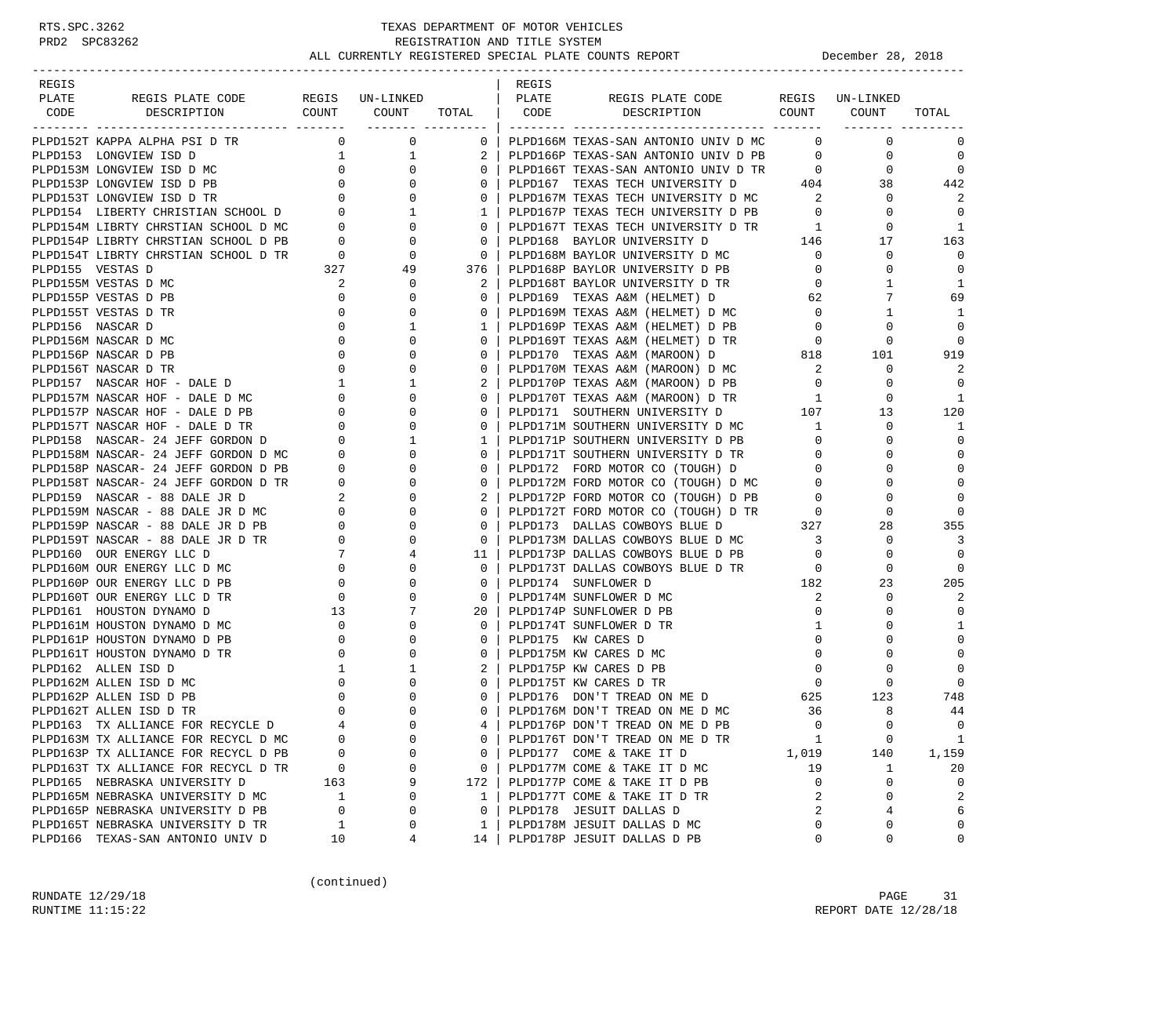RTS.SPC.3262 PRD2 SPC83262

# TEXAS DEPARTMENT OF MOTOR VEHICLES
## REGISTRATION AND TITLE SYSTEM
### ALL CURRENTLY REGISTERED SPECIAL PLATE COUNTS REPORT

December 28, 2018

| REGIS PLATE CODE | REGIS PLATE CODE DESCRIPTION | REGIS COUNT | UN-LINKED COUNT | TOTAL |
|---|---|---|---|---|
| PLPD152T | KAPPA ALPHA PSI D TR | 0 | 0 | 0 |
| PLPD153 | LONGVIEW ISD D | 1 | 1 | 2 |
| PLPD153M | LONGVIEW ISD D MC | 0 | 0 | 0 |
| PLPD153P | LONGVIEW ISD D PB | 0 | 0 | 0 |
| PLPD153T | LONGVIEW ISD D TR | 0 | 0 | 0 |
| PLPD154 | LIBERTY CHRISTIAN SCHOOL D | 0 | 1 | 1 |
| PLPD154M | LIBRTY CHRSTIAN SCHOOL D MC | 0 | 0 | 0 |
| PLPD154P | LIBRTY CHRSTIAN SCHOOL D PB | 0 | 0 | 0 |
| PLPD154T | LIBRTY CHRSTIAN SCHOOL D TR | 0 | 0 | 0 |
| PLPD155 | VESTAS D | 327 | 49 | 376 |
| PLPD155M | VESTAS D MC | 2 | 0 | 2 |
| PLPD155P | VESTAS D PB | 0 | 0 | 0 |
| PLPD155T | VESTAS D TR | 0 | 0 | 0 |
| PLPD156 | NASCAR D | 0 | 1 | 1 |
| PLPD156M | NASCAR D MC | 0 | 0 | 0 |
| PLPD156P | NASCAR D PB | 0 | 0 | 0 |
| PLPD156T | NASCAR D TR | 0 | 0 | 0 |
| PLPD157 | NASCAR HOF - DALE D | 1 | 1 | 2 |
| PLPD157M | NASCAR HOF - DALE D MC | 0 | 0 | 0 |
| PLPD157P | NASCAR HOF - DALE D PB | 0 | 0 | 0 |
| PLPD157T | NASCAR HOF - DALE D TR | 0 | 0 | 0 |
| PLPD158 | NASCAR- 24 JEFF GORDON D | 0 | 1 | 1 |
| PLPD158M | NASCAR- 24 JEFF GORDON D MC | 0 | 0 | 0 |
| PLPD158P | NASCAR- 24 JEFF GORDON D PB | 0 | 0 | 0 |
| PLPD158T | NASCAR- 24 JEFF GORDON D TR | 0 | 0 | 0 |
| PLPD159 | NASCAR - 88 DALE JR D | 2 | 0 | 2 |
| PLPD159M | NASCAR - 88 DALE JR D MC | 0 | 0 | 0 |
| PLPD159P | NASCAR - 88 DALE JR D PB | 0 | 0 | 0 |
| PLPD159T | NASCAR - 88 DALE JR D TR | 0 | 0 | 0 |
| PLPD160 | OUR ENERGY LLC D | 7 | 4 | 11 |
| PLPD160M | OUR ENERGY LLC D MC | 0 | 0 | 0 |
| PLPD160P | OUR ENERGY LLC D PB | 0 | 0 | 0 |
| PLPD160T | OUR ENERGY LLC D TR | 0 | 0 | 0 |
| PLPD161 | HOUSTON DYNAMO D | 13 | 7 | 20 |
| PLPD161M | HOUSTON DYNAMO D MC | 0 | 0 | 0 |
| PLPD161P | HOUSTON DYNAMO D PB | 0 | 0 | 0 |
| PLPD161T | HOUSTON DYNAMO D TR | 0 | 0 | 0 |
| PLPD162 | ALLEN ISD D | 1 | 1 | 2 |
| PLPD162M | ALLEN ISD D MC | 0 | 0 | 0 |
| PLPD162P | ALLEN ISD D PB | 0 | 0 | 0 |
| PLPD162T | ALLEN ISD D TR | 0 | 0 | 0 |
| PLPD163 | TX ALLIANCE FOR RECYCLE D | 4 | 0 | 4 |
| PLPD163M | TX ALLIANCE FOR RECYCL D MC | 0 | 0 | 0 |
| PLPD163P | TX ALLIANCE FOR RECYCL D PB | 0 | 0 | 0 |
| PLPD163T | TX ALLIANCE FOR RECYCL D TR | 0 | 0 | 0 |
| PLPD165 | NEBRASKA UNIVERSITY D | 163 | 9 | 172 |
| PLPD165M | NEBRASKA UNIVERSITY D MC | 1 | 0 | 1 |
| PLPD165P | NEBRASKA UNIVERSITY D PB | 0 | 0 | 0 |
| PLPD165T | NEBRASKA UNIVERSITY D TR | 1 | 0 | 1 |
| PLPD166 | TEXAS-SAN ANTONIO UNIV D | 10 | 4 | 14 |
| PLPD166M | TEXAS-SAN ANTONIO UNIV D MC | 0 | 0 | 0 |
| PLPD166P | TEXAS-SAN ANTONIO UNIV D PB | 0 | 0 | 0 |
| PLPD166T | TEXAS-SAN ANTONIO UNIV D TR | 0 | 0 | 0 |
| PLPD167 | TEXAS TECH UNIVERSITY D | 404 | 38 | 442 |
| PLPD167M | TEXAS TECH UNIVERSITY D MC | 2 | 0 | 2 |
| PLPD167P | TEXAS TECH UNIVERSITY D PB | 0 | 0 | 0 |
| PLPD167T | TEXAS TECH UNIVERSITY D TR | 1 | 0 | 1 |
| PLPD168 | BAYLOR UNIVERSITY D | 146 | 17 | 163 |
| PLPD168M | BAYLOR UNIVERSITY D MC | 0 | 0 | 0 |
| PLPD168P | BAYLOR UNIVERSITY D PB | 0 | 0 | 0 |
| PLPD168T | BAYLOR UNIVERSITY D TR | 0 | 1 | 1 |
| PLPD169 | TEXAS A&M (HELMET) D | 62 | 7 | 69 |
| PLPD169M | TEXAS A&M (HELMET) D MC | 0 | 1 | 1 |
| PLPD169P | TEXAS A&M (HELMET) D PB | 0 | 0 | 0 |
| PLPD169T | TEXAS A&M (HELMET) D TR | 0 | 0 | 0 |
| PLPD170 | TEXAS A&M (MAROON) D | 818 | 101 | 919 |
| PLPD170M | TEXAS A&M (MAROON) D MC | 2 | 0 | 2 |
| PLPD170P | TEXAS A&M (MAROON) D PB | 0 | 0 | 0 |
| PLPD170T | TEXAS A&M (MAROON) D TR | 1 | 0 | 1 |
| PLPD171 | SOUTHERN UNIVERSITY D | 107 | 13 | 120 |
| PLPD171M | SOUTHERN UNIVERSITY D MC | 1 | 0 | 1 |
| PLPD171P | SOUTHERN UNIVERSITY D PB | 0 | 0 | 0 |
| PLPD171T | SOUTHERN UNIVERSITY D TR | 0 | 0 | 0 |
| PLPD172 | FORD MOTOR CO (TOUGH) D | 0 | 0 | 0 |
| PLPD172M | FORD MOTOR CO (TOUGH) D MC | 0 | 0 | 0 |
| PLPD172P | FORD MOTOR CO (TOUGH) D PB | 0 | 0 | 0 |
| PLPD172T | FORD MOTOR CO (TOUGH) D TR | 0 | 0 | 0 |
| PLPD173 | DALLAS COWBOYS BLUE D | 327 | 28 | 355 |
| PLPD173M | DALLAS COWBOYS BLUE D MC | 3 | 0 | 3 |
| PLPD173P | DALLAS COWBOYS BLUE D PB | 0 | 0 | 0 |
| PLPD173T | DALLAS COWBOYS BLUE D TR | 0 | 0 | 0 |
| PLPD174 | SUNFLOWER D | 182 | 23 | 205 |
| PLPD174M | SUNFLOWER D MC | 2 | 0 | 2 |
| PLPD174P | SUNFLOWER D PB | 0 | 0 | 0 |
| PLPD174T | SUNFLOWER D TR | 1 | 0 | 1 |
| PLPD175 | KW CARES D | 0 | 0 | 0 |
| PLPD175M | KW CARES D MC | 0 | 0 | 0 |
| PLPD175P | KW CARES D PB | 0 | 0 | 0 |
| PLPD175T | KW CARES D TR | 0 | 0 | 0 |
| PLPD176 | DON'T TREAD ON ME D | 625 | 123 | 748 |
| PLPD176M | DON'T TREAD ON ME D MC | 36 | 8 | 44 |
| PLPD176P | DON'T TREAD ON ME D PB | 0 | 0 | 0 |
| PLPD176T | DON'T TREAD ON ME D TR | 1 | 0 | 1 |
| PLPD177 | COME & TAKE IT D | 1,019 | 140 | 1,159 |
| PLPD177M | COME & TAKE IT D MC | 19 | 1 | 20 |
| PLPD177P | COME & TAKE IT D PB | 0 | 0 | 0 |
| PLPD177T | COME & TAKE IT D TR | 2 | 0 | 2 |
| PLPD178 | JESUIT DALLAS D | 2 | 4 | 6 |
| PLPD178M | JESUIT DALLAS D MC | 0 | 0 | 0 |
| PLPD178P | JESUIT DALLAS D PB | 0 | 0 | 0 |

(continued)

RUNDATE 12/29/18
RUNTIME 11:15:22

REPORT DATE 12/28/18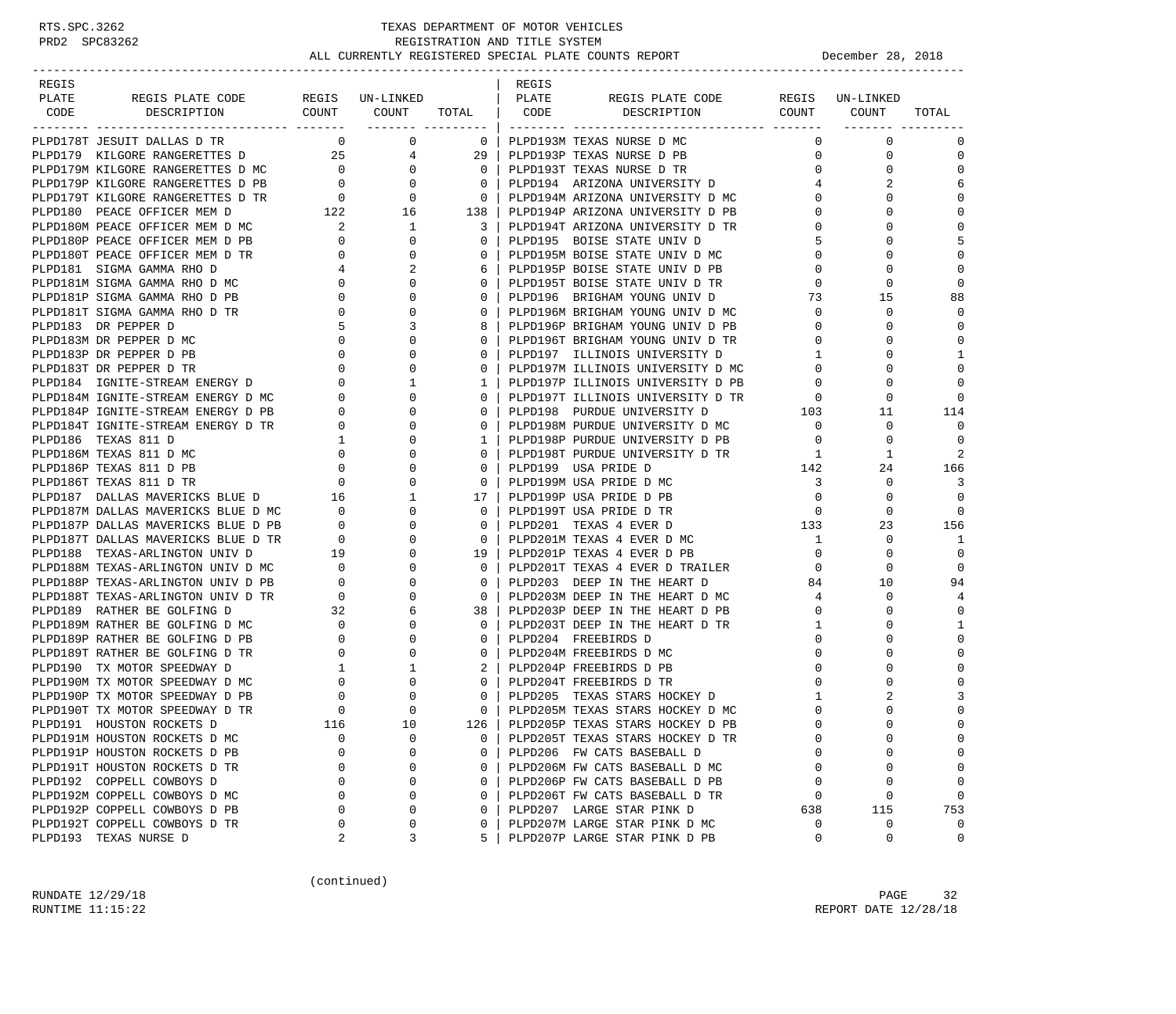TEXAS DEPARTMENT OF MOTOR VEHICLES
REGISTRATION AND TITLE SYSTEM
ALL CURRENTLY REGISTERED SPECIAL PLATE COUNTS REPORT — December 28, 2018

| REGIS PLATE CODE | REGIS PLATE CODE DESCRIPTION | REGIS COUNT | UN-LINKED COUNT | TOTAL |
|---|---|---|---|---|
| PLPD178T | JESUIT DALLAS D TR | 0 | 0 | 0 |
| PLPD179 | KILGORE RANGERETTES D | 25 | 4 | 29 |
| PLPD179M | KILGORE RANGERETTES D MC | 0 | 0 | 0 |
| PLPD179P | KILGORE RANGERETTES D PB | 0 | 0 | 0 |
| PLPD179T | KILGORE RANGERETTES D TR | 0 | 0 | 0 |
| PLPD180 | PEACE OFFICER MEM D | 122 | 16 | 138 |
| PLPD180M | PEACE OFFICER MEM D MC | 2 | 1 | 3 |
| PLPD180P | PEACE OFFICER MEM D PB | 0 | 0 | 0 |
| PLPD180T | PEACE OFFICER MEM D TR | 0 | 0 | 0 |
| PLPD181 | SIGMA GAMMA RHO D | 4 | 2 | 6 |
| PLPD181M | SIGMA GAMMA RHO D MC | 0 | 0 | 0 |
| PLPD181P | SIGMA GAMMA RHO D PB | 0 | 0 | 0 |
| PLPD181T | SIGMA GAMMA RHO D TR | 0 | 0 | 0 |
| PLPD183 | DR PEPPER D | 5 | 3 | 8 |
| PLPD183M | DR PEPPER D MC | 0 | 0 | 0 |
| PLPD183P | DR PEPPER D PB | 0 | 0 | 0 |
| PLPD183T | DR PEPPER D TR | 0 | 0 | 0 |
| PLPD184 | IGNITE-STREAM ENERGY D | 0 | 1 | 1 |
| PLPD184M | IGNITE-STREAM ENERGY D MC | 0 | 0 | 0 |
| PLPD184P | IGNITE-STREAM ENERGY D PB | 0 | 0 | 0 |
| PLPD184T | IGNITE-STREAM ENERGY D TR | 0 | 0 | 0 |
| PLPD186 | TEXAS 811 D | 1 | 0 | 1 |
| PLPD186M | TEXAS 811 D MC | 0 | 0 | 0 |
| PLPD186P | TEXAS 811 D PB | 0 | 0 | 0 |
| PLPD186T | TEXAS 811 D TR | 0 | 0 | 0 |
| PLPD187 | DALLAS MAVERICKS BLUE D | 16 | 1 | 17 |
| PLPD187M | DALLAS MAVERICKS BLUE D MC | 0 | 0 | 0 |
| PLPD187P | DALLAS MAVERICKS BLUE D PB | 0 | 0 | 0 |
| PLPD187T | DALLAS MAVERICKS BLUE D TR | 0 | 0 | 0 |
| PLPD188 | TEXAS-ARLINGTON UNIV D | 19 | 0 | 19 |
| PLPD188M | TEXAS-ARLINGTON UNIV D MC | 0 | 0 | 0 |
| PLPD188P | TEXAS-ARLINGTON UNIV D PB | 0 | 0 | 0 |
| PLPD188T | TEXAS-ARLINGTON UNIV D TR | 0 | 0 | 0 |
| PLPD189 | RATHER BE GOLFING D | 32 | 6 | 38 |
| PLPD189M | RATHER BE GOLFING D MC | 0 | 0 | 0 |
| PLPD189P | RATHER BE GOLFING D PB | 0 | 0 | 0 |
| PLPD189T | RATHER BE GOLFING D TR | 0 | 0 | 0 |
| PLPD190 | TX MOTOR SPEEDWAY D | 1 | 1 | 2 |
| PLPD190M | TX MOTOR SPEEDWAY D MC | 0 | 0 | 0 |
| PLPD190P | TX MOTOR SPEEDWAY D PB | 0 | 0 | 0 |
| PLPD190T | TX MOTOR SPEEDWAY D TR | 0 | 0 | 0 |
| PLPD191 | HOUSTON ROCKETS D | 116 | 10 | 126 |
| PLPD191M | HOUSTON ROCKETS D MC | 0 | 0 | 0 |
| PLPD191P | HOUSTON ROCKETS D PB | 0 | 0 | 0 |
| PLPD191T | HOUSTON ROCKETS D TR | 0 | 0 | 0 |
| PLPD192 | COPPELL COWBOYS D | 0 | 0 | 0 |
| PLPD192M | COPPELL COWBOYS D MC | 0 | 0 | 0 |
| PLPD192P | COPPELL COWBOYS D PB | 0 | 0 | 0 |
| PLPD192T | COPPELL COWBOYS D TR | 0 | 0 | 0 |
| PLPD193 | TEXAS NURSE D | 2 | 3 | 5 |
| PLPD193M | TEXAS NURSE D MC | 0 | 0 | 0 |
| PLPD193P | TEXAS NURSE D PB | 0 | 0 | 0 |
| PLPD193T | TEXAS NURSE D TR | 0 | 0 | 0 |
| PLPD194 | ARIZONA UNIVERSITY D | 4 | 2 | 6 |
| PLPD194M | ARIZONA UNIVERSITY D MC | 0 | 0 | 0 |
| PLPD194P | ARIZONA UNIVERSITY D PB | 0 | 0 | 0 |
| PLPD194T | ARIZONA UNIVERSITY D TR | 0 | 0 | 0 |
| PLPD195 | BOISE STATE UNIV D | 5 | 0 | 5 |
| PLPD195M | BOISE STATE UNIV D MC | 0 | 0 | 0 |
| PLPD195P | BOISE STATE UNIV D PB | 0 | 0 | 0 |
| PLPD195T | BOISE STATE UNIV D TR | 0 | 0 | 0 |
| PLPD196 | BRIGHAM YOUNG UNIV D | 73 | 15 | 88 |
| PLPD196M | BRIGHAM YOUNG UNIV D MC | 0 | 0 | 0 |
| PLPD196P | BRIGHAM YOUNG UNIV D PB | 0 | 0 | 0 |
| PLPD196T | BRIGHAM YOUNG UNIV D TR | 0 | 0 | 0 |
| PLPD197 | ILLINOIS UNIVERSITY D | 1 | 0 | 1 |
| PLPD197M | ILLINOIS UNIVERSITY D MC | 0 | 0 | 0 |
| PLPD197P | ILLINOIS UNIVERSITY D PB | 0 | 0 | 0 |
| PLPD197T | ILLINOIS UNIVERSITY D TR | 0 | 0 | 0 |
| PLPD198 | PURDUE UNIVERSITY D | 103 | 11 | 114 |
| PLPD198M | PURDUE UNIVERSITY D MC | 0 | 0 | 0 |
| PLPD198P | PURDUE UNIVERSITY D PB | 0 | 0 | 0 |
| PLPD198T | PURDUE UNIVERSITY D TR | 1 | 1 | 2 |
| PLPD199 | USA PRIDE D | 142 | 24 | 166 |
| PLPD199M | USA PRIDE D MC | 3 | 0 | 3 |
| PLPD199P | USA PRIDE D PB | 0 | 0 | 0 |
| PLPD199T | USA PRIDE D TR | 0 | 0 | 0 |
| PLPD201 | TEXAS 4 EVER D | 133 | 23 | 156 |
| PLPD201M | TEXAS 4 EVER D MC | 1 | 0 | 1 |
| PLPD201P | TEXAS 4 EVER D PB | 0 | 0 | 0 |
| PLPD201T | TEXAS 4 EVER D TRAILER | 0 | 0 | 0 |
| PLPD203 | DEEP IN THE HEART D | 84 | 10 | 94 |
| PLPD203M | DEEP IN THE HEART D MC | 4 | 0 | 4 |
| PLPD203P | DEEP IN THE HEART D PB | 0 | 0 | 0 |
| PLPD203T | DEEP IN THE HEART D TR | 1 | 0 | 1 |
| PLPD204 | FREEBIRDS D | 0 | 0 | 0 |
| PLPD204M | FREEBIRDS D MC | 0 | 0 | 0 |
| PLPD204P | FREEBIRDS D PB | 0 | 0 | 0 |
| PLPD204T | FREEBIRDS D TR | 0 | 0 | 0 |
| PLPD205 | TEXAS STARS HOCKEY D | 1 | 2 | 3 |
| PLPD205M | TEXAS STARS HOCKEY D MC | 0 | 0 | 0 |
| PLPD205P | TEXAS STARS HOCKEY D PB | 0 | 0 | 0 |
| PLPD205T | TEXAS STARS HOCKEY D TR | 0 | 0 | 0 |
| PLPD206 | FW CATS BASEBALL D | 0 | 0 | 0 |
| PLPD206M | FW CATS BASEBALL D MC | 0 | 0 | 0 |
| PLPD206P | FW CATS BASEBALL D PB | 0 | 0 | 0 |
| PLPD206T | FW CATS BASEBALL D TR | 0 | 0 | 0 |
| PLPD207 | LARGE STAR PINK D | 638 | 115 | 753 |
| PLPD207M | LARGE STAR PINK D MC | 0 | 0 | 0 |
| PLPD207P | LARGE STAR PINK D PB | 0 | 0 | 0 |

(continued)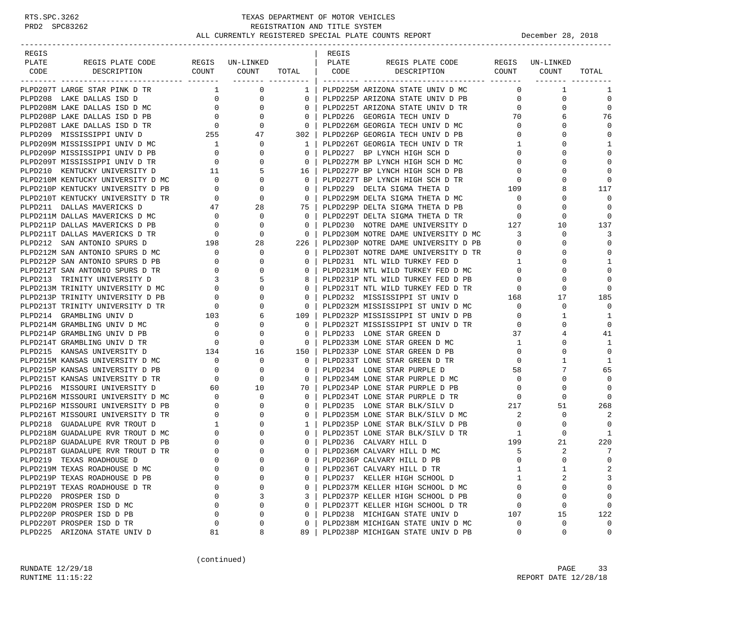# TEXAS DEPARTMENT OF MOTOR VEHICLES
## REGISTRATION AND TITLE SYSTEM
### ALL CURRENTLY REGISTERED SPECIAL PLATE COUNTS REPORT — December 28, 2018

| REGIS PLATE CODE | REGIS PLATE CODE DESCRIPTION | REGIS COUNT | UN-LINKED COUNT | TOTAL |
|---|---|---|---|---|
| PLPD207T | LARGE STAR PINK D TR | 1 | 0 | 1 |
| PLPD208 | LAKE DALLAS ISD D | 0 | 0 | 0 |
| PLPD208M | LAKE DALLAS ISD D MC | 0 | 0 | 0 |
| PLPD208P | LAKE DALLAS ISD D PB | 0 | 0 | 0 |
| PLPD208T | LAKE DALLAS ISD D TR | 0 | 0 | 0 |
| PLPD209 | MISSISSIPPI UNIV D | 255 | 47 | 302 |
| PLPD209M | MISSISSIPPI UNIV D MC | 1 | 0 | 1 |
| PLPD209P | MISSISSIPPI UNIV D PB | 0 | 0 | 0 |
| PLPD209T | MISSISSIPPI UNIV D TR | 0 | 0 | 0 |
| PLPD210 | KENTUCKY UNIVERSITY D | 11 | 5 | 16 |
| PLPD210M | KENTUCKY UNIVERSITY D MC | 0 | 0 | 0 |
| PLPD210P | KENTUCKY UNIVERSITY D PB | 0 | 0 | 0 |
| PLPD210T | KENTUCKY UNIVERSITY D TR | 0 | 0 | 0 |
| PLPD211 | DALLAS MAVERICKS D | 47 | 28 | 75 |
| PLPD211M | DALLAS MAVERICKS D MC | 0 | 0 | 0 |
| PLPD211P | DALLAS MAVERICKS D PB | 0 | 0 | 0 |
| PLPD211T | DALLAS MAVERICKS D TR | 0 | 0 | 0 |
| PLPD212 | SAN ANTONIO SPURS D | 198 | 28 | 226 |
| PLPD212M | SAN ANTONIO SPURS D MC | 0 | 0 | 0 |
| PLPD212P | SAN ANTONIO SPURS D PB | 0 | 0 | 0 |
| PLPD212T | SAN ANTONIO SPURS D TR | 0 | 0 | 0 |
| PLPD213 | TRINITY UNIVERSITY D | 3 | 5 | 8 |
| PLPD213M | TRINITY UNIVERSITY D MC | 0 | 0 | 0 |
| PLPD213P | TRINITY UNIVERSITY D PB | 0 | 0 | 0 |
| PLPD213T | TRINITY UNIVERSITY D TR | 0 | 0 | 0 |
| PLPD214 | GRAMBLING UNIV D | 103 | 6 | 109 |
| PLPD214M | GRAMBLING UNIV D MC | 0 | 0 | 0 |
| PLPD214P | GRAMBLING UNIV D PB | 0 | 0 | 0 |
| PLPD214T | GRAMBLING UNIV D TR | 0 | 0 | 0 |
| PLPD215 | KANSAS UNIVERSITY D | 134 | 16 | 150 |
| PLPD215M | KANSAS UNIVERSITY D MC | 0 | 0 | 0 |
| PLPD215P | KANSAS UNIVERSITY D PB | 0 | 0 | 0 |
| PLPD215T | KANSAS UNIVERSITY D TR | 0 | 0 | 0 |
| PLPD216 | MISSOURI UNIVERSITY D | 60 | 10 | 70 |
| PLPD216M | MISSOURI UNIVERSITY D MC | 0 | 0 | 0 |
| PLPD216P | MISSOURI UNIVERSITY D PB | 0 | 0 | 0 |
| PLPD216T | MISSOURI UNIVERSITY D TR | 0 | 0 | 0 |
| PLPD218 | GUADALUPE RVR TROUT D | 1 | 0 | 1 |
| PLPD218M | GUADALUPE RVR TROUT D MC | 0 | 0 | 0 |
| PLPD218P | GUADALUPE RVR TROUT D PB | 0 | 0 | 0 |
| PLPD218T | GUADALUPE RVR TROUT D TR | 0 | 0 | 0 |
| PLPD219 | TEXAS ROADHOUSE D | 0 | 0 | 0 |
| PLPD219M | TEXAS ROADHOUSE D MC | 0 | 0 | 0 |
| PLPD219P | TEXAS ROADHOUSE D PB | 0 | 0 | 0 |
| PLPD219T | TEXAS ROADHOUSE D TR | 0 | 0 | 0 |
| PLPD220 | PROSPER ISD D | 0 | 3 | 3 |
| PLPD220M | PROSPER ISD D MC | 0 | 0 | 0 |
| PLPD220P | PROSPER ISD D PB | 0 | 0 | 0 |
| PLPD220T | PROSPER ISD D TR | 0 | 0 | 0 |
| PLPD225 | ARIZONA STATE UNIV D | 81 | 8 | 89 |
| PLPD225M | ARIZONA STATE UNIV D MC | 0 | 1 | 1 |
| PLPD225P | ARIZONA STATE UNIV D PB | 0 | 0 | 0 |
| PLPD225T | ARIZONA STATE UNIV D TR | 0 | 0 | 0 |
| PLPD226 | GEORGIA TECH UNIV D | 70 | 6 | 76 |
| PLPD226M | GEORGIA TECH UNIV D MC | 0 | 0 | 0 |
| PLPD226P | GEORGIA TECH UNIV D PB | 0 | 0 | 0 |
| PLPD226T | GEORGIA TECH UNIV D TR | 1 | 0 | 1 |
| PLPD227 | BP LYNCH HIGH SCH D | 0 | 0 | 0 |
| PLPD227M | BP LYNCH HIGH SCH D MC | 0 | 0 | 0 |
| PLPD227P | BP LYNCH HIGH SCH D PB | 0 | 0 | 0 |
| PLPD227T | BP LYNCH HIGH SCH D TR | 0 | 0 | 0 |
| PLPD229 | DELTA SIGMA THETA D | 109 | 8 | 117 |
| PLPD229M | DELTA SIGMA THETA D MC | 0 | 0 | 0 |
| PLPD229P | DELTA SIGMA THETA D PB | 0 | 0 | 0 |
| PLPD229T | DELTA SIGMA THETA D TR | 0 | 0 | 0 |
| PLPD230 | NOTRE DAME UNIVERSITY D | 127 | 10 | 137 |
| PLPD230M | NOTRE DAME UNIVERSITY D MC | 3 | 0 | 3 |
| PLPD230P | NOTRE DAME UNIVERSITY D PB | 0 | 0 | 0 |
| PLPD230T | NOTRE DAME UNIVERSITY D TR | 0 | 0 | 0 |
| PLPD231 | NTL WILD TURKEY FED D | 1 | 0 | 1 |
| PLPD231M | NTL WILD TURKEY FED D MC | 0 | 0 | 0 |
| PLPD231P | NTL WILD TURKEY FED D PB | 0 | 0 | 0 |
| PLPD231T | NTL WILD TURKEY FED D TR | 0 | 0 | 0 |
| PLPD232 | MISSISSIPPI ST UNIV D | 168 | 17 | 185 |
| PLPD232M | MISSISSIPPI ST UNIV D MC | 0 | 0 | 0 |
| PLPD232P | MISSISSIPPI ST UNIV D PB | 0 | 1 | 1 |
| PLPD232T | MISSISSIPPI ST UNIV D TR | 0 | 0 | 0 |
| PLPD233 | LONE STAR GREEN D | 37 | 4 | 41 |
| PLPD233M | LONE STAR GREEN D MC | 1 | 0 | 1 |
| PLPD233P | LONE STAR GREEN D PB | 0 | 0 | 0 |
| PLPD233T | LONE STAR GREEN D TR | 0 | 1 | 1 |
| PLPD234 | LONE STAR PURPLE D | 58 | 7 | 65 |
| PLPD234M | LONE STAR PURPLE D MC | 0 | 0 | 0 |
| PLPD234P | LONE STAR PURPLE D PB | 0 | 0 | 0 |
| PLPD234T | LONE STAR PURPLE D TR | 0 | 0 | 0 |
| PLPD235 | LONE STAR BLK/SILV D | 217 | 51 | 268 |
| PLPD235M | LONE STAR BLK/SILV D MC | 2 | 0 | 2 |
| PLPD235P | LONE STAR BLK/SILV D PB | 0 | 0 | 0 |
| PLPD235T | LONE STAR BLK/SILV D TR | 1 | 0 | 1 |
| PLPD236 | CALVARY HILL D | 199 | 21 | 220 |
| PLPD236M | CALVARY HILL D MC | 5 | 2 | 7 |
| PLPD236P | CALVARY HILL D PB | 0 | 0 | 0 |
| PLPD236T | CALVARY HILL D TR | 1 | 1 | 2 |
| PLPD237 | KELLER HIGH SCHOOL D | 1 | 2 | 3 |
| PLPD237M | KELLER HIGH SCHOOL D MC | 0 | 0 | 0 |
| PLPD237P | KELLER HIGH SCHOOL D PB | 0 | 0 | 0 |
| PLPD237T | KELLER HIGH SCHOOL D TR | 0 | 0 | 0 |
| PLPD238 | MICHIGAN STATE UNIV D | 107 | 15 | 122 |
| PLPD238M | MICHIGAN STATE UNIV D MC | 0 | 0 | 0 |
| PLPD238P | MICHIGAN STATE UNIV D PB | 0 | 0 | 0 |

(continued)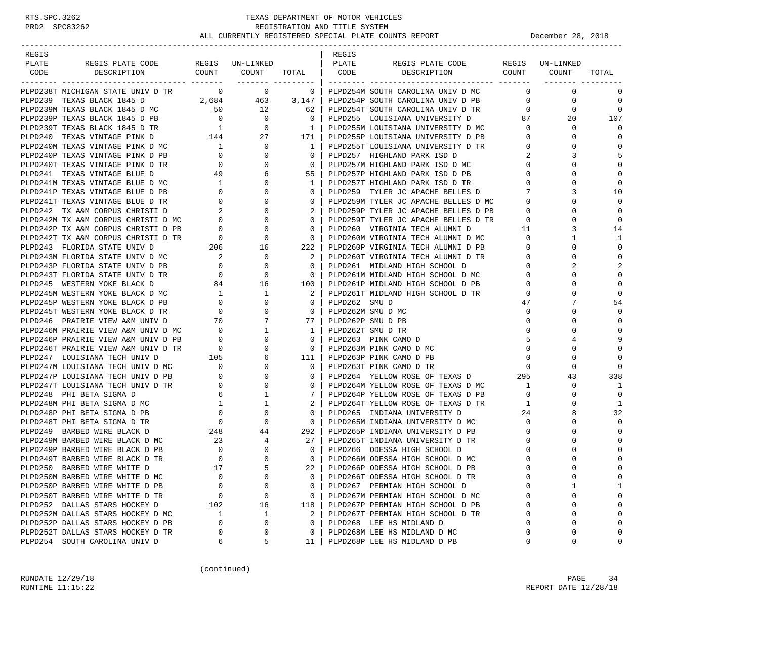# TEXAS DEPARTMENT OF MOTOR VEHICLES
## REGISTRATION AND TITLE SYSTEM
### ALL CURRENTLY REGISTERED SPECIAL PLATE COUNTS REPORT — December 28, 2018

RTS.SPC.3262
PRD2 SPC83262

| REGIS PLATE CODE | REGIS PLATE CODE DESCRIPTION | REGIS COUNT | UN-LINKED COUNT | TOTAL | REGIS PLATE CODE | REGIS PLATE CODE DESCRIPTION | REGIS COUNT | UN-LINKED COUNT | TOTAL |
|---|---|---|---|---|---|---|---|---|---|
| PLPD238T | MICHIGAN STATE UNIV D TR | 0 | 0 | 0 | PLPD254M | SOUTH CAROLINA UNIV D MC | 0 | 0 | 0 |
| PLPD239 | TEXAS BLACK 1845 D | 2,684 | 463 | 3,147 | PLPD254P | SOUTH CAROLINA UNIV D PB | 0 | 0 | 0 |
| PLPD239M | TEXAS BLACK 1845 D MC | 50 | 12 | 62 | PLPD254T | SOUTH CAROLINA UNIV D TR | 0 | 0 | 0 |
| PLPD239P | TEXAS BLACK 1845 D PB | 0 | 0 | 0 | PLPD255 | LOUISIANA UNIVERSITY D | 87 | 20 | 107 |
| PLPD239T | TEXAS BLACK 1845 D TR | 1 | 0 | 1 | PLPD255M | LOUISIANA UNIVERSITY D MC | 0 | 0 | 0 |
| PLPD240 | TEXAS VINTAGE PINK D | 144 | 27 | 171 | PLPD255P | LOUISIANA UNIVERSITY D PB | 0 | 0 | 0 |
| PLPD240M | TEXAS VINTAGE PINK D MC | 1 | 0 | 1 | PLPD255T | LOUISIANA UNIVERSITY D TR | 0 | 0 | 0 |
| PLPD240P | TEXAS VINTAGE PINK D PB | 0 | 0 | 0 | PLPD257 | HIGHLAND PARK ISD D | 2 | 3 | 5 |
| PLPD240T | TEXAS VINTAGE PINK D TR | 0 | 0 | 0 | PLPD257M | HIGHLAND PARK ISD D MC | 0 | 0 | 0 |
| PLPD241 | TEXAS VINTAGE BLUE D | 49 | 6 | 55 | PLPD257P | HIGHLAND PARK ISD D PB | 0 | 0 | 0 |
| PLPD241M | TEXAS VINTAGE BLUE D MC | 1 | 0 | 1 | PLPD257T | HIGHLAND PARK ISD D TR | 0 | 0 | 0 |
| PLPD241P | TEXAS VINTAGE BLUE D PB | 0 | 0 | 0 | PLPD259 | TYLER JC APACHE BELLES D | 7 | 3 | 10 |
| PLPD241T | TEXAS VINTAGE BLUE D TR | 0 | 0 | 0 | PLPD259M | TYLER JC APACHE BELLES D MC | 0 | 0 | 0 |
| PLPD242 | TX A&M CORPUS CHRISTI D | 2 | 0 | 2 | PLPD259P | TYLER JC APACHE BELLES D PB | 0 | 0 | 0 |
| PLPD242M | TX A&M CORPUS CHRISTI D MC | 0 | 0 | 0 | PLPD259T | TYLER JC APACHE BELLES D TR | 0 | 0 | 0 |
| PLPD242P | TX A&M CORPUS CHRISTI D PB | 0 | 0 | 0 | PLPD260 | VIRGINIA TECH ALUMNI D | 11 | 3 | 14 |
| PLPD242T | TX A&M CORPUS CHRISTI D TR | 0 | 0 | 0 | PLPD260M | VIRGINIA TECH ALUMNI D MC | 0 | 1 | 1 |
| PLPD243 | FLORIDA STATE UNIV D | 206 | 16 | 222 | PLPD260P | VIRGINIA TECH ALUMNI D PB | 0 | 0 | 0 |
| PLPD243M | FLORIDA STATE UNIV D MC | 2 | 0 | 2 | PLPD260T | VIRGINIA TECH ALUMNI D TR | 0 | 0 | 0 |
| PLPD243P | FLORIDA STATE UNIV D PB | 0 | 0 | 0 | PLPD261 | MIDLAND HIGH SCHOOL D | 0 | 2 | 2 |
| PLPD243T | FLORIDA STATE UNIV D TR | 0 | 0 | 0 | PLPD261M | MIDLAND HIGH SCHOOL D MC | 0 | 0 | 0 |
| PLPD245 | WESTERN YOKE BLACK D | 84 | 16 | 100 | PLPD261P | MIDLAND HIGH SCHOOL D PB | 0 | 0 | 0 |
| PLPD245M | WESTERN YOKE BLACK D MC | 1 | 1 | 2 | PLPD261T | MIDLAND HIGH SCHOOL D TR | 0 | 0 | 0 |
| PLPD245P | WESTERN YOKE BLACK D PB | 0 | 0 | 0 | PLPD262 | SMU D | 47 | 7 | 54 |
| PLPD245T | WESTERN YOKE BLACK D TR | 0 | 0 | 0 | PLPD262M | SMU D MC | 0 | 0 | 0 |
| PLPD246 | PRAIRIE VIEW A&M UNIV D | 70 | 7 | 77 | PLPD262P | SMU D PB | 0 | 0 | 0 |
| PLPD246M | PRAIRIE VIEW A&M UNIV D MC | 0 | 1 | 1 | PLPD262T | SMU D TR | 0 | 0 | 0 |
| PLPD246P | PRAIRIE VIEW A&M UNIV D PB | 0 | 0 | 0 | PLPD263 | PINK CAMO D | 5 | 4 | 9 |
| PLPD246T | PRAIRIE VIEW A&M UNIV D TR | 0 | 0 | 0 | PLPD263M | PINK CAMO D MC | 0 | 0 | 0 |
| PLPD247 | LOUISIANA TECH UNIV D | 105 | 6 | 111 | PLPD263P | PINK CAMO D PB | 0 | 0 | 0 |
| PLPD247M | LOUISIANA TECH UNIV D MC | 0 | 0 | 0 | PLPD263T | PINK CAMO D TR | 0 | 0 | 0 |
| PLPD247P | LOUISIANA TECH UNIV D PB | 0 | 0 | 0 | PLPD264 | YELLOW ROSE OF TEXAS D | 295 | 43 | 338 |
| PLPD247T | LOUISIANA TECH UNIV D TR | 0 | 0 | 0 | PLPD264M | YELLOW ROSE OF TEXAS D MC | 1 | 0 | 1 |
| PLPD248 | PHI BETA SIGMA D | 6 | 1 | 7 | PLPD264P | YELLOW ROSE OF TEXAS D PB | 0 | 0 | 0 |
| PLPD248M | PHI BETA SIGMA D MC | 1 | 1 | 2 | PLPD264T | YELLOW ROSE OF TEXAS D TR | 1 | 0 | 1 |
| PLPD248P | PHI BETA SIGMA D PB | 0 | 0 | 0 | PLPD265 | INDIANA UNIVERSITY D | 24 | 8 | 32 |
| PLPD248T | PHI BETA SIGMA D TR | 0 | 0 | 0 | PLPD265M | INDIANA UNIVERSITY D MC | 0 | 0 | 0 |
| PLPD249 | BARBED WIRE BLACK D | 248 | 44 | 292 | PLPD265P | INDIANA UNIVERSITY D PB | 0 | 0 | 0 |
| PLPD249M | BARBED WIRE BLACK D MC | 23 | 4 | 27 | PLPD265T | INDIANA UNIVERSITY D TR | 0 | 0 | 0 |
| PLPD249P | BARBED WIRE BLACK D PB | 0 | 0 | 0 | PLPD266 | ODESSA HIGH SCHOOL D | 0 | 0 | 0 |
| PLPD249T | BARBED WIRE BLACK D TR | 0 | 0 | 0 | PLPD266M | ODESSA HIGH SCHOOL D MC | 0 | 0 | 0 |
| PLPD250 | BARBED WIRE WHITE D | 17 | 5 | 22 | PLPD266P | ODESSA HIGH SCHOOL D PB | 0 | 0 | 0 |
| PLPD250M | BARBED WIRE WHITE D MC | 0 | 0 | 0 | PLPD266T | ODESSA HIGH SCHOOL D TR | 0 | 0 | 0 |
| PLPD250P | BARBED WIRE WHITE D PB | 0 | 0 | 0 | PLPD267 | PERMIAN HIGH SCHOOL D | 0 | 1 | 1 |
| PLPD250T | BARBED WIRE WHITE D TR | 0 | 0 | 0 | PLPD267M | PERMIAN HIGH SCHOOL D MC | 0 | 0 | 0 |
| PLPD252 | DALLAS STARS HOCKEY D | 102 | 16 | 118 | PLPD267P | PERMIAN HIGH SCHOOL D PB | 0 | 0 | 0 |
| PLPD252M | DALLAS STARS HOCKEY D MC | 1 | 1 | 2 | PLPD267T | PERMIAN HIGH SCHOOL D TR | 0 | 0 | 0 |
| PLPD252P | DALLAS STARS HOCKEY D PB | 0 | 0 | 0 | PLPD268 | LEE HS MIDLAND D | 0 | 0 | 0 |
| PLPD252T | DALLAS STARS HOCKEY D TR | 0 | 0 | 0 | PLPD268M | LEE HS MIDLAND D MC | 0 | 0 | 0 |
| PLPD254 | SOUTH CAROLINA UNIV D | 6 | 5 | 11 | PLPD268P | LEE HS MIDLAND D PB | 0 | 0 | 0 |

(continued)

RUNDATE 12/29/18
RUNTIME 11:15:22
REPORT DATE 12/28/18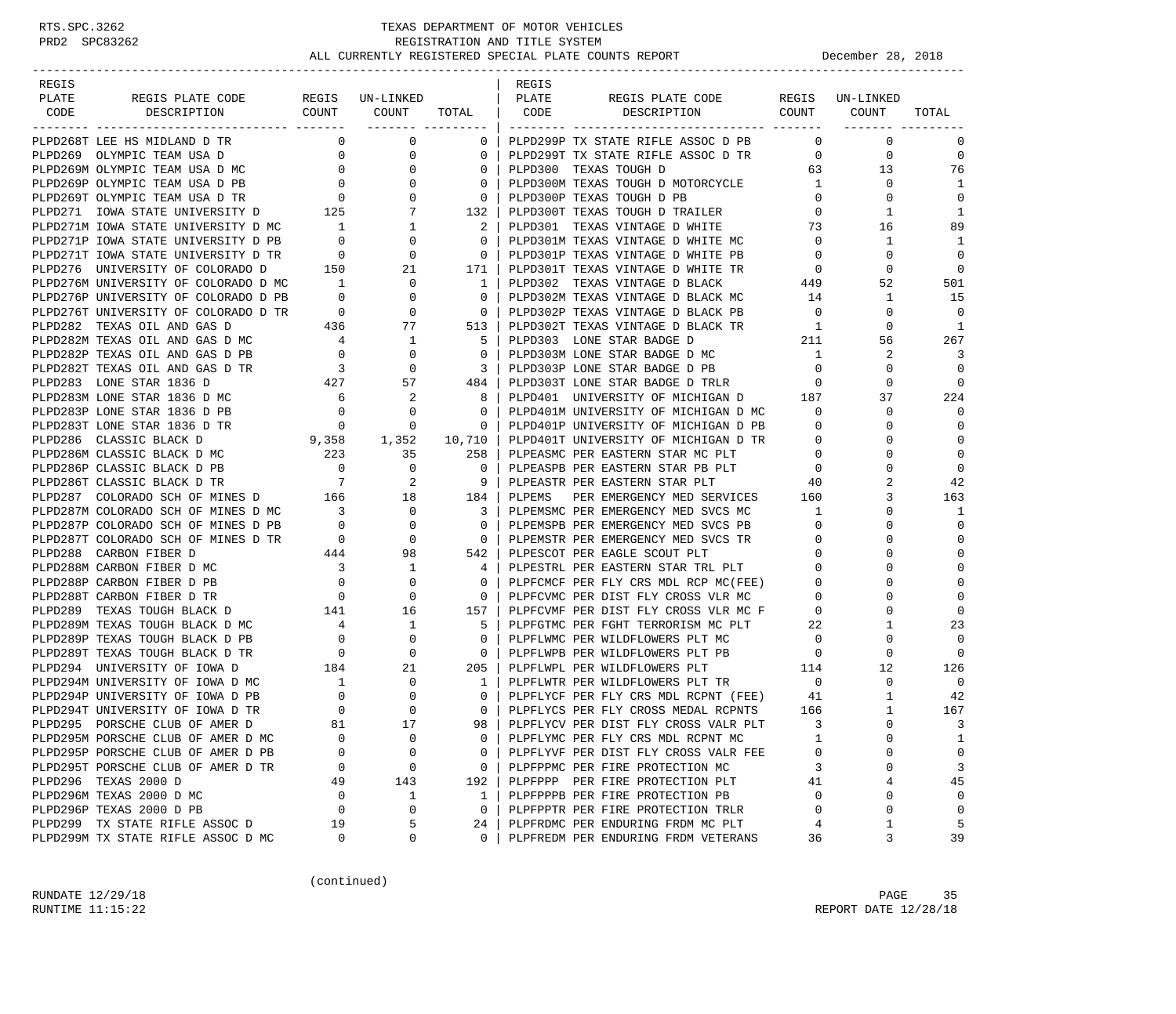RTS.SPC.3262 TEXAS DEPARTMENT OF MOTOR VEHICLES
PRD2 SPC83262 REGISTRATION AND TITLE SYSTEM
ALL CURRENTLY REGISTERED SPECIAL PLATE COUNTS REPORT December 28, 2018

| REGIS PLATE CODE | REGIS PLATE CODE DESCRIPTION | REGIS COUNT | UN-LINKED COUNT | TOTAL | REGIS PLATE CODE | REGIS PLATE CODE DESCRIPTION | REGIS COUNT | UN-LINKED COUNT | TOTAL |
|---|---|---|---|---|---|---|---|---|---|
| PLPD268T | LEE HS MIDLAND D TR | 0 | 0 | 0 | PLPD299P | TX STATE RIFLE ASSOC D PB | 0 | 0 | 0 |
| PLPD269 | OLYMPIC TEAM USA D | 0 | 0 | 0 | PLPD299T | TX STATE RIFLE ASSOC D TR | 0 | 0 | 0 |
| PLPD269M | OLYMPIC TEAM USA D MC | 0 | 0 | 0 | PLPD300 | TEXAS TOUGH D | 63 | 13 | 76 |
| PLPD269P | OLYMPIC TEAM USA D PB | 0 | 0 | 0 | PLPD300M | TEXAS TOUGH D MOTORCYCLE | 1 | 0 | 1 |
| PLPD269T | OLYMPIC TEAM USA D TR | 0 | 0 | 0 | PLPD300P | TEXAS TOUGH D PB | 0 | 0 | 0 |
| PLPD271 | IOWA STATE UNIVERSITY D | 125 | 7 | 132 | PLPD300T | TEXAS TOUGH D TRAILER | 0 | 1 | 1 |
| PLPD271M | IOWA STATE UNIVERSITY D MC | 1 | 1 | 2 | PLPD301 | TEXAS VINTAGE D WHITE | 73 | 16 | 89 |
| PLPD271P | IOWA STATE UNIVERSITY D PB | 0 | 0 | 0 | PLPD301M | TEXAS VINTAGE D WHITE MC | 0 | 1 | 1 |
| PLPD271T | IOWA STATE UNIVERSITY D TR | 0 | 0 | 0 | PLPD301P | TEXAS VINTAGE D WHITE PB | 0 | 0 | 0 |
| PLPD276 | UNIVERSITY OF COLORADO D | 150 | 21 | 171 | PLPD301T | TEXAS VINTAGE D WHITE TR | 0 | 0 | 0 |
| PLPD276M | UNIVERSITY OF COLORADO D MC | 1 | 0 | 1 | PLPD302 | TEXAS VINTAGE D BLACK | 449 | 52 | 501 |
| PLPD276P | UNIVERSITY OF COLORADO D PB | 0 | 0 | 0 | PLPD302M | TEXAS VINTAGE D BLACK MC | 14 | 1 | 15 |
| PLPD276T | UNIVERSITY OF COLORADO D TR | 0 | 0 | 0 | PLPD302P | TEXAS VINTAGE D BLACK PB | 0 | 0 | 0 |
| PLPD282 | TEXAS OIL AND GAS D | 436 | 77 | 513 | PLPD302T | TEXAS VINTAGE D BLACK TR | 1 | 0 | 1 |
| PLPD282M | TEXAS OIL AND GAS D MC | 4 | 1 | 5 | PLPD303 | LONE STAR BADGE D | 211 | 56 | 267 |
| PLPD282P | TEXAS OIL AND GAS D PB | 0 | 0 | 0 | PLPD303M | LONE STAR BADGE D MC | 1 | 2 | 3 |
| PLPD282T | TEXAS OIL AND GAS D TR | 3 | 0 | 3 | PLPD303P | LONE STAR BADGE D PB | 0 | 0 | 0 |
| PLPD283 | LONE STAR 1836 D | 427 | 57 | 484 | PLPD303T | LONE STAR BADGE D TRLR | 0 | 0 | 0 |
| PLPD283M | LONE STAR 1836 D MC | 6 | 2 | 8 | PLPD401 | UNIVERSITY OF MICHIGAN D | 187 | 37 | 224 |
| PLPD283P | LONE STAR 1836 D PB | 0 | 0 | 0 | PLPD401M | UNIVERSITY OF MICHIGAN D MC | 0 | 0 | 0 |
| PLPD283T | LONE STAR 1836 D TR | 0 | 0 | 0 | PLPD401P | UNIVERSITY OF MICHIGAN D PB | 0 | 0 | 0 |
| PLPD286 | CLASSIC BLACK D | 9,358 | 1,352 | 10,710 | PLPD401T | UNIVERSITY OF MICHIGAN D TR | 0 | 0 | 0 |
| PLPD286M | CLASSIC BLACK D MC | 223 | 35 | 258 | PLPEASMC | PER EASTERN STAR MC PLT | 0 | 0 | 0 |
| PLPD286P | CLASSIC BLACK D PB | 0 | 0 | 0 | PLPEASPB | PER EASTERN STAR PB PLT | 0 | 0 | 0 |
| PLPD286T | CLASSIC BLACK D TR | 7 | 2 | 9 | PLPEASTR | PER EASTERN STAR PLT | 40 | 2 | 42 |
| PLPD287 | COLORADO SCH OF MINES D | 166 | 18 | 184 | PLPEMS | PER EMERGENCY MED SERVICES | 160 | 3 | 163 |
| PLPD287M | COLORADO SCH OF MINES D MC | 3 | 0 | 3 | PLPEMSMC | PER EMERGENCY MED SVCS MC | 1 | 0 | 1 |
| PLPD287P | COLORADO SCH OF MINES D PB | 0 | 0 | 0 | PLPEMSPB | PER EMERGENCY MED SVCS PB | 0 | 0 | 0 |
| PLPD287T | COLORADO SCH OF MINES D TR | 0 | 0 | 0 | PLPEMSTR | PER EMERGENCY MED SVCS TR | 0 | 0 | 0 |
| PLPD288 | CARBON FIBER D | 444 | 98 | 542 | PLPESCOT | PER EAGLE SCOUT PLT | 0 | 0 | 0 |
| PLPD288M | CARBON FIBER D MC | 3 | 1 | 4 | PLPESTRL | PER EASTERN STAR TRL PLT | 0 | 0 | 0 |
| PLPD288P | CARBON FIBER D PB | 0 | 0 | 0 | PLPFCMCF | PER FLY CRS MDL RCP MC(FEE) | 0 | 0 | 0 |
| PLPD288T | CARBON FIBER D TR | 0 | 0 | 0 | PLPFCVMC | PER DIST FLY CROSS VLR MC | 0 | 0 | 0 |
| PLPD289 | TEXAS TOUGH BLACK D | 141 | 16 | 157 | PLPFCVMF | PER DIST FLY CROSS VLR MC F | 0 | 0 | 0 |
| PLPD289M | TEXAS TOUGH BLACK D MC | 4 | 1 | 5 | PLPFGTMC | PER FGHT TERRORISM MC PLT | 22 | 1 | 23 |
| PLPD289P | TEXAS TOUGH BLACK D PB | 0 | 0 | 0 | PLPFLWMC | PER WILDFLOWERS PLT MC | 0 | 0 | 0 |
| PLPD289T | TEXAS TOUGH BLACK D TR | 0 | 0 | 0 | PLPFLWPB | PER WILDFLOWERS PLT PB | 0 | 0 | 0 |
| PLPD294 | UNIVERSITY OF IOWA D | 184 | 21 | 205 | PLPFLWPL | PER WILDFLOWERS PLT | 114 | 12 | 126 |
| PLPD294M | UNIVERSITY OF IOWA D MC | 1 | 0 | 1 | PLPFLWTR | PER WILDFLOWERS PLT TR | 0 | 0 | 0 |
| PLPD294P | UNIVERSITY OF IOWA D PB | 0 | 0 | 0 | PLPFLYCF | PER FLY CRS MDL RCPNT (FEE) | 41 | 1 | 42 |
| PLPD294T | UNIVERSITY OF IOWA D TR | 0 | 0 | 0 | PLPFLYCS | PER FLY CROSS MEDAL RCPNTS | 166 | 1 | 167 |
| PLPD295 | PORSCHE CLUB OF AMER D | 81 | 17 | 98 | PLPFLYCV | PER DIST FLY CROSS VALR PLT | 3 | 0 | 3 |
| PLPD295M | PORSCHE CLUB OF AMER D MC | 0 | 0 | 0 | PLPFLYMC | PER FLY CRS MDL RCPNT MC | 1 | 0 | 1 |
| PLPD295P | PORSCHE CLUB OF AMER D PB | 0 | 0 | 0 | PLPFLYVF | PER DIST FLY CROSS VALR FEE | 0 | 0 | 0 |
| PLPD295T | PORSCHE CLUB OF AMER D TR | 0 | 0 | 0 | PLPFPPMC | PER FIRE PROTECTION MC | 3 | 0 | 3 |
| PLPD296 | TEXAS 2000 D | 49 | 143 | 192 | PLPFPPP | PER FIRE PROTECTION PLT | 41 | 4 | 45 |
| PLPD296M | TEXAS 2000 D MC | 0 | 1 | 1 | PLPFPPPB | PER FIRE PROTECTION PB | 0 | 0 | 0 |
| PLPD296P | TEXAS 2000 D PB | 0 | 0 | 0 | PLPFPPTR | PER FIRE PROTECTION TRLR | 0 | 0 | 0 |
| PLPD299 | TX STATE RIFLE ASSOC D | 19 | 5 | 24 | PLPFRDMC | PER ENDURING FRDM MC PLT | 4 | 1 | 5 |
| PLPD299M | TX STATE RIFLE ASSOC D MC | 0 | 0 | 0 | PLPFREDM | PER ENDURING FRDM VETERANS | 36 | 3 | 39 |

(continued)

RUNDATE 12/29/18
RUNTIME 11:15:22
REPORT DATE 12/28/18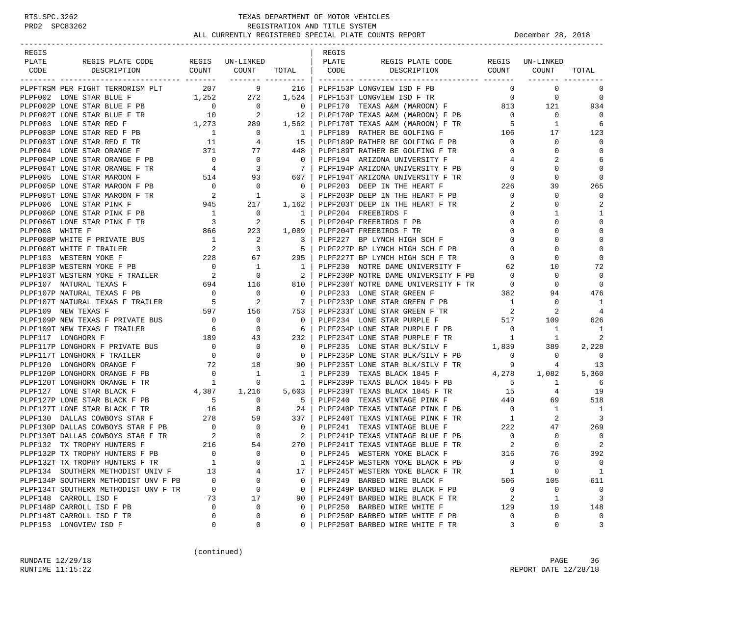# TEXAS DEPARTMENT OF MOTOR VEHICLES
## REGISTRATION AND TITLE SYSTEM
### ALL CURRENTLY REGISTERED SPECIAL PLATE COUNTS REPORT

December 28, 2018

| REGIS PLATE CODE | REGIS PLATE CODE DESCRIPTION | REGIS COUNT | UN-LINKED COUNT | TOTAL |
|---|---|---|---|---|
| PLPFTRSM | PER FIGHT TERRORISM PLT | 207 | 9 | 216 |
| PLPF002 | LONE STAR BLUE F | 1,252 | 272 | 1,524 |
| PLPF002P | LONE STAR BLUE F PB | 0 | 0 | 0 |
| PLPF002T | LONE STAR BLUE F TR | 10 | 2 | 12 |
| PLPF003 | LONE STAR RED F | 1,273 | 289 | 1,562 |
| PLPF003P | LONE STAR RED F PB | 1 | 0 | 1 |
| PLPF003T | LONE STAR RED F TR | 11 | 4 | 15 |
| PLPF004 | LONE STAR ORANGE F | 371 | 77 | 448 |
| PLPF004P | LONE STAR ORANGE F PB | 0 | 0 | 0 |
| PLPF004T | LONE STAR ORANGE F TR | 4 | 3 | 7 |
| PLPF005 | LONE STAR MAROON F | 514 | 93 | 607 |
| PLPF005P | LONE STAR MAROON F PB | 0 | 0 | 0 |
| PLPF005T | LONE STAR MAROON F TR | 2 | 1 | 3 |
| PLPF006 | LONE STAR PINK F | 945 | 217 | 1,162 |
| PLPF006P | LONE STAR PINK F PB | 1 | 0 | 1 |
| PLPF006T | LONE STAR PINK F TR | 3 | 2 | 5 |
| PLPF008 | WHITE F | 866 | 223 | 1,089 |
| PLPF008P | WHITE F PRIVATE BUS | 1 | 2 | 3 |
| PLPF008T | WHITE F TRAILER | 2 | 3 | 5 |
| PLPF103 | WESTERN YOKE F | 228 | 67 | 295 |
| PLPF103P | WESTERN YOKE F PB | 0 | 1 | 1 |
| PLPF103T | WESTERN YOKE F TRAILER | 2 | 0 | 2 |
| PLPF107 | NATURAL TEXAS F | 694 | 116 | 810 |
| PLPF107P | NATURAL TEXAS F PB | 0 | 0 | 0 |
| PLPF107T | NATURAL TEXAS F TRAILER | 5 | 2 | 7 |
| PLPF109 | NEW TEXAS F | 597 | 156 | 753 |
| PLPF109P | NEW TEXAS F PRIVATE BUS | 0 | 0 | 0 |
| PLPF109T | NEW TEXAS F TRAILER | 6 | 0 | 6 |
| PLPF117 | LONGHORN F | 189 | 43 | 232 |
| PLPF117P | LONGHORN F PRIVATE BUS | 0 | 0 | 0 |
| PLPF117T | LONGHORN F TRAILER | 0 | 0 | 0 |
| PLPF120 | LONGHORN ORANGE F | 72 | 18 | 90 |
| PLPF120P | LONGHORN ORANGE F PB | 0 | 1 | 1 |
| PLPF120T | LONGHORN ORANGE F TR | 1 | 0 | 1 |
| PLPF127 | LONE STAR BLACK F | 4,387 | 1,216 | 5,603 |
| PLPF127P | LONE STAR BLACK F PB | 5 | 0 | 5 |
| PLPF127T | LONE STAR BLACK F TR | 16 | 8 | 24 |
| PLPF130 | DALLAS COWBOYS STAR F | 278 | 59 | 337 |
| PLPF130P | DALLAS COWBOYS STAR F PB | 0 | 0 | 0 |
| PLPF130T | DALLAS COWBOYS STAR F TR | 2 | 0 | 2 |
| PLPF132 | TX TROPHY HUNTERS F | 216 | 54 | 270 |
| PLPF132P | TX TROPHY HUNTERS F PB | 0 | 0 | 0 |
| PLPF132T | TX TROPHY HUNTERS F TR | 1 | 0 | 1 |
| PLPF134 | SOUTHERN METHODIST UNIV F | 13 | 4 | 17 |
| PLPF134P | SOUTHERN METHODIST UNV F PB | 0 | 0 | 0 |
| PLPF134T | SOUTHERN METHODIST UNV F TR | 0 | 0 | 0 |
| PLPF148 | CARROLL ISD F | 73 | 17 | 90 |
| PLPF148P | CARROLL ISD F PB | 0 | 0 | 0 |
| PLPF148T | CARROLL ISD F TR | 0 | 0 | 0 |
| PLPF153 | LONGVIEW ISD F | 0 | 0 | 0 |
| PLPF153P | LONGVIEW ISD F PB | 0 | 0 | 0 |
| PLPF153T | LONGVIEW ISD F TR | 0 | 0 | 0 |
| PLPF170 | TEXAS A&M (MAROON) F | 813 | 121 | 934 |
| PLPF170P | TEXAS A&M (MAROON) F PB | 0 | 0 | 0 |
| PLPF170T | TEXAS A&M (MAROON) F TR | 5 | 1 | 6 |
| PLPF189 | RATHER BE GOLFING F | 106 | 17 | 123 |
| PLPF189P | RATHER BE GOLFING F PB | 0 | 0 | 0 |
| PLPF189T | RATHER BE GOLFING F TR | 0 | 0 | 0 |
| PLPF194 | ARIZONA UNIVERSITY F | 4 | 2 | 6 |
| PLPF194P | ARIZONA UNIVERSITY F PB | 0 | 0 | 0 |
| PLPF194T | ARIZONA UNIVERSITY F TR | 0 | 0 | 0 |
| PLPF203 | DEEP IN THE HEART F | 226 | 39 | 265 |
| PLPF203P | DEEP IN THE HEART F PB | 0 | 0 | 0 |
| PLPF203T | DEEP IN THE HEART F TR | 2 | 0 | 2 |
| PLPF204 | FREEBIRDS F | 0 | 1 | 1 |
| PLPF204P | FREEBIRDS F PB | 0 | 0 | 0 |
| PLPF204T | FREEBIRDS F TR | 0 | 0 | 0 |
| PLPF227 | BP LYNCH HIGH SCH F | 0 | 0 | 0 |
| PLPF227P | BP LYNCH HIGH SCH F PB | 0 | 0 | 0 |
| PLPF227T | BP LYNCH HIGH SCH F TR | 0 | 0 | 0 |
| PLPF230 | NOTRE DAME UNIVERSITY F | 62 | 10 | 72 |
| PLPF230P | NOTRE DAME UNIVERSITY F PB | 0 | 0 | 0 |
| PLPF230T | NOTRE DAME UNIVERSITY F TR | 0 | 0 | 0 |
| PLPF233 | LONE STAR GREEN F | 382 | 94 | 476 |
| PLPF233P | LONE STAR GREEN F PB | 1 | 0 | 1 |
| PLPF233T | LONE STAR GREEN F TR | 2 | 2 | 4 |
| PLPF234 | LONE STAR PURPLE F | 517 | 109 | 626 |
| PLPF234P | LONE STAR PURPLE F PB | 0 | 1 | 1 |
| PLPF234T | LONE STAR PURPLE F TR | 1 | 1 | 2 |
| PLPF235 | LONE STAR BLK/SILV F | 1,839 | 389 | 2,228 |
| PLPF235P | LONE STAR BLK/SILV F PB | 0 | 0 | 0 |
| PLPF235T | LONE STAR BLK/SILV F TR | 9 | 4 | 13 |
| PLPF239 | TEXAS BLACK 1845 F | 4,278 | 1,082 | 5,360 |
| PLPF239P | TEXAS BLACK 1845 F PB | 5 | 1 | 6 |
| PLPF239T | TEXAS BLACK 1845 F TR | 15 | 4 | 19 |
| PLPF240 | TEXAS VINTAGE PINK F | 449 | 69 | 518 |
| PLPF240P | TEXAS VINTAGE PINK F PB | 0 | 1 | 1 |
| PLPF240T | TEXAS VINTAGE PINK F TR | 1 | 2 | 3 |
| PLPF241 | TEXAS VINTAGE BLUE F | 222 | 47 | 269 |
| PLPF241P | TEXAS VINTAGE BLUE F PB | 0 | 0 | 0 |
| PLPF241T | TEXAS VINTAGE BLUE F TR | 2 | 0 | 2 |
| PLPF245 | WESTERN YOKE BLACK F | 316 | 76 | 392 |
| PLPF245P | WESTERN YOKE BLACK F PB | 0 | 0 | 0 |
| PLPF245T | WESTERN YOKE BLACK F TR | 1 | 0 | 1 |
| PLPF249 | BARBED WIRE BLACK F | 506 | 105 | 611 |
| PLPF249P | BARBED WIRE BLACK F PB | 0 | 0 | 0 |
| PLPF249T | BARBED WIRE BLACK F TR | 2 | 1 | 3 |
| PLPF250 | BARBED WIRE WHITE F | 129 | 19 | 148 |
| PLPF250P | BARBED WIRE WHITE F PB | 0 | 0 | 0 |
| PLPF250T | BARBED WIRE WHITE F TR | 3 | 0 | 3 |

(continued)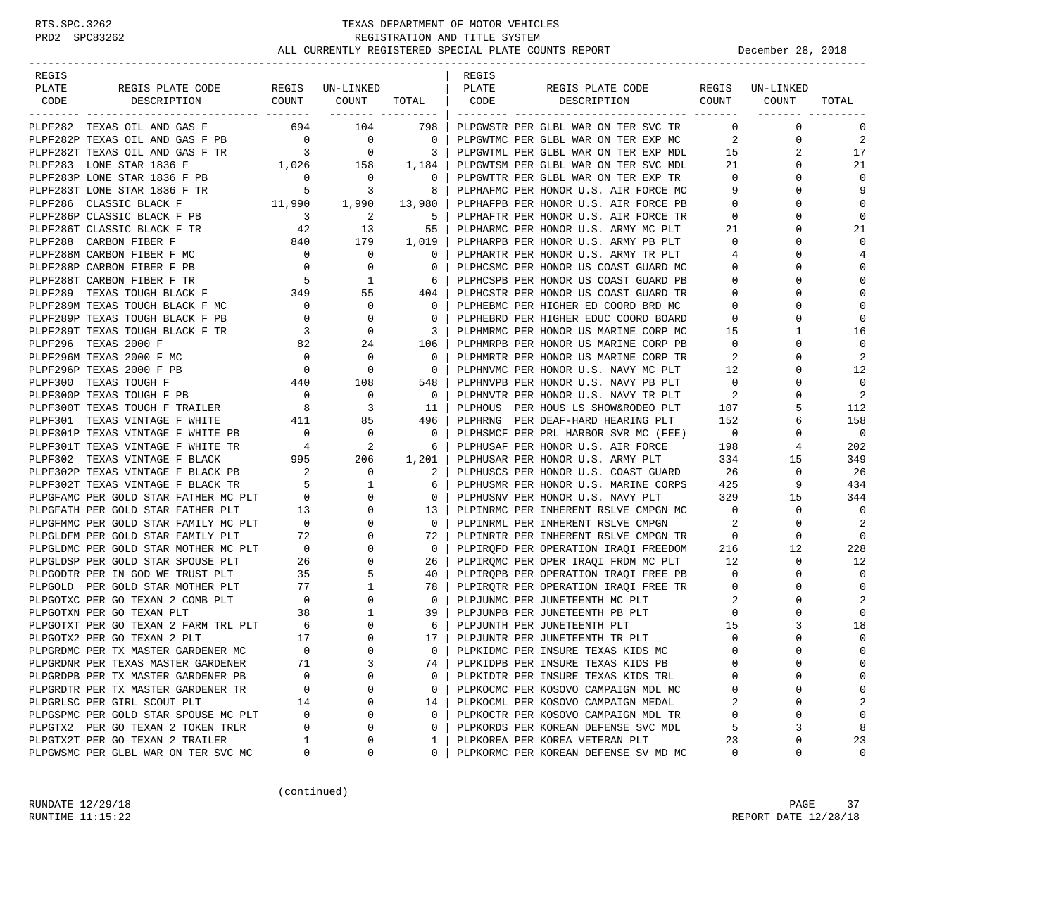RTS.SPC.3262 TEXAS DEPARTMENT OF MOTOR VEHICLES
PRD2 SPC83262 REGISTRATION AND TITLE SYSTEM
ALL CURRENTLY REGISTERED SPECIAL PLATE COUNTS REPORT December 28, 2018

| REGIS PLATE CODE | REGIS PLATE CODE DESCRIPTION | REGIS COUNT | UN-LINKED COUNT | TOTAL |
|---|---|---|---|---|
| PLPF282 | TEXAS OIL AND GAS F | 694 | 104 | 798 |
| PLPF282P | TEXAS OIL AND GAS F PB | 0 | 0 | 0 |
| PLPF282T | TEXAS OIL AND GAS F TR | 3 | 0 | 3 |
| PLPF283 | LONE STAR 1836 F | 1,026 | 158 | 1,184 |
| PLPF283P | LONE STAR 1836 F PB | 0 | 0 | 0 |
| PLPF283T | LONE STAR 1836 F TR | 5 | 3 | 8 |
| PLPF286 | CLASSIC BLACK F | 11,990 | 1,990 | 13,980 |
| PLPF286P | CLASSIC BLACK F PB | 3 | 2 | 5 |
| PLPF286T | CLASSIC BLACK F TR | 42 | 13 | 55 |
| PLPF288 | CARBON FIBER F | 840 | 179 | 1,019 |
| PLPF288M | CARBON FIBER F MC | 0 | 0 | 0 |
| PLPF288P | CARBON FIBER F PB | 0 | 0 | 0 |
| PLPF288T | CARBON FIBER F TR | 5 | 1 | 6 |
| PLPF289 | TEXAS TOUGH BLACK F | 349 | 55 | 404 |
| PLPF289M | TEXAS TOUGH BLACK F MC | 0 | 0 | 0 |
| PLPF289P | TEXAS TOUGH BLACK F PB | 0 | 0 | 0 |
| PLPF289T | TEXAS TOUGH BLACK F TR | 3 | 0 | 3 |
| PLPF296 | TEXAS 2000 F | 82 | 24 | 106 |
| PLPF296M | TEXAS 2000 F MC | 0 | 0 | 0 |
| PLPF296P | TEXAS 2000 F PB | 0 | 0 | 0 |
| PLPF300 | TEXAS TOUGH F | 440 | 108 | 548 |
| PLPF300P | TEXAS TOUGH F PB | 0 | 0 | 0 |
| PLPF300T | TEXAS TOUGH F TRAILER | 8 | 3 | 11 |
| PLPF301 | TEXAS VINTAGE F WHITE | 411 | 85 | 496 |
| PLPF301P | TEXAS VINTAGE F WHITE PB | 0 | 0 | 0 |
| PLPF301T | TEXAS VINTAGE F WHITE TR | 4 | 2 | 6 |
| PLPF302 | TEXAS VINTAGE F BLACK | 995 | 206 | 1,201 |
| PLPF302P | TEXAS VINTAGE F BLACK PB | 2 | 0 | 2 |
| PLPF302T | TEXAS VINTAGE F BLACK TR | 5 | 1 | 6 |
| PLPGFAMC | PER GOLD STAR FATHER MC PLT | 0 | 0 | 0 |
| PLPGFATH | PER GOLD STAR FATHER PLT | 13 | 0 | 13 |
| PLPGFMMC | PER GOLD STAR FAMILY MC PLT | 0 | 0 | 0 |
| PLPGLDFM | PER GOLD STAR FAMILY PLT | 72 | 0 | 72 |
| PLPGLDMC | PER GOLD STAR MOTHER MC PLT | 0 | 0 | 0 |
| PLPGLDSP | PER GOLD STAR SPOUSE PLT | 26 | 0 | 26 |
| PLPGODTR | PER IN GOD WE TRUST PLT | 35 | 5 | 40 |
| PLPGOLD | PER GOLD STAR MOTHER PLT | 77 | 1 | 78 |
| PLPGOTXC | PER GO TEXAN 2 COMB PLT | 0 | 0 | 0 |
| PLPGOTXN | PER GO TEXAN PLT | 38 | 1 | 39 |
| PLPGOTXT | PER GO TEXAN 2 FARM TRL PLT | 6 | 0 | 6 |
| PLPGOTX2 | PER GO TEXAN 2 PLT | 17 | 0 | 17 |
| PLPGRDMC | PER TX MASTER GARDENER MC | 0 | 0 | 0 |
| PLPGRDNR | PER TEXAS MASTER GARDENER | 71 | 3 | 74 |
| PLPGRDPB | PER TX MASTER GARDENER PB | 0 | 0 | 0 |
| PLPGRDTR | PER TX MASTER GARDENER TR | 0 | 0 | 0 |
| PLPGRLSC | PER GIRL SCOUT PLT | 14 | 0 | 14 |
| PLPGSPMC | PER GOLD STAR SPOUSE MC PLT | 0 | 0 | 0 |
| PLPGTX2 | PER GO TEXAN 2 TOKEN TRLR | 0 | 0 | 0 |
| PLPGTX2T | PER GO TEXAN 2 TRAILER | 1 | 0 | 1 |
| PLPGWSMC | PER GLBL WAR ON TER SVC MC | 0 | 0 | 0 |
| PLPGWSTR | PER GLBL WAR ON TER SVC TR | 0 | 0 | 0 |
| PLPGWTMC | PER GLBL WAR ON TER EXP MC | 2 | 0 | 2 |
| PLPGWTML | PER GLBL WAR ON TER EXP MDL | 15 | 2 | 17 |
| PLPGWTSM | PER GLBL WAR ON TER SVC MDL | 21 | 0 | 21 |
| PLPGWTTR | PER GLBL WAR ON TER EXP TR | 0 | 0 | 0 |
| PLPHAFMC | PER HONOR U.S. AIR FORCE MC | 9 | 0 | 9 |
| PLPHAFPB | PER HONOR U.S. AIR FORCE PB | 0 | 0 | 0 |
| PLPHAFTR | PER HONOR U.S. AIR FORCE TR | 0 | 0 | 0 |
| PLPHARMC | PER HONOR U.S. ARMY MC PLT | 21 | 0 | 21 |
| PLPHARPB | PER HONOR U.S. ARMY PB PLT | 0 | 0 | 0 |
| PLPHARTR | PER HONOR U.S. ARMY TR PLT | 4 | 0 | 4 |
| PLPHCSMC | PER HONOR US COAST GUARD MC | 0 | 0 | 0 |
| PLPHCSPB | PER HONOR US COAST GUARD PB | 0 | 0 | 0 |
| PLPHCSTR | PER HONOR US COAST GUARD TR | 0 | 0 | 0 |
| PLPHEBMC | PER HIGHER ED COORD BRD MC | 0 | 0 | 0 |
| PLPHEBRD | PER HIGHER EDUC COORD BOARD | 0 | 0 | 0 |
| PLPHMRMC | PER HONOR US MARINE CORP MC | 15 | 1 | 16 |
| PLPHMRPB | PER HONOR US MARINE CORP PB | 0 | 0 | 0 |
| PLPHMRTR | PER HONOR US MARINE CORP TR | 2 | 0 | 2 |
| PLPHNVMC | PER HONOR U.S. NAVY MC PLT | 12 | 0 | 12 |
| PLPHNVPB | PER HONOR U.S. NAVY PB PLT | 0 | 0 | 0 |
| PLPHNVTR | PER HONOR U.S. NAVY TR PLT | 2 | 0 | 2 |
| PLPHOUS | PER HOUS LS SHOW&RODEO PLT | 107 | 5 | 112 |
| PLPHRNG | PER DEAF-HARD HEARING PLT | 152 | 6 | 158 |
| PLPHSMCF | PER PRL HARBOR SVR MC (FEE) | 0 | 0 | 0 |
| PLPHUSAF | PER HONOR U.S. AIR FORCE | 198 | 4 | 202 |
| PLPHUSAR | PER HONOR U.S. ARMY PLT | 334 | 15 | 349 |
| PLPHUSCS | PER HONOR U.S. COAST GUARD | 26 | 0 | 26 |
| PLPHUSMR | PER HONOR U.S. MARINE CORPS | 425 | 9 | 434 |
| PLPHUSNV | PER HONOR U.S. NAVY PLT | 329 | 15 | 344 |
| PLPINRMC | PER INHERENT RSLVE CMPGN MC | 0 | 0 | 0 |
| PLPINRML | PER INHERENT RSLVE CMPGN | 2 | 0 | 2 |
| PLPINRTR | PER INHERENT RSLVE CMPGN TR | 0 | 0 | 0 |
| PLPIRQFD | PER OPERATION IRAQI FREEDOM | 216 | 12 | 228 |
| PLPIRQMC | PER OPER IRAQI FRDM MC PLT | 12 | 0 | 12 |
| PLPIRQPB | PER OPERATION IRAQI FREE PB | 0 | 0 | 0 |
| PLPIRQTR | PER OPERATION IRAQI FREE TR | 0 | 0 | 0 |
| PLPJUNMC | PER JUNETEENTH MC PLT | 2 | 0 | 2 |
| PLPJUNPB | PER JUNETEENTH PB PLT | 0 | 0 | 0 |
| PLPJUNTH | PER JUNETEENTH PLT | 15 | 3 | 18 |
| PLPJUNTR | PER JUNETEENTH TR PLT | 0 | 0 | 0 |
| PLPKIDMC | PER INSURE TEXAS KIDS MC | 0 | 0 | 0 |
| PLPKIDPB | PER INSURE TEXAS KIDS PB | 0 | 0 | 0 |
| PLPKIDTR | PER INSURE TEXAS KIDS TRL | 0 | 0 | 0 |
| PLPKOCMC | PER KOSOVO CAMPAIGN MDL MC | 0 | 0 | 0 |
| PLPKOCML | PER KOSOVO CAMPAIGN MEDAL | 2 | 0 | 2 |
| PLPKOCTR | PER KOSOVO CAMPAIGN MDL TR | 0 | 0 | 0 |
| PLPKORDS | PER KOREAN DEFENSE SVC MDL | 5 | 3 | 8 |
| PLPKOREA | PER KOREA VETERAN PLT | 23 | 0 | 23 |
| PLPKORMC | PER KOREAN DEFENSE SV MD MC | 0 | 0 | 0 |

(continued)

RUNDATE 12/29/18
RUNTIME 11:15:22
REPORT DATE 12/28/18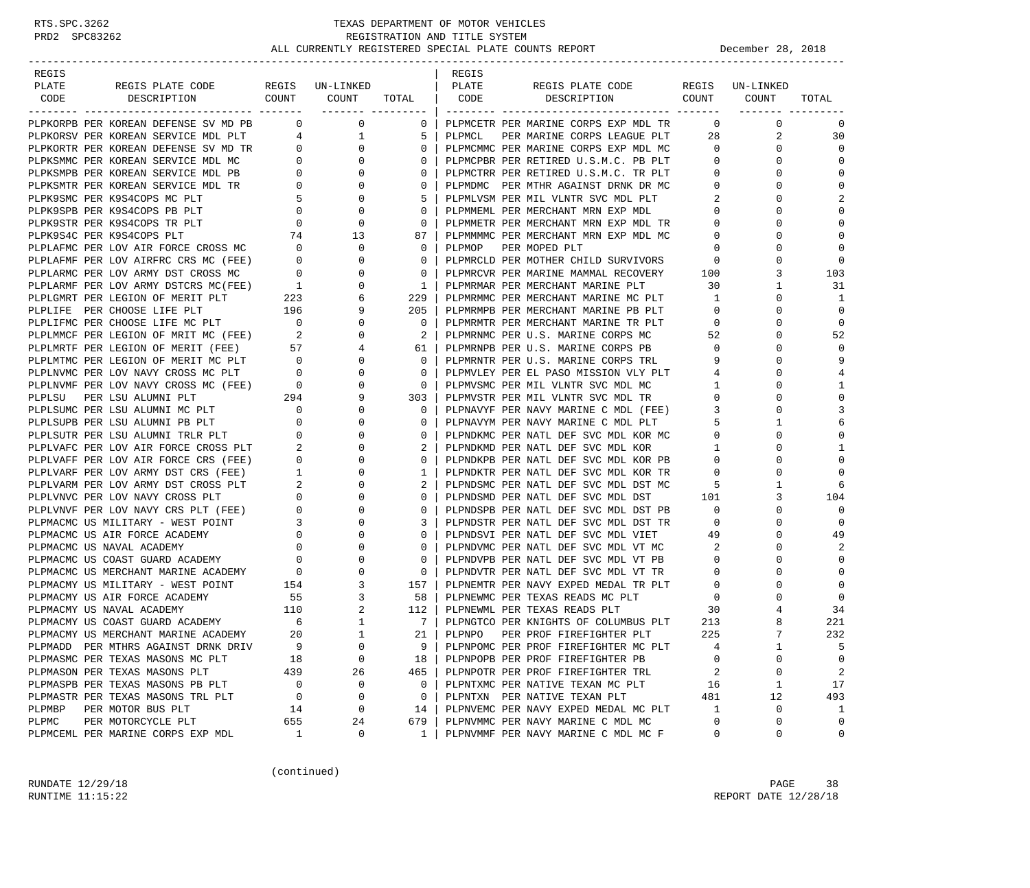# TEXAS DEPARTMENT OF MOTOR VEHICLES
## REGISTRATION AND TITLE SYSTEM
### ALL CURRENTLY REGISTERED SPECIAL PLATE COUNTS REPORT

RTS.SPC.3262
PRD2 SPC83262

December 28, 2018

| REGIS PLATE CODE | REGIS PLATE CODE DESCRIPTION | REGIS COUNT | UN-LINKED COUNT | TOTAL |
|---|---|---|---|---|
| PLPKORPB | PER KOREAN DEFENSE SV MD PB | 0 | 0 | 0 |
| PLPKORSV | PER KOREAN SERVICE MDL PLT | 4 | 1 | 5 |
| PLPKORTR | PER KOREAN DEFENSE SV MD TR | 0 | 0 | 0 |
| PLPKSMMC | PER KOREAN SERVICE MDL MC | 0 | 0 | 0 |
| PLPKSMPB | PER KOREAN SERVICE MDL PB | 0 | 0 | 0 |
| PLPKSMTR | PER KOREAN SERVICE MDL TR | 0 | 0 | 0 |
| PLPK9SMC | PER K9S4COPS MC PLT | 5 | 0 | 5 |
| PLPK9SPB | PER K9S4COPS PB PLT | 0 | 0 | 0 |
| PLPK9STR | PER K9S4COPS TR PLT | 0 | 0 | 0 |
| PLPK9S4C | PER K9S4COPS PLT | 74 | 13 | 87 |
| PLPLAFMC | PER LOV AIR FORCE CROSS MC | 0 | 0 | 0 |
| PLPLAFMF | PER LOV AIRFRC CRS MC (FEE) | 0 | 0 | 0 |
| PLPLARMC | PER LOV ARMY DST CROSS MC | 0 | 0 | 0 |
| PLPLARMF | PER LOV ARMY DSTCRS MC(FEE) | 1 | 0 | 1 |
| PLPLGMRT | PER LEGION OF MERIT PLT | 223 | 6 | 229 |
| PLPLIFE | PER CHOOSE LIFE PLT | 196 | 9 | 205 |
| PLPLIFMC | PER CHOOSE LIFE MC PLT | 0 | 0 | 0 |
| PLPLMMCF | PER LEGION OF MRIT MC (FEE) | 2 | 0 | 2 |
| PLPLMRTF | PER LEGION OF MERIT (FEE) | 57 | 4 | 61 |
| PLPLMTMC | PER LEGION OF MERIT MC PLT | 0 | 0 | 0 |
| PLPLNVMC | PER LOV NAVY CROSS MC PLT | 0 | 0 | 0 |
| PLPLNVMF | PER LOV NAVY CROSS MC (FEE) | 0 | 0 | 0 |
| PLPLSU | PER LSU ALUMNI PLT | 294 | 9 | 303 |
| PLPLSUMC | PER LSU ALUMNI MC PLT | 0 | 0 | 0 |
| PLPLSUPB | PER LSU ALUMNI PB PLT | 0 | 0 | 0 |
| PLPLSUTR | PER LSU ALUMNI TRLR PLT | 0 | 0 | 0 |
| PLPLVAFC | PER LOV AIR FORCE CROSS PLT | 2 | 0 | 2 |
| PLPLVAFF | PER LOV AIR FORCE CRS (FEE) | 0 | 0 | 0 |
| PLPLVARF | PER LOV ARMY DST CRS (FEE) | 1 | 0 | 1 |
| PLPLVARM | PER LOV ARMY DST CROSS PLT | 2 | 0 | 2 |
| PLPLVNVC | PER LOV NAVY CROSS PLT | 0 | 0 | 0 |
| PLPLVNVF | PER LOV NAVY CRS PLT (FEE) | 0 | 0 | 0 |
| PLPMACMC | US MILITARY - WEST POINT | 3 | 0 | 3 |
| PLPMACMC | US AIR FORCE ACADEMY | 0 | 0 | 0 |
| PLPMACMC | US NAVAL ACADEMY | 0 | 0 | 0 |
| PLPMACMC | US COAST GUARD ACADEMY | 0 | 0 | 0 |
| PLPMACMC | US MERCHANT MARINE ACADEMY | 0 | 0 | 0 |
| PLPMACMY | US MILITARY - WEST POINT | 154 | 3 | 157 |
| PLPMACMY | US AIR FORCE ACADEMY | 55 | 3 | 58 |
| PLPMACMY | US NAVAL ACADEMY | 110 | 2 | 112 |
| PLPMACMY | US COAST GUARD ACADEMY | 6 | 1 | 7 |
| PLPMACMY | US MERCHANT MARINE ACADEMY | 20 | 1 | 21 |
| PLPMADD | PER MTHRS AGAINST DRNK DRIV | 9 | 0 | 9 |
| PLPMASMC | PER TEXAS MASONS MC PLT | 18 | 0 | 18 |
| PLPMASON | PER TEXAS MASONS PLT | 439 | 26 | 465 |
| PLPMASPB | PER TEXAS MASONS PB PLT | 0 | 0 | 0 |
| PLPMASTR | PER TEXAS MASONS TRL PLT | 0 | 0 | 0 |
| PLPMBP | PER MOTOR BUS PLT | 14 | 0 | 14 |
| PLPMC | PER MOTORCYCLE PLT | 655 | 24 | 679 |
| PLPMCEML | PER MARINE CORPS EXP MDL | 1 | 0 | 1 |
| PLPMCETR | PER MARINE CORPS EXP MDL TR | 0 | 0 | 0 |
| PLPMCL | PER MARINE CORPS LEAGUE PLT | 28 | 2 | 30 |
| PLPMCMMC | PER MARINE CORPS EXP MDL MC | 0 | 0 | 0 |
| PLPMCPBR | PER RETIRED U.S.M.C. PB PLT | 0 | 0 | 0 |
| PLPMCTRR | PER RETIRED U.S.M.C. TR PLT | 0 | 0 | 0 |
| PLPMDMC | PER MTHR AGAINST DRNK DR MC | 0 | 0 | 0 |
| PLPMLVSM | PER MIL VLNTR SVC MDL PLT | 2 | 0 | 2 |
| PLPMMEML | PER MERCHANT MRN EXP MDL | 0 | 0 | 0 |
| PLPMMETR | PER MERCHANT MRN EXP MDL TR | 0 | 0 | 0 |
| PLPMMMMC | PER MERCHANT MRN EXP MDL MC | 0 | 0 | 0 |
| PLPMOP | PER MOPED PLT | 0 | 0 | 0 |
| PLPMRCLD | PER MOTHER CHILD SURVIVORS | 0 | 0 | 0 |
| PLPMRCVR | PER MARINE MAMMAL RECOVERY | 100 | 3 | 103 |
| PLPMRMAR | PER MERCHANT MARINE PLT | 30 | 1 | 31 |
| PLPMRMMC | PER MERCHANT MARINE MC PLT | 1 | 0 | 1 |
| PLPMRMPB | PER MERCHANT MARINE PB PLT | 0 | 0 | 0 |
| PLPMRMTR | PER MERCHANT MARINE TR PLT | 0 | 0 | 0 |
| PLPMRNMC | PER U.S. MARINE CORPS MC | 52 | 0 | 52 |
| PLPMRNPB | PER U.S. MARINE CORPS PB | 0 | 0 | 0 |
| PLPMRNTR | PER U.S. MARINE CORPS TRL | 9 | 0 | 9 |
| PLPMVLEY | PER EL PASO MISSION VLY PLT | 4 | 0 | 4 |
| PLPMVSMC | PER MIL VLNTR SVC MDL MC | 1 | 0 | 1 |
| PLPMVSTR | PER MIL VLNTR SVC MDL TR | 0 | 0 | 0 |
| PLPNAVYF | PER NAVY MARINE C MDL (FEE) | 3 | 0 | 3 |
| PLPNAVYM | PER NAVY MARINE C MDL PLT | 5 | 1 | 6 |
| PLPNDKMC | PER NATL DEF SVC MDL KOR MC | 0 | 0 | 0 |
| PLPNDKMD | PER NATL DEF SVC MDL KOR | 1 | 0 | 1 |
| PLPNDKPB | PER NATL DEF SVC MDL KOR PB | 0 | 0 | 0 |
| PLPNDKTR | PER NATL DEF SVC MDL KOR TR | 0 | 0 | 0 |
| PLPNDSMC | PER NATL DEF SVC MDL DST MC | 5 | 1 | 6 |
| PLPNDSMD | PER NATL DEF SVC MDL DST | 101 | 3 | 104 |
| PLPNDSPB | PER NATL DEF SVC MDL DST PB | 0 | 0 | 0 |
| PLPNDSTR | PER NATL DEF SVC MDL DST TR | 0 | 0 | 0 |
| PLPNDSVI | PER NATL DEF SVC MDL VIET | 49 | 0 | 49 |
| PLPNDVMC | PER NATL DEF SVC MDL VT MC | 2 | 0 | 2 |
| PLPNDVPB | PER NATL DEF SVC MDL VT PB | 0 | 0 | 0 |
| PLPNDVTR | PER NATL DEF SVC MDL VT TR | 0 | 0 | 0 |
| PLPNEMTR | PER NAVY EXPED MEDAL TR PLT | 0 | 0 | 0 |
| PLPNEWMC | PER TEXAS READS MC PLT | 0 | 0 | 0 |
| PLPNEWML | PER TEXAS READS PLT | 30 | 4 | 34 |
| PLPNGTCO | PER KNIGHTS OF COLUMBUS PLT | 213 | 8 | 221 |
| PLPNPO | PER PROF FIREFIGHTER PLT | 225 | 7 | 232 |
| PLPNPOMC | PER PROF FIREFIGHTER MC PLT | 4 | 1 | 5 |
| PLPNPOPB | PER PROF FIREFIGHTER PB | 0 | 0 | 0 |
| PLPNPOTR | PER PROF FIREFIGHTER TRL | 2 | 0 | 2 |
| PLPNTXMC | PER NATIVE TEXAN MC PLT | 16 | 1 | 17 |
| PLPNTXN | PER NATIVE TEXAN PLT | 481 | 12 | 493 |
| PLPNVEMC | PER NAVY EXPED MEDAL MC PLT | 1 | 0 | 1 |
| PLPNVMMC | PER NAVY MARINE C MDL MC | 0 | 0 | 0 |
| PLPNVMMF | PER NAVY MARINE C MDL MC F | 0 | 0 | 0 |

(continued)

RUNDATE 12/29/18
RUNTIME 11:15:22

REPORT DATE 12/28/18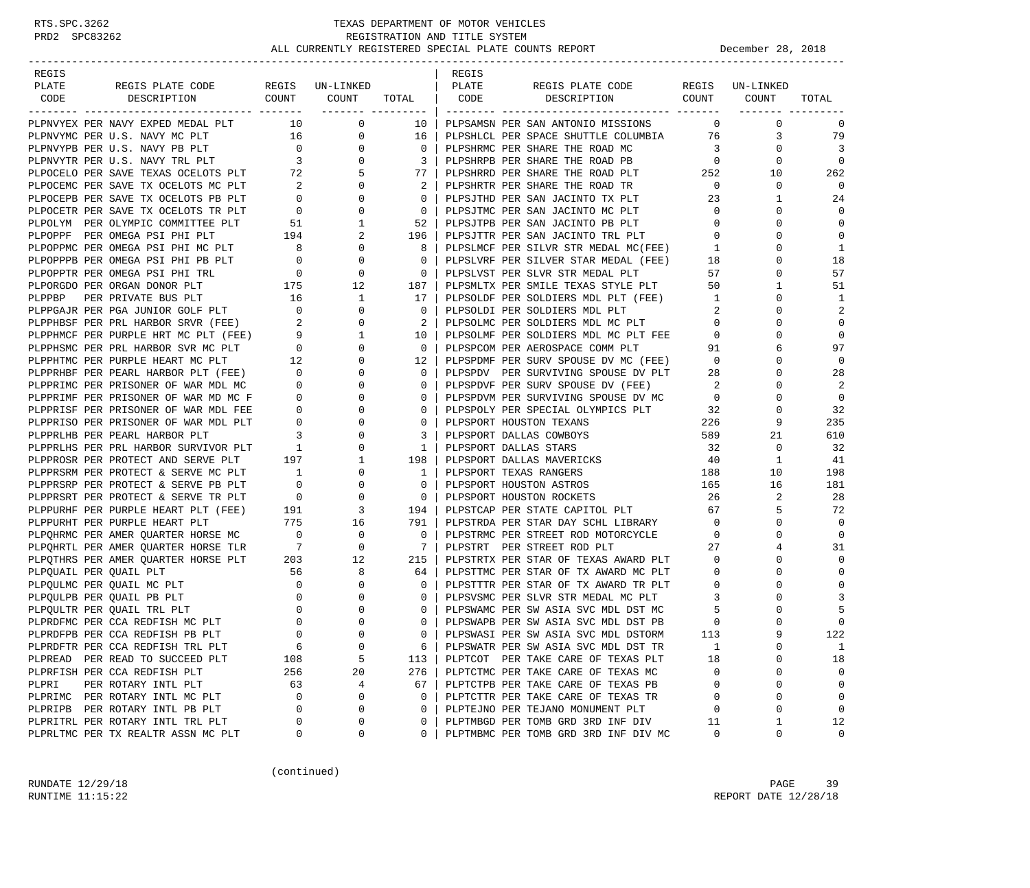# TEXAS DEPARTMENT OF MOTOR VEHICLES
## REGISTRATION AND TITLE SYSTEM
### ALL CURRENTLY REGISTERED SPECIAL PLATE COUNTS REPORT — December 28, 2018

| REGIS PLATE CODE | REGIS PLATE CODE DESCRIPTION | REGIS COUNT | UN-LINKED COUNT | TOTAL |
|---|---|---|---|---|
| PLPNVYEX | PER NAVY EXPED MEDAL PLT | 10 | 0 | 10 |
| PLPNVYMC | PER U.S. NAVY MC PLT | 16 | 0 | 16 |
| PLPNVYPB | PER U.S. NAVY PB PLT | 0 | 0 | 0 |
| PLPNVYTR | PER U.S. NAVY TRL PLT | 3 | 0 | 3 |
| PLPOCELO | PER SAVE TEXAS OCELOTS PLT | 72 | 5 | 77 |
| PLPOCEMC | PER SAVE TX OCELOTS MC PLT | 2 | 0 | 2 |
| PLPOCEPB | PER SAVE TX OCELOTS PB PLT | 0 | 0 | 0 |
| PLPOCETR | PER SAVE TX OCELOTS TR PLT | 0 | 0 | 0 |
| PLPOLYM | PER OLYMPIC COMMITTEE PLT | 51 | 1 | 52 |
| PLPOPPF | PER OMEGA PSI PHI PLT | 194 | 2 | 196 |
| PLPOPPMC | PER OMEGA PSI PHI MC PLT | 8 | 0 | 8 |
| PLPOPPPB | PER OMEGA PSI PHI PB PLT | 0 | 0 | 0 |
| PLPOPPTR | PER OMEGA PSI PHI TRL | 0 | 0 | 0 |
| PLPORGDO | PER ORGAN DONOR PLT | 175 | 12 | 187 |
| PLPPBP | PER PRIVATE BUS PLT | 16 | 1 | 17 |
| PLPPGAJR | PER PGA JUNIOR GOLF PLT | 0 | 0 | 0 |
| PLPPHBSF | PER PRL HARBOR SRVR (FEE) | 2 | 0 | 2 |
| PLPPHMCF | PER PURPLE HRT MC PLT (FEE) | 9 | 1 | 10 |
| PLPPHSMC | PER PRL HARBOR SVR MC PLT | 0 | 0 | 0 |
| PLPPHTMC | PER PURPLE HEART MC PLT | 12 | 0 | 12 |
| PLPPRHBF | PER PEARL HARBOR PLT (FEE) | 0 | 0 | 0 |
| PLPPRIMC | PER PRISONER OF WAR MDL MC | 0 | 0 | 0 |
| PLPPRIMF | PER PRISONER OF WAR MD MC F | 0 | 0 | 0 |
| PLPPRISF | PER PRISONER OF WAR MDL FEE | 0 | 0 | 0 |
| PLPPRISO | PER PRISONER OF WAR MDL PLT | 0 | 0 | 0 |
| PLPPRLHB | PER PEARL HARBOR PLT | 3 | 0 | 3 |
| PLPPRLHS | PER PRL HARBOR SURVIVOR PLT | 1 | 0 | 1 |
| PLPPROSR | PER PROTECT AND SERVE PLT | 197 | 1 | 198 |
| PLPPRSRM | PER PROTECT & SERVE MC PLT | 1 | 0 | 1 |
| PLPPRSRP | PER PROTECT & SERVE PB PLT | 0 | 0 | 0 |
| PLPPRSRT | PER PROTECT & SERVE TR PLT | 0 | 0 | 0 |
| PLPPURHF | PER PURPLE HEART PLT (FEE) | 191 | 3 | 194 |
| PLPPURHT | PER PURPLE HEART PLT | 775 | 16 | 791 |
| PLPQHRMC | PER AMER QUARTER HORSE MC | 0 | 0 | 0 |
| PLPQHRTL | PER AMER QUARTER HORSE TLR | 7 | 0 | 7 |
| PLPQTHRS | PER AMER QUARTER HORSE PLT | 203 | 12 | 215 |
| PLPQUAIL | PER QUAIL PLT | 56 | 8 | 64 |
| PLPQULMC | PER QUAIL MC PLT | 0 | 0 | 0 |
| PLPQULPB | PER QUAIL PB PLT | 0 | 0 | 0 |
| PLPQULTR | PER QUAIL TRL PLT | 0 | 0 | 0 |
| PLPRDFMC | PER CCA REDFISH MC PLT | 0 | 0 | 0 |
| PLPRDFPB | PER CCA REDFISH PB PLT | 0 | 0 | 0 |
| PLPRDFTR | PER CCA REDFISH TRL PLT | 6 | 0 | 6 |
| PLPREAD | PER READ TO SUCCEED PLT | 108 | 5 | 113 |
| PLPRFISH | PER CCA REDFISH PLT | 256 | 20 | 276 |
| PLPRI | PER ROTARY INTL PLT | 63 | 4 | 67 |
| PLPRIMC | PER ROTARY INTL MC PLT | 0 | 0 | 0 |
| PLPRIPB | PER ROTARY INTL PB PLT | 0 | 0 | 0 |
| PLPRITRL | PER ROTARY INTL TRL PLT | 0 | 0 | 0 |
| PLPRLTMC | PER TX REALTR ASSN MC PLT | 0 | 0 | 0 |
| PLPSAMSN | PER SAN ANTONIO MISSIONS | 0 | 0 | 0 |
| PLPSHLCL | PER SPACE SHUTTLE COLUMBIA | 76 | 3 | 79 |
| PLPSHRMC | PER SHARE THE ROAD MC | 3 | 0 | 3 |
| PLPSHRPB | PER SHARE THE ROAD PB | 0 | 0 | 0 |
| PLPSHRRD | PER SHARE THE ROAD PLT | 252 | 10 | 262 |
| PLPSHRTR | PER SHARE THE ROAD TR | 0 | 0 | 0 |
| PLPSJTHD | PER SAN JACINTO TX PLT | 23 | 1 | 24 |
| PLPSJTMC | PER SAN JACINTO MC PLT | 0 | 0 | 0 |
| PLPSJTPB | PER SAN JACINTO PB PLT | 0 | 0 | 0 |
| PLPSJTTR | PER SAN JACINTO TRL PLT | 0 | 0 | 0 |
| PLPSLMCF | PER SILVR STR MEDAL MC(FEE) | 1 | 0 | 1 |
| PLPSLVRF | PER SILVER STAR MEDAL (FEE) | 18 | 0 | 18 |
| PLPSLVST | PER SLVR STR MEDAL PLT | 57 | 0 | 57 |
| PLPSMLTX | PER SMILE TEXAS STYLE PLT | 50 | 1 | 51 |
| PLPSOLDF | PER SOLDIERS MDL PLT (FEE) | 1 | 0 | 1 |
| PLPSOLDI | PER SOLDIERS MDL PLT | 2 | 0 | 2 |
| PLPSOLMC | PER SOLDIERS MDL MC PLT | 0 | 0 | 0 |
| PLPSOLMF | PER SOLDIERS MDL MC PLT FEE | 0 | 0 | 0 |
| PLPSPCOM | PER AEROSPACE COMM PLT | 91 | 6 | 97 |
| PLPSPDMF | PER SURV SPOUSE DV MC (FEE) | 0 | 0 | 0 |
| PLPSPDV | PER SURVIVING SPOUSE DV PLT | 28 | 0 | 28 |
| PLPSPDVF | PER SURV SPOUSE DV (FEE) | 2 | 0 | 2 |
| PLPSPDVM | PER SURVIVING SPOUSE DV MC | 0 | 0 | 0 |
| PLPSPOLY | PER SPECIAL OLYMPICS PLT | 32 | 0 | 32 |
| PLPSPORT | HOUSTON TEXANS | 226 | 9 | 235 |
| PLPSPORT | DALLAS COWBOYS | 589 | 21 | 610 |
| PLPSPORT | DALLAS STARS | 32 | 0 | 32 |
| PLPSPORT | DALLAS MAVERICKS | 40 | 1 | 41 |
| PLPSPORT | TEXAS RANGERS | 188 | 10 | 198 |
| PLPSPORT | HOUSTON ASTROS | 165 | 16 | 181 |
| PLPSPORT | HOUSTON ROCKETS | 26 | 2 | 28 |
| PLPSTCAP | PER STATE CAPITOL PLT | 67 | 5 | 72 |
| PLPSTRDA | PER STAR DAY SCHL LIBRARY | 0 | 0 | 0 |
| PLPSTRMC | PER STREET ROD MOTORCYCLE | 0 | 0 | 0 |
| PLPSTRT | PER STREET ROD PLT | 27 | 4 | 31 |
| PLPSTRTX | PER STAR OF TEXAS AWARD PLT | 0 | 0 | 0 |
| PLPSTTMC | PER STAR OF TX AWARD MC PLT | 0 | 0 | 0 |
| PLPSTTTR | PER STAR OF TX AWARD TR PLT | 0 | 0 | 0 |
| PLPSVSMC | PER SLVR STR MEDAL MC PLT | 3 | 0 | 3 |
| PLPSWAMC | PER SW ASIA SVC MDL DST MC | 5 | 0 | 5 |
| PLPSWAPB | PER SW ASIA SVC MDL DST PB | 0 | 0 | 0 |
| PLPSWASI | PER SW ASIA SVC MDL DSTORM | 113 | 9 | 122 |
| PLPSWATR | PER SW ASIA SVC MDL DST TR | 1 | 0 | 1 |
| PLPTCOT | PER TAKE CARE OF TEXAS PLT | 18 | 0 | 18 |
| PLPTCTMC | PER TAKE CARE OF TEXAS MC | 0 | 0 | 0 |
| PLPTCTPB | PER TAKE CARE OF TEXAS PB | 0 | 0 | 0 |
| PLPTCTTR | PER TAKE CARE OF TEXAS TR | 0 | 0 | 0 |
| PLPTEJNO | PER TEJANO MONUMENT PLT | 0 | 0 | 0 |
| PLPTMBGD | PER TOMB GRD 3RD INF DIV | 11 | 1 | 12 |
| PLPTMBMC | PER TOMB GRD 3RD INF DIV MC | 0 | 0 | 0 |

(continued)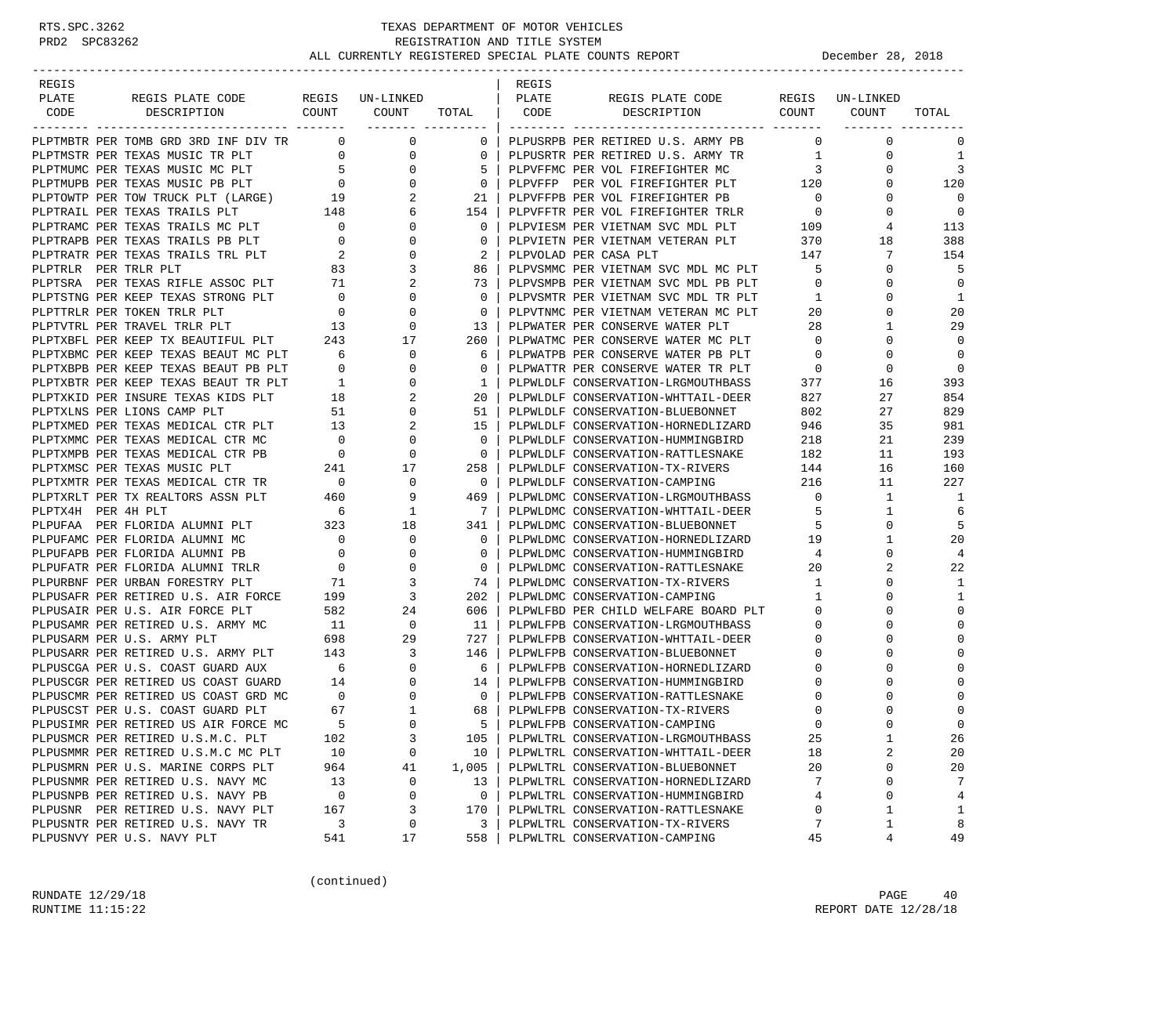TEXAS DEPARTMENT OF MOTOR VEHICLES
REGISTRATION AND TITLE SYSTEM
ALL CURRENTLY REGISTERED SPECIAL PLATE COUNTS REPORT December 28, 2018

| REGIS PLATE CODE | REGIS PLATE CODE DESCRIPTION | REGIS COUNT | UN-LINKED COUNT | TOTAL |
|---|---|---|---|---|
| PLPTMBTR | PER TOMB GRD 3RD INF DIV TR | 0 | 0 | 0 |
| PLPTMSTR | PER TEXAS MUSIC TR PLT | 0 | 0 | 0 |
| PLPTMUMC | PER TEXAS MUSIC MC PLT | 5 | 0 | 5 |
| PLPTMUPB | PER TEXAS MUSIC PB PLT | 0 | 0 | 0 |
| PLPTOWTP | PER TOW TRUCK PLT (LARGE) | 19 | 2 | 21 |
| PLPTRAIL | PER TEXAS TRAILS PLT | 148 | 6 | 154 |
| PLPTRAMC | PER TEXAS TRAILS MC PLT | 0 | 0 | 0 |
| PLPTRAPB | PER TEXAS TRAILS PB PLT | 0 | 0 | 0 |
| PLPTRATR | PER TEXAS TRAILS TRL PLT | 2 | 0 | 2 |
| PLPTRLR | PER TRLR PLT | 83 | 3 | 86 |
| PLPTSRA | PER TEXAS RIFLE ASSOC PLT | 71 | 2 | 73 |
| PLPTSTNG | PER KEEP TEXAS STRONG PLT | 0 | 0 | 0 |
| PLPTTRLR | PER TOKEN TRLR PLT | 0 | 0 | 0 |
| PLPTVTRL | PER TRAVEL TRLR PLT | 13 | 0 | 13 |
| PLPTXBFL | PER KEEP TX BEAUTIFUL PLT | 243 | 17 | 260 |
| PLPTXBMC | PER KEEP TEXAS BEAUT MC PLT | 6 | 0 | 6 |
| PLPTXBPB | PER KEEP TEXAS BEAUT PB PLT | 0 | 0 | 0 |
| PLPTXBTR | PER KEEP TEXAS BEAUT TR PLT | 1 | 0 | 1 |
| PLPTXKID | PER INSURE TEXAS KIDS PLT | 18 | 2 | 20 |
| PLPTXLNS | PER LIONS CAMP PLT | 51 | 0 | 51 |
| PLPTXMED | PER TEXAS MEDICAL CTR PLT | 13 | 2 | 15 |
| PLPTXMMC | PER TEXAS MEDICAL CTR MC | 0 | 0 | 0 |
| PLPTXMPB | PER TEXAS MEDICAL CTR PB | 0 | 0 | 0 |
| PLPTXMSC | PER TEXAS MUSIC PLT | 241 | 17 | 258 |
| PLPTXMTR | PER TEXAS MEDICAL CTR TR | 0 | 0 | 0 |
| PLPTXRLT | PER TX REALTORS ASSN PLT | 460 | 9 | 469 |
| PLPTX4H | PER 4H PLT | 6 | 1 | 7 |
| PLPUFAA | PER FLORIDA ALUMNI PLT | 323 | 18 | 341 |
| PLPUFAMC | PER FLORIDA ALUMNI MC | 0 | 0 | 0 |
| PLPUFAPB | PER FLORIDA ALUMNI PB | 0 | 0 | 0 |
| PLPUFATR | PER FLORIDA ALUMNI TRLR | 0 | 0 | 0 |
| PLPURBNF | PER URBAN FORESTRY PLT | 71 | 3 | 74 |
| PLPUSAFR | PER RETIRED U.S. AIR FORCE | 199 | 3 | 202 |
| PLPUSAIR | PER U.S. AIR FORCE PLT | 582 | 24 | 606 |
| PLPUSAMR | PER RETIRED U.S. ARMY MC | 11 | 0 | 11 |
| PLPUSARM | PER U.S. ARMY PLT | 698 | 29 | 727 |
| PLPUSARR | PER RETIRED U.S. ARMY PLT | 143 | 3 | 146 |
| PLPUSCGA | PER U.S. COAST GUARD AUX | 6 | 0 | 6 |
| PLPUSCGR | PER RETIRED US COAST GUARD | 14 | 0 | 14 |
| PLPUSCMR | PER RETIRED US COAST GRD MC | 0 | 0 | 0 |
| PLPUSCST | PER U.S. COAST GUARD PLT | 67 | 1 | 68 |
| PLPUSIMR | PER RETIRED US AIR FORCE MC | 5 | 0 | 5 |
| PLPUSMCR | PER RETIRED U.S.M.C. PLT | 102 | 3 | 105 |
| PLPUSMMR | PER RETIRED U.S.M.C MC PLT | 10 | 0 | 10 |
| PLPUSMRN | PER U.S. MARINE CORPS PLT | 964 | 41 | 1,005 |
| PLPUSNMR | PER RETIRED U.S. NAVY MC | 13 | 0 | 13 |
| PLPUSNPB | PER RETIRED U.S. NAVY PB | 0 | 0 | 0 |
| PLPUSNR | PER RETIRED U.S. NAVY PLT | 167 | 3 | 170 |
| PLPUSNTR | PER RETIRED U.S. NAVY TR | 3 | 0 | 3 |
| PLPUSNVY | PER U.S. NAVY PLT | 541 | 17 | 558 |
| PLPUSRPB | PER RETIRED U.S. ARMY PB | 0 | 0 | 0 |
| PLPUSRTR | PER RETIRED U.S. ARMY TR | 1 | 0 | 1 |
| PLPVFFMC | PER VOL FIREFIGHTER MC | 3 | 0 | 3 |
| PLPVFFP | PER VOL FIREFIGHTER PLT | 120 | 0 | 120 |
| PLPVFFPB | PER VOL FIREFIGHTER PB | 0 | 0 | 0 |
| PLPVFFTR | PER VOL FIREFIGHTER TRLR | 0 | 0 | 0 |
| PLPVIESM | PER VIETNAM SVC MDL PLT | 109 | 4 | 113 |
| PLPVIETN | PER VIETNAM VETERAN PLT | 370 | 18 | 388 |
| PLPVOLAD | PER CASA PLT | 147 | 7 | 154 |
| PLPVSMMC | PER VIETNAM SVC MDL MC PLT | 5 | 0 | 5 |
| PLPVSMPB | PER VIETNAM SVC MDL PB PLT | 0 | 0 | 0 |
| PLPVSMTR | PER VIETNAM SVC MDL TR PLT | 1 | 0 | 1 |
| PLPVTNMC | PER VIETNAM VETERAN MC PLT | 20 | 0 | 20 |
| PLPWATER | PER CONSERVE WATER PLT | 28 | 1 | 29 |
| PLPWATMC | PER CONSERVE WATER MC PLT | 0 | 0 | 0 |
| PLPWATPB | PER CONSERVE WATER PB PLT | 0 | 0 | 0 |
| PLPWATTR | PER CONSERVE WATER TR PLT | 0 | 0 | 0 |
| PLPWLDLF | CONSERVATION-LRGMOUTHBASS | 377 | 16 | 393 |
| PLPWLDLF | CONSERVATION-WHTTAIL-DEER | 827 | 27 | 854 |
| PLPWLDLF | CONSERVATION-BLUEBONNET | 802 | 27 | 829 |
| PLPWLDLF | CONSERVATION-HORNEDLIZARD | 946 | 35 | 981 |
| PLPWLDLF | CONSERVATION-HUMMINGBIRD | 218 | 21 | 239 |
| PLPWLDLF | CONSERVATION-RATTLESNAKE | 182 | 11 | 193 |
| PLPWLDLF | CONSERVATION-TX-RIVERS | 144 | 16 | 160 |
| PLPWLDLF | CONSERVATION-CAMPING | 216 | 11 | 227 |
| PLPWLDMC | CONSERVATION-LRGMOUTHBASS | 0 | 1 | 1 |
| PLPWLDMC | CONSERVATION-WHTTAIL-DEER | 5 | 1 | 6 |
| PLPWLDMC | CONSERVATION-BLUEBONNET | 5 | 0 | 5 |
| PLPWLDMC | CONSERVATION-HORNEDLIZARD | 19 | 1 | 20 |
| PLPWLDMC | CONSERVATION-HUMMINGBIRD | 4 | 0 | 4 |
| PLPWLDMC | CONSERVATION-RATTLESNAKE | 20 | 2 | 22 |
| PLPWLDMC | CONSERVATION-TX-RIVERS | 1 | 0 | 1 |
| PLPWLDMC | CONSERVATION-CAMPING | 1 | 0 | 1 |
| PLPWLFBD | PER CHILD WELFARE BOARD PLT | 0 | 0 | 0 |
| PLPWLFPB | CONSERVATION-LRGMOUTHBASS | 0 | 0 | 0 |
| PLPWLFPB | CONSERVATION-WHTTAIL-DEER | 0 | 0 | 0 |
| PLPWLFPB | CONSERVATION-BLUEBONNET | 0 | 0 | 0 |
| PLPWLFPB | CONSERVATION-HORNEDLIZARD | 0 | 0 | 0 |
| PLPWLFPB | CONSERVATION-HUMMINGBIRD | 0 | 0 | 0 |
| PLPWLFPB | CONSERVATION-RATTLESNAKE | 0 | 0 | 0 |
| PLPWLFPB | CONSERVATION-TX-RIVERS | 0 | 0 | 0 |
| PLPWLFPB | CONSERVATION-CAMPING | 0 | 0 | 0 |
| PLPWLTRL | CONSERVATION-LRGMOUTHBASS | 25 | 1 | 26 |
| PLPWLTRL | CONSERVATION-WHTTAIL-DEER | 18 | 2 | 20 |
| PLPWLTRL | CONSERVATION-BLUEBONNET | 20 | 0 | 20 |
| PLPWLTRL | CONSERVATION-HORNEDLIZARD | 7 | 0 | 7 |
| PLPWLTRL | CONSERVATION-HUMMINGBIRD | 4 | 0 | 4 |
| PLPWLTRL | CONSERVATION-RATTLESNAKE | 0 | 1 | 1 |
| PLPWLTRL | CONSERVATION-TX-RIVERS | 7 | 1 | 8 |
| PLPWLTRL | CONSERVATION-CAMPING | 45 | 4 | 49 |

(continued)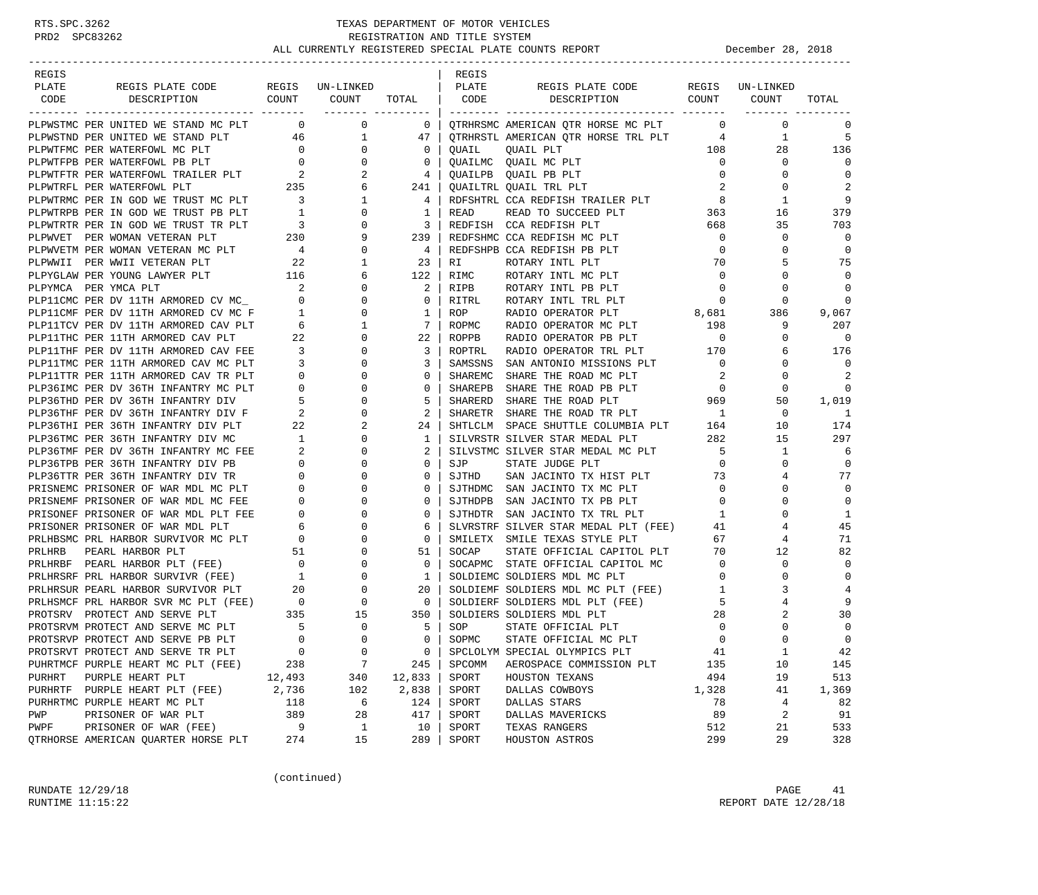TEXAS DEPARTMENT OF MOTOR VEHICLES
REGISTRATION AND TITLE SYSTEM
ALL CURRENTLY REGISTERED SPECIAL PLATE COUNTS REPORT — December 28, 2018

| REGIS PLATE CODE | REGIS PLATE CODE DESCRIPTION | REGIS COUNT | UN-LINKED COUNT | TOTAL |
|---|---|---|---|---|
| PLPWSTMC | PER UNITED WE STAND MC PLT | 0 | 0 | 0 |
| PLPWSTND | PER UNITED WE STAND PLT | 46 | 1 | 47 |
| PLPWTFMC | PER WATERFOWL MC PLT | 0 | 0 | 0 |
| PLPWTFPB | PER WATERFOWL PB PLT | 0 | 0 | 0 |
| PLPWTFTR | PER WATERFOWL TRAILER PLT | 2 | 2 | 4 |
| PLPWTRFL | PER WATERFOWL PLT | 235 | 6 | 241 |
| PLPWTRMC | PER IN GOD WE TRUST MC PLT | 3 | 1 | 4 |
| PLPWTRPB | PER IN GOD WE TRUST PB PLT | 1 | 0 | 1 |
| PLPWTRTR | PER IN GOD WE TRUST TR PLT | 3 | 0 | 3 |
| PLPWVET | PER WOMAN VETERAN PLT | 230 | 9 | 239 |
| PLPWVETM | PER WOMAN VETERAN MC PLT | 4 | 0 | 4 |
| PLPWWII | PER WWII VETERAN PLT | 22 | 1 | 23 |
| PLPYGLAW | PER YOUNG LAWYER PLT | 116 | 6 | 122 |
| PLPYMCA | PER YMCA PLT | 2 | 0 | 2 |
| PLP11CMC | PER DV 11TH ARMORED CV MC_ | 0 | 0 | 0 |
| PLP11CMF | PER DV 11TH ARMORED CV MC F | 1 | 0 | 1 |
| PLP11TCV | PER DV 11TH ARMORED CAV PLT | 6 | 1 | 7 |
| PLP11THC | PER 11TH ARMORED CAV PLT | 22 | 0 | 22 |
| PLP11THF | PER DV 11TH ARMORED CAV FEE | 3 | 0 | 3 |
| PLP11TMC | PER 11TH ARMORED CAV MC PLT | 3 | 0 | 3 |
| PLP11TTR | PER 11TH ARMORED CAV TR PLT | 0 | 0 | 0 |
| PLP36IMC | PER DV 36TH INFANTRY MC PLT | 0 | 0 | 0 |
| PLP36THD | PER DV 36TH INFANTRY DIV | 5 | 0 | 5 |
| PLP36THF | PER DV 36TH INFANTRY DIV F | 2 | 0 | 2 |
| PLP36THI | PER 36TH INFANTRY DIV PLT | 22 | 2 | 24 |
| PLP36TMC | PER 36TH INFANTRY DIV MC | 1 | 0 | 1 |
| PLP36TMF | PER DV 36TH INFANTRY MC FEE | 2 | 0 | 2 |
| PLP36TPB | PER 36TH INFANTRY DIV PB | 0 | 0 | 0 |
| PLP36TTR | PER 36TH INFANTRY DIV TR | 0 | 0 | 0 |
| PRISNEMC | PRISONER OF WAR MDL MC PLT | 0 | 0 | 0 |
| PRISNEMF | PRISONER OF WAR MDL MC FEE | 0 | 0 | 0 |
| PRISONEF | PRISONER OF WAR MDL PLT FEE | 0 | 0 | 0 |
| PRISONER | PRISONER OF WAR MDL PLT | 6 | 0 | 6 |
| PRLHBSMC | PRL HARBOR SURVIVOR MC PLT | 0 | 0 | 0 |
| PRLHRB | PEARL HARBOR PLT | 51 | 0 | 51 |
| PRLHRBF | PEARL HARBOR PLT (FEE) | 0 | 0 | 0 |
| PRLHRSRF | PRL HARBOR SURVIVR (FEE) | 1 | 0 | 1 |
| PRLHRSUR | PEARL HARBOR SURVIVOR PLT | 20 | 0 | 20 |
| PRLHSMCF | PRL HARBOR SVR MC PLT (FEE) | 0 | 0 | 0 |
| PROTSRV | PROTECT AND SERVE PLT | 335 | 15 | 350 |
| PROTSRVM | PROTECT AND SERVE MC PLT | 5 | 0 | 5 |
| PROTSRVP | PROTECT AND SERVE PB PLT | 0 | 0 | 0 |
| PROTSRVT | PROTECT AND SERVE TR PLT | 0 | 0 | 0 |
| PUHRTMCF | PURPLE HEART MC PLT (FEE) | 238 | 7 | 245 |
| PURHRT | PURPLE HEART PLT | 12,493 | 340 | 12,833 |
| PURHRTF | PURPLE HEART PLT (FEE) | 2,736 | 102 | 2,838 |
| PURHRTMC | PURPLE HEART MC PLT | 118 | 6 | 124 |
| PWP | PRISONER OF WAR PLT | 389 | 28 | 417 |
| PWPF | PRISONER OF WAR (FEE) | 9 | 1 | 10 |
| QTRHORSE | AMERICAN QUARTER HORSE PLT | 274 | 15 | 289 |
| QTRHRSMC | AMERICAN QTR HORSE MC PLT | 0 | 0 | 0 |
| QTRHRSTL | AMERICAN QTR HORSE TRL PLT | 4 | 1 | 5 |
| QUAIL | QUAIL PLT | 108 | 28 | 136 |
| QUAILMC | QUAIL MC PLT | 0 | 0 | 0 |
| QUAILPB | QUAIL PB PLT | 0 | 0 | 0 |
| QUAILTRL | QUAIL TRL PLT | 2 | 0 | 2 |
| RDFSHTRL | CCA REDFISH TRAILER PLT | 8 | 1 | 9 |
| READ | READ TO SUCCEED PLT | 363 | 16 | 379 |
| REDFISH | CCA REDFISH PLT | 668 | 35 | 703 |
| REDFSHMC | CCA REDFISH MC PLT | 0 | 0 | 0 |
| REDFSHPB | CCA REDFISH PB PLT | 0 | 0 | 0 |
| RI | ROTARY INTL PLT | 70 | 5 | 75 |
| RIMC | ROTARY INTL MC PLT | 0 | 0 | 0 |
| RIPB | ROTARY INTL PB PLT | 0 | 0 | 0 |
| RITRL | ROTARY INTL TRL PLT | 0 | 0 | 0 |
| ROP | RADIO OPERATOR PLT | 8,681 | 386 | 9,067 |
| ROPMC | RADIO OPERATOR MC PLT | 198 | 9 | 207 |
| ROPPB | RADIO OPERATOR PB PLT | 0 | 0 | 0 |
| ROPTRL | RADIO OPERATOR TRL PLT | 170 | 6 | 176 |
| SAMSSNS | SAN ANTONIO MISSIONS PLT | 0 | 0 | 0 |
| SHAREMC | SHARE THE ROAD MC PLT | 2 | 0 | 2 |
| SHAREPB | SHARE THE ROAD PB PLT | 0 | 0 | 0 |
| SHARERD | SHARE THE ROAD PLT | 969 | 50 | 1,019 |
| SHARETR | SHARE THE ROAD TR PLT | 1 | 0 | 1 |
| SHTLCLM | SPACE SHUTTLE COLUMBIA PLT | 164 | 10 | 174 |
| SILVRSTR | SILVER STAR MEDAL PLT | 282 | 15 | 297 |
| SILVSTMC | SILVER STAR MEDAL MC PLT | 5 | 1 | 6 |
| SJP | STATE JUDGE PLT | 0 | 0 | 0 |
| SJTHD | SAN JACINTO TX HIST PLT | 73 | 4 | 77 |
| SJTHDMC | SAN JACINTO TX MC PLT | 0 | 0 | 0 |
| SJTHDPB | SAN JACINTO TX PB PLT | 0 | 0 | 0 |
| SJTHDTR | SAN JACINTO TX TRL PLT | 1 | 0 | 1 |
| SLVRSTRF | SILVER STAR MEDAL PLT (FEE) | 41 | 4 | 45 |
| SMILETX | SMILE TEXAS STYLE PLT | 67 | 4 | 71 |
| SOCAP | STATE OFFICIAL CAPITOL PLT | 70 | 12 | 82 |
| SOCAPMC | STATE OFFICIAL CAPITOL MC | 0 | 0 | 0 |
| SOLDIEMC | SOLDIERS MDL MC PLT | 0 | 0 | 0 |
| SOLDIEMF | SOLDIERS MDL MC PLT (FEE) | 1 | 3 | 4 |
| SOLDIERF | SOLDIERS MDL PLT (FEE) | 5 | 4 | 9 |
| SOLDIERS | SOLDIERS MDL PLT | 28 | 2 | 30 |
| SOP | STATE OFFICIAL PLT | 0 | 0 | 0 |
| SOPMC | STATE OFFICIAL MC PLT | 0 | 0 | 0 |
| SPCLOLYM | SPECIAL OLYMPICS PLT | 41 | 1 | 42 |
| SPCOMM | AEROSPACE COMMISSION PLT | 135 | 10 | 145 |
| SPORT | HOUSTON TEXANS | 494 | 19 | 513 |
| SPORT | DALLAS COWBOYS | 1,328 | 41 | 1,369 |
| SPORT | DALLAS STARS | 78 | 4 | 82 |
| SPORT | DALLAS MAVERICKS | 89 | 2 | 91 |
| SPORT | TEXAS RANGERS | 512 | 21 | 533 |
| SPORT | HOUSTON ASTROS | 299 | 29 | 328 |

(continued)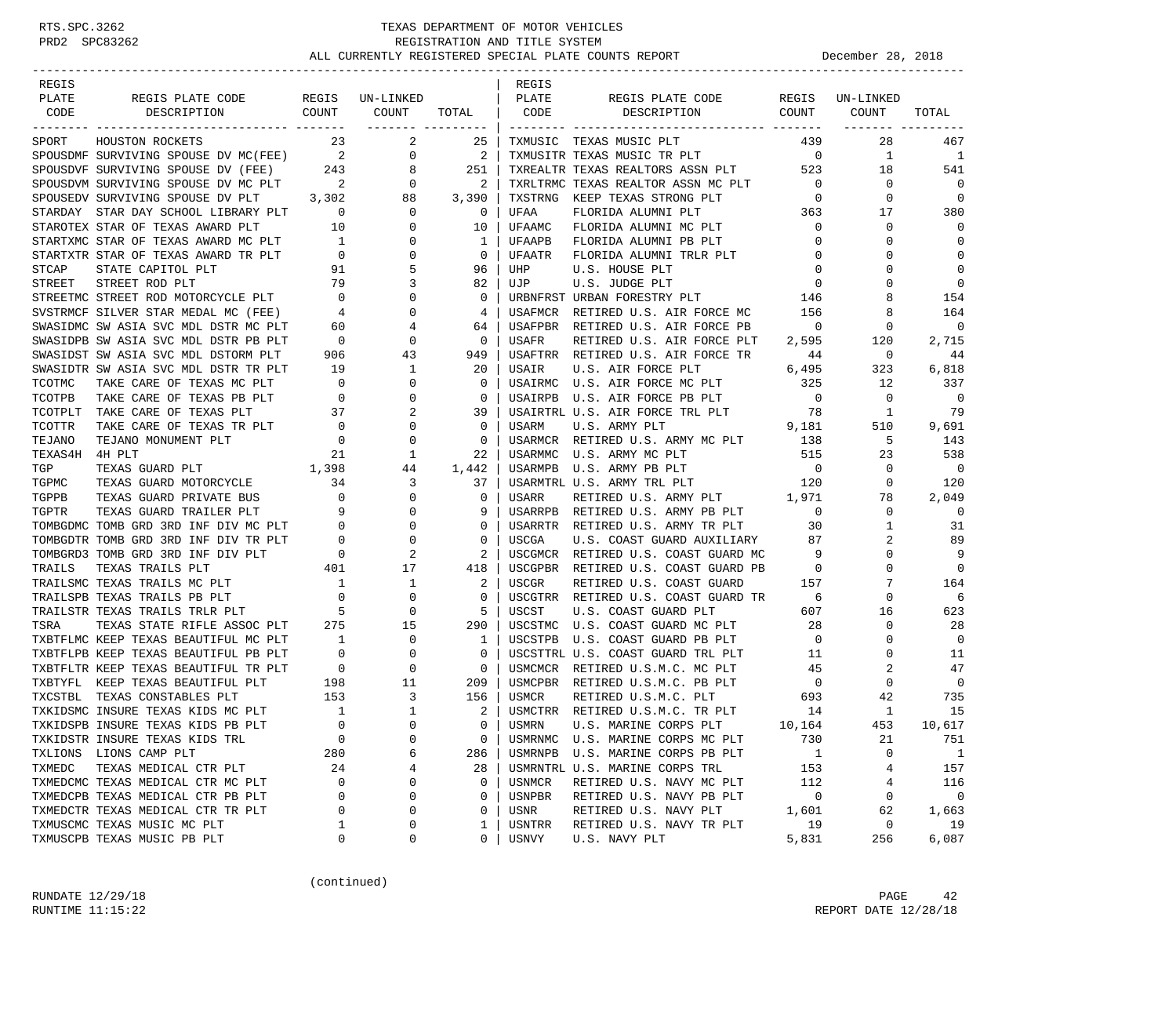RTS.SPC.3262 PRD2 SPC83262

# TEXAS DEPARTMENT OF MOTOR VEHICLES
## REGISTRATION AND TITLE SYSTEM
### ALL CURRENTLY REGISTERED SPECIAL PLATE COUNTS REPORT — December 28, 2018

| REGIS PLATE CODE | REGIS PLATE CODE DESCRIPTION | REGIS COUNT | UN-LINKED COUNT | TOTAL |
|---|---|---|---|---|
| SPORT | HOUSTON ROCKETS | 23 | 2 | 25 |
| SPOUSDMF | SURVIVING SPOUSE DV MC(FEE) | 2 | 0 | 2 |
| SPOUSDVF | SURVIVING SPOUSE DV (FEE) | 243 | 8 | 251 |
| SPOUSDVM | SURVIVING SPOUSE DV MC PLT | 2 | 0 | 2 |
| SPOUSEDV | SURVIVING SPOUSE DV PLT | 3,302 | 88 | 3,390 |
| STARDAY | STAR DAY SCHOOL LIBRARY PLT | 0 | 0 | 0 |
| STAROTEX | STAR OF TEXAS AWARD PLT | 10 | 0 | 10 |
| STARTXMC | STAR OF TEXAS AWARD MC PLT | 1 | 0 | 1 |
| STARTXTR | STAR OF TEXAS AWARD TR PLT | 0 | 0 | 0 |
| STCAP | STATE CAPITOL PLT | 91 | 5 | 96 |
| STREET | STREET ROD PLT | 79 | 3 | 82 |
| STREETMC | STREET ROD MOTORCYCLE PLT | 0 | 0 | 0 |
| SVSTRMCF | SILVER STAR MEDAL MC (FEE) | 4 | 0 | 4 |
| SWASIDMC | SW ASIA SVC MDL DSTR MC PLT | 60 | 4 | 64 |
| SWASIDPB | SW ASIA SVC MDL DSTR PB PLT | 0 | 0 | 0 |
| SWASIDST | SW ASIA SVC MDL DSTORM PLT | 906 | 43 | 949 |
| SWASIDTR | SW ASIA SVC MDL DSTR TR PLT | 19 | 1 | 20 |
| TCOTMC | TAKE CARE OF TEXAS MC PLT | 0 | 0 | 0 |
| TCOTPB | TAKE CARE OF TEXAS PB PLT | 0 | 0 | 0 |
| TCOTPLT | TAKE CARE OF TEXAS PLT | 37 | 2 | 39 |
| TCOTTR | TAKE CARE OF TEXAS TR PLT | 0 | 0 | 0 |
| TEJANO | TEJANO MONUMENT PLT | 0 | 0 | 0 |
| TEXAS4H | 4H PLT | 21 | 1 | 22 |
| TGP | TEXAS GUARD PLT | 1,398 | 44 | 1,442 |
| TGPMC | TEXAS GUARD MOTORCYCLE | 34 | 3 | 37 |
| TGPPB | TEXAS GUARD PRIVATE BUS | 0 | 0 | 0 |
| TGPTR | TEXAS GUARD TRAILER PLT | 9 | 0 | 9 |
| TOMBGDMC | TOMB GRD 3RD INF DIV MC PLT | 0 | 0 | 0 |
| TOMBGDTR | TOMB GRD 3RD INF DIV TR PLT | 0 | 0 | 0 |
| TOMBGRD3 | TOMB GRD 3RD INF DIV PLT | 0 | 2 | 2 |
| TRAILS | TEXAS TRAILS PLT | 401 | 17 | 418 |
| TRAILSMC | TEXAS TRAILS MC PLT | 1 | 1 | 2 |
| TRAILSPB | TEXAS TRAILS PB PLT | 0 | 0 | 0 |
| TRAILSTR | TEXAS TRAILS TRLR PLT | 5 | 0 | 5 |
| TSRA | TEXAS STATE RIFLE ASSOC PLT | 275 | 15 | 290 |
| TXBTFLMC | KEEP TEXAS BEAUTIFUL MC PLT | 1 | 0 | 1 |
| TXBTFLPB | KEEP TEXAS BEAUTIFUL PB PLT | 0 | 0 | 0 |
| TXBTFLTR | KEEP TEXAS BEAUTIFUL TR PLT | 0 | 0 | 0 |
| TXBTYFL | KEEP TEXAS BEAUTIFUL PLT | 198 | 11 | 209 |
| TXCSTBL | TEXAS CONSTABLES PLT | 153 | 3 | 156 |
| TXKIDSMC | INSURE TEXAS KIDS MC PLT | 1 | 1 | 2 |
| TXKIDSPB | INSURE TEXAS KIDS PB PLT | 0 | 0 | 0 |
| TXKIDSTR | INSURE TEXAS KIDS TRL | 0 | 0 | 0 |
| TXLIONS | LIONS CAMP PLT | 280 | 6 | 286 |
| TXMEDC | TEXAS MEDICAL CTR PLT | 24 | 4 | 28 |
| TXMEDCMC | TEXAS MEDICAL CTR MC PLT | 0 | 0 | 0 |
| TXMEDCPB | TEXAS MEDICAL CTR PB PLT | 0 | 0 | 0 |
| TXMEDCTR | TEXAS MEDICAL CTR TR PLT | 0 | 0 | 0 |
| TXMUSCMC | TEXAS MUSIC MC PLT | 1 | 0 | 1 |
| TXMUSCPB | TEXAS MUSIC PB PLT | 0 | 0 | 0 |
| TXMUSIC | TEXAS MUSIC PLT | 439 | 28 | 467 |
| TXMUSITR | TEXAS MUSIC TR PLT | 0 | 1 | 1 |
| TXREALTR | TEXAS REALTORS ASSN PLT | 523 | 18 | 541 |
| TXRLTRMC | TEXAS REALTOR ASSN MC PLT | 0 | 0 | 0 |
| TXSTRNG | KEEP TEXAS STRONG PLT | 0 | 0 | 0 |
| UFAA | FLORIDA ALUMNI PLT | 363 | 17 | 380 |
| UFAAMC | FLORIDA ALUMNI MC PLT | 0 | 0 | 0 |
| UFAAPB | FLORIDA ALUMNI PB PLT | 0 | 0 | 0 |
| UFAATR | FLORIDA ALUMNI TRLR PLT | 0 | 0 | 0 |
| UHP | U.S. HOUSE PLT | 0 | 0 | 0 |
| UJP | U.S. JUDGE PLT | 0 | 0 | 0 |
| URBNFRST | URBAN FORESTRY PLT | 146 | 8 | 154 |
| USAFMCR | RETIRED U.S. AIR FORCE MC | 156 | 8 | 164 |
| USAFPBR | RETIRED U.S. AIR FORCE PB | 0 | 0 | 0 |
| USAFR | RETIRED U.S. AIR FORCE PLT | 2,595 | 120 | 2,715 |
| USAFTRR | RETIRED U.S. AIR FORCE TR | 44 | 0 | 44 |
| USAIR | U.S. AIR FORCE PLT | 6,495 | 323 | 6,818 |
| USAIRMC | U.S. AIR FORCE MC PLT | 325 | 12 | 337 |
| USAIRPB | U.S. AIR FORCE PB PLT | 0 | 0 | 0 |
| USAIRTRL | U.S. AIR FORCE TRL PLT | 78 | 1 | 79 |
| USARM | U.S. ARMY PLT | 9,181 | 510 | 9,691 |
| USARMCR | RETIRED U.S. ARMY MC PLT | 138 | 5 | 143 |
| USARMMC | U.S. ARMY MC PLT | 515 | 23 | 538 |
| USARMPB | U.S. ARMY PB PLT | 0 | 0 | 0 |
| USARMTRL | U.S. ARMY TRL PLT | 120 | 0 | 120 |
| USARR | RETIRED U.S. ARMY PLT | 1,971 | 78 | 2,049 |
| USARRPB | RETIRED U.S. ARMY PB PLT | 0 | 0 | 0 |
| USARRTR | RETIRED U.S. ARMY TR PLT | 30 | 1 | 31 |
| USCGA | U.S. COAST GUARD AUXILIARY | 87 | 2 | 89 |
| USCGMCR | RETIRED U.S. COAST GUARD MC | 9 | 0 | 9 |
| USCGPBR | RETIRED U.S. COAST GUARD PB | 0 | 0 | 0 |
| USCGR | RETIRED U.S. COAST GUARD | 157 | 7 | 164 |
| USCGTRR | RETIRED U.S. COAST GUARD TR | 6 | 0 | 6 |
| USCST | U.S. COAST GUARD PLT | 607 | 16 | 623 |
| USCSTMC | U.S. COAST GUARD MC PLT | 28 | 0 | 28 |
| USCSTPB | U.S. COAST GUARD PB PLT | 0 | 0 | 0 |
| USCSTTRL | U.S. COAST GUARD TRL PLT | 11 | 0 | 11 |
| USMCMCR | RETIRED U.S.M.C. MC PLT | 45 | 2 | 47 |
| USMCPBR | RETIRED U.S.M.C. PB PLT | 0 | 0 | 0 |
| USMCR | RETIRED U.S.M.C. PLT | 693 | 42 | 735 |
| USMCTRR | RETIRED U.S.M.C. TR PLT | 14 | 1 | 15 |
| USMRN | U.S. MARINE CORPS PLT | 10,164 | 453 | 10,617 |
| USMRNMC | U.S. MARINE CORPS MC PLT | 730 | 21 | 751 |
| USMRNPB | U.S. MARINE CORPS PB PLT | 1 | 0 | 1 |
| USMRNTRL | U.S. MARINE CORPS TRL | 153 | 4 | 157 |
| USNMCR | RETIRED U.S. NAVY MC PLT | 112 | 4 | 116 |
| USNPBR | RETIRED U.S. NAVY PB PLT | 0 | 0 | 0 |
| USNR | RETIRED U.S. NAVY PLT | 1,601 | 62 | 1,663 |
| USNTRR | RETIRED U.S. NAVY TR PLT | 19 | 0 | 19 |
| USNVY | U.S. NAVY PLT | 5,831 | 256 | 6,087 |

(continued)

RUNDATE 12/29/18 RUNTIME 11:15:22 — REPORT DATE 12/28/18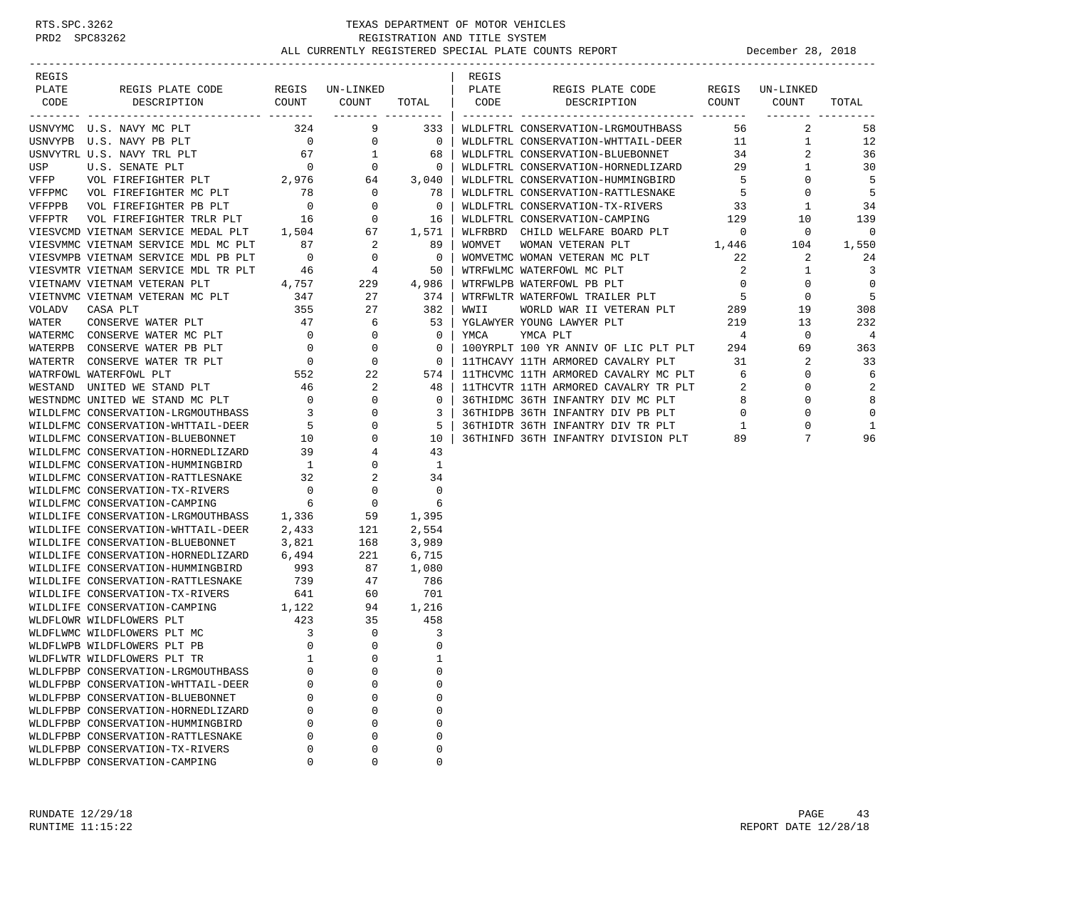RTS.SPC.3262 TEXAS DEPARTMENT OF MOTOR VEHICLES
PRD2 SPC83262 REGISTRATION AND TITLE SYSTEM
ALL CURRENTLY REGISTERED SPECIAL PLATE COUNTS REPORT December 28, 2018

| REGIS PLATE CODE | REGIS PLATE CODE DESCRIPTION | REGIS COUNT | UN-LINKED COUNT | TOTAL |
|---|---|---|---|---|
| USNVYMC | U.S. NAVY MC PLT | 324 | 9 | 333 |
| USNVYPB | U.S. NAVY PB PLT | 0 | 0 | 0 |
| USNVYTRL | U.S. NAVY TRL PLT | 67 | 1 | 68 |
| USP | U.S. SENATE PLT | 0 | 0 | 0 |
| VFFP | VOL FIREFIGHTER PLT | 2,976 | 64 | 3,040 |
| VFFPMC | VOL FIREFIGHTER MC PLT | 78 | 0 | 78 |
| VFFPPB | VOL FIREFIGHTER PB PLT | 0 | 0 | 0 |
| VFFPTR | VOL FIREFIGHTER TRLR PLT | 16 | 0 | 16 |
| VIESVCMD | VIETNAM SERVICE MEDAL PLT | 1,504 | 67 | 1,571 |
| VIESVMMC | VIETNAM SERVICE MDL MC PLT | 87 | 2 | 89 |
| VIESVMPB | VIETNAM SERVICE MDL PB PLT | 0 | 0 | 0 |
| VIESVMTR | VIETNAM SERVICE MDL TR PLT | 46 | 4 | 50 |
| VIETNAMV | VIETNAM VETERAN PLT | 4,757 | 229 | 4,986 |
| VIETNVMC | VIETNAM VETERAN MC PLT | 347 | 27 | 374 |
| VOLADV | CASA PLT | 355 | 27 | 382 |
| WATER | CONSERVE WATER PLT | 47 | 6 | 53 |
| WATERMC | CONSERVE WATER MC PLT | 0 | 0 | 0 |
| WATERPB | CONSERVE WATER PB PLT | 0 | 0 | 0 |
| WATERTR | CONSERVE WATER TR PLT | 0 | 0 | 0 |
| WATRFOWL | WATERFOWL PLT | 552 | 22 | 574 |
| WESTAND | UNITED WE STAND PLT | 46 | 2 | 48 |
| WESTNDMC | UNITED WE STAND MC PLT | 0 | 0 | 0 |
| WILDLFMC | CONSERVATION-LRGMOUTHBASS | 3 | 0 | 3 |
| WILDLFMC | CONSERVATION-WHTTAIL-DEER | 5 | 0 | 5 |
| WILDLFMC | CONSERVATION-BLUEBONNET | 10 | 0 | 10 |
| WILDLFMC | CONSERVATION-HORNEDLIZARD | 39 | 4 | 43 |
| WILDLFMC | CONSERVATION-HUMMINGBIRD | 1 | 0 | 1 |
| WILDLFMC | CONSERVATION-RATTLESNAKE | 32 | 2 | 34 |
| WILDLFMC | CONSERVATION-TX-RIVERS | 0 | 0 | 0 |
| WILDLFMC | CONSERVATION-CAMPING | 6 | 0 | 6 |
| WILDLIFE | CONSERVATION-LRGMOUTHBASS | 1,336 | 59 | 1,395 |
| WILDLIFE | CONSERVATION-WHTTAIL-DEER | 2,433 | 121 | 2,554 |
| WILDLIFE | CONSERVATION-BLUEBONNET | 3,821 | 168 | 3,989 |
| WILDLIFE | CONSERVATION-HORNEDLIZARD | 6,494 | 221 | 6,715 |
| WILDLIFE | CONSERVATION-HUMMINGBIRD | 993 | 87 | 1,080 |
| WILDLIFE | CONSERVATION-RATTLESNAKE | 739 | 47 | 786 |
| WILDLIFE | CONSERVATION-TX-RIVERS | 641 | 60 | 701 |
| WILDLIFE | CONSERVATION-CAMPING | 1,122 | 94 | 1,216 |
| WLDFLOWR | WILDFLOWERS PLT | 423 | 35 | 458 |
| WLDFLWMC | WILDFLOWERS PLT MC | 3 | 0 | 3 |
| WLDFLWPB | WILDFLOWERS PLT PB | 0 | 0 | 0 |
| WLDFLWTR | WILDFLOWERS PLT TR | 1 | 0 | 1 |
| WLDLFPBP | CONSERVATION-LRGMOUTHBASS | 0 | 0 | 0 |
| WLDLFPBP | CONSERVATION-WHTTAIL-DEER | 0 | 0 | 0 |
| WLDLFPBP | CONSERVATION-BLUEBONNET | 0 | 0 | 0 |
| WLDLFPBP | CONSERVATION-HORNEDLIZARD | 0 | 0 | 0 |
| WLDLFPBP | CONSERVATION-HUMMINGBIRD | 0 | 0 | 0 |
| WLDLFPBP | CONSERVATION-RATTLESNAKE | 0 | 0 | 0 |
| WLDLFPBP | CONSERVATION-TX-RIVERS | 0 | 0 | 0 |
| WLDLFPBP | CONSERVATION-CAMPING | 0 | 0 | 0 |
| WLDLFTRL | CONSERVATION-LRGMOUTHBASS | 56 | 2 | 58 |
| WLDLFTRL | CONSERVATION-WHTTAIL-DEER | 11 | 1 | 12 |
| WLDLFTRL | CONSERVATION-BLUEBONNET | 34 | 2 | 36 |
| WLDLFTRL | CONSERVATION-HORNEDLIZARD | 29 | 1 | 30 |
| WLDLFTRL | CONSERVATION-HUMMINGBIRD | 5 | 0 | 5 |
| WLDLFTRL | CONSERVATION-RATTLESNAKE | 5 | 0 | 5 |
| WLDLFTRL | CONSERVATION-TX-RIVERS | 33 | 1 | 34 |
| WLDLFTRL | CONSERVATION-CAMPING | 129 | 10 | 139 |
| WLFRBRD | CHILD WELFARE BOARD PLT | 0 | 0 | 0 |
| WOMVET | WOMAN VETERAN PLT | 1,446 | 104 | 1,550 |
| WOMVETMC | WOMAN VETERAN MC PLT | 22 | 2 | 24 |
| WTRFWLMC | WATERFOWL MC PLT | 2 | 1 | 3 |
| WTRFWLPB | WATERFOWL PB PLT | 0 | 0 | 0 |
| WTRFWLTR | WATERFOWL TRAILER PLT | 5 | 0 | 5 |
| WWII | WORLD WAR II VETERAN PLT | 289 | 19 | 308 |
| YGLAWYER | YOUNG LAWYER PLT | 219 | 13 | 232 |
| YMCA | YMCA PLT | 4 | 0 | 4 |
| 100YRPLT | 100 YR ANNIV OF LIC PLT PLT | 294 | 69 | 363 |
| 11THCAVY | 11TH ARMORED CAVALRY PLT | 31 | 2 | 33 |
| 11THCVMC | 11TH ARMORED CAVALRY MC PLT | 6 | 0 | 6 |
| 11THCVTR | 11TH ARMORED CAVALRY TR PLT | 2 | 0 | 2 |
| 36THIDMC | 36TH INFANTRY DIV MC PLT | 8 | 0 | 8 |
| 36THIDPB | 36TH INFANTRY DIV PB PLT | 0 | 0 | 0 |
| 36THIDTR | 36TH INFANTRY DIV TR PLT | 1 | 0 | 1 |
| 36THINFD | 36TH INFANTRY DIVISION PLT | 89 | 7 | 96 |

RUNDATE 12/29/18
RUNTIME 11:15:22
REPORT DATE 12/28/18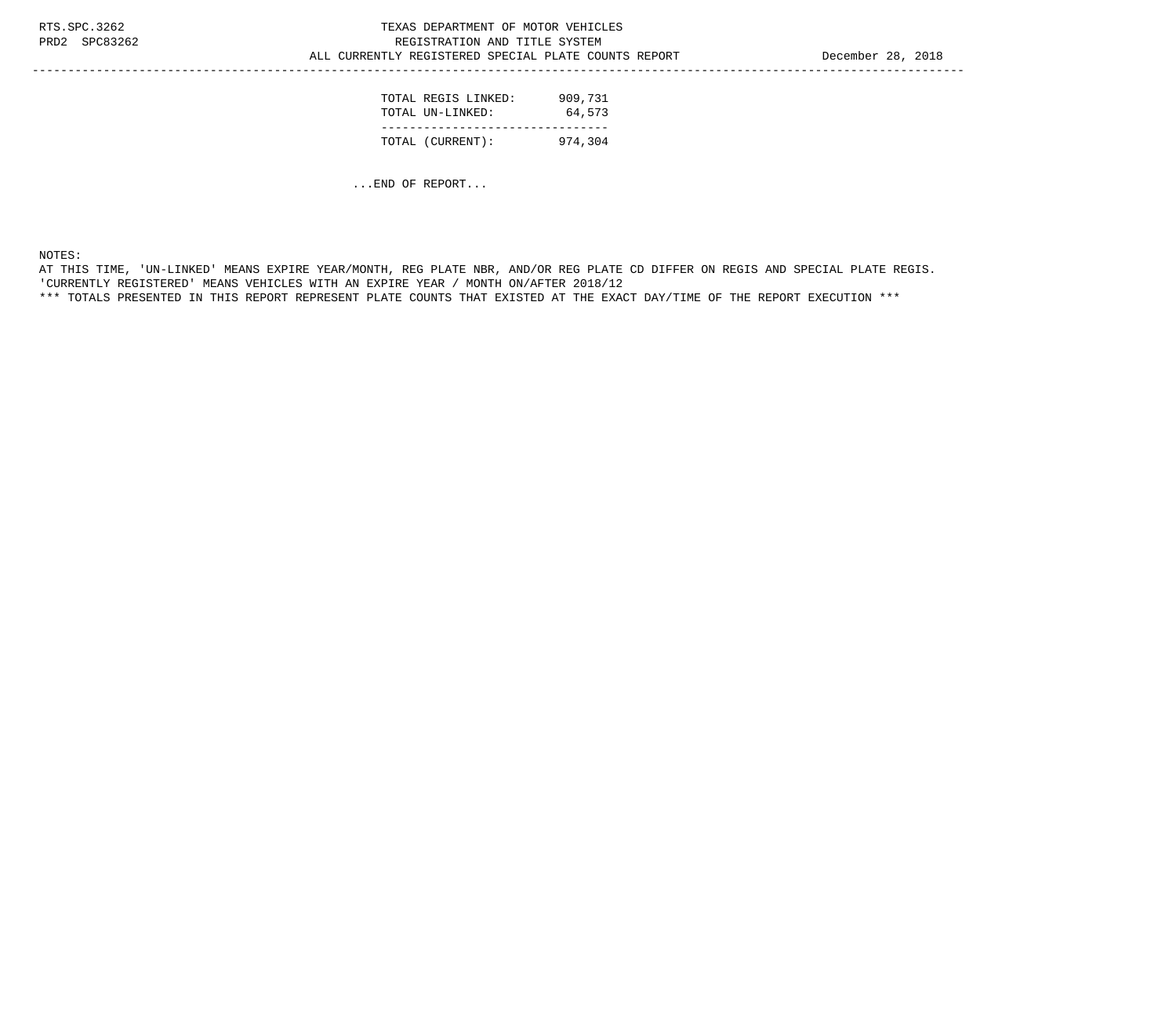RTS.SPC.3262 PRD2 SPC83262

TEXAS DEPARTMENT OF MOTOR VEHICLES
REGISTRATION AND TITLE SYSTEM
ALL CURRENTLY REGISTERED SPECIAL PLATE COUNTS REPORT

December 28, 2018

| | |
|---|---|
| TOTAL REGIS LINKED: | 909,731 |
| TOTAL UN-LINKED: | 64,573 |
| TOTAL (CURRENT): | 974,304 |

...END OF REPORT...

NOTES:
AT THIS TIME, 'UN-LINKED' MEANS EXPIRE YEAR/MONTH, REG PLATE NBR, AND/OR REG PLATE CD DIFFER ON REGIS AND SPECIAL PLATE REGIS.
'CURRENTLY REGISTERED' MEANS VEHICLES WITH AN EXPIRE YEAR / MONTH ON/AFTER 2018/12
*** TOTALS PRESENTED IN THIS REPORT REPRESENT PLATE COUNTS THAT EXISTED AT THE EXACT DAY/TIME OF THE REPORT EXECUTION ***